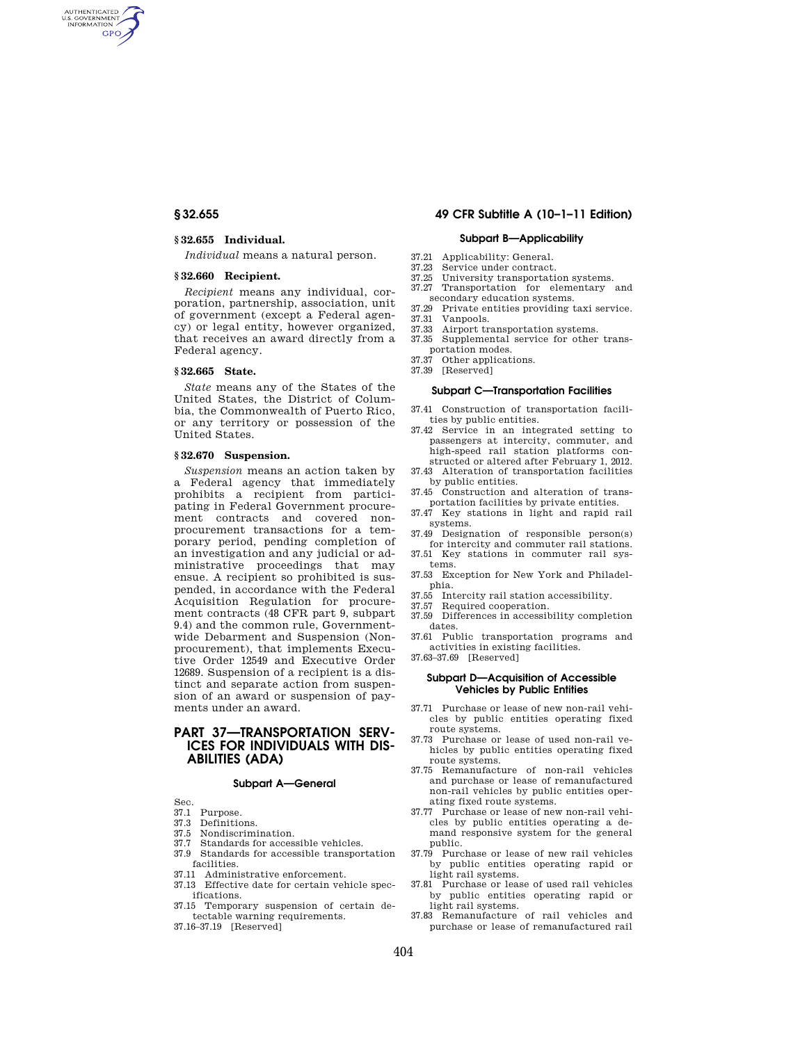### § 32.655 Individual.

*Individual* means a natural person.

### § 32.660 Recipient.

*Recipient* means any individual, corporation, partnership, association, unit of government (except a Federal agency) or legal entity, however organized, that receives an award directly from a Federal agency.

### § 32.665 State.

*State* means any of the States of the United States, the District of Columbia, the Commonwealth of Puerto Rico, or any territory or possession of the United States.

### § 32.670 Suspension.

*Suspension* means an action taken by a Federal agency that immediately prohibits a recipient from participating in Federal Government procurement contracts and covered nonprocurement transactions for a temporary period, pending completion of an investigation and any judicial or administrative proceedings that may ensue. A recipient so prohibited is suspended, in accordance with the Federal Acquisition Regulation for procurement contracts (48 CFR part 9, subpart 9.4) and the common rule, Governmentwide Debarment and Suspension (Nonprocurement), that implements Executive Order 12549 and Executive Order 12689. Suspension of a recipient is a distinct and separate action from suspension of an award or suspension of payments under an award.

# PART 37—TRANSPORTATION SERVICES FOR INDIVIDUALS WITH DISABILITIES (ADA)

## Subpart A—General

Sec.
- 37.1 Purpose.
- 37.3 Definitions.
- 37.5 Nondiscrimination.
- 37.7 Standards for accessible vehicles.
- 37.9 Standards for accessible transportation facilities.
- 37.11 Administrative enforcement.
- 37.13 Effective date for certain vehicle specifications.
- 37.15 Temporary suspension of certain detectable warning requirements.
- 37.16–37.19 [Reserved]

## Subpart B—Applicability

- 37.21 Applicability: General.
- 37.23 Service under contract.
- 37.25 University transportation systems.
- 37.27 Transportation for elementary and secondary education systems.
- 37.29 Private entities providing taxi service.
- 37.31 Vanpools.
- 37.33 Airport transportation systems.
- 37.35 Supplemental service for other transportation modes.
- 37.37 Other applications.
- 37.39 [Reserved]

## Subpart C—Transportation Facilities

- 37.41 Construction of transportation facilities by public entities.
- 37.42 Service in an integrated setting to passengers at intercity, commuter, and high-speed rail station platforms constructed or altered after February 1, 2012.
- 37.43 Alteration of transportation facilities by public entities.
- 37.45 Construction and alteration of transportation facilities by private entities.
- 37.47 Key stations in light and rapid rail systems.
- 37.49 Designation of responsible person(s) for intercity and commuter rail stations.
- 37.51 Key stations in commuter rail systems.
- 37.53 Exception for New York and Philadelphia.
- 37.55 Intercity rail station accessibility.
- 37.57 Required cooperation.
- 37.59 Differences in accessibility completion dates.
- 37.61 Public transportation programs and activities in existing facilities.
- 37.63–37.69 [Reserved]

## Subpart D—Acquisition of Accessible Vehicles by Public Entities

- 37.71 Purchase or lease of new non-rail vehicles by public entities operating fixed route systems.
- 37.73 Purchase or lease of used non-rail vehicles by public entities operating fixed route systems.
- 37.75 Remanufacture of non-rail vehicles and purchase or lease of remanufactured non-rail vehicles by public entities operating fixed route systems.
- 37.77 Purchase or lease of new non-rail vehicles by public entities operating a demand responsive system for the general public.
- 37.79 Purchase or lease of new rail vehicles by public entities operating rapid or light rail systems.
- 37.81 Purchase or lease of used rail vehicles by public entities operating rapid or light rail systems.
- 37.83 Remanufacture of rail vehicles and purchase or lease of remanufactured rail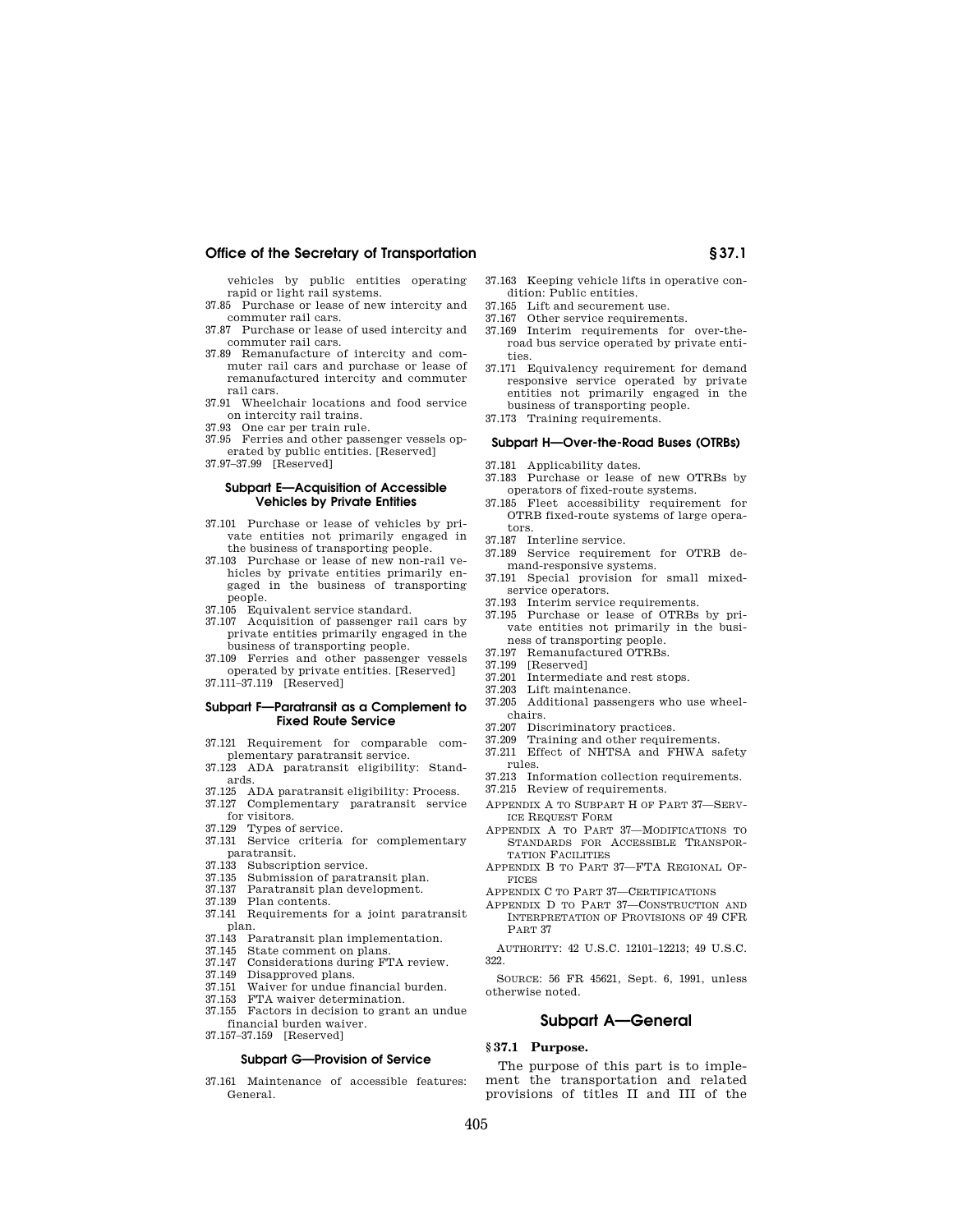vehicles by public entities operating rapid or light rail systems.
37.85 Purchase or lease of new intercity and commuter rail cars.
37.87 Purchase or lease of used intercity and commuter rail cars.
37.89 Remanufacture of intercity and commuter rail cars and purchase or lease of remanufactured intercity and commuter rail cars.
37.91 Wheelchair locations and food service on intercity rail trains.
37.93 One car per train rule.
37.95 Ferries and other passenger vessels operated by public entities. [Reserved]
37.97–37.99 [Reserved]

### Subpart E—Acquisition of Accessible Vehicles by Private Entities

37.101 Purchase or lease of vehicles by private entities not primarily engaged in the business of transporting people.
37.103 Purchase or lease of new non-rail vehicles by private entities primarily engaged in the business of transporting people.
37.105 Equivalent service standard.
37.107 Acquisition of passenger rail cars by private entities primarily engaged in the business of transporting people.
37.109 Ferries and other passenger vessels operated by private entities. [Reserved]
37.111–37.119 [Reserved]

### Subpart F—Paratransit as a Complement to Fixed Route Service

37.121 Requirement for comparable complementary paratransit service.
37.123 ADA paratransit eligibility: Standards.
37.125 ADA paratransit eligibility: Process.
37.127 Complementary paratransit service for visitors.
37.129 Types of service.
37.131 Service criteria for complementary paratransit.
37.133 Subscription service.
37.135 Submission of paratransit plan.
37.137 Paratransit plan development.
37.139 Plan contents.
37.141 Requirements for a joint paratransit plan.
37.143 Paratransit plan implementation.
37.145 State comment on plans.
37.147 Considerations during FTA review.
37.149 Disapproved plans.
37.151 Waiver for undue financial burden.
37.153 FTA waiver determination.
37.155 Factors in decision to grant an undue financial burden waiver.
37.157–37.159 [Reserved]

### Subpart G—Provision of Service

37.161 Maintenance of accessible features: General.
37.163 Keeping vehicle lifts in operative condition: Public entities.
37.165 Lift and securement use.
37.167 Other service requirements.
37.169 Interim requirements for over-the-road bus service operated by private entities.
37.171 Equivalency requirement for demand responsive service operated by private entities not primarily engaged in the business of transporting people.
37.173 Training requirements.

### Subpart H—Over-the-Road Buses (OTRBs)

37.181 Applicability dates.
37.183 Purchase or lease of new OTRBs by operators of fixed-route systems.
37.185 Fleet accessibility requirement for OTRB fixed-route systems of large operators.
37.187 Interline service.
37.189 Service requirement for OTRB demand-responsive systems.
37.191 Special provision for small mixed-service operators.
37.193 Interim service requirements.
37.195 Purchase or lease of OTRBs by private entities not primarily in the business of transporting people.
37.197 Remanufactured OTRBs.
37.199 [Reserved]
37.201 Intermediate and rest stops.
37.203 Lift maintenance.
37.205 Additional passengers who use wheelchairs.
37.207 Discriminatory practices.
37.209 Training and other requirements.
37.211 Effect of NHTSA and FHWA safety rules.
37.213 Information collection requirements.
37.215 Review of requirements.

APPENDIX A TO SUBPART H OF PART 37—SERVICE REQUEST FORM

APPENDIX A TO PART 37—MODIFICATIONS TO STANDARDS FOR ACCESSIBLE TRANSPORTATION FACILITIES

APPENDIX B TO PART 37—FTA REGIONAL OFFICES

APPENDIX C TO PART 37—CERTIFICATIONS

APPENDIX D TO PART 37—CONSTRUCTION AND INTERPRETATION OF PROVISIONS OF 49 CFR PART 37

AUTHORITY: 42 U.S.C. 12101–12213; 49 U.S.C. 322.

SOURCE: 56 FR 45621, Sept. 6, 1991, unless otherwise noted.

## Subpart A—General

### § 37.1 Purpose.

The purpose of this part is to implement the transportation and related provisions of titles II and III of the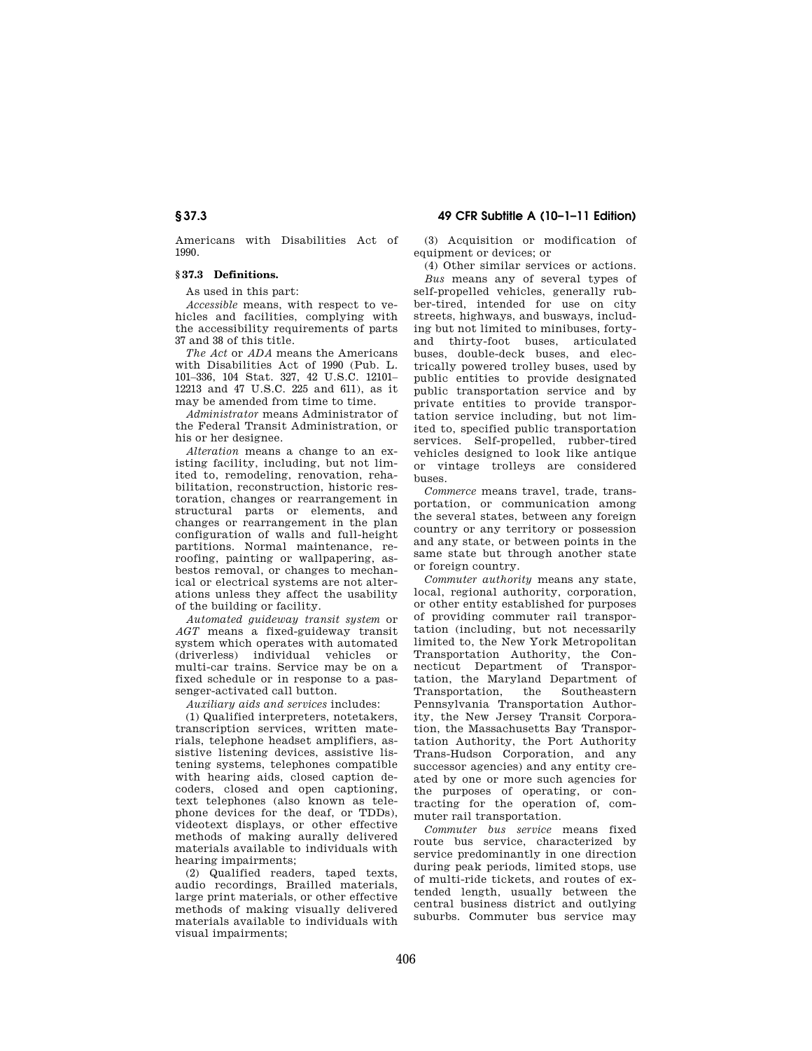Americans with Disabilities Act of 1990.

### § 37.3 Definitions.

As used in this part:

*Accessible* means, with respect to vehicles and facilities, complying with the accessibility requirements of parts 37 and 38 of this title.

*The Act* or *ADA* means the Americans with Disabilities Act of 1990 (Pub. L. 101–336, 104 Stat. 327, 42 U.S.C. 12101–12213 and 47 U.S.C. 225 and 611), as it may be amended from time to time.

*Administrator* means Administrator of the Federal Transit Administration, or his or her designee.

*Alteration* means a change to an existing facility, including, but not limited to, remodeling, renovation, rehabilitation, reconstruction, historic restoration, changes or rearrangement in structural parts or elements, and changes or rearrangement in the plan configuration of walls and full-height partitions. Normal maintenance, reroofing, painting or wallpapering, asbestos removal, or changes to mechanical or electrical systems are not alterations unless they affect the usability of the building or facility.

*Automated guideway transit system* or *AGT* means a fixed-guideway transit system which operates with automated (driverless) individual vehicles or multi-car trains. Service may be on a fixed schedule or in response to a passenger-activated call button.

*Auxiliary aids and services* includes:

(1) Qualified interpreters, notetakers, transcription services, written materials, telephone headset amplifiers, assistive listening devices, assistive listening systems, telephones compatible with hearing aids, closed caption decoders, closed and open captioning, text telephones (also known as telephone devices for the deaf, or TDDs), videotext displays, or other effective methods of making aurally delivered materials available to individuals with hearing impairments;

(2) Qualified readers, taped texts, audio recordings, Brailled materials, large print materials, or other effective methods of making visually delivered materials available to individuals with visual impairments;

(3) Acquisition or modification of equipment or devices; or

(4) Other similar services or actions.

*Bus* means any of several types of self-propelled vehicles, generally rubber-tired, intended for use on city streets, highways, and busways, including but not limited to minibuses, forty- and thirty-foot buses, articulated buses, double-deck buses, and electrically powered trolley buses, used by public entities to provide designated public transportation service and by private entities to provide transportation service including, but not limited to, specified public transportation services. Self-propelled, rubber-tired vehicles designed to look like antique or vintage trolleys are considered buses.

*Commerce* means travel, trade, transportation, or communication among the several states, between any foreign country or any territory or possession and any state, or between points in the same state but through another state or foreign country.

*Commuter authority* means any state, local, regional authority, corporation, or other entity established for purposes of providing commuter rail transportation (including, but not necessarily limited to, the New York Metropolitan Transportation Authority, the Connecticut Department of Transportation, the Maryland Department of Transportation, the Southeastern Pennsylvania Transportation Authority, the New Jersey Transit Corporation, the Massachusetts Bay Transportation Authority, the Port Authority Trans-Hudson Corporation, and any successor agencies) and any entity created by one or more such agencies for the purposes of operating, or contracting for the operation of, commuter rail transportation.

*Commuter bus service* means fixed route bus service, characterized by service predominantly in one direction during peak periods, limited stops, use of multi-ride tickets, and routes of extended length, usually between the central business district and outlying suburbs. Commuter bus service may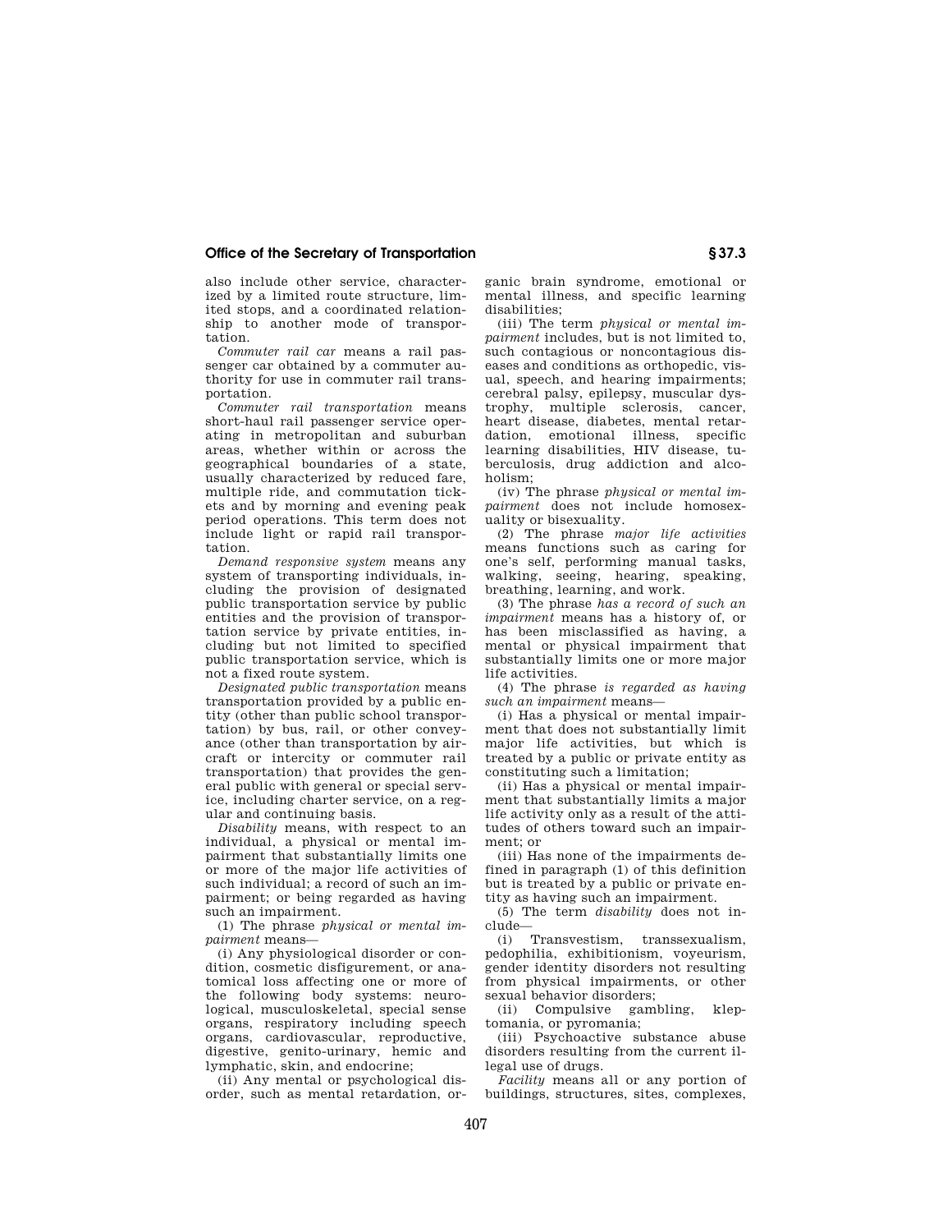also include other service, characterized by a limited route structure, limited stops, and a coordinated relationship to another mode of transportation.

*Commuter rail car* means a rail passenger car obtained by a commuter authority for use in commuter rail transportation.

*Commuter rail transportation* means short-haul rail passenger service operating in metropolitan and suburban areas, whether within or across the geographical boundaries of a state, usually characterized by reduced fare, multiple ride, and commutation tickets and by morning and evening peak period operations. This term does not include light or rapid rail transportation.

*Demand responsive system* means any system of transporting individuals, including the provision of designated public transportation service by public entities and the provision of transportation service by private entities, including but not limited to specified public transportation service, which is not a fixed route system.

*Designated public transportation* means transportation provided by a public entity (other than public school transportation) by bus, rail, or other conveyance (other than transportation by aircraft or intercity or commuter rail transportation) that provides the general public with general or special service, including charter service, on a regular and continuing basis.

*Disability* means, with respect to an individual, a physical or mental impairment that substantially limits one or more of the major life activities of such individual; a record of such an impairment; or being regarded as having such an impairment.

(1) The phrase *physical or mental impairment* means—

(i) Any physiological disorder or condition, cosmetic disfigurement, or anatomical loss affecting one or more of the following body systems: neurological, musculoskeletal, special sense organs, respiratory including speech organs, cardiovascular, reproductive, digestive, genito-urinary, hemic and lymphatic, skin, and endocrine;

(ii) Any mental or psychological disorder, such as mental retardation, organic brain syndrome, emotional or mental illness, and specific learning disabilities;

(iii) The term *physical or mental impairment* includes, but is not limited to, such contagious or noncontagious diseases and conditions as orthopedic, visual, speech, and hearing impairments; cerebral palsy, epilepsy, muscular dystrophy, multiple sclerosis, cancer, heart disease, diabetes, mental retardation, emotional illness, specific learning disabilities, HIV disease, tuberculosis, drug addiction and alcoholism;

(iv) The phrase *physical or mental impairment* does not include homosexuality or bisexuality.

(2) The phrase *major life activities* means functions such as caring for one's self, performing manual tasks, walking, seeing, hearing, speaking, breathing, learning, and work.

(3) The phrase *has a record of such an impairment* means has a history of, or has been misclassified as having, a mental or physical impairment that substantially limits one or more major life activities.

(4) The phrase *is regarded as having such an impairment* means—

(i) Has a physical or mental impairment that does not substantially limit major life activities, but which is treated by a public or private entity as constituting such a limitation;

(ii) Has a physical or mental impairment that substantially limits a major life activity only as a result of the attitudes of others toward such an impairment; or

(iii) Has none of the impairments defined in paragraph (1) of this definition but is treated by a public or private entity as having such an impairment.

(5) The term *disability* does not include—

(i) Transvestism, transsexualism, pedophilia, exhibitionism, voyeurism, gender identity disorders not resulting from physical impairments, or other sexual behavior disorders;

(ii) Compulsive gambling, kleptomania, or pyromania;

(iii) Psychoactive substance abuse disorders resulting from the current illegal use of drugs.

*Facility* means all or any portion of buildings, structures, sites, complexes,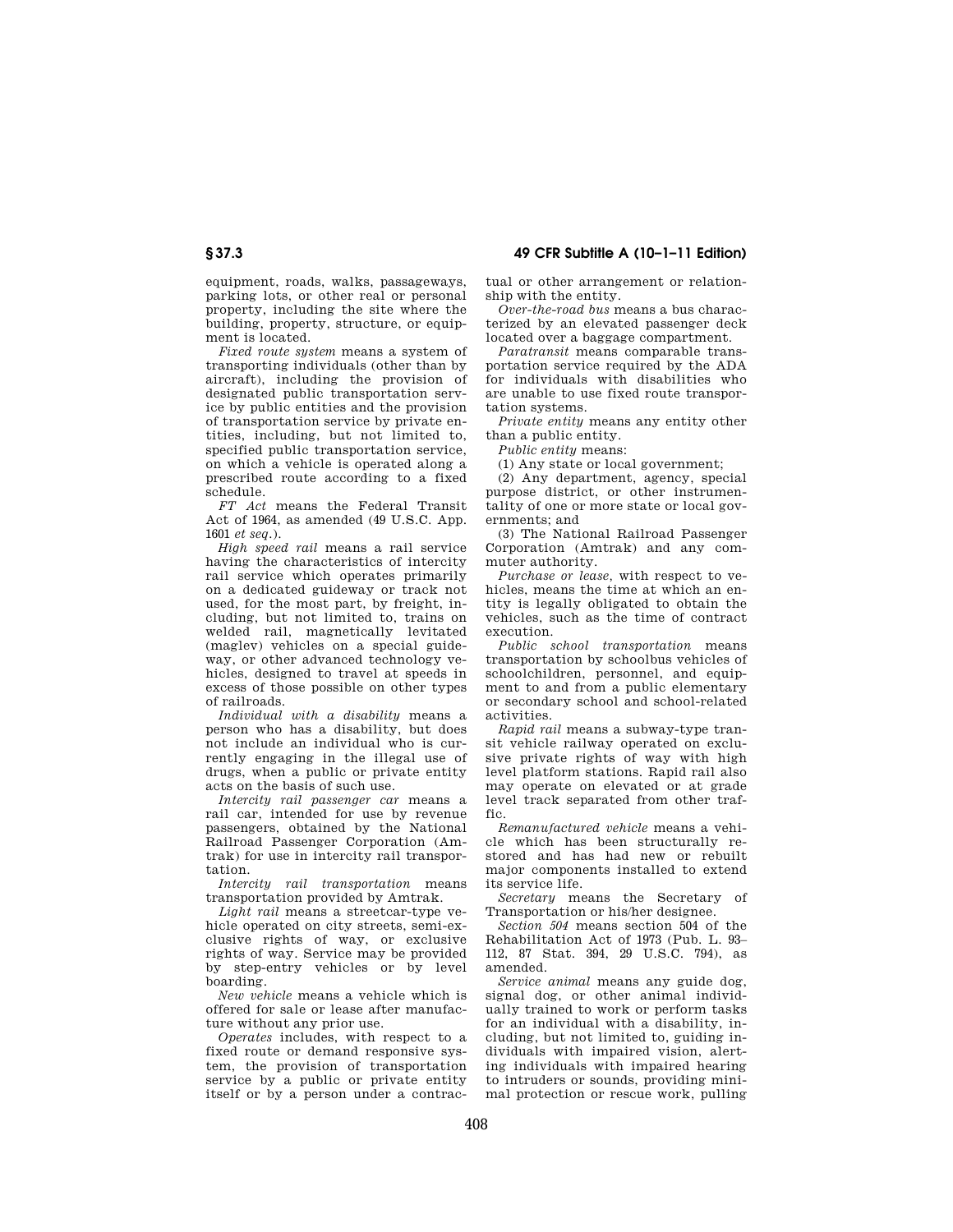equipment, roads, walks, passageways, parking lots, or other real or personal property, including the site where the building, property, structure, or equipment is located.

*Fixed route system* means a system of transporting individuals (other than by aircraft), including the provision of designated public transportation service by public entities and the provision of transportation service by private entities, including, but not limited to, specified public transportation service, on which a vehicle is operated along a prescribed route according to a fixed schedule.

*FT Act* means the Federal Transit Act of 1964, as amended (49 U.S.C. App. 1601 *et seq.*).

*High speed rail* means a rail service having the characteristics of intercity rail service which operates primarily on a dedicated guideway or track not used, for the most part, by freight, including, but not limited to, trains on welded rail, magnetically levitated (maglev) vehicles on a special guideway, or other advanced technology vehicles, designed to travel at speeds in excess of those possible on other types of railroads.

*Individual with a disability* means a person who has a disability, but does not include an individual who is currently engaging in the illegal use of drugs, when a public or private entity acts on the basis of such use.

*Intercity rail passenger car* means a rail car, intended for use by revenue passengers, obtained by the National Railroad Passenger Corporation (Amtrak) for use in intercity rail transportation.

*Intercity rail transportation* means transportation provided by Amtrak.

*Light rail* means a streetcar-type vehicle operated on city streets, semi-exclusive rights of way, or exclusive rights of way. Service may be provided by step-entry vehicles or by level boarding.

*New vehicle* means a vehicle which is offered for sale or lease after manufacture without any prior use.

*Operates* includes, with respect to a fixed route or demand responsive system, the provision of transportation service by a public or private entity itself or by a person under a contractual or other arrangement or relationship with the entity.

*Over-the-road bus* means a bus characterized by an elevated passenger deck located over a baggage compartment.

*Paratransit* means comparable transportation service required by the ADA for individuals with disabilities who are unable to use fixed route transportation systems.

*Private entity* means any entity other than a public entity.

*Public entity* means:

(1) Any state or local government;

(2) Any department, agency, special purpose district, or other instrumentality of one or more state or local governments; and

(3) The National Railroad Passenger Corporation (Amtrak) and any commuter authority.

*Purchase or lease,* with respect to vehicles, means the time at which an entity is legally obligated to obtain the vehicles, such as the time of contract execution.

*Public school transportation* means transportation by schoolbus vehicles of schoolchildren, personnel, and equipment to and from a public elementary or secondary school and school-related activities.

*Rapid rail* means a subway-type transit vehicle railway operated on exclusive private rights of way with high level platform stations. Rapid rail also may operate on elevated or at grade level track separated from other traffic.

*Remanufactured vehicle* means a vehicle which has been structurally restored and has had new or rebuilt major components installed to extend its service life.

*Secretary* means the Secretary of Transportation or his/her designee.

*Section 504* means section 504 of the Rehabilitation Act of 1973 (Pub. L. 93–112, 87 Stat. 394, 29 U.S.C. 794), as amended.

*Service animal* means any guide dog, signal dog, or other animal individually trained to work or perform tasks for an individual with a disability, including, but not limited to, guiding individuals with impaired vision, alerting individuals with impaired hearing to intruders or sounds, providing minimal protection or rescue work, pulling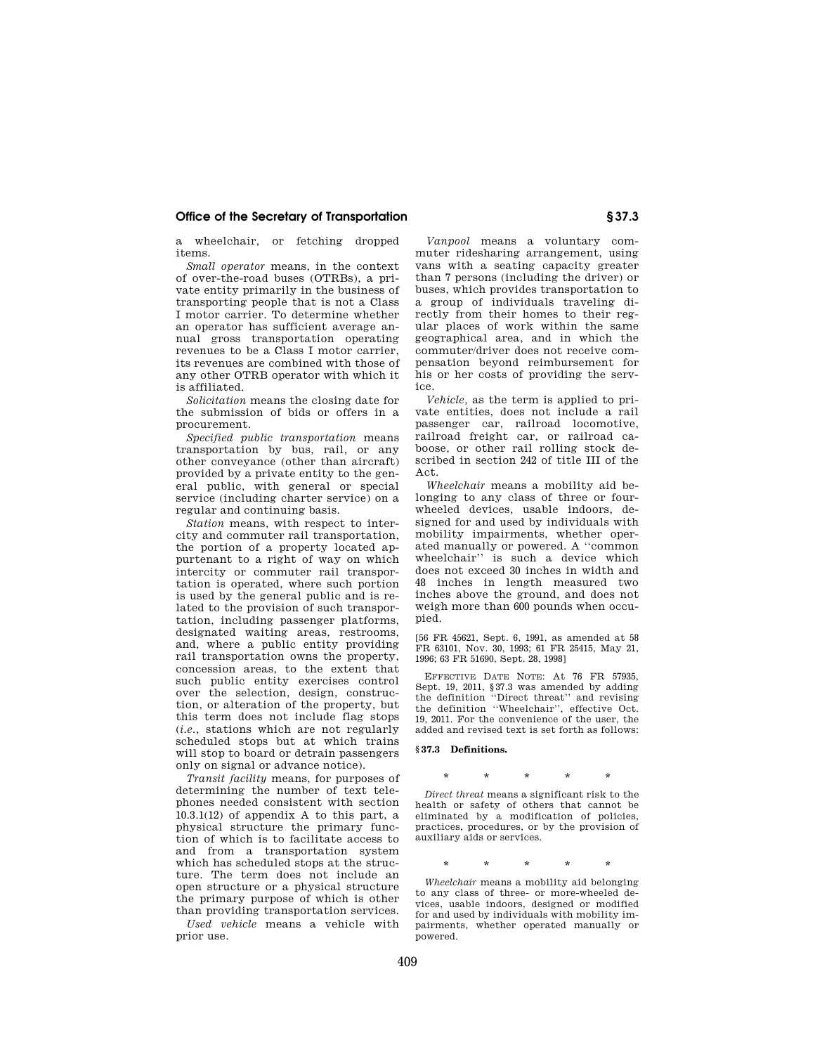a wheelchair, or fetching dropped items.

*Small operator* means, in the context of over-the-road buses (OTRBs), a private entity primarily in the business of transporting people that is not a Class I motor carrier. To determine whether an operator has sufficient average annual gross transportation operating revenues to be a Class I motor carrier, its revenues are combined with those of any other OTRB operator with which it is affiliated.

*Solicitation* means the closing date for the submission of bids or offers in a procurement.

*Specified public transportation* means transportation by bus, rail, or any other conveyance (other than aircraft) provided by a private entity to the general public, with general or special service (including charter service) on a regular and continuing basis.

*Station* means, with respect to intercity and commuter rail transportation, the portion of a property located appurtenant to a right of way on which intercity or commuter rail transportation is operated, where such portion is used by the general public and is related to the provision of such transportation, including passenger platforms, designated waiting areas, restrooms, and, where a public entity providing rail transportation owns the property, concession areas, to the extent that such public entity exercises control over the selection, design, construction, or alteration of the property, but this term does not include flag stops (*i.e.*, stations which are not regularly scheduled stops but at which trains will stop to board or detrain passengers only on signal or advance notice).

*Transit facility* means, for purposes of determining the number of text telephones needed consistent with section 10.3.1(12) of appendix A to this part, a physical structure the primary function of which is to facilitate access to and from a transportation system which has scheduled stops at the structure. The term does not include an open structure or a physical structure the primary purpose of which is other than providing transportation services.

*Used vehicle* means a vehicle with prior use.

*Vanpool* means a voluntary commuter ridesharing arrangement, using vans with a seating capacity greater than 7 persons (including the driver) or buses, which provides transportation to a group of individuals traveling directly from their homes to their regular places of work within the same geographical area, and in which the commuter/driver does not receive compensation beyond reimbursement for his or her costs of providing the service.

*Vehicle*, as the term is applied to private entities, does not include a rail passenger car, railroad locomotive, railroad freight car, or railroad caboose, or other rail rolling stock described in section 242 of title III of the Act.

*Wheelchair* means a mobility aid belonging to any class of three or four-wheeled devices, usable indoors, designed for and used by individuals with mobility impairments, whether operated manually or powered. A ''common wheelchair'' is such a device which does not exceed 30 inches in width and 48 inches in length measured two inches above the ground, and does not weigh more than 600 pounds when occupied.

[56 FR 45621, Sept. 6, 1991, as amended at 58 FR 63101, Nov. 30, 1993; 61 FR 25415, May 21, 1996; 63 FR 51690, Sept. 28, 1998]

EFFECTIVE DATE NOTE: At 76 FR 57935, Sept. 19, 2011, §37.3 was amended by adding the definition ''Direct threat'' and revising the definition ''Wheelchair'', effective Oct. 19, 2011. For the convenience of the user, the added and revised text is set forth as follows:

**§ 37.3 Definitions.**

\* \* \* \* \*

*Direct threat* means a significant risk to the health or safety of others that cannot be eliminated by a modification of policies, practices, procedures, or by the provision of auxiliary aids or services.

\* \* \* \* \*

*Wheelchair* means a mobility aid belonging to any class of three- or more-wheeled devices, usable indoors, designed or modified for and used by individuals with mobility impairments, whether operated manually or powered.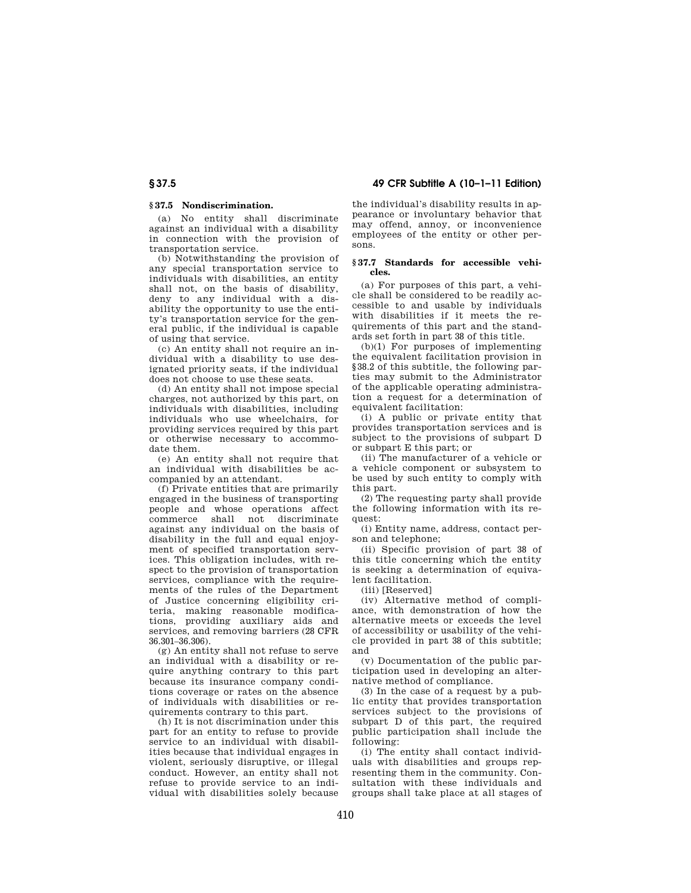### § 37.5 Nondiscrimination.

(a) No entity shall discriminate against an individual with a disability in connection with the provision of transportation service.

(b) Notwithstanding the provision of any special transportation service to individuals with disabilities, an entity shall not, on the basis of disability, deny to any individual with a disability the opportunity to use the entity's transportation service for the general public, if the individual is capable of using that service.

(c) An entity shall not require an individual with a disability to use designated priority seats, if the individual does not choose to use these seats.

(d) An entity shall not impose special charges, not authorized by this part, on individuals with disabilities, including individuals who use wheelchairs, for providing services required by this part or otherwise necessary to accommodate them.

(e) An entity shall not require that an individual with disabilities be accompanied by an attendant.

(f) Private entities that are primarily engaged in the business of transporting people and whose operations affect commerce shall not discriminate against any individual on the basis of disability in the full and equal enjoyment of specified transportation services. This obligation includes, with respect to the provision of transportation services, compliance with the requirements of the rules of the Department of Justice concerning eligibility criteria, making reasonable modifications, providing auxiliary aids and services, and removing barriers (28 CFR 36.301–36.306).

(g) An entity shall not refuse to serve an individual with a disability or require anything contrary to this part because its insurance company conditions coverage or rates on the absence of individuals with disabilities or requirements contrary to this part.

(h) It is not discrimination under this part for an entity to refuse to provide service to an individual with disabilities because that individual engages in violent, seriously disruptive, or illegal conduct. However, an entity shall not refuse to provide service to an individual with disabilities solely because the individual's disability results in appearance or involuntary behavior that may offend, annoy, or inconvenience employees of the entity or other persons.

### § 37.7 Standards for accessible vehicles.

(a) For purposes of this part, a vehicle shall be considered to be readily accessible to and usable by individuals with disabilities if it meets the requirements of this part and the standards set forth in part 38 of this title.

(b)(1) For purposes of implementing the equivalent facilitation provision in §38.2 of this subtitle, the following parties may submit to the Administrator of the applicable operating administration a request for a determination of equivalent facilitation:

(i) A public or private entity that provides transportation services and is subject to the provisions of subpart D or subpart E this part; or

(ii) The manufacturer of a vehicle or a vehicle component or subsystem to be used by such entity to comply with this part.

(2) The requesting party shall provide the following information with its request:

(i) Entity name, address, contact person and telephone;

(ii) Specific provision of part 38 of this title concerning which the entity is seeking a determination of equivalent facilitation.

(iii) [Reserved]

(iv) Alternative method of compliance, with demonstration of how the alternative meets or exceeds the level of accessibility or usability of the vehicle provided in part 38 of this subtitle; and

(v) Documentation of the public participation used in developing an alternative method of compliance.

(3) In the case of a request by a public entity that provides transportation services subject to the provisions of subpart D of this part, the required public participation shall include the following:

(i) The entity shall contact individuals with disabilities and groups representing them in the community. Consultation with these individuals and groups shall take place at all stages of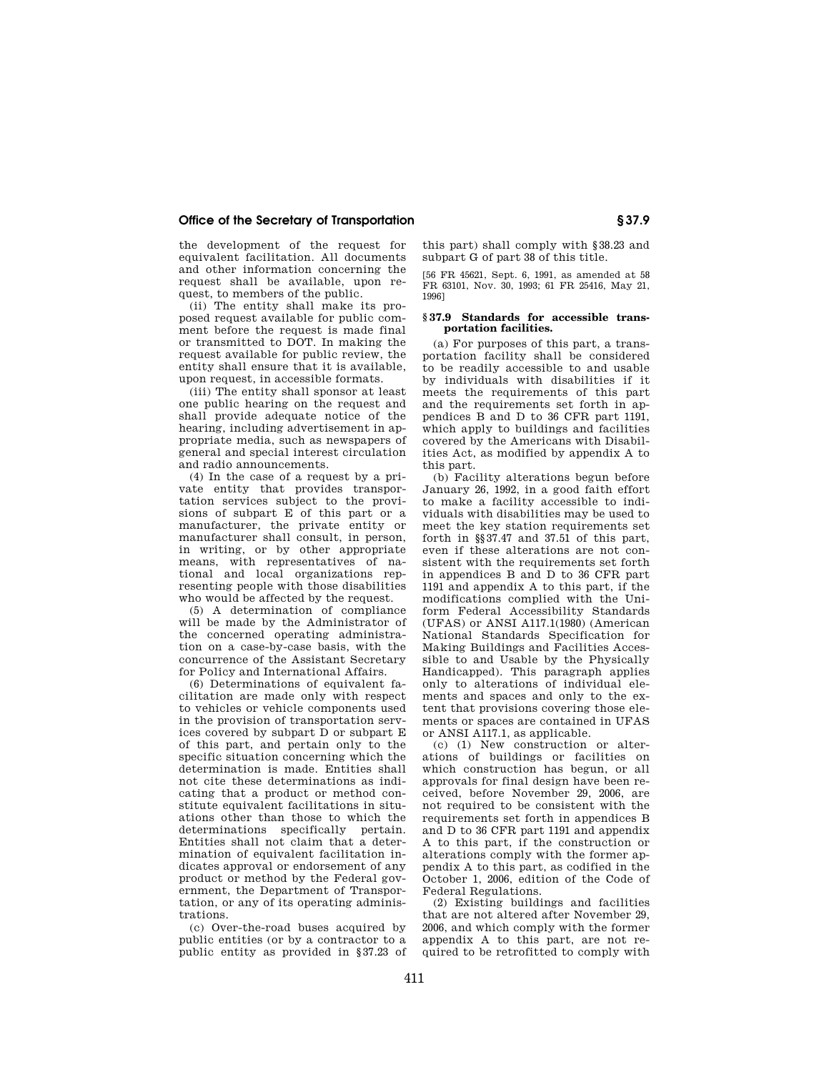the development of the request for equivalent facilitation. All documents and other information concerning the request shall be available, upon request, to members of the public.

(ii) The entity shall make its proposed request available for public comment before the request is made final or transmitted to DOT. In making the request available for public review, the entity shall ensure that it is available, upon request, in accessible formats.

(iii) The entity shall sponsor at least one public hearing on the request and shall provide adequate notice of the hearing, including advertisement in appropriate media, such as newspapers of general and special interest circulation and radio announcements.

(4) In the case of a request by a private entity that provides transportation services subject to the provisions of subpart E of this part or a manufacturer, the private entity or manufacturer shall consult, in person, in writing, or by other appropriate means, with representatives of national and local organizations representing people with those disabilities who would be affected by the request.

(5) A determination of compliance will be made by the Administrator of the concerned operating administration on a case-by-case basis, with the concurrence of the Assistant Secretary for Policy and International Affairs.

(6) Determinations of equivalent facilitation are made only with respect to vehicles or vehicle components used in the provision of transportation services covered by subpart D or subpart E of this part, and pertain only to the specific situation concerning which the determination is made. Entities shall not cite these determinations as indicating that a product or method constitute equivalent facilitations in situations other than those to which the determinations specifically pertain. Entities shall not claim that a determination of equivalent facilitation indicates approval or endorsement of any product or method by the Federal government, the Department of Transportation, or any of its operating administrations.

(c) Over-the-road buses acquired by public entities (or by a contractor to a public entity as provided in §37.23 of this part) shall comply with §38.23 and subpart G of part 38 of this title.

[56 FR 45621, Sept. 6, 1991, as amended at 58 FR 63101, Nov. 30, 1993; 61 FR 25416, May 21, 1996]

### §37.9 Standards for accessible transportation facilities.

(a) For purposes of this part, a transportation facility shall be considered to be readily accessible to and usable by individuals with disabilities if it meets the requirements of this part and the requirements set forth in appendices B and D to 36 CFR part 1191, which apply to buildings and facilities covered by the Americans with Disabilities Act, as modified by appendix A to this part.

(b) Facility alterations begun before January 26, 1992, in a good faith effort to make a facility accessible to individuals with disabilities may be used to meet the key station requirements set forth in §§37.47 and 37.51 of this part, even if these alterations are not consistent with the requirements set forth in appendices B and D to 36 CFR part 1191 and appendix A to this part, if the modifications complied with the Uniform Federal Accessibility Standards (UFAS) or ANSI A117.1(1980) (American National Standards Specification for Making Buildings and Facilities Accessible to and Usable by the Physically Handicapped). This paragraph applies only to alterations of individual elements and spaces and only to the extent that provisions covering those elements or spaces are contained in UFAS or ANSI A117.1, as applicable.

(c) (1) New construction or alterations of buildings or facilities on which construction has begun, or all approvals for final design have been received, before November 29, 2006, are not required to be consistent with the requirements set forth in appendices B and D to 36 CFR part 1191 and appendix A to this part, if the construction or alterations comply with the former appendix A to this part, as codified in the October 1, 2006, edition of the Code of Federal Regulations.

(2) Existing buildings and facilities that are not altered after November 29, 2006, and which comply with the former appendix A to this part, are not required to be retrofitted to comply with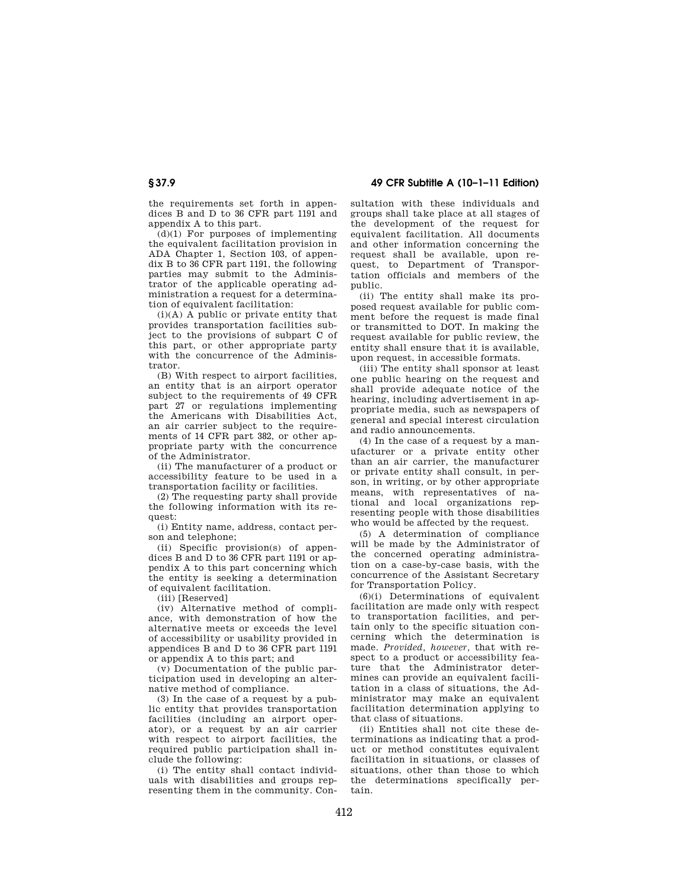the requirements set forth in appendices B and D to 36 CFR part 1191 and appendix A to this part.

(d)(1) For purposes of implementing the equivalent facilitation provision in ADA Chapter 1, Section 103, of appendix B to 36 CFR part 1191, the following parties may submit to the Administrator of the applicable operating administration a request for a determination of equivalent facilitation:

(i)(A) A public or private entity that provides transportation facilities subject to the provisions of subpart C of this part, or other appropriate party with the concurrence of the Administrator.

(B) With respect to airport facilities, an entity that is an airport operator subject to the requirements of 49 CFR part 27 or regulations implementing the Americans with Disabilities Act, an air carrier subject to the requirements of 14 CFR part 382, or other appropriate party with the concurrence of the Administrator.

(ii) The manufacturer of a product or accessibility feature to be used in a transportation facility or facilities.

(2) The requesting party shall provide the following information with its request:

(i) Entity name, address, contact person and telephone;

(ii) Specific provision(s) of appendices B and D to 36 CFR part 1191 or appendix A to this part concerning which the entity is seeking a determination of equivalent facilitation.

(iii) [Reserved]

(iv) Alternative method of compliance, with demonstration of how the alternative meets or exceeds the level of accessibility or usability provided in appendices B and D to 36 CFR part 1191 or appendix A to this part; and

(v) Documentation of the public participation used in developing an alternative method of compliance.

(3) In the case of a request by a public entity that provides transportation facilities (including an airport operator), or a request by an air carrier with respect to airport facilities, the required public participation shall include the following:

(i) The entity shall contact individuals with disabilities and groups representing them in the community. Consultation with these individuals and groups shall take place at all stages of the development of the request for equivalent facilitation. All documents and other information concerning the request shall be available, upon request, to Department of Transportation officials and members of the public.

(ii) The entity shall make its proposed request available for public comment before the request is made final or transmitted to DOT. In making the request available for public review, the entity shall ensure that it is available, upon request, in accessible formats.

(iii) The entity shall sponsor at least one public hearing on the request and shall provide adequate notice of the hearing, including advertisement in appropriate media, such as newspapers of general and special interest circulation and radio announcements.

(4) In the case of a request by a manufacturer or a private entity other than an air carrier, the manufacturer or private entity shall consult, in person, in writing, or by other appropriate means, with representatives of national and local organizations representing people with those disabilities who would be affected by the request.

(5) A determination of compliance will be made by the Administrator of the concerned operating administration on a case-by-case basis, with the concurrence of the Assistant Secretary for Transportation Policy.

(6)(i) Determinations of equivalent facilitation are made only with respect to transportation facilities, and pertain only to the specific situation concerning which the determination is made. *Provided, however,* that with respect to a product or accessibility feature that the Administrator determines can provide an equivalent facilitation in a class of situations, the Administrator may make an equivalent facilitation determination applying to that class of situations.

(ii) Entities shall not cite these determinations as indicating that a product or method constitutes equivalent facilitation in situations, or classes of situations, other than those to which the determinations specifically pertain.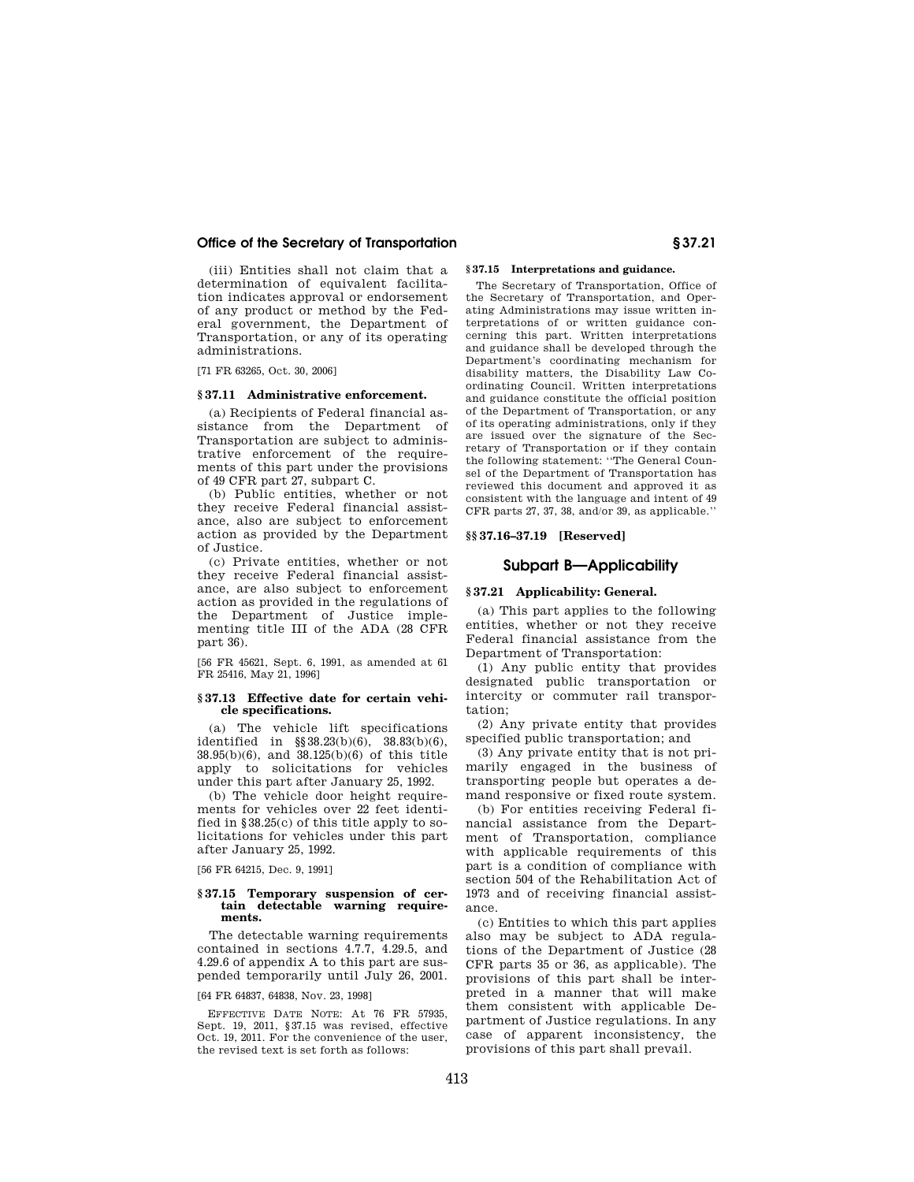(iii) Entities shall not claim that a determination of equivalent facilitation indicates approval or endorsement of any product or method by the Federal government, the Department of Transportation, or any of its operating administrations.

[71 FR 63265, Oct. 30, 2006]

### § 37.11 Administrative enforcement.

(a) Recipients of Federal financial assistance from the Department of Transportation are subject to administrative enforcement of the requirements of this part under the provisions of 49 CFR part 27, subpart C.

(b) Public entities, whether or not they receive Federal financial assistance, also are subject to enforcement action as provided by the Department of Justice.

(c) Private entities, whether or not they receive Federal financial assistance, are also subject to enforcement action as provided in the regulations of the Department of Justice implementing title III of the ADA (28 CFR part 36).

[56 FR 45621, Sept. 6, 1991, as amended at 61 FR 25416, May 21, 1996]

### § 37.13 Effective date for certain vehicle specifications.

(a) The vehicle lift specifications identified in §§ 38.23(b)(6), 38.83(b)(6), 38.95(b)(6), and 38.125(b)(6) of this title apply to solicitations for vehicles under this part after January 25, 1992.

(b) The vehicle door height requirements for vehicles over 22 feet identified in § 38.25(c) of this title apply to solicitations for vehicles under this part after January 25, 1992.

[56 FR 64215, Dec. 9, 1991]

### § 37.15 Temporary suspension of certain detectable warning requirements.

The detectable warning requirements contained in sections 4.7.7, 4.29.5, and 4.29.6 of appendix A to this part are suspended temporarily until July 26, 2001.

[64 FR 64837, 64838, Nov. 23, 1998]

EFFECTIVE DATE NOTE: At 76 FR 57935, Sept. 19, 2011, § 37.15 was revised, effective Oct. 19, 2011. For the convenience of the user, the revised text is set forth as follows:

### § 37.15 Interpretations and guidance.

The Secretary of Transportation, Office of the Secretary of Transportation, and Operating Administrations may issue written interpretations of or written guidance concerning this part. Written interpretations and guidance shall be developed through the Department's coordinating mechanism for disability matters, the Disability Law Coordinating Council. Written interpretations and guidance constitute the official position of the Department of Transportation, or any of its operating administrations, only if they are issued over the signature of the Secretary of Transportation or if they contain the following statement: "The General Counsel of the Department of Transportation has reviewed this document and approved it as consistent with the language and intent of 49 CFR parts 27, 37, 38, and/or 39, as applicable."

### §§ 37.16–37.19 [Reserved]

## Subpart B—Applicability

### § 37.21 Applicability: General.

(a) This part applies to the following entities, whether or not they receive Federal financial assistance from the Department of Transportation:

(1) Any public entity that provides designated public transportation or intercity or commuter rail transportation;

(2) Any private entity that provides specified public transportation; and

(3) Any private entity that is not primarily engaged in the business of transporting people but operates a demand responsive or fixed route system.

(b) For entities receiving Federal financial assistance from the Department of Transportation, compliance with applicable requirements of this part is a condition of compliance with section 504 of the Rehabilitation Act of 1973 and of receiving financial assistance.

(c) Entities to which this part applies also may be subject to ADA regulations of the Department of Justice (28 CFR parts 35 or 36, as applicable). The provisions of this part shall be interpreted in a manner that will make them consistent with applicable Department of Justice regulations. In any case of apparent inconsistency, the provisions of this part shall prevail.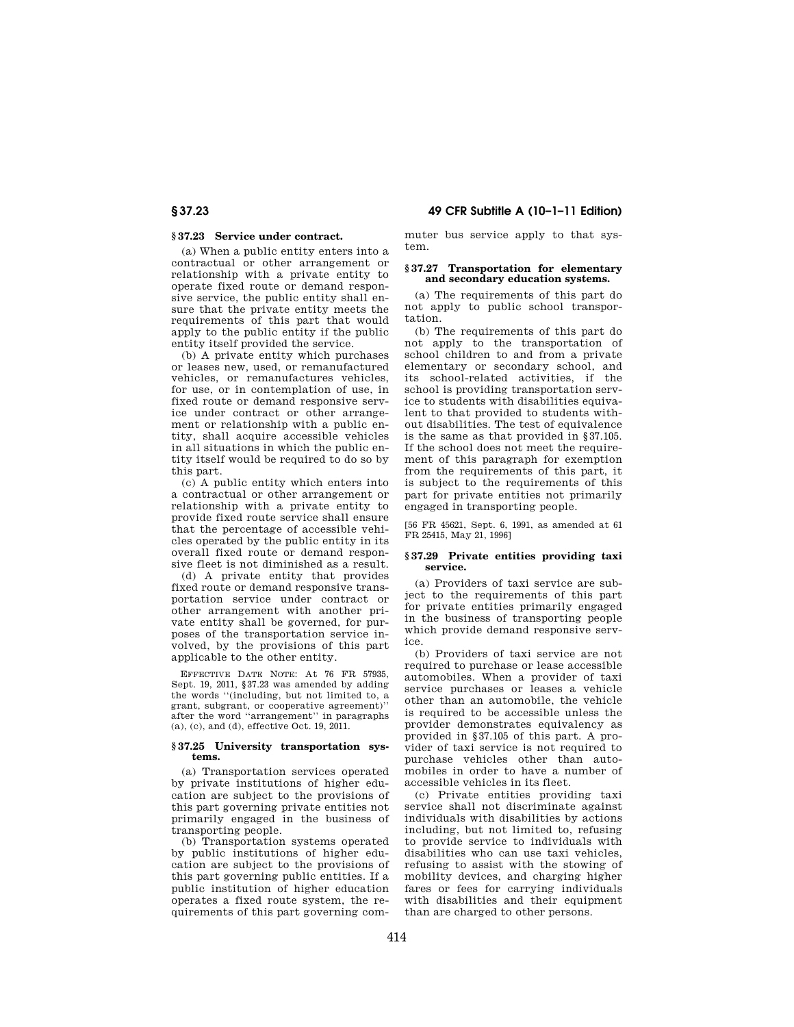## § 37.23 Service under contract.

(a) When a public entity enters into a contractual or other arrangement or relationship with a private entity to operate fixed route or demand responsive service, the public entity shall ensure that the private entity meets the requirements of this part that would apply to the public entity if the public entity itself provided the service.

(b) A private entity which purchases or leases new, used, or remanufactured vehicles, or remanufactures vehicles, for use, or in contemplation of use, in fixed route or demand responsive service under contract or other arrangement or relationship with a public entity, shall acquire accessible vehicles in all situations in which the public entity itself would be required to do so by this part.

(c) A public entity which enters into a contractual or other arrangement or relationship with a private entity to provide fixed route service shall ensure that the percentage of accessible vehicles operated by the public entity in its overall fixed route or demand responsive fleet is not diminished as a result.

(d) A private entity that provides fixed route or demand responsive transportation service under contract or other arrangement with another private entity shall be governed, for purposes of the transportation service involved, by the provisions of this part applicable to the other entity.

EFFECTIVE DATE NOTE: At 76 FR 57935, Sept. 19, 2011, §37.23 was amended by adding the words "(including, but not limited to, a grant, subgrant, or cooperative agreement)" after the word "arrangement" in paragraphs (a), (c), and (d), effective Oct. 19, 2011.

## § 37.25 University transportation systems.

(a) Transportation services operated by private institutions of higher education are subject to the provisions of this part governing private entities not primarily engaged in the business of transporting people.

(b) Transportation systems operated by public institutions of higher education are subject to the provisions of this part governing public entities. If a public institution of higher education operates a fixed route system, the requirements of this part governing commuter bus service apply to that system.

## § 37.27 Transportation for elementary and secondary education systems.

(a) The requirements of this part do not apply to public school transportation.

(b) The requirements of this part do not apply to the transportation of school children to and from a private elementary or secondary school, and its school-related activities, if the school is providing transportation service to students with disabilities equivalent to that provided to students without disabilities. The test of equivalence is the same as that provided in §37.105. If the school does not meet the requirement of this paragraph for exemption from the requirements of this part, it is subject to the requirements of this part for private entities not primarily engaged in transporting people.

[56 FR 45621, Sept. 6, 1991, as amended at 61 FR 25415, May 21, 1996]

## § 37.29 Private entities providing taxi service.

(a) Providers of taxi service are subject to the requirements of this part for private entities primarily engaged in the business of transporting people which provide demand responsive service.

(b) Providers of taxi service are not required to purchase or lease accessible automobiles. When a provider of taxi service purchases or leases a vehicle other than an automobile, the vehicle is required to be accessible unless the provider demonstrates equivalency as provided in §37.105 of this part. A provider of taxi service is not required to purchase vehicles other than automobiles in order to have a number of accessible vehicles in its fleet.

(c) Private entities providing taxi service shall not discriminate against individuals with disabilities by actions including, but not limited to, refusing to provide service to individuals with disabilities who can use taxi vehicles, refusing to assist with the stowing of mobility devices, and charging higher fares or fees for carrying individuals with disabilities and their equipment than are charged to other persons.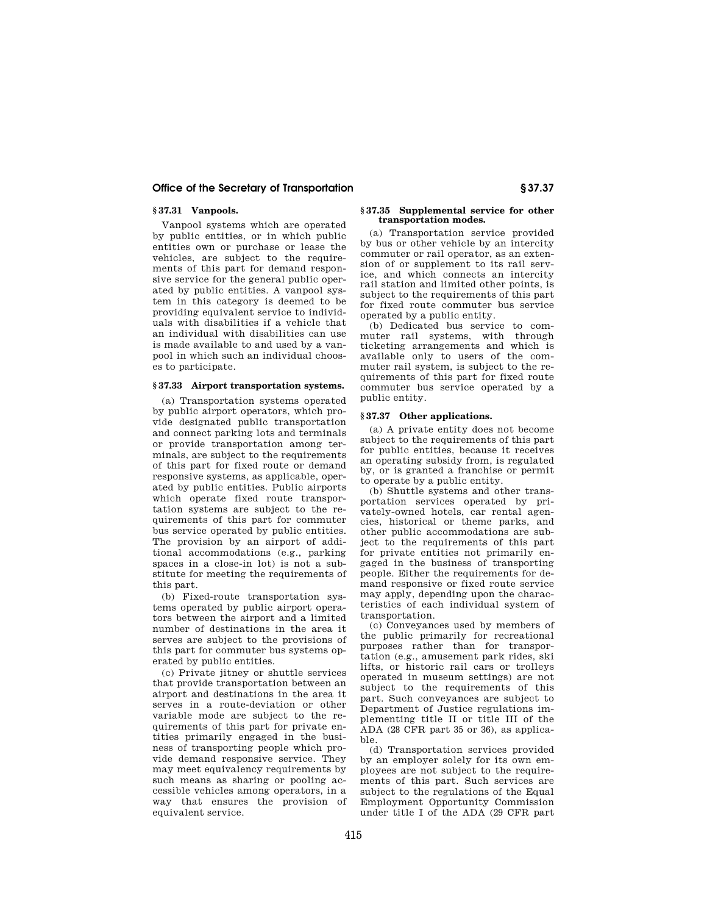### § 37.31 Vanpools.

Vanpool systems which are operated by public entities, or in which public entities own or purchase or lease the vehicles, are subject to the requirements of this part for demand responsive service for the general public operated by public entities. A vanpool system in this category is deemed to be providing equivalent service to individuals with disabilities if a vehicle that an individual with disabilities can use is made available to and used by a vanpool in which such an individual chooses to participate.

### § 37.33 Airport transportation systems.

(a) Transportation systems operated by public airport operators, which provide designated public transportation and connect parking lots and terminals or provide transportation among terminals, are subject to the requirements of this part for fixed route or demand responsive systems, as applicable, operated by public entities. Public airports which operate fixed route transportation systems are subject to the requirements of this part for commuter bus service operated by public entities. The provision by an airport of additional accommodations (e.g., parking spaces in a close-in lot) is not a substitute for meeting the requirements of this part.

(b) Fixed-route transportation systems operated by public airport operators between the airport and a limited number of destinations in the area it serves are subject to the provisions of this part for commuter bus systems operated by public entities.

(c) Private jitney or shuttle services that provide transportation between an airport and destinations in the area it serves in a route-deviation or other variable mode are subject to the requirements of this part for private entities primarily engaged in the business of transporting people which provide demand responsive service. They may meet equivalency requirements by such means as sharing or pooling accessible vehicles among operators, in a way that ensures the provision of equivalent service.

### § 37.35 Supplemental service for other transportation modes.

(a) Transportation service provided by bus or other vehicle by an intercity commuter or rail operator, as an extension of or supplement to its rail service, and which connects an intercity rail station and limited other points, is subject to the requirements of this part for fixed route commuter bus service operated by a public entity.

(b) Dedicated bus service to commuter rail systems, with through ticketing arrangements and which is available only to users of the commuter rail system, is subject to the requirements of this part for fixed route commuter bus service operated by a public entity.

### § 37.37 Other applications.

(a) A private entity does not become subject to the requirements of this part for public entities, because it receives an operating subsidy from, is regulated by, or is granted a franchise or permit to operate by a public entity.

(b) Shuttle systems and other transportation services operated by privately-owned hotels, car rental agencies, historical or theme parks, and other public accommodations are subject to the requirements of this part for private entities not primarily engaged in the business of transporting people. Either the requirements for demand responsive or fixed route service may apply, depending upon the characteristics of each individual system of transportation.

(c) Conveyances used by members of the public primarily for recreational purposes rather than for transportation (e.g., amusement park rides, ski lifts, or historic rail cars or trolleys operated in museum settings) are not subject to the requirements of this part. Such conveyances are subject to Department of Justice regulations implementing title II or title III of the ADA (28 CFR part 35 or 36), as applicable.

(d) Transportation services provided by an employer solely for its own employees are not subject to the requirements of this part. Such services are subject to the regulations of the Equal Employment Opportunity Commission under title I of the ADA (29 CFR part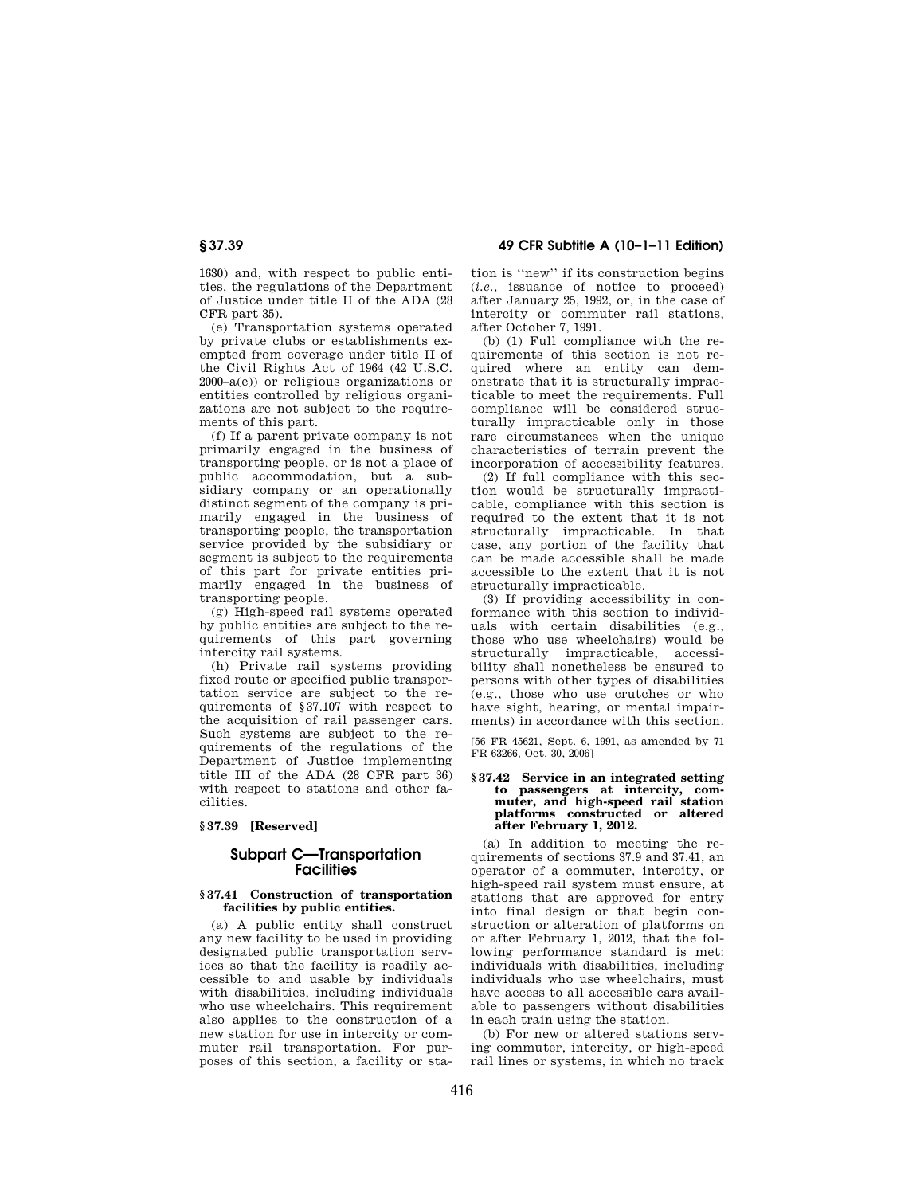1630) and, with respect to public entities, the regulations of the Department of Justice under title II of the ADA (28 CFR part 35).

(e) Transportation systems operated by private clubs or establishments exempted from coverage under title II of the Civil Rights Act of 1964 (42 U.S.C. 2000–a(e)) or religious organizations or entities controlled by religious organizations are not subject to the requirements of this part.

(f) If a parent private company is not primarily engaged in the business of transporting people, or is not a place of public accommodation, but a subsidiary company or an operationally distinct segment of the company is primarily engaged in the business of transporting people, the transportation service provided by the subsidiary or segment is subject to the requirements of this part for private entities primarily engaged in the business of transporting people.

(g) High-speed rail systems operated by public entities are subject to the requirements of this part governing intercity rail systems.

(h) Private rail systems providing fixed route or specified public transportation service are subject to the requirements of §37.107 with respect to the acquisition of rail passenger cars. Such systems are subject to the requirements of the regulations of the Department of Justice implementing title III of the ADA (28 CFR part 36) with respect to stations and other facilities.

### §37.39 [Reserved]

## Subpart C—Transportation Facilities

### §37.41 Construction of transportation facilities by public entities.

(a) A public entity shall construct any new facility to be used in providing designated public transportation services so that the facility is readily accessible to and usable by individuals with disabilities, including individuals who use wheelchairs. This requirement also applies to the construction of a new station for use in intercity or commuter rail transportation. For purposes of this section, a facility or station is "new" if its construction begins (*i.e.*, issuance of notice to proceed) after January 25, 1992, or, in the case of intercity or commuter rail stations, after October 7, 1991.

(b) (1) Full compliance with the requirements of this section is not required where an entity can demonstrate that it is structurally impracticable to meet the requirements. Full compliance will be considered structurally impracticable only in those rare circumstances when the unique characteristics of terrain prevent the incorporation of accessibility features.

(2) If full compliance with this section would be structurally impracticable, compliance with this section is required to the extent that it is not structurally impracticable. In that case, any portion of the facility that can be made accessible shall be made accessible to the extent that it is not structurally impracticable.

(3) If providing accessibility in conformance with this section to individuals with certain disabilities (e.g., those who use wheelchairs) would be structurally impracticable, accessibility shall nonetheless be ensured to persons with other types of disabilities (e.g., those who use crutches or who have sight, hearing, or mental impairments) in accordance with this section.

[56 FR 45621, Sept. 6, 1991, as amended by 71 FR 63266, Oct. 30, 2006]

### §37.42 Service in an integrated setting to passengers at intercity, commuter, and high-speed rail station platforms constructed or altered after February 1, 2012.

(a) In addition to meeting the requirements of sections 37.9 and 37.41, an operator of a commuter, intercity, or high-speed rail system must ensure, at stations that are approved for entry into final design or that begin construction or alteration of platforms on or after February 1, 2012, that the following performance standard is met: individuals with disabilities, including individuals who use wheelchairs, must have access to all accessible cars available to passengers without disabilities in each train using the station.

(b) For new or altered stations serving commuter, intercity, or high-speed rail lines or systems, in which no track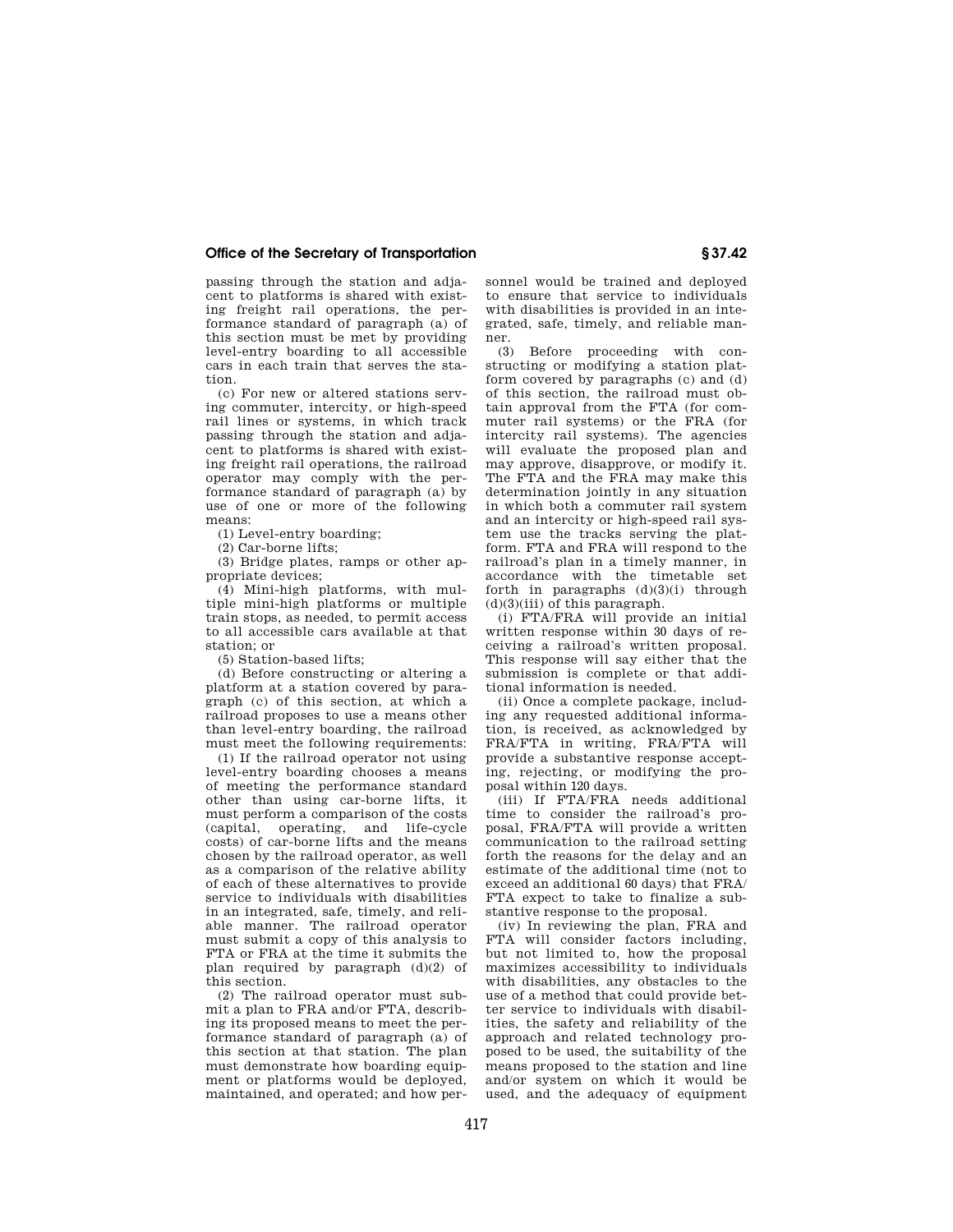passing through the station and adjacent to platforms is shared with existing freight rail operations, the performance standard of paragraph (a) of this section must be met by providing level-entry boarding to all accessible cars in each train that serves the station.

(c) For new or altered stations serving commuter, intercity, or high-speed rail lines or systems, in which track passing through the station and adjacent to platforms is shared with existing freight rail operations, the railroad operator may comply with the performance standard of paragraph (a) by use of one or more of the following means:

(1) Level-entry boarding;

(2) Car-borne lifts;

(3) Bridge plates, ramps or other appropriate devices;

(4) Mini-high platforms, with multiple mini-high platforms or multiple train stops, as needed, to permit access to all accessible cars available at that station; or

(5) Station-based lifts;

(d) Before constructing or altering a platform at a station covered by paragraph (c) of this section, at which a railroad proposes to use a means other than level-entry boarding, the railroad must meet the following requirements:

(1) If the railroad operator not using level-entry boarding chooses a means of meeting the performance standard other than using car-borne lifts, it must perform a comparison of the costs (capital, operating, and life-cycle costs) of car-borne lifts and the means chosen by the railroad operator, as well as a comparison of the relative ability of each of these alternatives to provide service to individuals with disabilities in an integrated, safe, timely, and reliable manner. The railroad operator must submit a copy of this analysis to FTA or FRA at the time it submits the plan required by paragraph (d)(2) of this section.

(2) The railroad operator must submit a plan to FRA and/or FTA, describing its proposed means to meet the performance standard of paragraph (a) of this section at that station. The plan must demonstrate how boarding equipment or platforms would be deployed, maintained, and operated; and how personnel would be trained and deployed to ensure that service to individuals with disabilities is provided in an integrated, safe, timely, and reliable manner.

(3) Before proceeding with constructing or modifying a station platform covered by paragraphs (c) and (d) of this section, the railroad must obtain approval from the FTA (for commuter rail systems) or the FRA (for intercity rail systems). The agencies will evaluate the proposed plan and may approve, disapprove, or modify it. The FTA and the FRA may make this determination jointly in any situation in which both a commuter rail system and an intercity or high-speed rail system use the tracks serving the platform. FTA and FRA will respond to the railroad's plan in a timely manner, in accordance with the timetable set forth in paragraphs (d)(3)(i) through (d)(3)(iii) of this paragraph.

(i) FTA/FRA will provide an initial written response within 30 days of receiving a railroad's written proposal. This response will say either that the submission is complete or that additional information is needed.

(ii) Once a complete package, including any requested additional information, is received, as acknowledged by FRA/FTA in writing, FRA/FTA will provide a substantive response accepting, rejecting, or modifying the proposal within 120 days.

(iii) If FTA/FRA needs additional time to consider the railroad's proposal, FRA/FTA will provide a written communication to the railroad setting forth the reasons for the delay and an estimate of the additional time (not to exceed an additional 60 days) that FRA/FTA expect to take to finalize a substantive response to the proposal.

(iv) In reviewing the plan, FRA and FTA will consider factors including, but not limited to, how the proposal maximizes accessibility to individuals with disabilities, any obstacles to the use of a method that could provide better service to individuals with disabilities, the safety and reliability of the approach and related technology proposed to be used, the suitability of the means proposed to the station and line and/or system on which it would be used, and the adequacy of equipment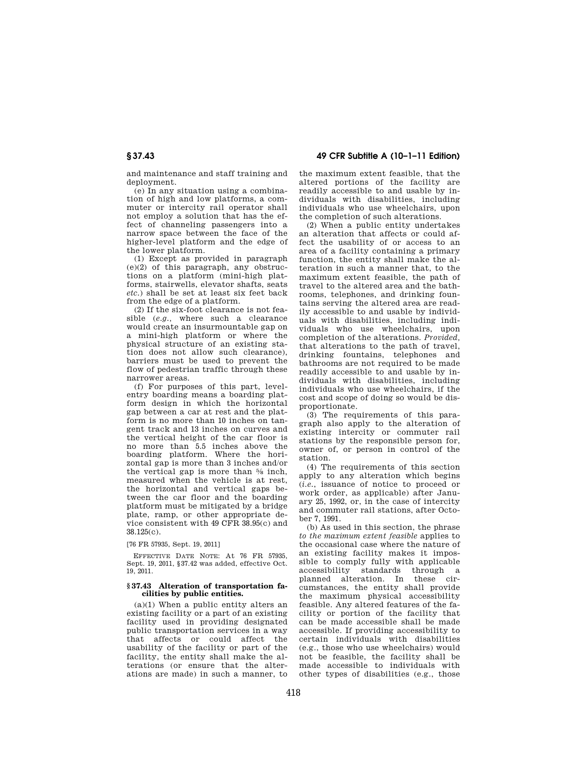and maintenance and staff training and deployment.

(e) In any situation using a combination of high and low platforms, a commuter or intercity rail operator shall not employ a solution that has the effect of channeling passengers into a narrow space between the face of the higher-level platform and the edge of the lower platform.

(1) Except as provided in paragraph (e)(2) of this paragraph, any obstructions on a platform (mini-high platforms, stairwells, elevator shafts, seats *etc.*) shall be set at least six feet back from the edge of a platform.

(2) If the six-foot clearance is not feasible (*e.g.*, where such a clearance would create an insurmountable gap on a mini-high platform or where the physical structure of an existing station does not allow such clearance), barriers must be used to prevent the flow of pedestrian traffic through these narrower areas.

(f) For purposes of this part, level-entry boarding means a boarding platform design in which the horizontal gap between a car at rest and the platform is no more than 10 inches on tangent track and 13 inches on curves and the vertical height of the car floor is no more than 5.5 inches above the boarding platform. Where the horizontal gap is more than 3 inches and/or the vertical gap is more than ⅝ inch, measured when the vehicle is at rest, the horizontal and vertical gaps between the car floor and the boarding platform must be mitigated by a bridge plate, ramp, or other appropriate device consistent with 49 CFR 38.95(c) and 38.125(c).

[76 FR 57935, Sept. 19, 2011]

EFFECTIVE DATE NOTE: At 76 FR 57935, Sept. 19, 2011, §37.42 was added, effective Oct. 19, 2011.

### § 37.43 Alteration of transportation facilities by public entities.

(a)(1) When a public entity alters an existing facility or a part of an existing facility used in providing designated public transportation services in a way that affects or could affect the usability of the facility or part of the facility, the entity shall make the alterations (or ensure that the alterations are made) in such a manner, to the maximum extent feasible, that the altered portions of the facility are readily accessible to and usable by individuals with disabilities, including individuals who use wheelchairs, upon the completion of such alterations.

(2) When a public entity undertakes an alteration that affects or could affect the usability of or access to an area of a facility containing a primary function, the entity shall make the alteration in such a manner that, to the maximum extent feasible, the path of travel to the altered area and the bathrooms, telephones, and drinking fountains serving the altered area are readily accessible to and usable by individuals with disabilities, including individuals who use wheelchairs, upon completion of the alterations. *Provided,* that alterations to the path of travel, drinking fountains, telephones and bathrooms are not required to be made readily accessible to and usable by individuals with disabilities, including individuals who use wheelchairs, if the cost and scope of doing so would be disproportionate.

(3) The requirements of this paragraph also apply to the alteration of existing intercity or commuter rail stations by the responsible person for, owner of, or person in control of the station.

(4) The requirements of this section apply to any alteration which begins (*i.e.*, issuance of notice to proceed or work order, as applicable) after January 25, 1992, or, in the case of intercity and commuter rail stations, after October 7, 1991.

(b) As used in this section, the phrase *to the maximum extent feasible* applies to the occasional case where the nature of an existing facility makes it impossible to comply fully with applicable accessibility standards through a planned alteration. In these circumstances, the entity shall provide the maximum physical accessibility feasible. Any altered features of the facility or portion of the facility that can be made accessible shall be made accessible. If providing accessibility to certain individuals with disabilities (e.g., those who use wheelchairs) would not be feasible, the facility shall be made accessible to individuals with other types of disabilities (e.g., those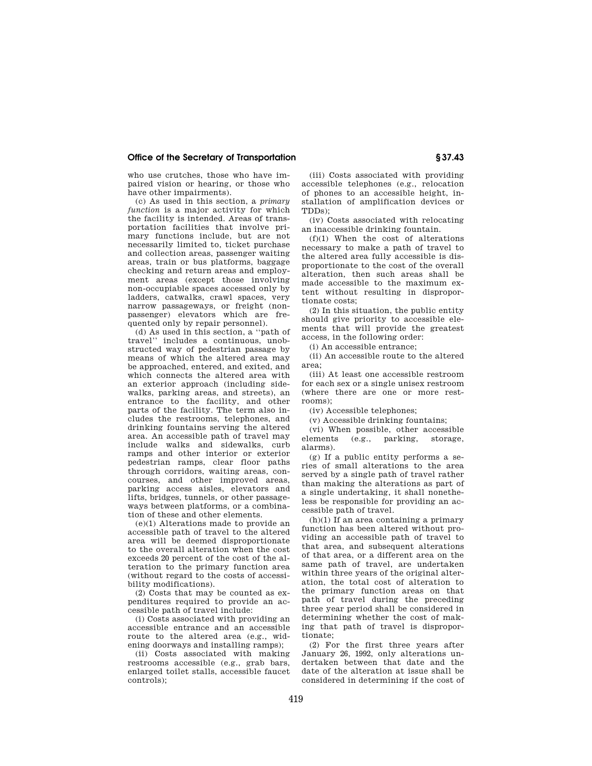who use crutches, those who have impaired vision or hearing, or those who have other impairments).

(c) As used in this section, a *primary function* is a major activity for which the facility is intended. Areas of transportation facilities that involve primary functions include, but are not necessarily limited to, ticket purchase and collection areas, passenger waiting areas, train or bus platforms, baggage checking and return areas and employment areas (except those involving non-occupiable spaces accessed only by ladders, catwalks, crawl spaces, very narrow passageways, or freight (non-passenger) elevators which are frequented only by repair personnel).

(d) As used in this section, a ''path of travel'' includes a continuous, unobstructed way of pedestrian passage by means of which the altered area may be approached, entered, and exited, and which connects the altered area with an exterior approach (including sidewalks, parking areas, and streets), an entrance to the facility, and other parts of the facility. The term also includes the restrooms, telephones, and drinking fountains serving the altered area. An accessible path of travel may include walks and sidewalks, curb ramps and other interior or exterior pedestrian ramps, clear floor paths through corridors, waiting areas, concourses, and other improved areas, parking access aisles, elevators and lifts, bridges, tunnels, or other passageways between platforms, or a combination of these and other elements.

(e)(1) Alterations made to provide an accessible path of travel to the altered area will be deemed disproportionate to the overall alteration when the cost exceeds 20 percent of the cost of the alteration to the primary function area (without regard to the costs of accessibility modifications).

(2) Costs that may be counted as expenditures required to provide an accessible path of travel include:

(i) Costs associated with providing an accessible entrance and an accessible route to the altered area (e.g., widening doorways and installing ramps);

(ii) Costs associated with making restrooms accessible (e.g., grab bars, enlarged toilet stalls, accessible faucet controls);

(iii) Costs associated with providing accessible telephones (e.g., relocation of phones to an accessible height, installation of amplification devices or TDDs);

(iv) Costs associated with relocating an inaccessible drinking fountain.

(f)(1) When the cost of alterations necessary to make a path of travel to the altered area fully accessible is disproportionate to the cost of the overall alteration, then such areas shall be made accessible to the maximum extent without resulting in disproportionate costs;

(2) In this situation, the public entity should give priority to accessible elements that will provide the greatest access, in the following order:

(i) An accessible entrance;

(ii) An accessible route to the altered area;

(iii) At least one accessible restroom for each sex or a single unisex restroom (where there are one or more restrooms);

(iv) Accessible telephones;

(v) Accessible drinking fountains;

(vi) When possible, other accessible elements (e.g., parking, storage, alarms).

(g) If a public entity performs a series of small alterations to the area served by a single path of travel rather than making the alterations as part of a single undertaking, it shall nonetheless be responsible for providing an accessible path of travel.

(h)(1) If an area containing a primary function has been altered without providing an accessible path of travel to that area, and subsequent alterations of that area, or a different area on the same path of travel, are undertaken within three years of the original alteration, the total cost of alteration to the primary function areas on that path of travel during the preceding three year period shall be considered in determining whether the cost of making that path of travel is disproportionate;

(2) For the first three years after January 26, 1992, only alterations undertaken between that date and the date of the alteration at issue shall be considered in determining if the cost of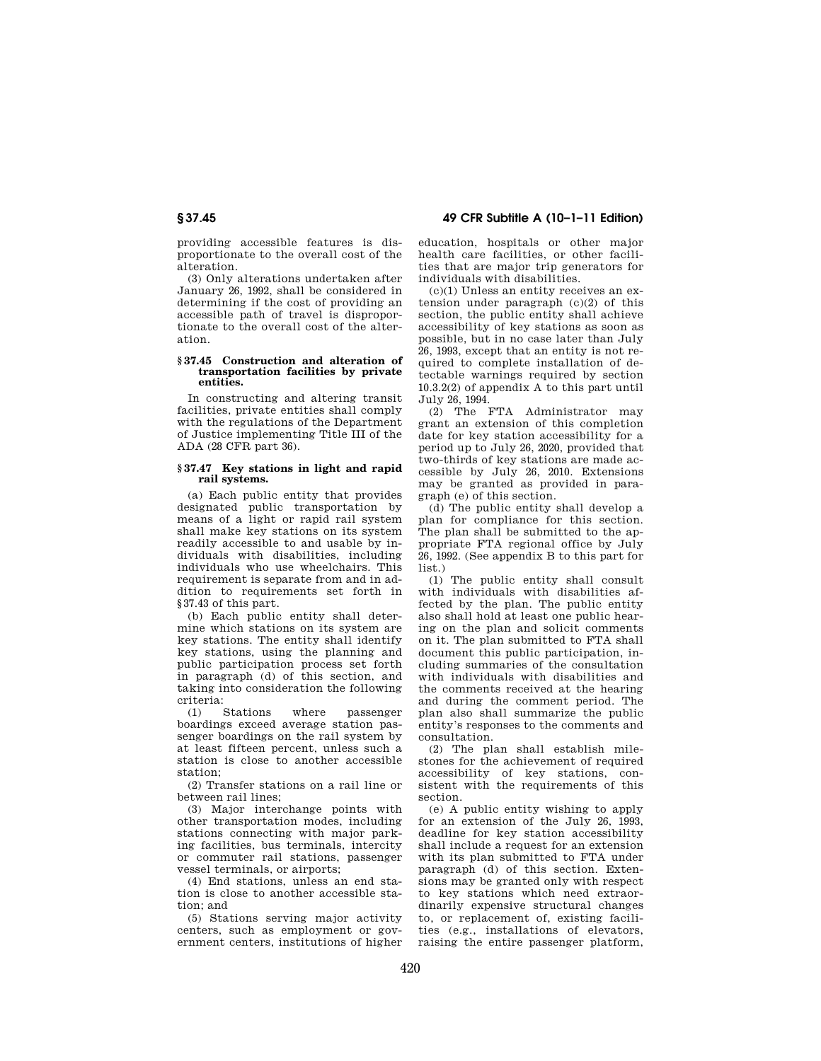providing accessible features is disproportionate to the overall cost of the alteration.

(3) Only alterations undertaken after January 26, 1992, shall be considered in determining if the cost of providing an accessible path of travel is disproportionate to the overall cost of the alteration.

### § 37.45 Construction and alteration of transportation facilities by private entities.

In constructing and altering transit facilities, private entities shall comply with the regulations of the Department of Justice implementing Title III of the ADA (28 CFR part 36).

### § 37.47 Key stations in light and rapid rail systems.

(a) Each public entity that provides designated public transportation by means of a light or rapid rail system shall make key stations on its system readily accessible to and usable by individuals with disabilities, including individuals who use wheelchairs. This requirement is separate from and in addition to requirements set forth in §37.43 of this part.

(b) Each public entity shall determine which stations on its system are key stations. The entity shall identify key stations, using the planning and public participation process set forth in paragraph (d) of this section, and taking into consideration the following criteria:

(1) Stations where passenger boardings exceed average station passenger boardings on the rail system by at least fifteen percent, unless such a station is close to another accessible station;

(2) Transfer stations on a rail line or between rail lines;

(3) Major interchange points with other transportation modes, including stations connecting with major parking facilities, bus terminals, intercity or commuter rail stations, passenger vessel terminals, or airports;

(4) End stations, unless an end station is close to another accessible station; and

(5) Stations serving major activity centers, such as employment or government centers, institutions of higher education, hospitals or other major health care facilities, or other facilities that are major trip generators for individuals with disabilities.

(c)(1) Unless an entity receives an extension under paragraph (c)(2) of this section, the public entity shall achieve accessibility of key stations as soon as possible, but in no case later than July 26, 1993, except that an entity is not required to complete installation of detectable warnings required by section 10.3.2(2) of appendix A to this part until July 26, 1994.

(2) The FTA Administrator may grant an extension of this completion date for key station accessibility for a period up to July 26, 2020, provided that two-thirds of key stations are made accessible by July 26, 2010. Extensions may be granted as provided in paragraph (e) of this section.

(d) The public entity shall develop a plan for compliance for this section. The plan shall be submitted to the appropriate FTA regional office by July 26, 1992. (See appendix B to this part for list.)

(1) The public entity shall consult with individuals with disabilities affected by the plan. The public entity also shall hold at least one public hearing on the plan and solicit comments on it. The plan submitted to FTA shall document this public participation, including summaries of the consultation with individuals with disabilities and the comments received at the hearing and during the comment period. The plan also shall summarize the public entity's responses to the comments and consultation.

(2) The plan shall establish milestones for the achievement of required accessibility of key stations, consistent with the requirements of this section.

(e) A public entity wishing to apply for an extension of the July 26, 1993, deadline for key station accessibility shall include a request for an extension with its plan submitted to FTA under paragraph (d) of this section. Extensions may be granted only with respect to key stations which need extraordinarily expensive structural changes to, or replacement of, existing facilities (e.g., installations of elevators, raising the entire passenger platform,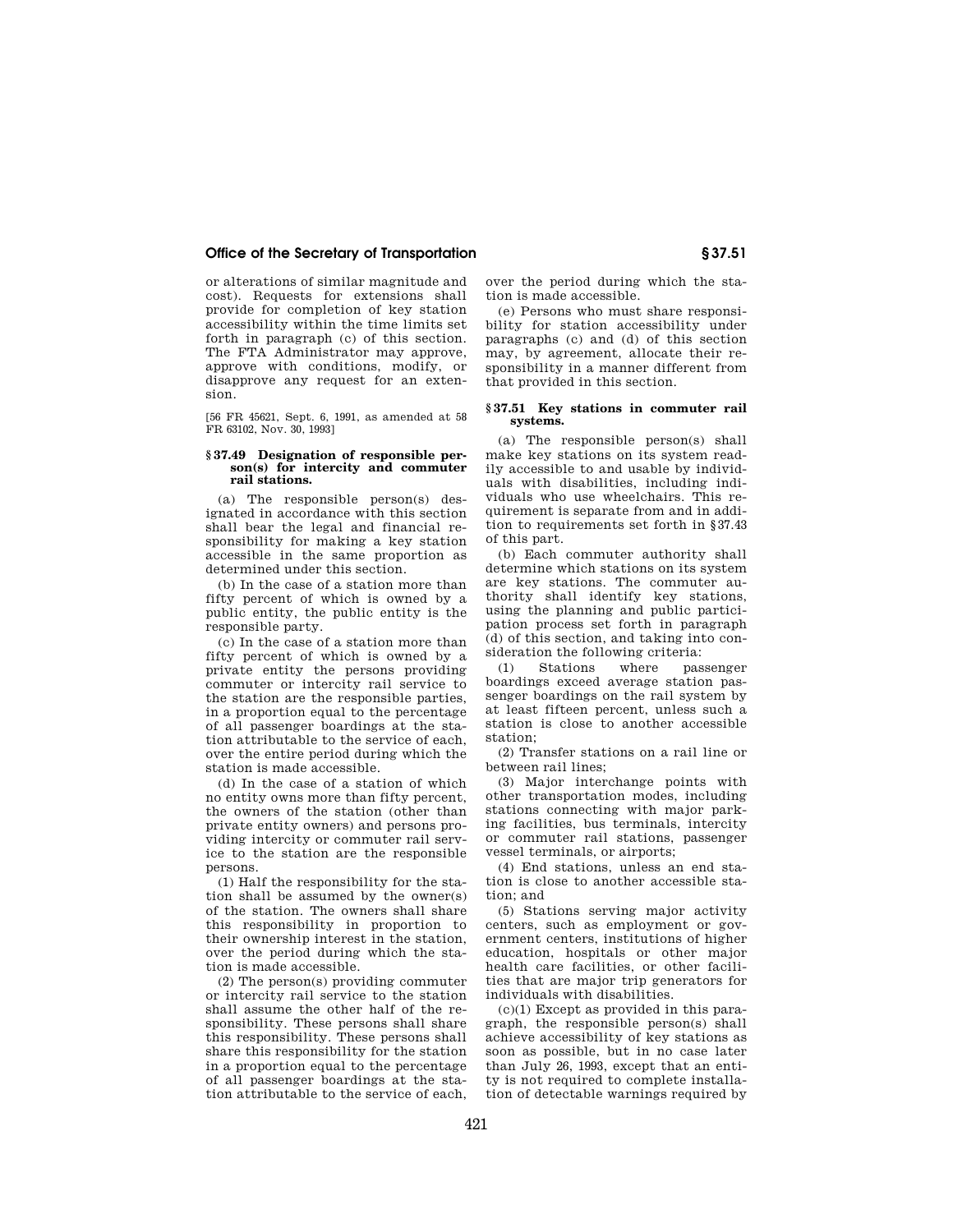or alterations of similar magnitude and cost). Requests for extensions shall provide for completion of key station accessibility within the time limits set forth in paragraph (c) of this section. The FTA Administrator may approve, approve with conditions, modify, or disapprove any request for an extension.

[56 FR 45621, Sept. 6, 1991, as amended at 58 FR 63102, Nov. 30, 1993]

### § 37.49 Designation of responsible person(s) for intercity and commuter rail stations.

(a) The responsible person(s) designated in accordance with this section shall bear the legal and financial responsibility for making a key station accessible in the same proportion as determined under this section.

(b) In the case of a station more than fifty percent of which is owned by a public entity, the public entity is the responsible party.

(c) In the case of a station more than fifty percent of which is owned by a private entity the persons providing commuter or intercity rail service to the station are the responsible parties, in a proportion equal to the percentage of all passenger boardings at the station attributable to the service of each, over the entire period during which the station is made accessible.

(d) In the case of a station of which no entity owns more than fifty percent, the owners of the station (other than private entity owners) and persons providing intercity or commuter rail service to the station are the responsible persons.

(1) Half the responsibility for the station shall be assumed by the owner(s) of the station. The owners shall share this responsibility in proportion to their ownership interest in the station, over the period during which the station is made accessible.

(2) The person(s) providing commuter or intercity rail service to the station shall assume the other half of the responsibility. These persons shall share this responsibility. These persons shall share this responsibility for the station in a proportion equal to the percentage of all passenger boardings at the station attributable to the service of each, over the period during which the station is made accessible.

(e) Persons who must share responsibility for station accessibility under paragraphs (c) and (d) of this section may, by agreement, allocate their responsibility in a manner different from that provided in this section.

### § 37.51 Key stations in commuter rail systems.

(a) The responsible person(s) shall make key stations on its system readily accessible to and usable by individuals with disabilities, including individuals who use wheelchairs. This requirement is separate from and in addition to requirements set forth in § 37.43 of this part.

(b) Each commuter authority shall determine which stations on its system are key stations. The commuter authority shall identify key stations, using the planning and public participation process set forth in paragraph (d) of this section, and taking into consideration the following criteria:

(1) Stations where passenger boardings exceed average station passenger boardings on the rail system by at least fifteen percent, unless such a station is close to another accessible station;

(2) Transfer stations on a rail line or between rail lines;

(3) Major interchange points with other transportation modes, including stations connecting with major parking facilities, bus terminals, intercity or commuter rail stations, passenger vessel terminals, or airports;

(4) End stations, unless an end station is close to another accessible station; and

(5) Stations serving major activity centers, such as employment or government centers, institutions of higher education, hospitals or other major health care facilities, or other facilities that are major trip generators for individuals with disabilities.

(c)(1) Except as provided in this paragraph, the responsible person(s) shall achieve accessibility of key stations as soon as possible, but in no case later than July 26, 1993, except that an entity is not required to complete installation of detectable warnings required by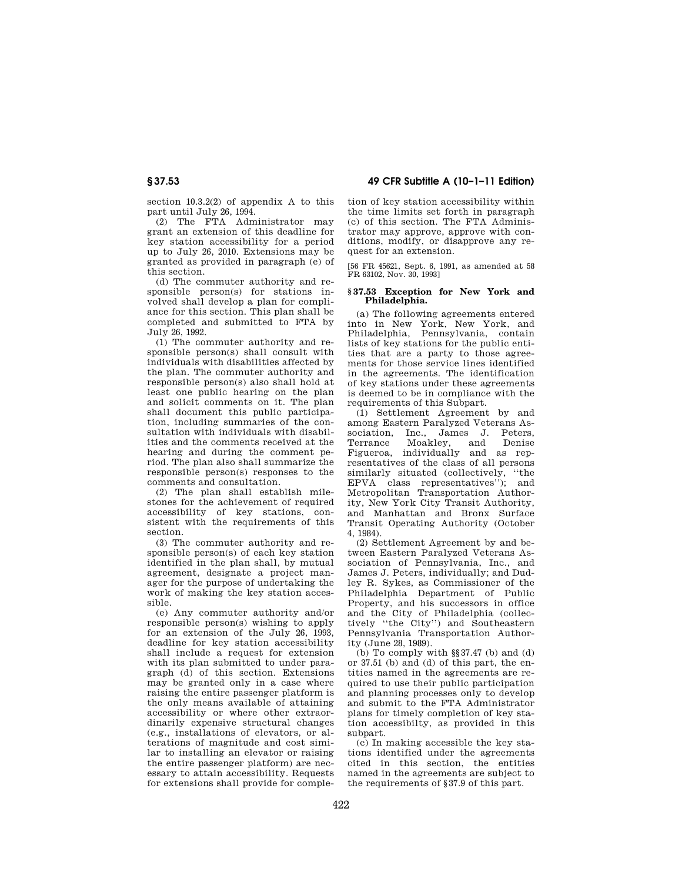section 10.3.2(2) of appendix A to this part until July 26, 1994.

(2) The FTA Administrator may grant an extension of this deadline for key station accessibility for a period up to July 26, 2010. Extensions may be granted as provided in paragraph (e) of this section.

(d) The commuter authority and responsible person(s) for stations involved shall develop a plan for compliance for this section. This plan shall be completed and submitted to FTA by July 26, 1992.

(1) The commuter authority and responsible person(s) shall consult with individuals with disabilities affected by the plan. The commuter authority and responsible person(s) also shall hold at least one public hearing on the plan and solicit comments on it. The plan shall document this public participation, including summaries of the consultation with individuals with disabilities and the comments received at the hearing and during the comment period. The plan also shall summarize the responsible person(s) responses to the comments and consultation.

(2) The plan shall establish milestones for the achievement of required accessibility of key stations, consistent with the requirements of this section.

(3) The commuter authority and responsible person(s) of each key station identified in the plan shall, by mutual agreement, designate a project manager for the purpose of undertaking the work of making the key station accessible.

(e) Any commuter authority and/or responsible person(s) wishing to apply for an extension of the July 26, 1993, deadline for key station accessibility shall include a request for extension with its plan submitted to under paragraph (d) of this section. Extensions may be granted only in a case where raising the entire passenger platform is the only means available of attaining accessibility or where other extraordinarily expensive structural changes (e.g., installations of elevators, or alterations of magnitude and cost similar to installing an elevator or raising the entire passenger platform) are necessary to attain accessibility. Requests for extensions shall provide for completion of key station accessibility within the time limits set forth in paragraph (c) of this section. The FTA Administrator may approve, approve with conditions, modify, or disapprove any request for an extension.

[56 FR 45621, Sept. 6, 1991, as amended at 58 FR 63102, Nov. 30, 1993]

### § 37.53 Exception for New York and Philadelphia.

(a) The following agreements entered into in New York, New York, and Philadelphia, Pennsylvania, contain lists of key stations for the public entities that are a party to those agreements for those service lines identified in the agreements. The identification of key stations under these agreements is deemed to be in compliance with the requirements of this Subpart.

(1) Settlement Agreement by and among Eastern Paralyzed Veterans Association, Inc., James J. Peters, Terrance Moakley, and Denise Figueroa, individually and as representatives of the class of all persons similarly situated (collectively, "the EPVA class representatives"); and Metropolitan Transportation Authority, New York City Transit Authority, and Manhattan and Bronx Surface Transit Operating Authority (October 4, 1984).

(2) Settlement Agreement by and between Eastern Paralyzed Veterans Association of Pennsylvania, Inc., and James J. Peters, individually; and Dudley R. Sykes, as Commissioner of the Philadelphia Department of Public Property, and his successors in office and the City of Philadelphia (collectively "the City") and Southeastern Pennsylvania Transportation Authority (June 28, 1989).

(b) To comply with §§ 37.47 (b) and (d) or 37.51 (b) and (d) of this part, the entities named in the agreements are required to use their public participation and planning processes only to develop and submit to the FTA Administrator plans for timely completion of key station accessibilty, as provided in this subpart.

(c) In making accessible the key stations identified under the agreements cited in this section, the entities named in the agreements are subject to the requirements of § 37.9 of this part.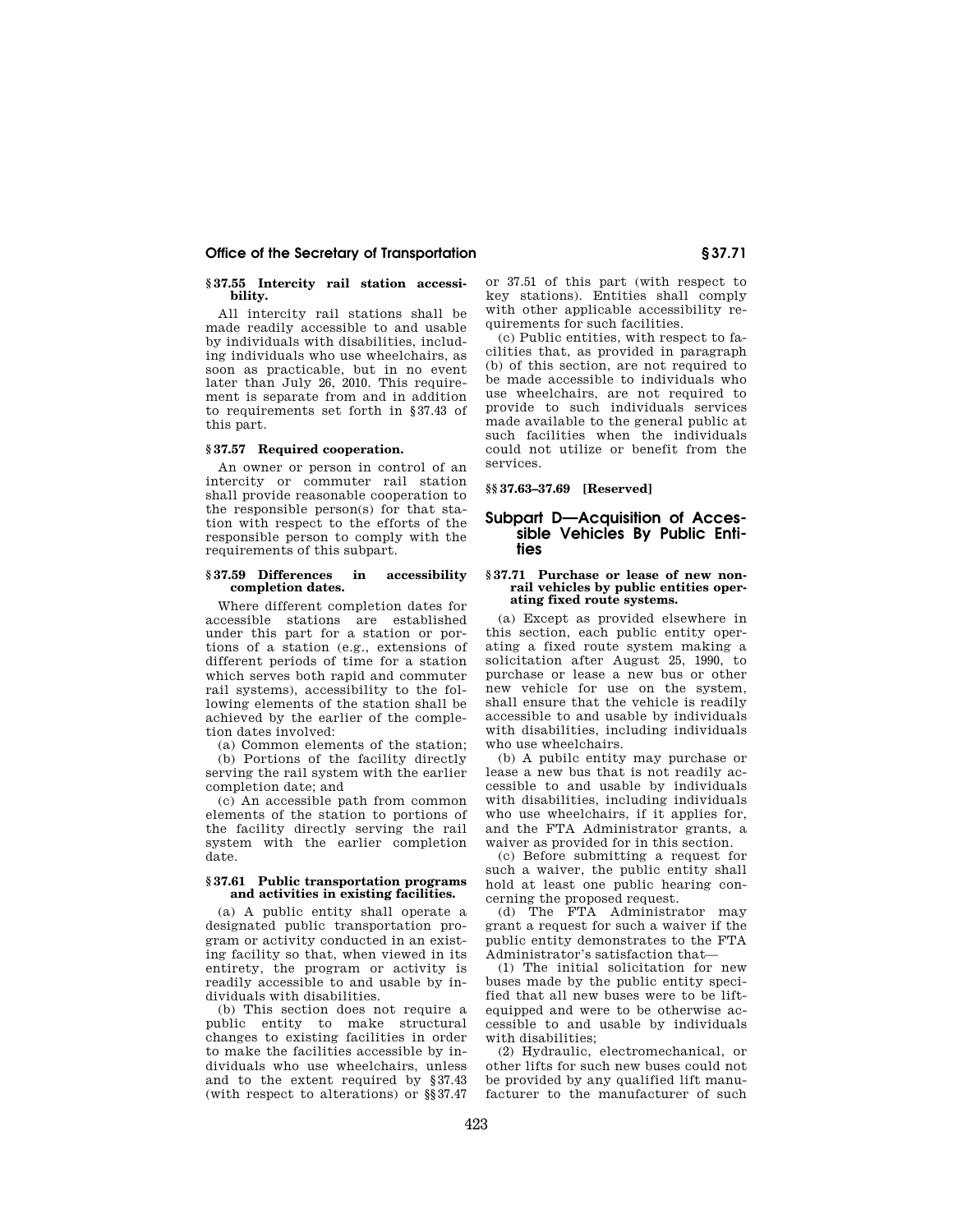### § 37.55 Intercity rail station accessibility.

All intercity rail stations shall be made readily accessible to and usable by individuals with disabilities, including individuals who use wheelchairs, as soon as practicable, but in no event later than July 26, 2010. This requirement is separate from and in addition to requirements set forth in §37.43 of this part.

### § 37.57 Required cooperation.

An owner or person in control of an intercity or commuter rail station shall provide reasonable cooperation to the responsible person(s) for that station with respect to the efforts of the responsible person to comply with the requirements of this subpart.

### § 37.59 Differences in accessibility completion dates.

Where different completion dates for accessible stations are established under this part for a station or portions of a station (e.g., extensions of different periods of time for a station which serves both rapid and commuter rail systems), accessibility to the following elements of the station shall be achieved by the earlier of the completion dates involved:

(a) Common elements of the station;

(b) Portions of the facility directly serving the rail system with the earlier completion date; and

(c) An accessible path from common elements of the station to portions of the facility directly serving the rail system with the earlier completion date.

### § 37.61 Public transportation programs and activities in existing facilities.

(a) A public entity shall operate a designated public transportation program or activity conducted in an existing facility so that, when viewed in its entirety, the program or activity is readily accessible to and usable by individuals with disabilities.

(b) This section does not require a public entity to make structural changes to existing facilities in order to make the facilities accessible by individuals who use wheelchairs, unless and to the extent required by §37.43 (with respect to alterations) or §§37.47 or 37.51 of this part (with respect to key stations). Entities shall comply with other applicable accessibility requirements for such facilities.

(c) Public entities, with respect to facilities that, as provided in paragraph (b) of this section, are not required to be made accessible to individuals who use wheelchairs, are not required to provide to such individuals services made available to the general public at such facilities when the individuals could not utilize or benefit from the services.

### §§ 37.63–37.69 [Reserved]

## Subpart D—Acquisition of Accessible Vehicles By Public Entities

### § 37.71 Purchase or lease of new non-rail vehicles by public entities operating fixed route systems.

(a) Except as provided elsewhere in this section, each public entity operating a fixed route system making a solicitation after August 25, 1990, to purchase or lease a new bus or other new vehicle for use on the system, shall ensure that the vehicle is readily accessible to and usable by individuals with disabilities, including individuals who use wheelchairs.

(b) A pubilc entity may purchase or lease a new bus that is not readily accessible to and usable by individuals with disabilities, including individuals who use wheelchairs, if it applies for, and the FTA Administrator grants, a waiver as provided for in this section.

(c) Before submitting a request for such a waiver, the public entity shall hold at least one public hearing concerning the proposed request.

(d) The FTA Administrator may grant a request for such a waiver if the public entity demonstrates to the FTA Administrator's satisfaction that—

(1) The initial solicitation for new buses made by the public entity specified that all new buses were to be lift-equipped and were to be otherwise accessible to and usable by individuals with disabilities;

(2) Hydraulic, electromechanical, or other lifts for such new buses could not be provided by any qualified lift manufacturer to the manufacturer of such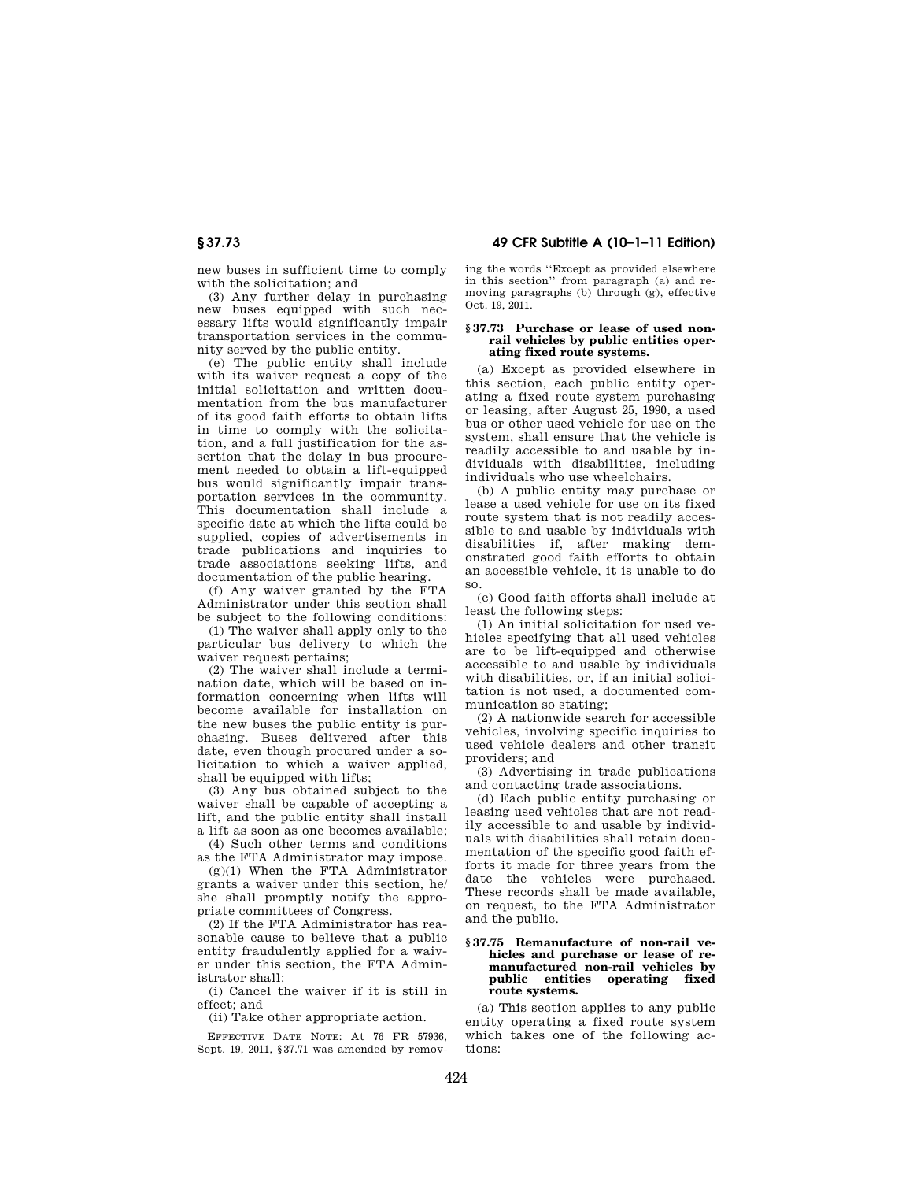new buses in sufficient time to comply with the solicitation; and

(3) Any further delay in purchasing new buses equipped with such necessary lifts would significantly impair transportation services in the community served by the public entity.

(e) The public entity shall include with its waiver request a copy of the initial solicitation and written documentation from the bus manufacturer of its good faith efforts to obtain lifts in time to comply with the solicitation, and a full justification for the assertion that the delay in bus procurement needed to obtain a lift-equipped bus would significantly impair transportation services in the community. This documentation shall include a specific date at which the lifts could be supplied, copies of advertisements in trade publications and inquiries to trade associations seeking lifts, and documentation of the public hearing.

(f) Any waiver granted by the FTA Administrator under this section shall be subject to the following conditions:

(1) The waiver shall apply only to the particular bus delivery to which the waiver request pertains;

(2) The waiver shall include a termination date, which will be based on information concerning when lifts will become available for installation on the new buses the public entity is purchasing. Buses delivered after this date, even though procured under a solicitation to which a waiver applied, shall be equipped with lifts;

(3) Any bus obtained subject to the waiver shall be capable of accepting a lift, and the public entity shall install a lift as soon as one becomes available;

(4) Such other terms and conditions as the FTA Administrator may impose.

(g)(1) When the FTA Administrator grants a waiver under this section, he/she shall promptly notify the appropriate committees of Congress.

(2) If the FTA Administrator has reasonable cause to believe that a public entity fraudulently applied for a waiver under this section, the FTA Administrator shall:

(i) Cancel the waiver if it is still in effect; and

(ii) Take other appropriate action.

EFFECTIVE DATE NOTE: At 76 FR 57936, Sept. 19, 2011, §37.71 was amended by removing the words "Except as provided elsewhere in this section" from paragraph (a) and removing paragraphs (b) through (g), effective Oct. 19, 2011.

### § 37.73 Purchase or lease of used non-rail vehicles by public entities operating fixed route systems.

(a) Except as provided elsewhere in this section, each public entity operating a fixed route system purchasing or leasing, after August 25, 1990, a used bus or other used vehicle for use on the system, shall ensure that the vehicle is readily accessible to and usable by individuals with disabilities, including individuals who use wheelchairs.

(b) A public entity may purchase or lease a used vehicle for use on its fixed route system that is not readily accessible to and usable by individuals with disabilities if, after making demonstrated good faith efforts to obtain an accessible vehicle, it is unable to do so.

(c) Good faith efforts shall include at least the following steps:

(1) An initial solicitation for used vehicles specifying that all used vehicles are to be lift-equipped and otherwise accessible to and usable by individuals with disabilities, or, if an initial solicitation is not used, a documented communication so stating;

(2) A nationwide search for accessible vehicles, involving specific inquiries to used vehicle dealers and other transit providers; and

(3) Advertising in trade publications and contacting trade associations.

(d) Each public entity purchasing or leasing used vehicles that are not readily accessible to and usable by individuals with disabilities shall retain documentation of the specific good faith efforts it made for three years from the date the vehicles were purchased. These records shall be made available, on request, to the FTA Administrator and the public.

### § 37.75 Remanufacture of non-rail vehicles and purchase or lease of remanufactured non-rail vehicles by public entities operating fixed route systems.

(a) This section applies to any public entity operating a fixed route system which takes one of the following actions: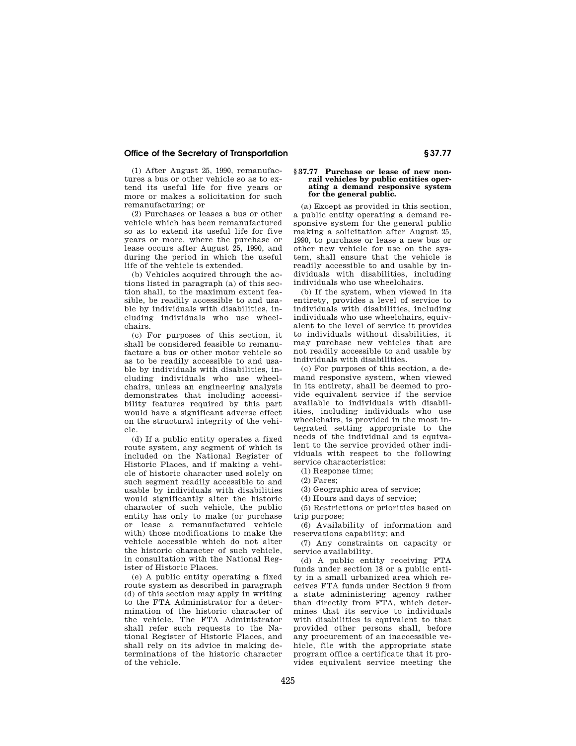(1) After August 25, 1990, remanufactures a bus or other vehicle so as to extend its useful life for five years or more or makes a solicitation for such remanufacturing; or

(2) Purchases or leases a bus or other vehicle which has been remanufactured so as to extend its useful life for five years or more, where the purchase or lease occurs after August 25, 1990, and during the period in which the useful life of the vehicle is extended.

(b) Vehicles acquired through the actions listed in paragraph (a) of this section shall, to the maximum extent feasible, be readily accessible to and usable by individuals with disabilities, including individuals who use wheelchairs.

(c) For purposes of this section, it shall be considered feasible to remanufacture a bus or other motor vehicle so as to be readily accessible to and usable by individuals with disabilities, including individuals who use wheelchairs, unless an engineering analysis demonstrates that including accessibility features required by this part would have a significant adverse effect on the structural integrity of the vehicle.

(d) If a public entity operates a fixed route system, any segment of which is included on the National Register of Historic Places, and if making a vehicle of historic character used solely on such segment readily accessible to and usable by individuals with disabilities would significantly alter the historic character of such vehicle, the public entity has only to make (or purchase or lease a remanufactured vehicle with) those modifications to make the vehicle accessible which do not alter the historic character of such vehicle, in consultation with the National Register of Historic Places.

(e) A public entity operating a fixed route system as described in paragraph (d) of this section may apply in writing to the FTA Administrator for a determination of the historic character of the vehicle. The FTA Administrator shall refer such requests to the National Register of Historic Places, and shall rely on its advice in making determinations of the historic character of the vehicle.

## § 37.77 Purchase or lease of new non-rail vehicles by public entities operating a demand responsive system for the general public.

(a) Except as provided in this section, a public entity operating a demand responsive system for the general public making a solicitation after August 25, 1990, to purchase or lease a new bus or other new vehicle for use on the system, shall ensure that the vehicle is readily accessible to and usable by individuals with disabilities, including individuals who use wheelchairs.

(b) If the system, when viewed in its entirety, provides a level of service to individuals with disabilities, including individuals who use wheelchairs, equivalent to the level of service it provides to individuals without disabilities, it may purchase new vehicles that are not readily accessible to and usable by individuals with disabilities.

(c) For purposes of this section, a demand responsive system, when viewed in its entirety, shall be deemed to provide equivalent service if the service available to individuals with disabilities, including individuals who use wheelchairs, is provided in the most integrated setting appropriate to the needs of the individual and is equivalent to the service provided other individuals with respect to the following service characteristics:

(1) Response time;

(2) Fares;

(3) Geographic area of service;

(4) Hours and days of service;

(5) Restrictions or priorities based on trip purpose;

(6) Availability of information and reservations capability; and

(7) Any constraints on capacity or service availability.

(d) A public entity receiving FTA funds under section 18 or a public entity in a small urbanized area which receives FTA funds under Section 9 from a state administering agency rather than directly from FTA, which determines that its service to individuals with disabilities is equivalent to that provided other persons shall, before any procurement of an inaccessible vehicle, file with the appropriate state program office a certificate that it provides equivalent service meeting the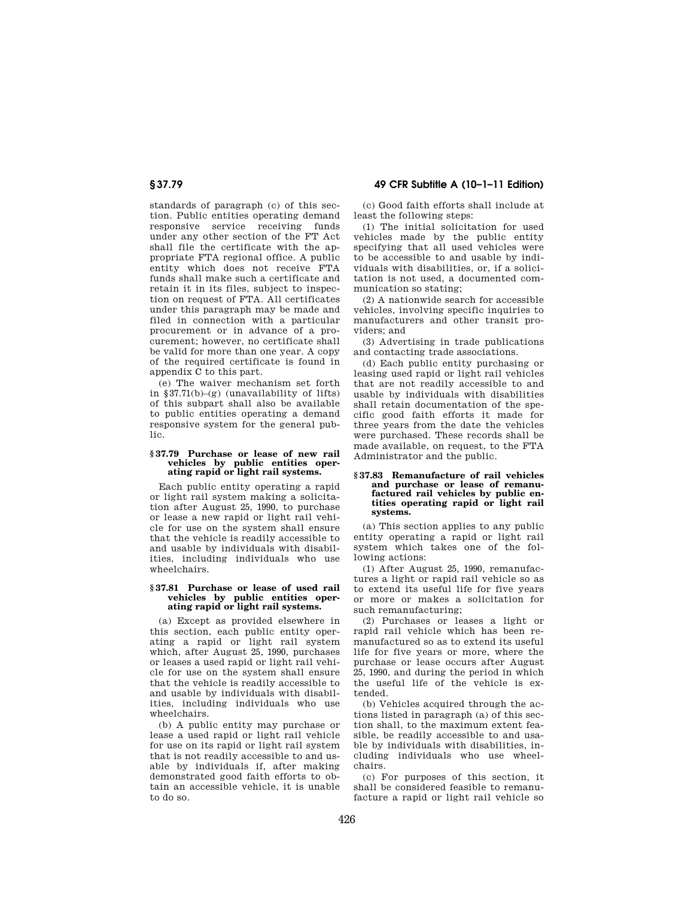standards of paragraph (c) of this section. Public entities operating demand responsive service receiving funds under any other section of the FT Act shall file the certificate with the appropriate FTA regional office. A public entity which does not receive FTA funds shall make such a certificate and retain it in its files, subject to inspection on request of FTA. All certificates under this paragraph may be made and filed in connection with a particular procurement or in advance of a procurement; however, no certificate shall be valid for more than one year. A copy of the required certificate is found in appendix C to this part.

(e) The waiver mechanism set forth in §37.71(b)–(g) (unavailability of lifts) of this subpart shall also be available to public entities operating a demand responsive system for the general public.

### §37.79 Purchase or lease of new rail vehicles by public entities operating rapid or light rail systems.

Each public entity operating a rapid or light rail system making a solicitation after August 25, 1990, to purchase or lease a new rapid or light rail vehicle for use on the system shall ensure that the vehicle is readily accessible to and usable by individuals with disabilities, including individuals who use wheelchairs.

### §37.81 Purchase or lease of used rail vehicles by public entities operating rapid or light rail systems.

(a) Except as provided elsewhere in this section, each public entity operating a rapid or light rail system which, after August 25, 1990, purchases or leases a used rapid or light rail vehicle for use on the system shall ensure that the vehicle is readily accessible to and usable by individuals with disabilities, including individuals who use wheelchairs.

(b) A public entity may purchase or lease a used rapid or light rail vehicle for use on its rapid or light rail system that is not readily accessible to and usable by individuals if, after making demonstrated good faith efforts to obtain an accessible vehicle, it is unable to do so.

(c) Good faith efforts shall include at least the following steps:

(1) The initial solicitation for used vehicles made by the public entity specifying that all used vehicles were to be accessible to and usable by individuals with disabilities, or, if a solicitation is not used, a documented communication so stating;

(2) A nationwide search for accessible vehicles, involving specific inquiries to manufacturers and other transit providers; and

(3) Advertising in trade publications and contacting trade associations.

(d) Each public entity purchasing or leasing used rapid or light rail vehicles that are not readily accessible to and usable by individuals with disabilities shall retain documentation of the specific good faith efforts it made for three years from the date the vehicles were purchased. These records shall be made available, on request, to the FTA Administrator and the public.

### §37.83 Remanufacture of rail vehicles and purchase or lease of remanufactured rail vehicles by public entities operating rapid or light rail systems.

(a) This section applies to any public entity operating a rapid or light rail system which takes one of the following actions:

(1) After August 25, 1990, remanufactures a light or rapid rail vehicle so as to extend its useful life for five years or more or makes a solicitation for such remanufacturing;

(2) Purchases or leases a light or rapid rail vehicle which has been remanufactured so as to extend its useful life for five years or more, where the purchase or lease occurs after August 25, 1990, and during the period in which the useful life of the vehicle is extended.

(b) Vehicles acquired through the actions listed in paragraph (a) of this section shall, to the maximum extent feasible, be readily accessible to and usable by individuals with disabilities, including individuals who use wheelchairs.

(c) For purposes of this section, it shall be considered feasible to remanufacture a rapid or light rail vehicle so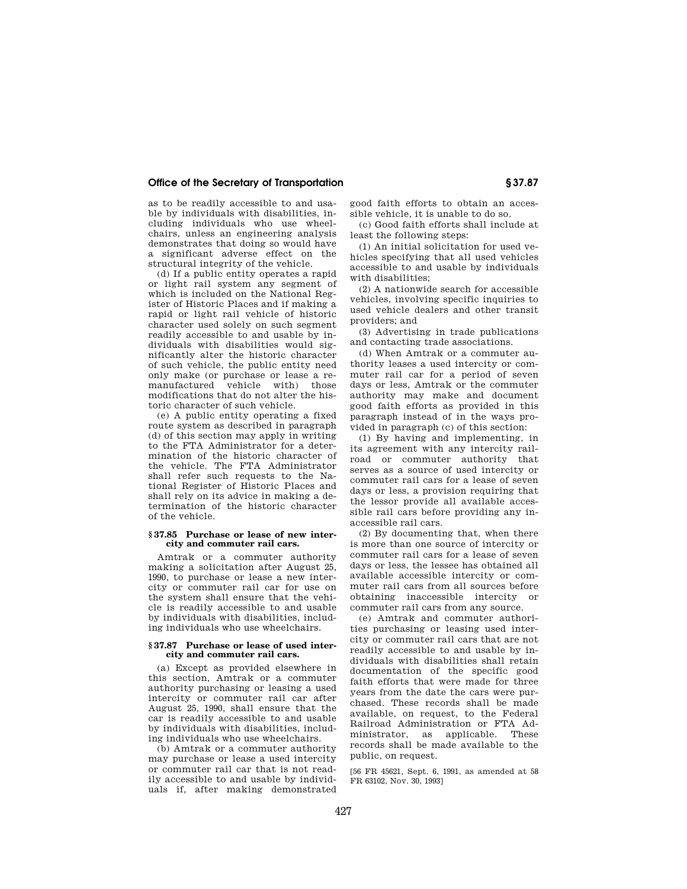as to be readily accessible to and usable by individuals with disabilities, including individuals who use wheelchairs, unless an engineering analysis demonstrates that doing so would have a significant adverse effect on the structural integrity of the vehicle.

(d) If a public entity operates a rapid or light rail system any segment of which is included on the National Register of Historic Places and if making a rapid or light rail vehicle of historic character used solely on such segment readily accessible to and usable by individuals with disabilities would significantly alter the historic character of such vehicle, the public entity need only make (or purchase or lease a remanufactured vehicle with) those modifications that do not alter the historic character of such vehicle.

(e) A public entity operating a fixed route system as described in paragraph (d) of this section may apply in writing to the FTA Administrator for a determination of the historic character of the vehicle. The FTA Administrator shall refer such requests to the National Register of Historic Places and shall rely on its advice in making a determination of the historic character of the vehicle.

### § 37.85 Purchase or lease of new intercity and commuter rail cars.

Amtrak or a commuter authority making a solicitation after August 25, 1990, to purchase or lease a new intercity or commuter rail car for use on the system shall ensure that the vehicle is readily accessible to and usable by individuals with disabilities, including individuals who use wheelchairs.

### § 37.87 Purchase or lease of used intercity and commuter rail cars.

(a) Except as provided elsewhere in this section, Amtrak or a commuter authority purchasing or leasing a used intercity or commuter rail car after August 25, 1990, shall ensure that the car is readily accessible to and usable by individuals with disabilities, including individuals who use wheelchairs.

(b) Amtrak or a commuter authority may purchase or lease a used intercity or commuter rail car that is not readily accessible to and usable by individuals if, after making demonstrated good faith efforts to obtain an accessible vehicle, it is unable to do so.

(c) Good faith efforts shall include at least the following steps:

(1) An initial solicitation for used vehicles specifying that all used vehicles accessible to and usable by individuals with disabilities;

(2) A nationwide search for accessible vehicles, involving specific inquiries to used vehicle dealers and other transit providers; and

(3) Advertising in trade publications and contacting trade associations.

(d) When Amtrak or a commuter authority leases a used intercity or commuter rail car for a period of seven days or less, Amtrak or the commuter authority may make and document good faith efforts as provided in this paragraph instead of in the ways provided in paragraph (c) of this section:

(1) By having and implementing, in its agreement with any intercity railroad or commuter authority that serves as a source of used intercity or commuter rail cars for a lease of seven days or less, a provision requiring that the lessor provide all available accessible rail cars before providing any inaccessible rail cars.

(2) By documenting that, when there is more than one source of intercity or commuter rail cars for a lease of seven days or less, the lessee has obtained all available accessible intercity or commuter rail cars from all sources before obtaining inaccessible intercity or commuter rail cars from any source.

(e) Amtrak and commuter authorities purchasing or leasing used intercity or commuter rail cars that are not readily accessible to and usable by individuals with disabilities shall retain documentation of the specific good faith efforts that were made for three years from the date the cars were purchased. These records shall be made available, on request, to the Federal Railroad Administration or FTA Administrator, as applicable. These records shall be made available to the public, on request.

[56 FR 45621, Sept. 6, 1991, as amended at 58 FR 63102, Nov. 30, 1993]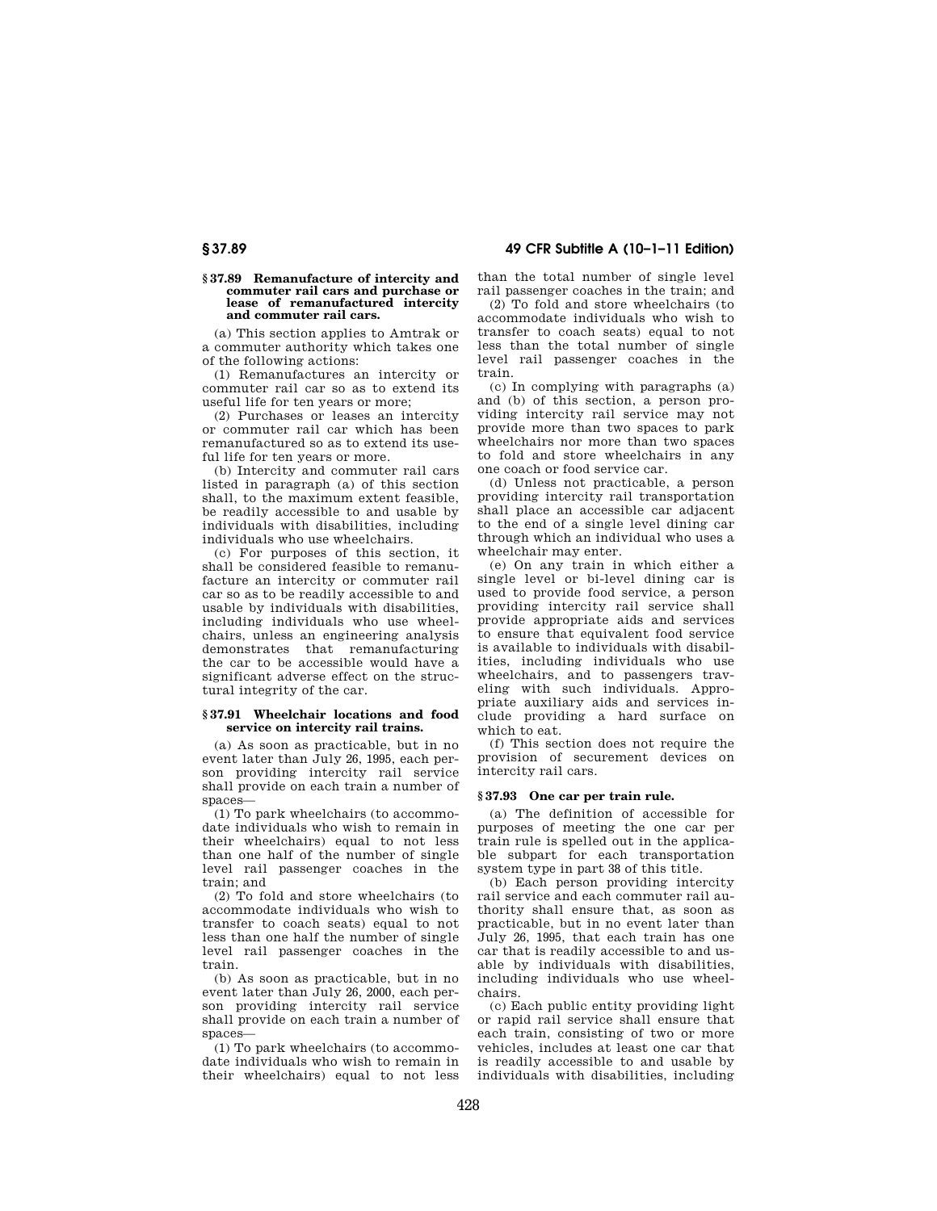**§ 37.89 Remanufacture of intercity and commuter rail cars and purchase or lease of remanufactured intercity and commuter rail cars.**

(a) This section applies to Amtrak or a commuter authority which takes one of the following actions:

(1) Remanufactures an intercity or commuter rail car so as to extend its useful life for ten years or more;

(2) Purchases or leases an intercity or commuter rail car which has been remanufactured so as to extend its useful life for ten years or more.

(b) Intercity and commuter rail cars listed in paragraph (a) of this section shall, to the maximum extent feasible, be readily accessible to and usable by individuals with disabilities, including individuals who use wheelchairs.

(c) For purposes of this section, it shall be considered feasible to remanufacture an intercity or commuter rail car so as to be readily accessible to and usable by individuals with disabilities, including individuals who use wheelchairs, unless an engineering analysis demonstrates that remanufacturing the car to be accessible would have a significant adverse effect on the structural integrity of the car.

**§ 37.91 Wheelchair locations and food service on intercity rail trains.**

(a) As soon as practicable, but in no event later than July 26, 1995, each person providing intercity rail service shall provide on each train a number of spaces—

(1) To park wheelchairs (to accommodate individuals who wish to remain in their wheelchairs) equal to not less than one half of the number of single level rail passenger coaches in the train; and

(2) To fold and store wheelchairs (to accommodate individuals who wish to transfer to coach seats) equal to not less than one half the number of single level rail passenger coaches in the train.

(b) As soon as practicable, but in no event later than July 26, 2000, each person providing intercity rail service shall provide on each train a number of spaces—

(1) To park wheelchairs (to accommodate individuals who wish to remain in their wheelchairs) equal to not less than the total number of single level rail passenger coaches in the train; and

(2) To fold and store wheelchairs (to accommodate individuals who wish to transfer to coach seats) equal to not less than the total number of single level rail passenger coaches in the train.

(c) In complying with paragraphs (a) and (b) of this section, a person providing intercity rail service may not provide more than two spaces to park wheelchairs nor more than two spaces to fold and store wheelchairs in any one coach or food service car.

(d) Unless not practicable, a person providing intercity rail transportation shall place an accessible car adjacent to the end of a single level dining car through which an individual who uses a wheelchair may enter.

(e) On any train in which either a single level or bi-level dining car is used to provide food service, a person providing intercity rail service shall provide appropriate aids and services to ensure that equivalent food service is available to individuals with disabilities, including individuals who use wheelchairs, and to passengers traveling with such individuals. Appropriate auxiliary aids and services include providing a hard surface on which to eat.

(f) This section does not require the provision of securement devices on intercity rail cars.

**§ 37.93 One car per train rule.**

(a) The definition of accessible for purposes of meeting the one car per train rule is spelled out in the applicable subpart for each transportation system type in part 38 of this title.

(b) Each person providing intercity rail service and each commuter rail authority shall ensure that, as soon as practicable, but in no event later than July 26, 1995, that each train has one car that is readily accessible to and usable by individuals with disabilities, including individuals who use wheelchairs.

(c) Each public entity providing light or rapid rail service shall ensure that each train, consisting of two or more vehicles, includes at least one car that is readily accessible to and usable by individuals with disabilities, including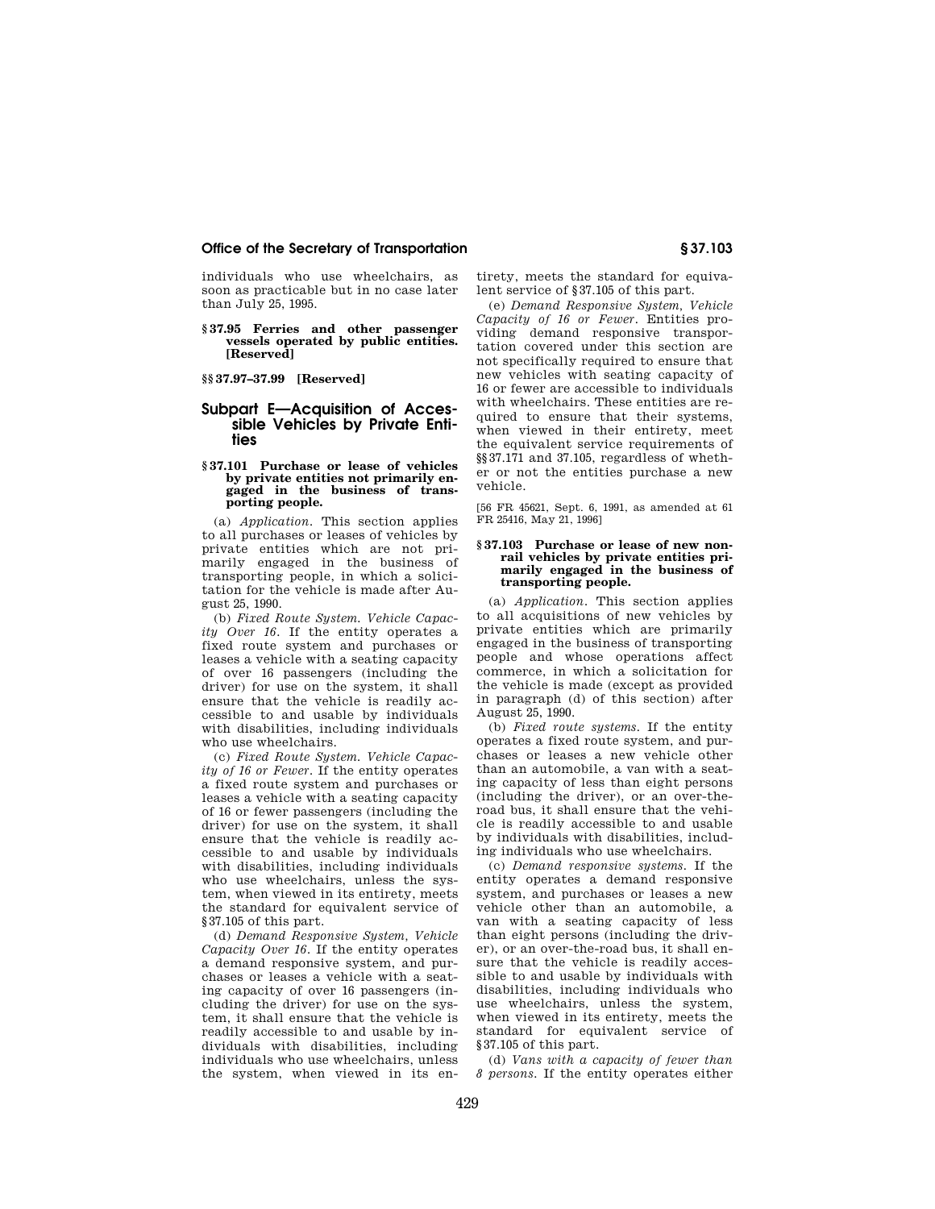individuals who use wheelchairs, as soon as practicable but in no case later than July 25, 1995.

**§ 37.95 Ferries and other passenger vessels operated by public entities. [Reserved]**

**§§ 37.97–37.99 [Reserved]**

## Subpart E—Acquisition of Accessible Vehicles by Private Entities

**§ 37.101 Purchase or lease of vehicles by private entities not primarily engaged in the business of transporting people.**

(a) *Application.* This section applies to all purchases or leases of vehicles by private entities which are not primarily engaged in the business of transporting people, in which a solicitation for the vehicle is made after August 25, 1990.

(b) *Fixed Route System. Vehicle Capacity Over 16.* If the entity operates a fixed route system and purchases or leases a vehicle with a seating capacity of over 16 passengers (including the driver) for use on the system, it shall ensure that the vehicle is readily accessible to and usable by individuals with disabilities, including individuals who use wheelchairs.

(c) *Fixed Route System. Vehicle Capacity of 16 or Fewer.* If the entity operates a fixed route system and purchases or leases a vehicle with a seating capacity of 16 or fewer passengers (including the driver) for use on the system, it shall ensure that the vehicle is readily accessible to and usable by individuals with disabilities, including individuals who use wheelchairs, unless the system, when viewed in its entirety, meets the standard for equivalent service of §37.105 of this part.

(d) *Demand Responsive System, Vehicle Capacity Over 16.* If the entity operates a demand responsive system, and purchases or leases a vehicle with a seating capacity of over 16 passengers (including the driver) for use on the system, it shall ensure that the vehicle is readily accessible to and usable by individuals with disabilities, including individuals who use wheelchairs, unless the system, when viewed in its entirety, meets the standard for equivalent service of §37.105 of this part.

(e) *Demand Responsive System, Vehicle Capacity of 16 or Fewer.* Entities providing demand responsive transportation covered under this section are not specifically required to ensure that new vehicles with seating capacity of 16 or fewer are accessible to individuals with wheelchairs. These entities are required to ensure that their systems, when viewed in their entirety, meet the equivalent service requirements of §§37.171 and 37.105, regardless of whether or not the entities purchase a new vehicle.

[56 FR 45621, Sept. 6, 1991, as amended at 61 FR 25416, May 21, 1996]

**§ 37.103 Purchase or lease of new non-rail vehicles by private entities primarily engaged in the business of transporting people.**

(a) *Application.* This section applies to all acquisitions of new vehicles by private entities which are primarily engaged in the business of transporting people and whose operations affect commerce, in which a solicitation for the vehicle is made (except as provided in paragraph (d) of this section) after August 25, 1990.

(b) *Fixed route systems.* If the entity operates a fixed route system, and purchases or leases a new vehicle other than an automobile, a van with a seating capacity of less than eight persons (including the driver), or an over-the-road bus, it shall ensure that the vehicle is readily accessible to and usable by individuals with disabilities, including individuals who use wheelchairs.

(c) *Demand responsive systems.* If the entity operates a demand responsive system, and purchases or leases a new vehicle other than an automobile, a van with a seating capacity of less than eight persons (including the driver), or an over-the-road bus, it shall ensure that the vehicle is readily accessible to and usable by individuals with disabilities, including individuals who use wheelchairs, unless the system, when viewed in its entirety, meets the standard for equivalent service of §37.105 of this part.

(d) *Vans with a capacity of fewer than 8 persons.* If the entity operates either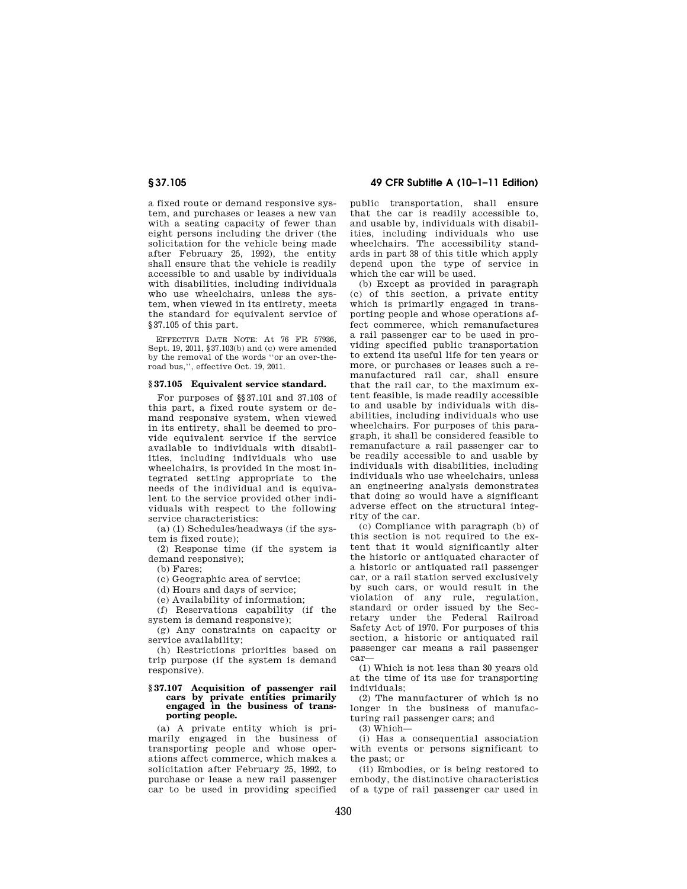a fixed route or demand responsive system, and purchases or leases a new van with a seating capacity of fewer than eight persons including the driver (the solicitation for the vehicle being made after February 25, 1992), the entity shall ensure that the vehicle is readily accessible to and usable by individuals with disabilities, including individuals who use wheelchairs, unless the system, when viewed in its entirety, meets the standard for equivalent service of §37.105 of this part.

EFFECTIVE DATE NOTE: At 76 FR 57936, Sept. 19, 2011, §37.103(b) and (c) were amended by the removal of the words ''or an over-the-road bus,'', effective Oct. 19, 2011.

### §37.105 Equivalent service standard.

For purposes of §§37.101 and 37.103 of this part, a fixed route system or demand responsive system, when viewed in its entirety, shall be deemed to provide equivalent service if the service available to individuals with disabilities, including individuals who use wheelchairs, is provided in the most integrated setting appropriate to the needs of the individual and is equivalent to the service provided other individuals with respect to the following service characteristics:

(a) (1) Schedules/headways (if the system is fixed route);

(2) Response time (if the system is demand responsive);

(b) Fares;

(c) Geographic area of service;

(d) Hours and days of service;

(e) Availability of information;

(f) Reservations capability (if the system is demand responsive);

(g) Any constraints on capacity or service availability;

(h) Restrictions priorities based on trip purpose (if the system is demand responsive).

### §37.107 Acquisition of passenger rail cars by private entities primarily engaged in the business of transporting people.

(a) A private entity which is primarily engaged in the business of transporting people and whose operations affect commerce, which makes a solicitation after February 25, 1992, to purchase or lease a new rail passenger car to be used in providing specified public transportation, shall ensure that the car is readily accessible to, and usable by, individuals with disabilities, including individuals who use wheelchairs. The accessibility standards in part 38 of this title which apply depend upon the type of service in which the car will be used.

(b) Except as provided in paragraph (c) of this section, a private entity which is primarily engaged in transporting people and whose operations affect commerce, which remanufactures a rail passenger car to be used in providing specified public transportation to extend its useful life for ten years or more, or purchases or leases such a remanufactured rail car, shall ensure that the rail car, to the maximum extent feasible, is made readily accessible to and usable by individuals with disabilities, including individuals who use wheelchairs. For purposes of this paragraph, it shall be considered feasible to remanufacture a rail passenger car to be readily accessible to and usable by individuals with disabilities, including individuals who use wheelchairs, unless an engineering analysis demonstrates that doing so would have a significant adverse effect on the structural integrity of the car.

(c) Compliance with paragraph (b) of this section is not required to the extent that it would significantly alter the historic or antiquated character of a historic or antiquated rail passenger car, or a rail station served exclusively by such cars, or would result in the violation of any rule, regulation, standard or order issued by the Secretary under the Federal Railroad Safety Act of 1970. For purposes of this section, a historic or antiquated rail passenger car means a rail passenger car—

(1) Which is not less than 30 years old at the time of its use for transporting individuals;

(2) The manufacturer of which is no longer in the business of manufacturing rail passenger cars; and

(3) Which—

(i) Has a consequential association with events or persons significant to the past; or

(ii) Embodies, or is being restored to embody, the distinctive characteristics of a type of rail passenger car used in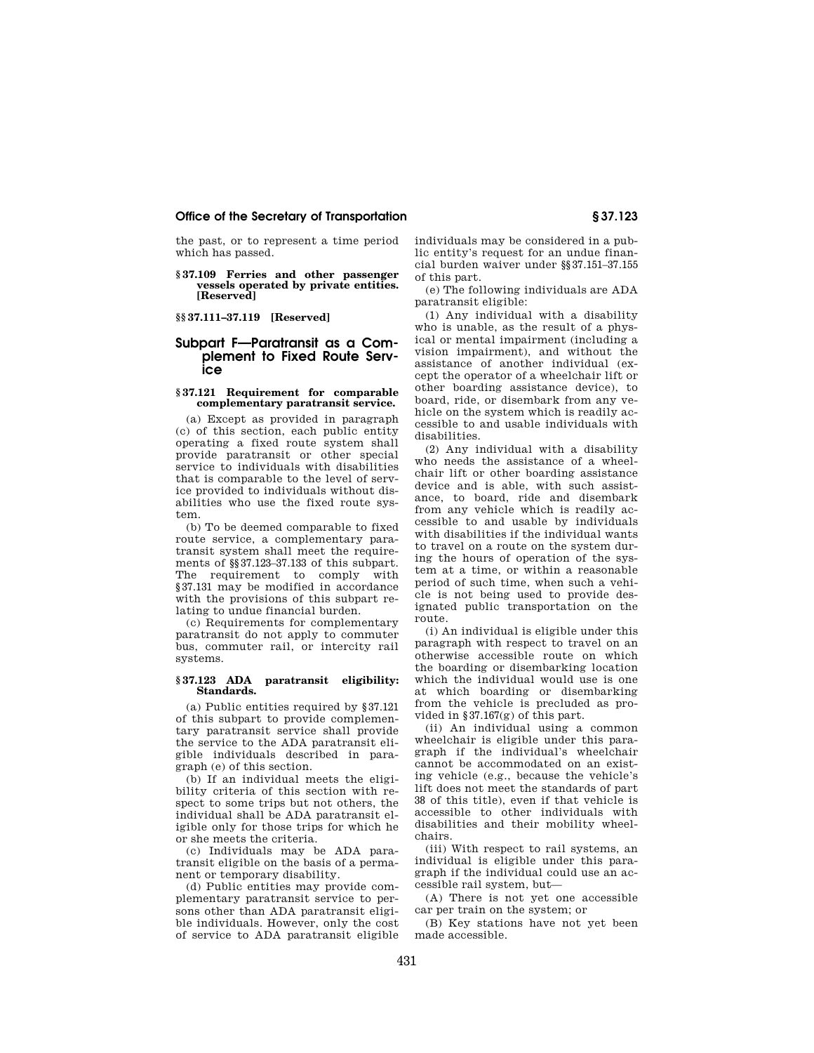the past, or to represent a time period which has passed.

**§ 37.109 Ferries and other passenger vessels operated by private entities. [Reserved]**

**§§ 37.111–37.119 [Reserved]**

## Subpart F—Paratransit as a Complement to Fixed Route Service

**§ 37.121 Requirement for comparable complementary paratransit service.**

(a) Except as provided in paragraph (c) of this section, each public entity operating a fixed route system shall provide paratransit or other special service to individuals with disabilities that is comparable to the level of service provided to individuals without disabilities who use the fixed route system.

(b) To be deemed comparable to fixed route service, a complementary paratransit system shall meet the requirements of §§ 37.123–37.133 of this subpart. The requirement to comply with § 37.131 may be modified in accordance with the provisions of this subpart relating to undue financial burden.

(c) Requirements for complementary paratransit do not apply to commuter bus, commuter rail, or intercity rail systems.

**§ 37.123 ADA paratransit eligibility: Standards.**

(a) Public entities required by § 37.121 of this subpart to provide complementary paratransit service shall provide the service to the ADA paratransit eligible individuals described in paragraph (e) of this section.

(b) If an individual meets the eligibility criteria of this section with respect to some trips but not others, the individual shall be ADA paratransit eligible only for those trips for which he or she meets the criteria.

(c) Individuals may be ADA paratransit eligible on the basis of a permanent or temporary disability.

(d) Public entities may provide complementary paratransit service to persons other than ADA paratransit eligible individuals. However, only the cost of service to ADA paratransit eligible individuals may be considered in a public entity's request for an undue financial burden waiver under §§ 37.151–37.155 of this part.

(e) The following individuals are ADA paratransit eligible:

(1) Any individual with a disability who is unable, as the result of a physical or mental impairment (including a vision impairment), and without the assistance of another individual (except the operator of a wheelchair lift or other boarding assistance device), to board, ride, or disembark from any vehicle on the system which is readily accessible to and usable individuals with disabilities.

(2) Any individual with a disability who needs the assistance of a wheelchair lift or other boarding assistance device and is able, with such assistance, to board, ride and disembark from any vehicle which is readily accessible to and usable by individuals with disabilities if the individual wants to travel on a route on the system during the hours of operation of the system at a time, or within a reasonable period of such time, when such a vehicle is not being used to provide designated public transportation on the route.

(i) An individual is eligible under this paragraph with respect to travel on an otherwise accessible route on which the boarding or disembarking location which the individual would use is one at which boarding or disembarking from the vehicle is precluded as provided in § 37.167(g) of this part.

(ii) An individual using a common wheelchair is eligible under this paragraph if the individual's wheelchair cannot be accommodated on an existing vehicle (e.g., because the vehicle's lift does not meet the standards of part 38 of this title), even if that vehicle is accessible to other individuals with disabilities and their mobility wheelchairs.

(iii) With respect to rail systems, an individual is eligible under this paragraph if the individual could use an accessible rail system, but—

(A) There is not yet one accessible car per train on the system; or

(B) Key stations have not yet been made accessible.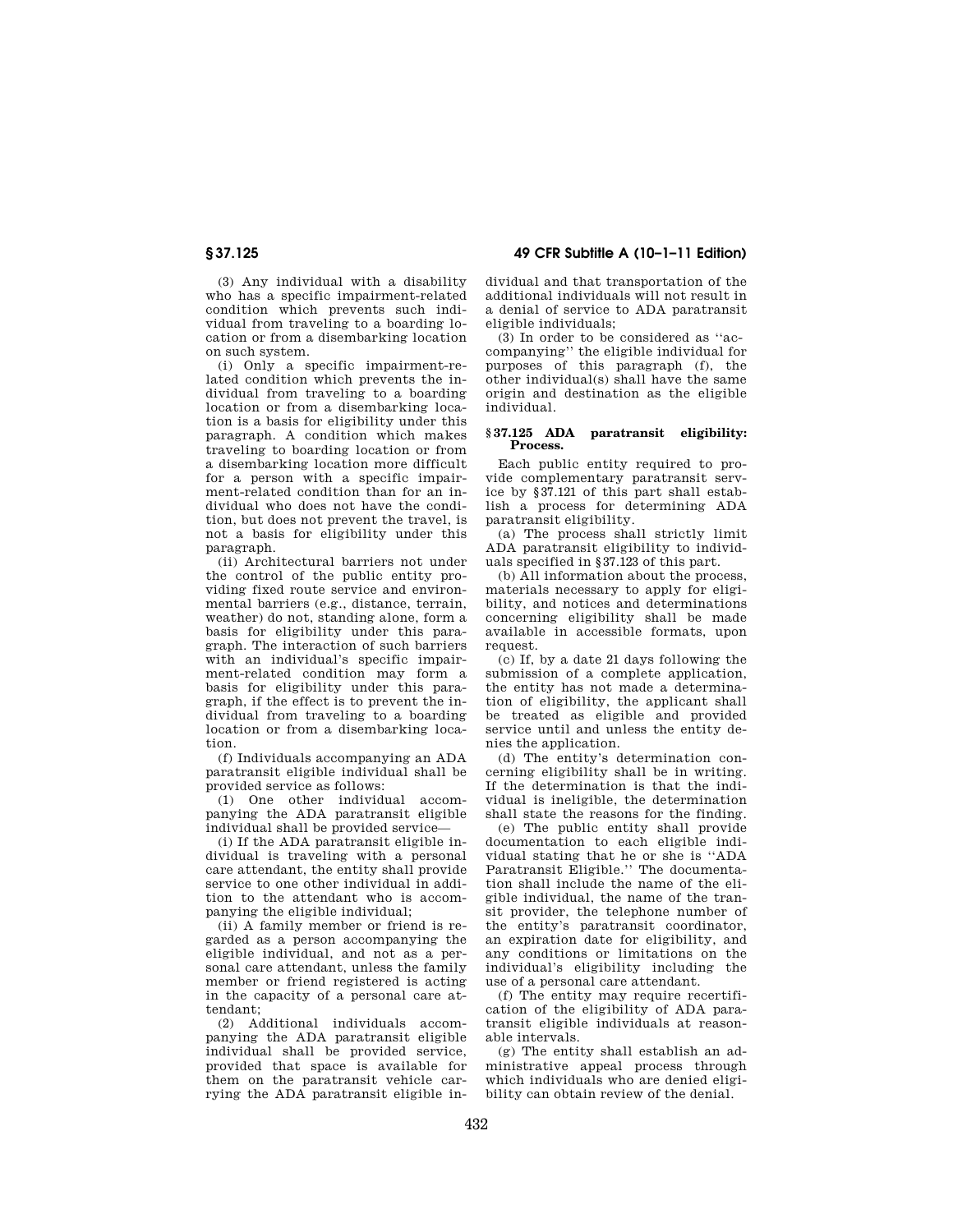(3) Any individual with a disability who has a specific impairment-related condition which prevents such individual from traveling to a boarding location or from a disembarking location on such system.

(i) Only a specific impairment-related condition which prevents the individual from traveling to a boarding location or from a disembarking location is a basis for eligibility under this paragraph. A condition which makes traveling to boarding location or from a disembarking location more difficult for a person with a specific impairment-related condition than for an individual who does not have the condition, but does not prevent the travel, is not a basis for eligibility under this paragraph.

(ii) Architectural barriers not under the control of the public entity providing fixed route service and environmental barriers (e.g., distance, terrain, weather) do not, standing alone, form a basis for eligibility under this paragraph. The interaction of such barriers with an individual's specific impairment-related condition may form a basis for eligibility under this paragraph, if the effect is to prevent the individual from traveling to a boarding location or from a disembarking location.

(f) Individuals accompanying an ADA paratransit eligible individual shall be provided service as follows:

(1) One other individual accompanying the ADA paratransit eligible individual shall be provided service—

(i) If the ADA paratransit eligible individual is traveling with a personal care attendant, the entity shall provide service to one other individual in addition to the attendant who is accompanying the eligible individual;

(ii) A family member or friend is regarded as a person accompanying the eligible individual, and not as a personal care attendant, unless the family member or friend registered is acting in the capacity of a personal care attendant;

(2) Additional individuals accompanying the ADA paratransit eligible individual shall be provided service, provided that space is available for them on the paratransit vehicle carrying the ADA paratransit eligible individual and that transportation of the additional individuals will not result in a denial of service to ADA paratransit eligible individuals;

(3) In order to be considered as ''accompanying'' the eligible individual for purposes of this paragraph (f), the other individual(s) shall have the same origin and destination as the eligible individual.

### § 37.125 ADA paratransit eligibility: Process.

Each public entity required to provide complementary paratransit service by § 37.121 of this part shall establish a process for determining ADA paratransit eligibility.

(a) The process shall strictly limit ADA paratransit eligibility to individuals specified in § 37.123 of this part.

(b) All information about the process, materials necessary to apply for eligibility, and notices and determinations concerning eligibility shall be made available in accessible formats, upon request.

(c) If, by a date 21 days following the submission of a complete application, the entity has not made a determination of eligibility, the applicant shall be treated as eligible and provided service until and unless the entity denies the application.

(d) The entity's determination concerning eligibility shall be in writing. If the determination is that the individual is ineligible, the determination shall state the reasons for the finding.

(e) The public entity shall provide documentation to each eligible individual stating that he or she is ''ADA Paratransit Eligible.'' The documentation shall include the name of the eligible individual, the name of the transit provider, the telephone number of the entity's paratransit coordinator, an expiration date for eligibility, and any conditions or limitations on the individual's eligibility including the use of a personal care attendant.

(f) The entity may require recertification of the eligibility of ADA paratransit eligible individuals at reasonable intervals.

(g) The entity shall establish an administrative appeal process through which individuals who are denied eligibility can obtain review of the denial.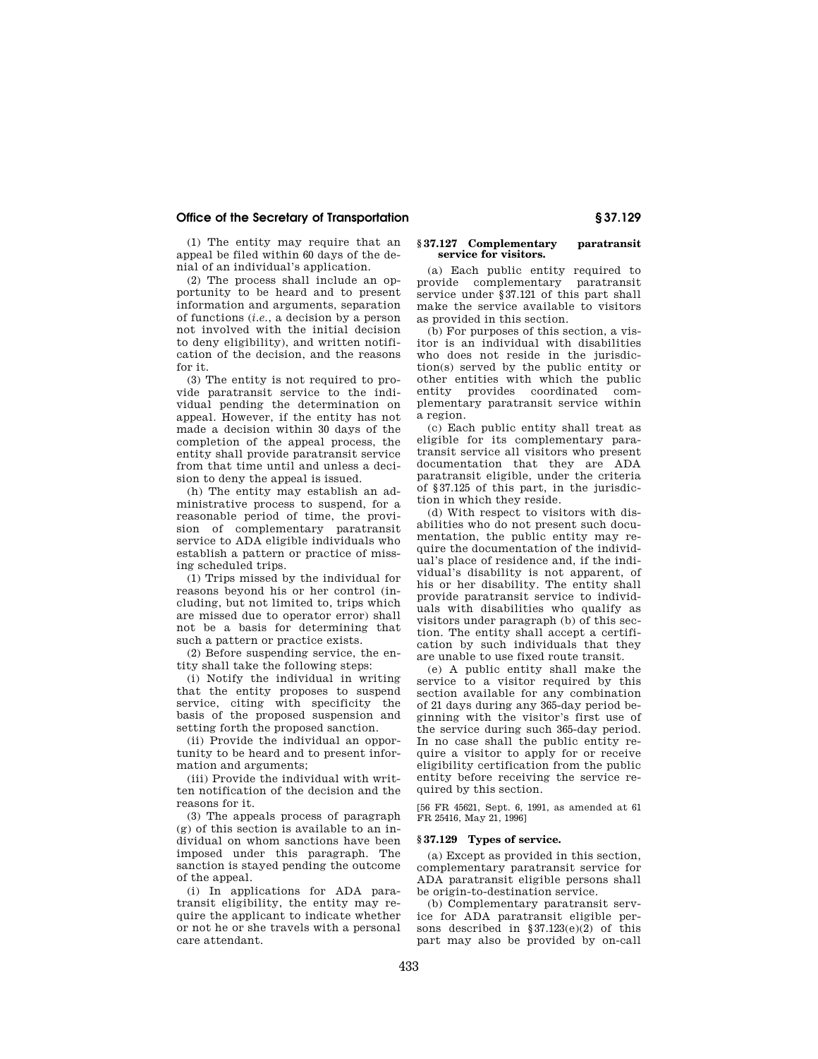(1) The entity may require that an appeal be filed within 60 days of the denial of an individual's application.

(2) The process shall include an opportunity to be heard and to present information and arguments, separation of functions (*i.e.*, a decision by a person not involved with the initial decision to deny eligibility), and written notification of the decision, and the reasons for it.

(3) The entity is not required to provide paratransit service to the individual pending the determination on appeal. However, if the entity has not made a decision within 30 days of the completion of the appeal process, the entity shall provide paratransit service from that time until and unless a decision to deny the appeal is issued.

(h) The entity may establish an administrative process to suspend, for a reasonable period of time, the provision of complementary paratransit service to ADA eligible individuals who establish a pattern or practice of missing scheduled trips.

(1) Trips missed by the individual for reasons beyond his or her control (including, but not limited to, trips which are missed due to operator error) shall not be a basis for determining that such a pattern or practice exists.

(2) Before suspending service, the entity shall take the following steps:

(i) Notify the individual in writing that the entity proposes to suspend service, citing with specificity the basis of the proposed suspension and setting forth the proposed sanction.

(ii) Provide the individual an opportunity to be heard and to present information and arguments;

(iii) Provide the individual with written notification of the decision and the reasons for it.

(3) The appeals process of paragraph (g) of this section is available to an individual on whom sanctions have been imposed under this paragraph. The sanction is stayed pending the outcome of the appeal.

(i) In applications for ADA paratransit eligibility, the entity may require the applicant to indicate whether or not he or she travels with a personal care attendant.

## § 37.127 Complementary paratransit service for visitors.

(a) Each public entity required to provide complementary paratransit service under § 37.121 of this part shall make the service available to visitors as provided in this section.

(b) For purposes of this section, a visitor is an individual with disabilities who does not reside in the jurisdiction(s) served by the public entity or other entities with which the public entity provides coordinated complementary paratransit service within a region.

(c) Each public entity shall treat as eligible for its complementary paratransit service all visitors who present documentation that they are ADA paratransit eligible, under the criteria of § 37.125 of this part, in the jurisdiction in which they reside.

(d) With respect to visitors with disabilities who do not present such documentation, the public entity may require the documentation of the individual's place of residence and, if the individual's disability is not apparent, of his or her disability. The entity shall provide paratransit service to individuals with disabilities who qualify as visitors under paragraph (b) of this section. The entity shall accept a certification by such individuals that they are unable to use fixed route transit.

(e) A public entity shall make the service to a visitor required by this section available for any combination of 21 days during any 365-day period beginning with the visitor's first use of the service during such 365-day period. In no case shall the public entity require a visitor to apply for or receive eligibility certification from the public entity before receiving the service required by this section.

[56 FR 45621, Sept. 6, 1991, as amended at 61 FR 25416, May 21, 1996]

## § 37.129 Types of service.

(a) Except as provided in this section, complementary paratransit service for ADA paratransit eligible persons shall be origin-to-destination service.

(b) Complementary paratransit service for ADA paratransit eligible persons described in § 37.123(e)(2) of this part may also be provided by on-call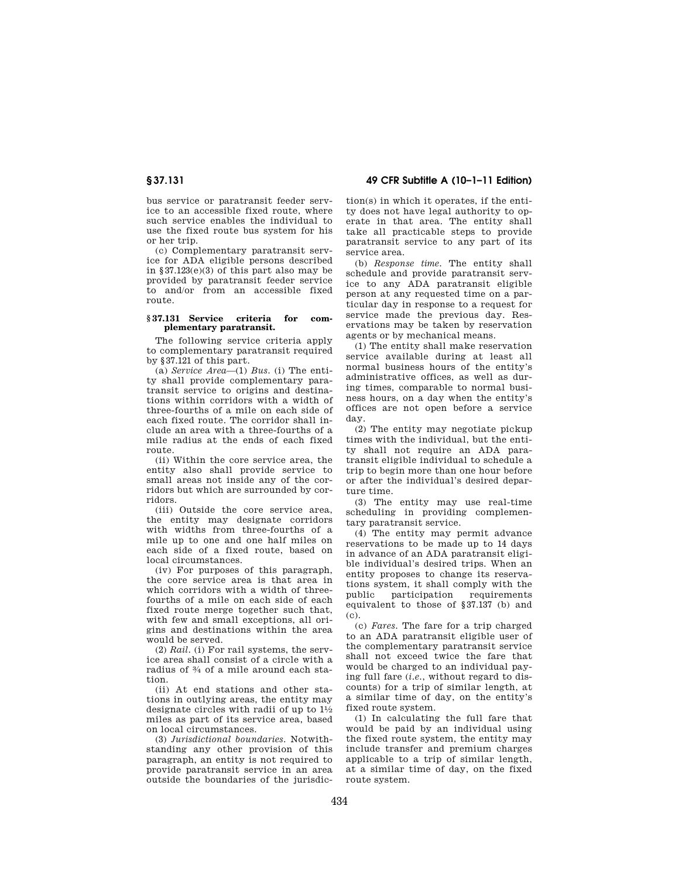bus service or paratransit feeder service to an accessible fixed route, where such service enables the individual to use the fixed route bus system for his or her trip.

(c) Complementary paratransit service for ADA eligible persons described in §37.123(e)(3) of this part also may be provided by paratransit feeder service to and/or from an accessible fixed route.

### §37.131 Service criteria for complementary paratransit.

The following service criteria apply to complementary paratransit required by §37.121 of this part.

(a) *Service Area*—(1) *Bus.* (i) The entity shall provide complementary paratransit service to origins and destinations within corridors with a width of three-fourths of a mile on each side of each fixed route. The corridor shall include an area with a three-fourths of a mile radius at the ends of each fixed route.

(ii) Within the core service area, the entity also shall provide service to small areas not inside any of the corridors but which are surrounded by corridors.

(iii) Outside the core service area, the entity may designate corridors with widths from three-fourths of a mile up to one and one half miles on each side of a fixed route, based on local circumstances.

(iv) For purposes of this paragraph, the core service area is that area in which corridors with a width of three-fourths of a mile on each side of each fixed route merge together such that, with few and small exceptions, all origins and destinations within the area would be served.

(2) *Rail.* (i) For rail systems, the service area shall consist of a circle with a radius of ¾ of a mile around each station.

(ii) At end stations and other stations in outlying areas, the entity may designate circles with radii of up to 1½ miles as part of its service area, based on local circumstances.

(3) *Jurisdictional boundaries.* Notwithstanding any other provision of this paragraph, an entity is not required to provide paratransit service in an area outside the boundaries of the jurisdiction(s) in which it operates, if the entity does not have legal authority to operate in that area. The entity shall take all practicable steps to provide paratransit service to any part of its service area.

(b) *Response time.* The entity shall schedule and provide paratransit service to any ADA paratransit eligible person at any requested time on a particular day in response to a request for service made the previous day. Reservations may be taken by reservation agents or by mechanical means.

(1) The entity shall make reservation service available during at least all normal business hours of the entity's administrative offices, as well as during times, comparable to normal business hours, on a day when the entity's offices are not open before a service day.

(2) The entity may negotiate pickup times with the individual, but the entity shall not require an ADA paratransit eligible individual to schedule a trip to begin more than one hour before or after the individual's desired departure time.

(3) The entity may use real-time scheduling in providing complementary paratransit service.

(4) The entity may permit advance reservations to be made up to 14 days in advance of an ADA paratransit eligible individual's desired trips. When an entity proposes to change its reservations system, it shall comply with the public participation requirements equivalent to those of §37.137 (b) and (c).

(c) *Fares.* The fare for a trip charged to an ADA paratransit eligible user of the complementary paratransit service shall not exceed twice the fare that would be charged to an individual paying full fare (*i.e.*, without regard to discounts) for a trip of similar length, at a similar time of day, on the entity's fixed route system.

(1) In calculating the full fare that would be paid by an individual using the fixed route system, the entity may include transfer and premium charges applicable to a trip of similar length, at a similar time of day, on the fixed route system.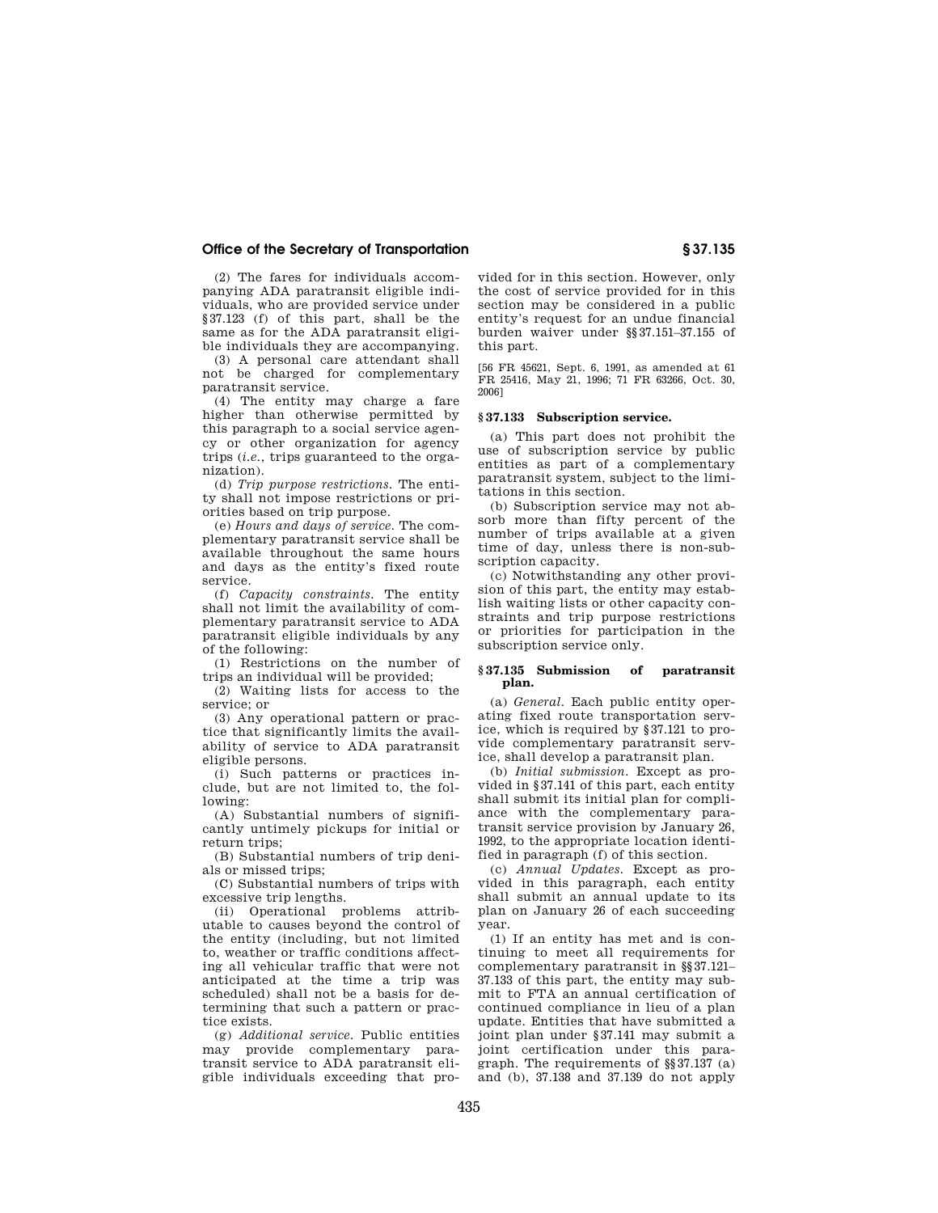(2) The fares for individuals accompanying ADA paratransit eligible individuals, who are provided service under §37.123 (f) of this part, shall be the same as for the ADA paratransit eligible individuals they are accompanying.

(3) A personal care attendant shall not be charged for complementary paratransit service.

(4) The entity may charge a fare higher than otherwise permitted by this paragraph to a social service agency or other organization for agency trips (*i.e.*, trips guaranteed to the organization).

(d) *Trip purpose restrictions.* The entity shall not impose restrictions or priorities based on trip purpose.

(e) *Hours and days of service.* The complementary paratransit service shall be available throughout the same hours and days as the entity's fixed route service.

(f) *Capacity constraints.* The entity shall not limit the availability of complementary paratransit service to ADA paratransit eligible individuals by any of the following:

(1) Restrictions on the number of trips an individual will be provided;

(2) Waiting lists for access to the service; or

(3) Any operational pattern or practice that significantly limits the availability of service to ADA paratransit eligible persons.

(i) Such patterns or practices include, but are not limited to, the following:

(A) Substantial numbers of significantly untimely pickups for initial or return trips;

(B) Substantial numbers of trip denials or missed trips;

(C) Substantial numbers of trips with excessive trip lengths.

(ii) Operational problems attributable to causes beyond the control of the entity (including, but not limited to, weather or traffic conditions affecting all vehicular traffic that were not anticipated at the time a trip was scheduled) shall not be a basis for determining that such a pattern or practice exists.

(g) *Additional service.* Public entities may provide complementary paratransit service to ADA paratransit eligible individuals exceeding that provided for in this section. However, only the cost of service provided for in this section may be considered in a public entity's request for an undue financial burden waiver under §§37.151–37.155 of this part.

[56 FR 45621, Sept. 6, 1991, as amended at 61 FR 25416, May 21, 1996; 71 FR 63266, Oct. 30, 2006]

## § 37.133 Subscription service.

(a) This part does not prohibit the use of subscription service by public entities as part of a complementary paratransit system, subject to the limitations in this section.

(b) Subscription service may not absorb more than fifty percent of the number of trips available at a given time of day, unless there is non-subscription capacity.

(c) Notwithstanding any other provision of this part, the entity may establish waiting lists or other capacity constraints and trip purpose restrictions or priorities for participation in the subscription service only.

## § 37.135 Submission of paratransit plan.

(a) *General.* Each public entity operating fixed route transportation service, which is required by §37.121 to provide complementary paratransit service, shall develop a paratransit plan.

(b) *Initial submission.* Except as provided in §37.141 of this part, each entity shall submit its initial plan for compliance with the complementary paratransit service provision by January 26, 1992, to the appropriate location identified in paragraph (f) of this section.

(c) *Annual Updates.* Except as provided in this paragraph, each entity shall submit an annual update to its plan on January 26 of each succeeding year.

(1) If an entity has met and is continuing to meet all requirements for complementary paratransit in §§37.121–37.133 of this part, the entity may submit to FTA an annual certification of continued compliance in lieu of a plan update. Entities that have submitted a joint plan under §37.141 may submit a joint certification under this paragraph. The requirements of §§37.137 (a) and (b), 37.138 and 37.139 do not apply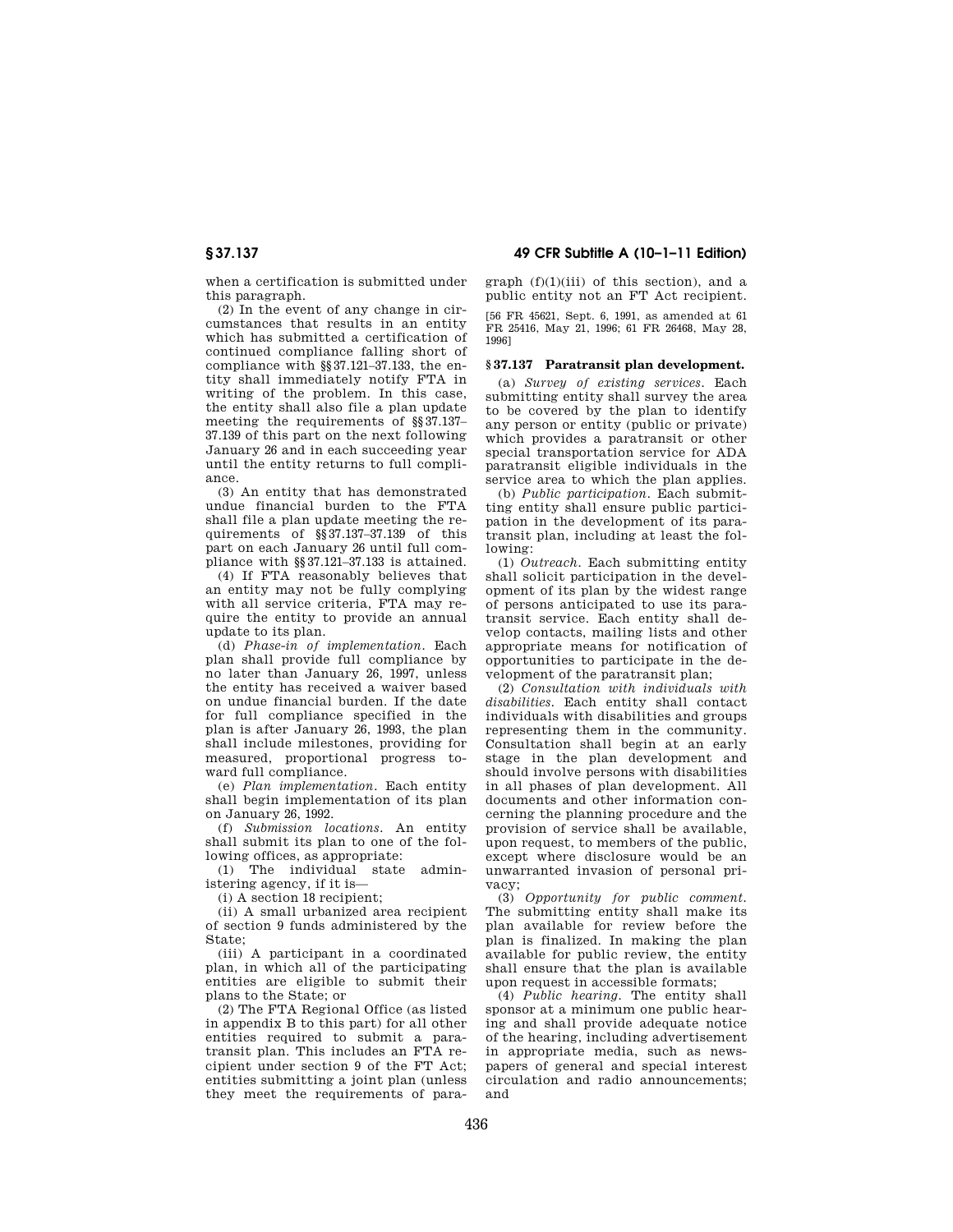when a certification is submitted under this paragraph.

(2) In the event of any change in circumstances that results in an entity which has submitted a certification of continued compliance falling short of compliance with §§37.121–37.133, the entity shall immediately notify FTA in writing of the problem. In this case, the entity shall also file a plan update meeting the requirements of §§37.137–37.139 of this part on the next following January 26 and in each succeeding year until the entity returns to full compliance.

(3) An entity that has demonstrated undue financial burden to the FTA shall file a plan update meeting the requirements of §§37.137–37.139 of this part on each January 26 until full compliance with §§37.121–37.133 is attained.

(4) If FTA reasonably believes that an entity may not be fully complying with all service criteria, FTA may require the entity to provide an annual update to its plan.

(d) *Phase-in of implementation.* Each plan shall provide full compliance by no later than January 26, 1997, unless the entity has received a waiver based on undue financial burden. If the date for full compliance specified in the plan is after January 26, 1993, the plan shall include milestones, providing for measured, proportional progress toward full compliance.

(e) *Plan implementation.* Each entity shall begin implementation of its plan on January 26, 1992.

(f) *Submission locations.* An entity shall submit its plan to one of the following offices, as appropriate:

(1) The individual state administering agency, if it is—

(i) A section 18 recipient;

(ii) A small urbanized area recipient of section 9 funds administered by the State;

(iii) A participant in a coordinated plan, in which all of the participating entities are eligible to submit their plans to the State; or

(2) The FTA Regional Office (as listed in appendix B to this part) for all other entities required to submit a paratransit plan. This includes an FTA recipient under section 9 of the FT Act; entities submitting a joint plan (unless they meet the requirements of paragraph (f)(1)(iii) of this section), and a public entity not an FT Act recipient.

[56 FR 45621, Sept. 6, 1991, as amended at 61 FR 25416, May 21, 1996; 61 FR 26468, May 28, 1996]

## § 37.137 Paratransit plan development.

(a) *Survey of existing services.* Each submitting entity shall survey the area to be covered by the plan to identify any person or entity (public or private) which provides a paratransit or other special transportation service for ADA paratransit eligible individuals in the service area to which the plan applies.

(b) *Public participation.* Each submitting entity shall ensure public participation in the development of its paratransit plan, including at least the following:

(1) *Outreach.* Each submitting entity shall solicit participation in the development of its plan by the widest range of persons anticipated to use its paratransit service. Each entity shall develop contacts, mailing lists and other appropriate means for notification of opportunities to participate in the development of the paratransit plan;

(2) *Consultation with individuals with disabilities.* Each entity shall contact individuals with disabilities and groups representing them in the community. Consultation shall begin at an early stage in the plan development and should involve persons with disabilities in all phases of plan development. All documents and other information concerning the planning procedure and the provision of service shall be available, upon request, to members of the public, except where disclosure would be an unwarranted invasion of personal privacy;

(3) *Opportunity for public comment.* The submitting entity shall make its plan available for review before the plan is finalized. In making the plan available for public review, the entity shall ensure that the plan is available upon request in accessible formats;

(4) *Public hearing.* The entity shall sponsor at a minimum one public hearing and shall provide adequate notice of the hearing, including advertisement in appropriate media, such as newspapers of general and special interest circulation and radio announcements; and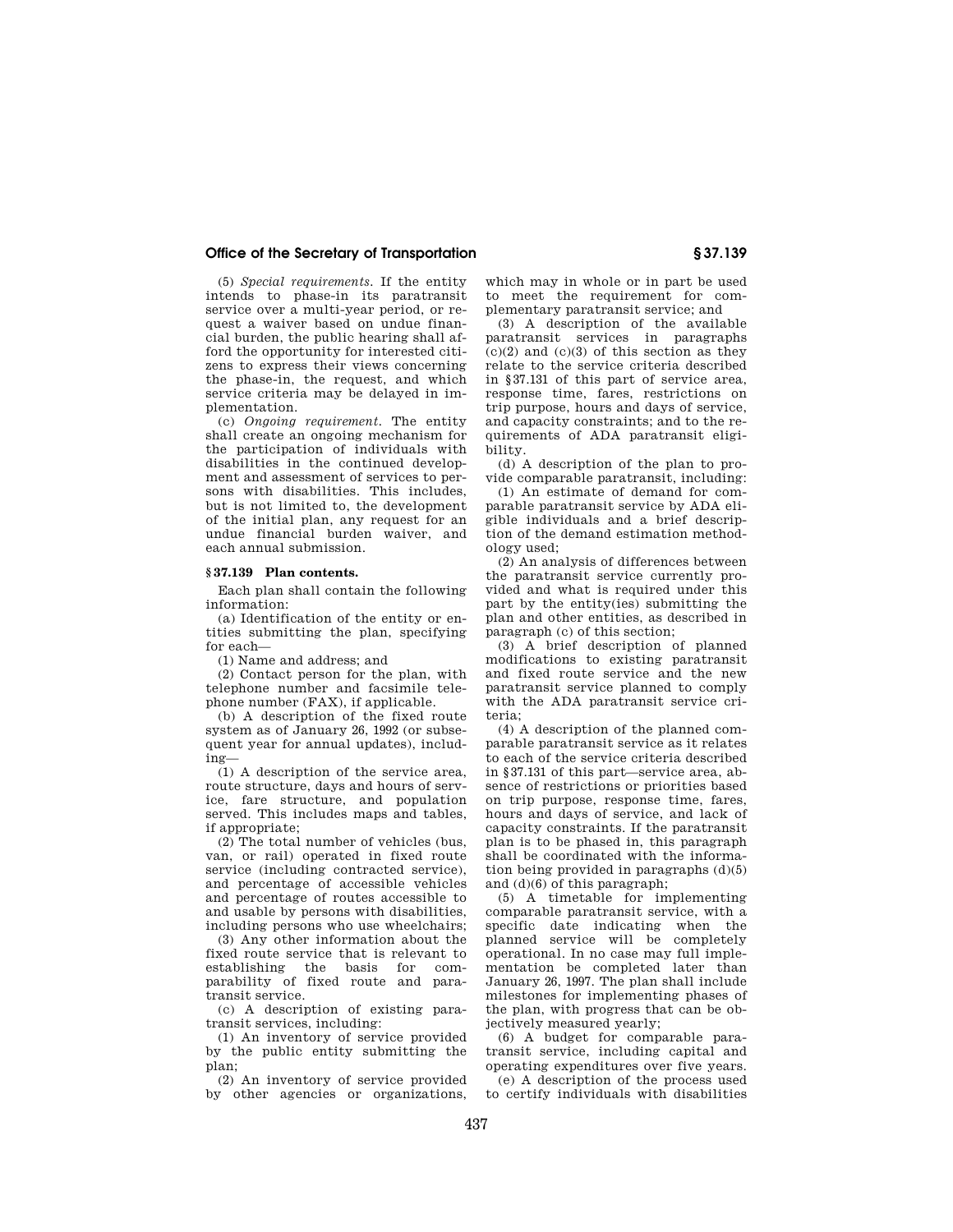(5) *Special requirements.* If the entity intends to phase-in its paratransit service over a multi-year period, or request a waiver based on undue financial burden, the public hearing shall afford the opportunity for interested citizens to express their views concerning the phase-in, the request, and which service criteria may be delayed in implementation.

(c) *Ongoing requirement.* The entity shall create an ongoing mechanism for the participation of individuals with disabilities in the continued development and assessment of services to persons with disabilities. This includes, but is not limited to, the development of the initial plan, any request for an undue financial burden waiver, and each annual submission.

## § 37.139 Plan contents.

Each plan shall contain the following information:

(a) Identification of the entity or entities submitting the plan, specifying for each—

(1) Name and address; and

(2) Contact person for the plan, with telephone number and facsimile telephone number (FAX), if applicable.

(b) A description of the fixed route system as of January 26, 1992 (or subsequent year for annual updates), including—

(1) A description of the service area, route structure, days and hours of service, fare structure, and population served. This includes maps and tables, if appropriate;

(2) The total number of vehicles (bus, van, or rail) operated in fixed route service (including contracted service), and percentage of accessible vehicles and percentage of routes accessible to and usable by persons with disabilities, including persons who use wheelchairs;

(3) Any other information about the fixed route service that is relevant to establishing the basis for comparability of fixed route and paratransit service.

(c) A description of existing paratransit services, including:

(1) An inventory of service provided by the public entity submitting the plan;

(2) An inventory of service provided by other agencies or organizations, which may in whole or in part be used to meet the requirement for complementary paratransit service; and

(3) A description of the available paratransit services in paragraphs (c)(2) and (c)(3) of this section as they relate to the service criteria described in §37.131 of this part of service area, response time, fares, restrictions on trip purpose, hours and days of service, and capacity constraints; and to the requirements of ADA paratransit eligibility.

(d) A description of the plan to provide comparable paratransit, including:

(1) An estimate of demand for comparable paratransit service by ADA eligible individuals and a brief description of the demand estimation methodology used;

(2) An analysis of differences between the paratransit service currently provided and what is required under this part by the entity(ies) submitting the plan and other entities, as described in paragraph (c) of this section;

(3) A brief description of planned modifications to existing paratransit and fixed route service and the new paratransit service planned to comply with the ADA paratransit service criteria;

(4) A description of the planned comparable paratransit service as it relates to each of the service criteria described in §37.131 of this part—service area, absence of restrictions or priorities based on trip purpose, response time, fares, hours and days of service, and lack of capacity constraints. If the paratransit plan is to be phased in, this paragraph shall be coordinated with the information being provided in paragraphs (d)(5) and (d)(6) of this paragraph;

(5) A timetable for implementing comparable paratransit service, with a specific date indicating when the planned service will be completely operational. In no case may full implementation be completed later than January 26, 1997. The plan shall include milestones for implementing phases of the plan, with progress that can be objectively measured yearly;

(6) A budget for comparable paratransit service, including capital and operating expenditures over five years.

(e) A description of the process used to certify individuals with disabilities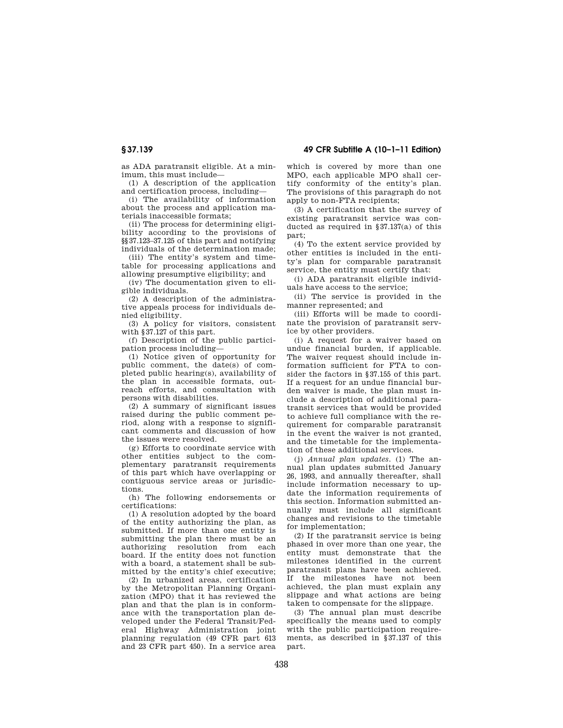as ADA paratransit eligible. At a minimum, this must include—

(1) A description of the application and certification process, including—

(i) The availability of information about the process and application materials inaccessible formats;

(ii) The process for determining eligibility according to the provisions of §§37.123–37.125 of this part and notifying individuals of the determination made;

(iii) The entity's system and timetable for processing applications and allowing presumptive eligibility; and

(iv) The documentation given to eligible individuals.

(2) A description of the administrative appeals process for individuals denied eligibility.

(3) A policy for visitors, consistent with §37.127 of this part.

(f) Description of the public participation process including—

(1) Notice given of opportunity for public comment, the date(s) of completed public hearing(s), availability of the plan in accessible formats, outreach efforts, and consultation with persons with disabilities.

(2) A summary of significant issues raised during the public comment period, along with a response to significant comments and discussion of how the issues were resolved.

(g) Efforts to coordinate service with other entities subject to the complementary paratransit requirements of this part which have overlapping or contiguous service areas or jurisdictions.

(h) The following endorsements or certifications:

(1) A resolution adopted by the board of the entity authorizing the plan, as submitted. If more than one entity is submitting the plan there must be an authorizing resolution from each board. If the entity does not function with a board, a statement shall be submitted by the entity's chief executive;

(2) In urbanized areas, certification by the Metropolitan Planning Organization (MPO) that it has reviewed the plan and that the plan is in conformance with the transportation plan developed under the Federal Transit/Federal Highway Administration joint planning regulation (49 CFR part 613 and 23 CFR part 450). In a service area which is covered by more than one MPO, each applicable MPO shall certify conformity of the entity's plan. The provisions of this paragraph do not apply to non-FTA recipients;

(3) A certification that the survey of existing paratransit service was conducted as required in §37.137(a) of this part;

(4) To the extent service provided by other entities is included in the entity's plan for comparable paratransit service, the entity must certify that:

(i) ADA paratransit eligible individuals have access to the service;

(ii) The service is provided in the manner represented; and

(iii) Efforts will be made to coordinate the provision of paratransit service by other providers.

(i) A request for a waiver based on undue financial burden, if applicable. The waiver request should include information sufficient for FTA to consider the factors in §37.155 of this part. If a request for an undue financial burden waiver is made, the plan must include a description of additional paratransit services that would be provided to achieve full compliance with the requirement for comparable paratransit in the event the waiver is not granted, and the timetable for the implementation of these additional services.

(j) *Annual plan updates.* (1) The annual plan updates submitted January 26, 1993, and annually thereafter, shall include information necessary to update the information requirements of this section. Information submitted annually must include all significant changes and revisions to the timetable for implementation;

(2) If the paratransit service is being phased in over more than one year, the entity must demonstrate that the milestones identified in the current paratransit plans have been achieved. If the milestones have not been achieved, the plan must explain any slippage and what actions are being taken to compensate for the slippage.

(3) The annual plan must describe specifically the means used to comply with the public participation requirements, as described in §37.137 of this part.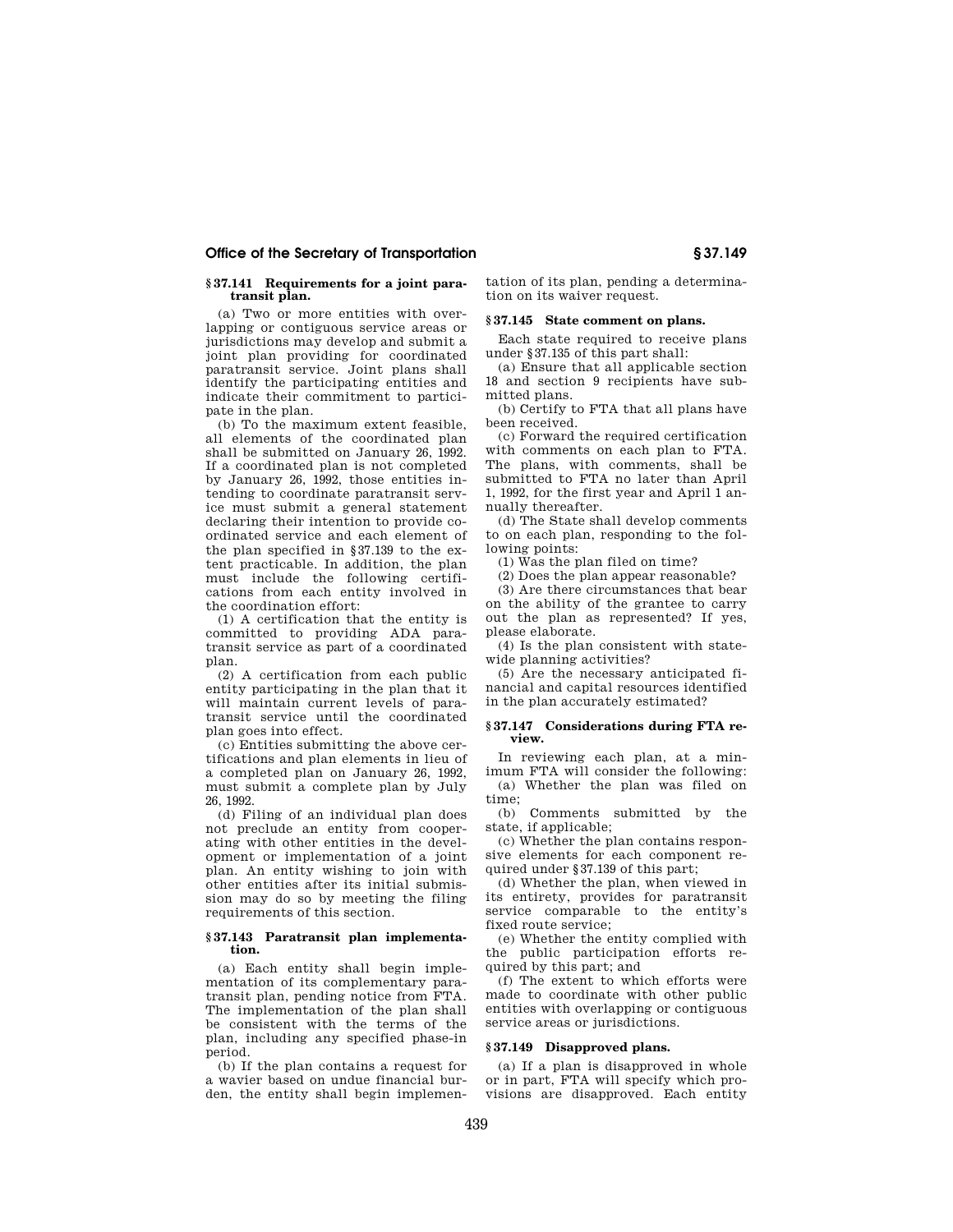### § 37.141 Requirements for a joint paratransit plan.

(a) Two or more entities with overlapping or contiguous service areas or jurisdictions may develop and submit a joint plan providing for coordinated paratransit service. Joint plans shall identify the participating entities and indicate their commitment to participate in the plan.

(b) To the maximum extent feasible, all elements of the coordinated plan shall be submitted on January 26, 1992. If a coordinated plan is not completed by January 26, 1992, those entities intending to coordinate paratransit service must submit a general statement declaring their intention to provide coordinated service and each element of the plan specified in §37.139 to the extent practicable. In addition, the plan must include the following certifications from each entity involved in the coordination effort:

(1) A certification that the entity is committed to providing ADA paratransit service as part of a coordinated plan.

(2) A certification from each public entity participating in the plan that it will maintain current levels of paratransit service until the coordinated plan goes into effect.

(c) Entities submitting the above certifications and plan elements in lieu of a completed plan on January 26, 1992, must submit a complete plan by July 26, 1992.

(d) Filing of an individual plan does not preclude an entity from cooperating with other entities in the development or implementation of a joint plan. An entity wishing to join with other entities after its initial submission may do so by meeting the filing requirements of this section.

### § 37.143 Paratransit plan implementation.

(a) Each entity shall begin implementation of its complementary paratransit plan, pending notice from FTA. The implementation of the plan shall be consistent with the terms of the plan, including any specified phase-in period.

(b) If the plan contains a request for a wavier based on undue financial burden, the entity shall begin implementation of its plan, pending a determination on its waiver request.

### § 37.145 State comment on plans.

Each state required to receive plans under §37.135 of this part shall:

(a) Ensure that all applicable section 18 and section 9 recipients have submitted plans.

(b) Certify to FTA that all plans have been received.

(c) Forward the required certification with comments on each plan to FTA. The plans, with comments, shall be submitted to FTA no later than April 1, 1992, for the first year and April 1 annually thereafter.

(d) The State shall develop comments to on each plan, responding to the following points:

(1) Was the plan filed on time?

(2) Does the plan appear reasonable?

(3) Are there circumstances that bear on the ability of the grantee to carry out the plan as represented? If yes, please elaborate.

(4) Is the plan consistent with statewide planning activities?

(5) Are the necessary anticipated financial and capital resources identified in the plan accurately estimated?

### § 37.147 Considerations during FTA review.

In reviewing each plan, at a minimum FTA will consider the following:

(a) Whether the plan was filed on time;

(b) Comments submitted by the state, if applicable;

(c) Whether the plan contains responsive elements for each component required under §37.139 of this part;

(d) Whether the plan, when viewed in its entirety, provides for paratransit service comparable to the entity's fixed route service;

(e) Whether the entity complied with the public participation efforts required by this part; and

(f) The extent to which efforts were made to coordinate with other public entities with overlapping or contiguous service areas or jurisdictions.

### § 37.149 Disapproved plans.

(a) If a plan is disapproved in whole or in part, FTA will specify which provisions are disapproved. Each entity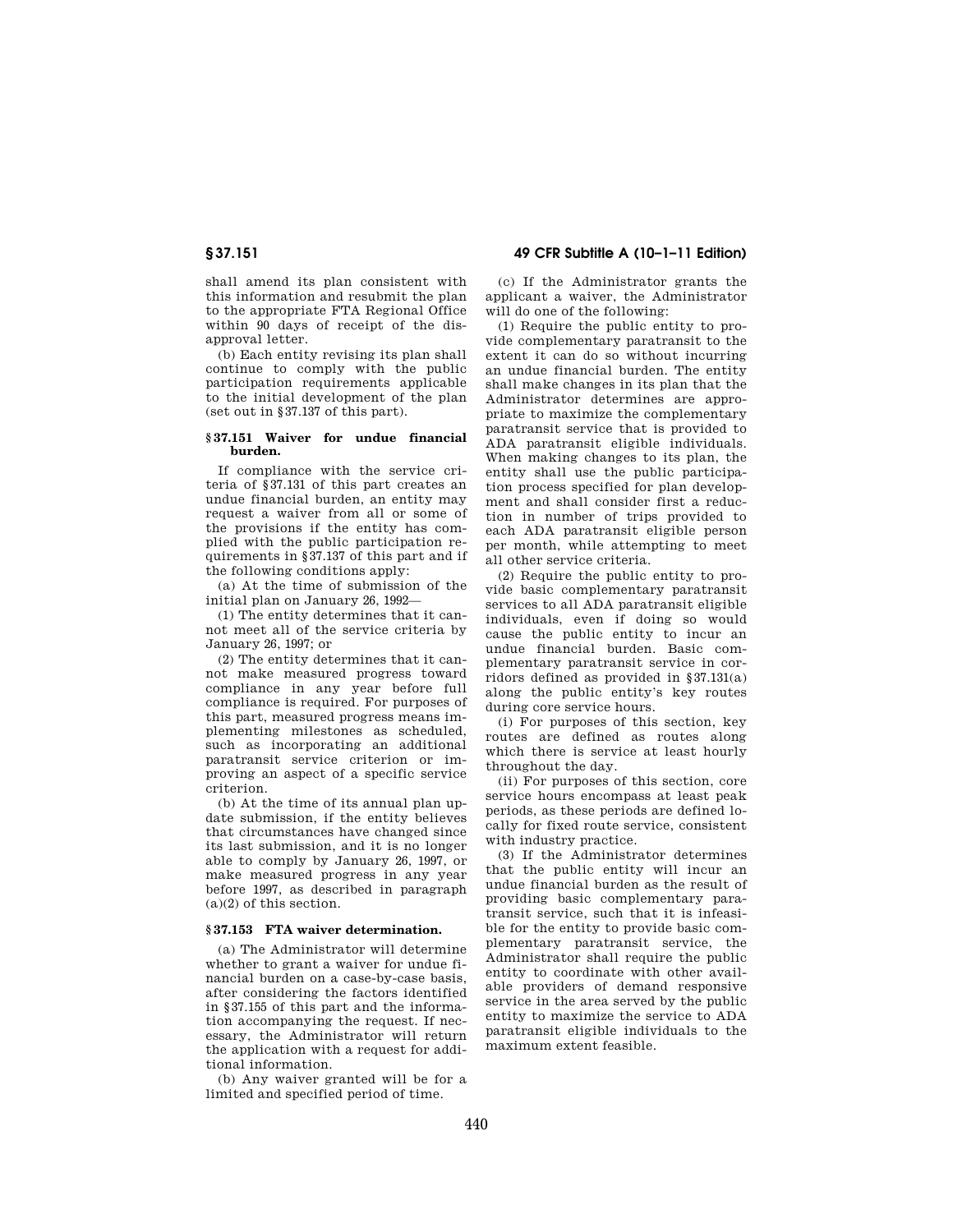shall amend its plan consistent with this information and resubmit the plan to the appropriate FTA Regional Office within 90 days of receipt of the disapproval letter.

(b) Each entity revising its plan shall continue to comply with the public participation requirements applicable to the initial development of the plan (set out in §37.137 of this part).

### §37.151 Waiver for undue financial burden.

If compliance with the service criteria of §37.131 of this part creates an undue financial burden, an entity may request a waiver from all or some of the provisions if the entity has complied with the public participation requirements in §37.137 of this part and if the following conditions apply:

(a) At the time of submission of the initial plan on January 26, 1992—

(1) The entity determines that it cannot meet all of the service criteria by January 26, 1997; or

(2) The entity determines that it cannot make measured progress toward compliance in any year before full compliance is required. For purposes of this part, measured progress means implementing milestones as scheduled, such as incorporating an additional paratransit service criterion or improving an aspect of a specific service criterion.

(b) At the time of its annual plan update submission, if the entity believes that circumstances have changed since its last submission, and it is no longer able to comply by January 26, 1997, or make measured progress in any year before 1997, as described in paragraph (a)(2) of this section.

### §37.153 FTA waiver determination.

(a) The Administrator will determine whether to grant a waiver for undue financial burden on a case-by-case basis, after considering the factors identified in §37.155 of this part and the information accompanying the request. If necessary, the Administrator will return the application with a request for additional information.

(b) Any waiver granted will be for a limited and specified period of time.

(c) If the Administrator grants the applicant a waiver, the Administrator will do one of the following:

(1) Require the public entity to provide complementary paratransit to the extent it can do so without incurring an undue financial burden. The entity shall make changes in its plan that the Administrator determines are appropriate to maximize the complementary paratransit service that is provided to ADA paratransit eligible individuals. When making changes to its plan, the entity shall use the public participation process specified for plan development and shall consider first a reduction in number of trips provided to each ADA paratransit eligible person per month, while attempting to meet all other service criteria.

(2) Require the public entity to provide basic complementary paratransit services to all ADA paratransit eligible individuals, even if doing so would cause the public entity to incur an undue financial burden. Basic complementary paratransit service in corridors defined as provided in §37.131(a) along the public entity's key routes during core service hours.

(i) For purposes of this section, key routes are defined as routes along which there is service at least hourly throughout the day.

(ii) For purposes of this section, core service hours encompass at least peak periods, as these periods are defined locally for fixed route service, consistent with industry practice.

(3) If the Administrator determines that the public entity will incur an undue financial burden as the result of providing basic complementary paratransit service, such that it is infeasible for the entity to provide basic complementary paratransit service, the Administrator shall require the public entity to coordinate with other available providers of demand responsive service in the area served by the public entity to maximize the service to ADA paratransit eligible individuals to the maximum extent feasible.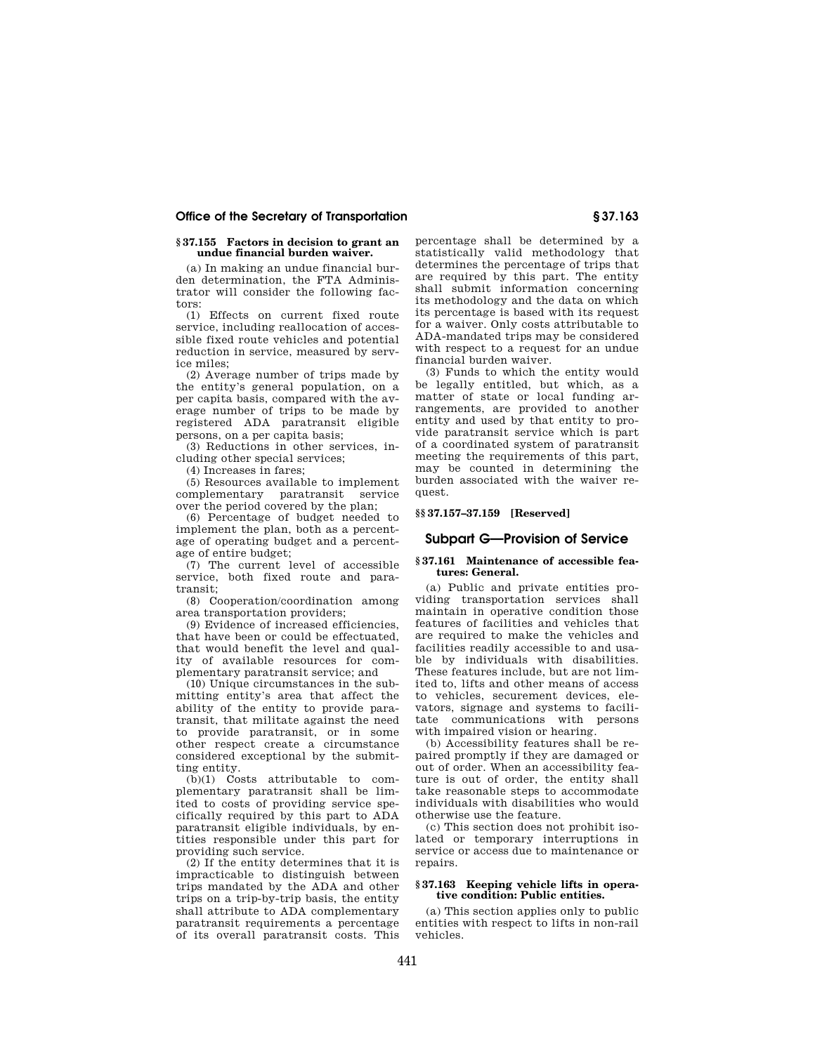### § 37.155 Factors in decision to grant an undue financial burden waiver.

(a) In making an undue financial burden determination, the FTA Administrator will consider the following factors:

(1) Effects on current fixed route service, including reallocation of accessible fixed route vehicles and potential reduction in service, measured by service miles;

(2) Average number of trips made by the entity's general population, on a per capita basis, compared with the average number of trips to be made by registered ADA paratransit eligible persons, on a per capita basis;

(3) Reductions in other services, including other special services;

(4) Increases in fares;

(5) Resources available to implement complementary paratransit service over the period covered by the plan;

(6) Percentage of budget needed to implement the plan, both as a percentage of operating budget and a percentage of entire budget;

(7) The current level of accessible service, both fixed route and paratransit;

(8) Cooperation/coordination among area transportation providers;

(9) Evidence of increased efficiencies, that have been or could be effectuated, that would benefit the level and quality of available resources for complementary paratransit service; and

(10) Unique circumstances in the submitting entity's area that affect the ability of the entity to provide paratransit, that militate against the need to provide paratransit, or in some other respect create a circumstance considered exceptional by the submitting entity.

(b)(1) Costs attributable to complementary paratransit shall be limited to costs of providing service specifically required by this part to ADA paratransit eligible individuals, by entities responsible under this part for providing such service.

(2) If the entity determines that it is impracticable to distinguish between trips mandated by the ADA and other trips on a trip-by-trip basis, the entity shall attribute to ADA complementary paratransit requirements a percentage of its overall paratransit costs. This percentage shall be determined by a statistically valid methodology that determines the percentage of trips that are required by this part. The entity shall submit information concerning its methodology and the data on which its percentage is based with its request for a waiver. Only costs attributable to ADA-mandated trips may be considered with respect to a request for an undue financial burden waiver.

(3) Funds to which the entity would be legally entitled, but which, as a matter of state or local funding arrangements, are provided to another entity and used by that entity to provide paratransit service which is part of a coordinated system of paratransit meeting the requirements of this part, may be counted in determining the burden associated with the waiver request.

### §§ 37.157–37.159 [Reserved]

## Subpart G—Provision of Service

### § 37.161 Maintenance of accessible features: General.

(a) Public and private entities providing transportation services shall maintain in operative condition those features of facilities and vehicles that are required to make the vehicles and facilities readily accessible to and usable by individuals with disabilities. These features include, but are not limited to, lifts and other means of access to vehicles, securement devices, elevators, signage and systems to facilitate communications with persons with impaired vision or hearing.

(b) Accessibility features shall be repaired promptly if they are damaged or out of order. When an accessibility feature is out of order, the entity shall take reasonable steps to accommodate individuals with disabilities who would otherwise use the feature.

(c) This section does not prohibit isolated or temporary interruptions in service or access due to maintenance or repairs.

### § 37.163 Keeping vehicle lifts in operative condition: Public entities.

(a) This section applies only to public entities with respect to lifts in non-rail vehicles.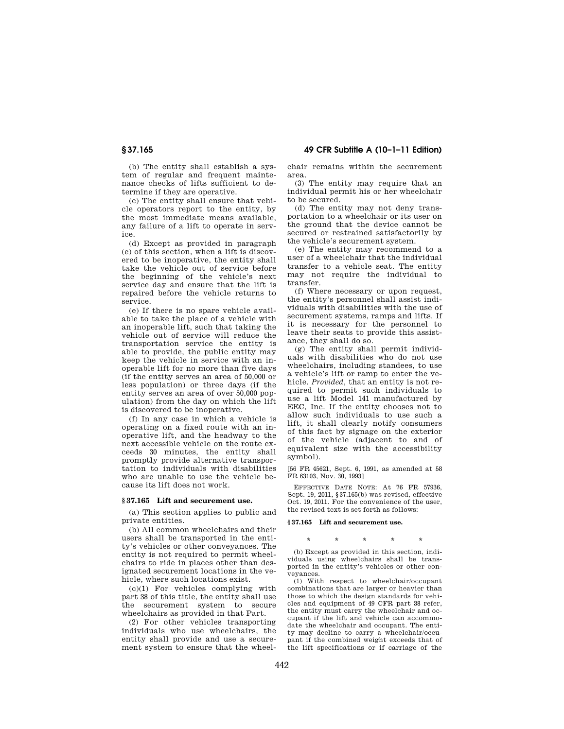(b) The entity shall establish a system of regular and frequent maintenance checks of lifts sufficient to determine if they are operative.

(c) The entity shall ensure that vehicle operators report to the entity, by the most immediate means available, any failure of a lift to operate in service.

(d) Except as provided in paragraph (e) of this section, when a lift is discovered to be inoperative, the entity shall take the vehicle out of service before the beginning of the vehicle's next service day and ensure that the lift is repaired before the vehicle returns to service.

(e) If there is no spare vehicle available to take the place of a vehicle with an inoperable lift, such that taking the vehicle out of service will reduce the transportation service the entity is able to provide, the public entity may keep the vehicle in service with an inoperable lift for no more than five days (if the entity serves an area of 50,000 or less population) or three days (if the entity serves an area of over 50,000 population) from the day on which the lift is discovered to be inoperative.

(f) In any case in which a vehicle is operating on a fixed route with an inoperative lift, and the headway to the next accessible vehicle on the route exceeds 30 minutes, the entity shall promptly provide alternative transportation to individuals with disabilities who are unable to use the vehicle because its lift does not work.

### § 37.165 Lift and securement use.

(a) This section applies to public and private entities.

(b) All common wheelchairs and their users shall be transported in the entity's vehicles or other conveyances. The entity is not required to permit wheelchairs to ride in places other than designated securement locations in the vehicle, where such locations exist.

(c)(1) For vehicles complying with part 38 of this title, the entity shall use the securement system to secure wheelchairs as provided in that Part.

(2) For other vehicles transporting individuals who use wheelchairs, the entity shall provide and use a securement system to ensure that the wheelchair remains within the securement area.

(3) The entity may require that an individual permit his or her wheelchair to be secured.

(d) The entity may not deny transportation to a wheelchair or its user on the ground that the device cannot be secured or restrained satisfactorily by the vehicle's securement system.

(e) The entity may recommend to a user of a wheelchair that the individual transfer to a vehicle seat. The entity may not require the individual to transfer.

(f) Where necessary or upon request, the entity's personnel shall assist individuals with disabilities with the use of securement systems, ramps and lifts. If it is necessary for the personnel to leave their seats to provide this assistance, they shall do so.

(g) The entity shall permit individuals with disabilities who do not use wheelchairs, including standees, to use a vehicle's lift or ramp to enter the vehicle. *Provided,* that an entity is not required to permit such individuals to use a lift Model 141 manufactured by EEC, Inc. If the entity chooses not to allow such individuals to use such a lift, it shall clearly notify consumers of this fact by signage on the exterior of the vehicle (adjacent to and of equivalent size with the accessibility symbol).

[56 FR 45621, Sept. 6, 1991, as amended at 58 FR 63103, Nov. 30, 1993]

EFFECTIVE DATE NOTE: At 76 FR 57936, Sept. 19, 2011, §37.165(b) was revised, effective Oct. 19, 2011. For the convenience of the user, the revised text is set forth as follows:

#### § 37.165 Lift and securement use.

\* \* \* \* \*

(b) Except as provided in this section, individuals using wheelchairs shall be transported in the entity's vehicles or other conveyances.

(1) With respect to wheelchair/occupant combinations that are larger or heavier than those to which the design standards for vehicles and equipment of 49 CFR part 38 refer, the entity must carry the wheelchair and occupant if the lift and vehicle can accommodate the wheelchair and occupant. The entity may decline to carry a wheelchair/occupant if the combined weight exceeds that of the lift specifications or if carriage of the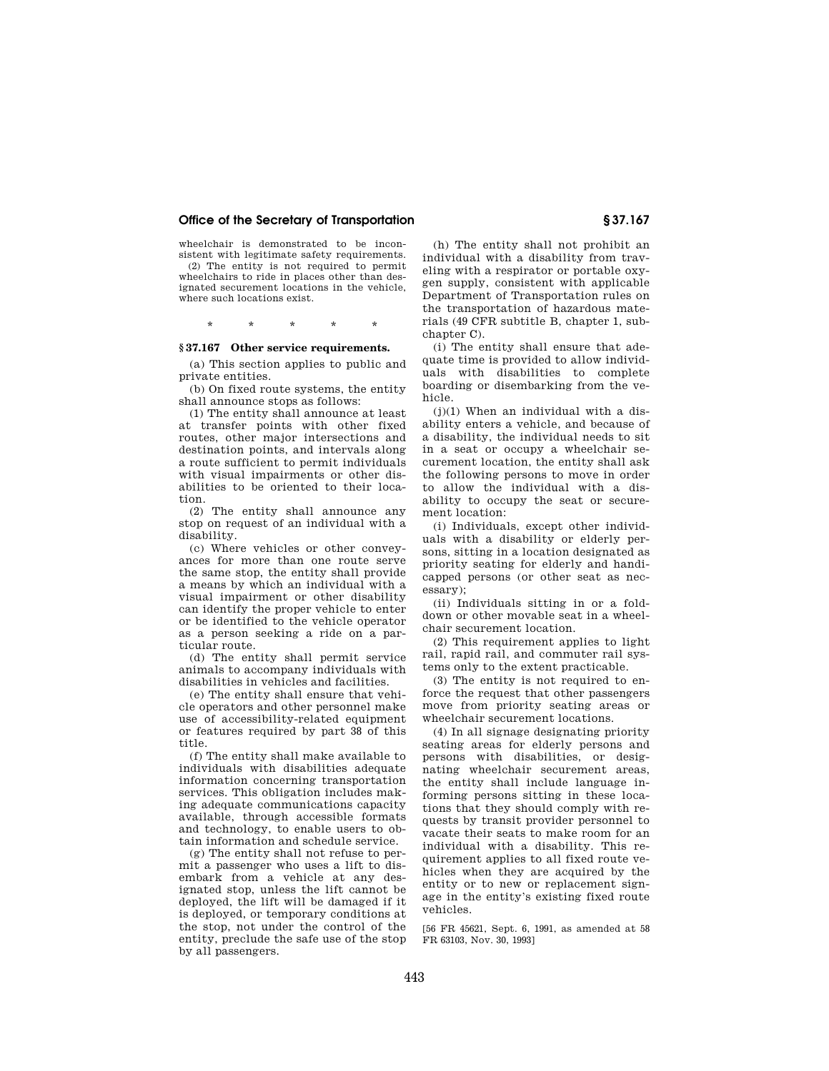wheelchair is demonstrated to be inconsistent with legitimate safety requirements.

(2) The entity is not required to permit wheelchairs to ride in places other than designated securement locations in the vehicle, where such locations exist.

\* \* \* \* \*

## § 37.167 Other service requirements.

(a) This section applies to public and private entities.

(b) On fixed route systems, the entity shall announce stops as follows:

(1) The entity shall announce at least at transfer points with other fixed routes, other major intersections and destination points, and intervals along a route sufficient to permit individuals with visual impairments or other disabilities to be oriented to their location.

(2) The entity shall announce any stop on request of an individual with a disability.

(c) Where vehicles or other conveyances for more than one route serve the same stop, the entity shall provide a means by which an individual with a visual impairment or other disability can identify the proper vehicle to enter or be identified to the vehicle operator as a person seeking a ride on a particular route.

(d) The entity shall permit service animals to accompany individuals with disabilities in vehicles and facilities.

(e) The entity shall ensure that vehicle operators and other personnel make use of accessibility-related equipment or features required by part 38 of this title.

(f) The entity shall make available to individuals with disabilities adequate information concerning transportation services. This obligation includes making adequate communications capacity available, through accessible formats and technology, to enable users to obtain information and schedule service.

(g) The entity shall not refuse to permit a passenger who uses a lift to disembark from a vehicle at any designated stop, unless the lift cannot be deployed, the lift will be damaged if it is deployed, or temporary conditions at the stop, not under the control of the entity, preclude the safe use of the stop by all passengers.

(h) The entity shall not prohibit an individual with a disability from traveling with a respirator or portable oxygen supply, consistent with applicable Department of Transportation rules on the transportation of hazardous materials (49 CFR subtitle B, chapter 1, subchapter C).

(i) The entity shall ensure that adequate time is provided to allow individuals with disabilities to complete boarding or disembarking from the vehicle.

(j)(1) When an individual with a disability enters a vehicle, and because of a disability, the individual needs to sit in a seat or occupy a wheelchair securement location, the entity shall ask the following persons to move in order to allow the individual with a disability to occupy the seat or securement location:

(i) Individuals, except other individuals with a disability or elderly persons, sitting in a location designated as priority seating for elderly and handicapped persons (or other seat as necessary);

(ii) Individuals sitting in or a fold-down or other movable seat in a wheelchair securement location.

(2) This requirement applies to light rail, rapid rail, and commuter rail systems only to the extent practicable.

(3) The entity is not required to enforce the request that other passengers move from priority seating areas or wheelchair securement locations.

(4) In all signage designating priority seating areas for elderly persons and persons with disabilities, or designating wheelchair securement areas, the entity shall include language informing persons sitting in these locations that they should comply with requests by transit provider personnel to vacate their seats to make room for an individual with a disability. This requirement applies to all fixed route vehicles when they are acquired by the entity or to new or replacement signage in the entity's existing fixed route vehicles.

[56 FR 45621, Sept. 6, 1991, as amended at 58 FR 63103, Nov. 30, 1993]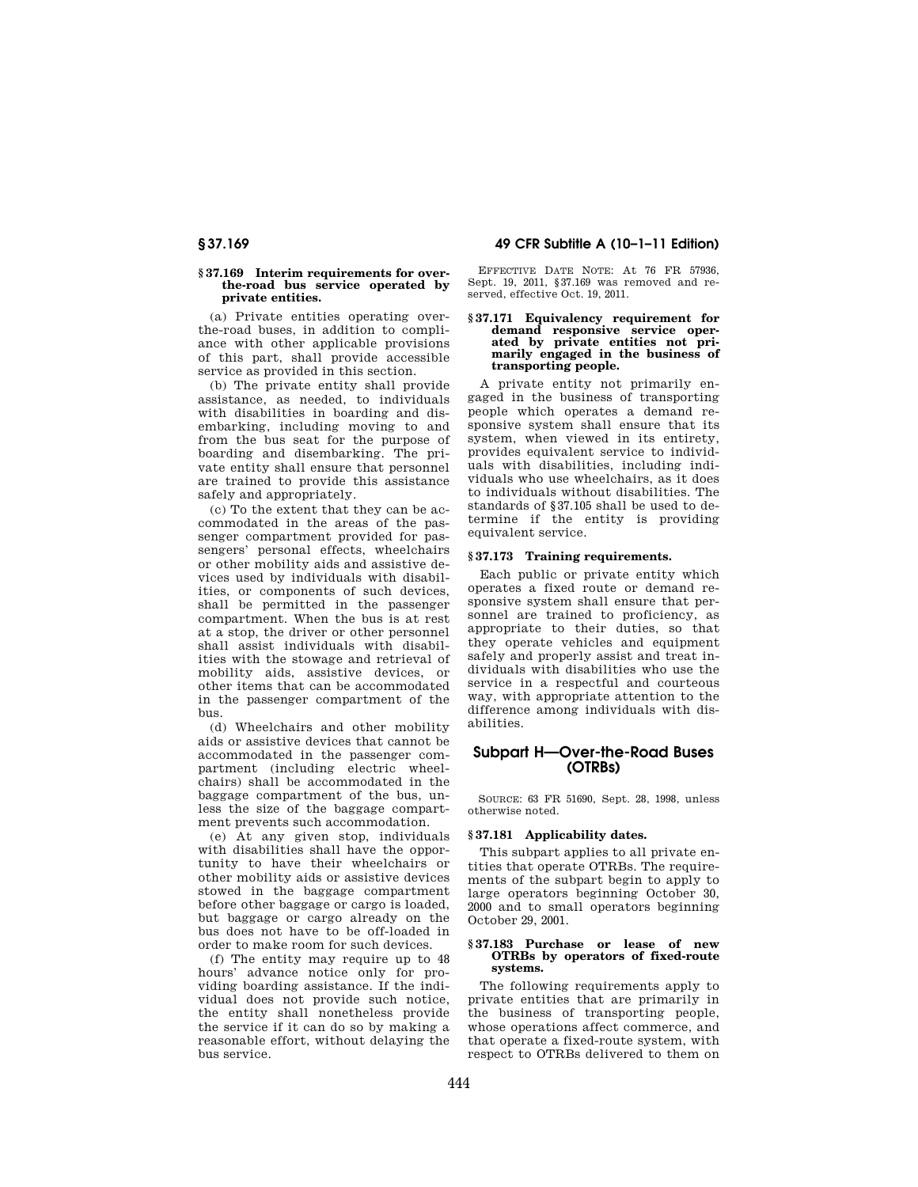### § 37.169 Interim requirements for over-the-road bus service operated by private entities.

(a) Private entities operating over-the-road buses, in addition to compliance with other applicable provisions of this part, shall provide accessible service as provided in this section.

(b) The private entity shall provide assistance, as needed, to individuals with disabilities in boarding and disembarking, including moving to and from the bus seat for the purpose of boarding and disembarking. The private entity shall ensure that personnel are trained to provide this assistance safely and appropriately.

(c) To the extent that they can be accommodated in the areas of the passenger compartment provided for passengers' personal effects, wheelchairs or other mobility aids and assistive devices used by individuals with disabilities, or components of such devices, shall be permitted in the passenger compartment. When the bus is at rest at a stop, the driver or other personnel shall assist individuals with disabilities with the stowage and retrieval of mobility aids, assistive devices, or other items that can be accommodated in the passenger compartment of the bus.

(d) Wheelchairs and other mobility aids or assistive devices that cannot be accommodated in the passenger compartment (including electric wheelchairs) shall be accommodated in the baggage compartment of the bus, unless the size of the baggage compartment prevents such accommodation.

(e) At any given stop, individuals with disabilities shall have the opportunity to have their wheelchairs or other mobility aids or assistive devices stowed in the baggage compartment before other baggage or cargo is loaded, but baggage or cargo already on the bus does not have to be off-loaded in order to make room for such devices.

(f) The entity may require up to 48 hours' advance notice only for providing boarding assistance. If the individual does not provide such notice, the entity shall nonetheless provide the service if it can do so by making a reasonable effort, without delaying the bus service.

EFFECTIVE DATE NOTE: At 76 FR 57936, Sept. 19, 2011, §37.169 was removed and reserved, effective Oct. 19, 2011.

### § 37.171 Equivalency requirement for demand responsive service operated by private entities not primarily engaged in the business of transporting people.

A private entity not primarily engaged in the business of transporting people which operates a demand responsive system shall ensure that its system, when viewed in its entirety, provides equivalent service to individuals with disabilities, including individuals who use wheelchairs, as it does to individuals without disabilities. The standards of §37.105 shall be used to determine if the entity is providing equivalent service.

### § 37.173 Training requirements.

Each public or private entity which operates a fixed route or demand responsive system shall ensure that personnel are trained to proficiency, as appropriate to their duties, so that they operate vehicles and equipment safely and properly assist and treat individuals with disabilities who use the service in a respectful and courteous way, with appropriate attention to the difference among individuals with disabilities.

## Subpart H—Over-the-Road Buses (OTRBs)

SOURCE: 63 FR 51690, Sept. 28, 1998, unless otherwise noted.

### § 37.181 Applicability dates.

This subpart applies to all private entities that operate OTRBs. The requirements of the subpart begin to apply to large operators beginning October 30, 2000 and to small operators beginning October 29, 2001.

### § 37.183 Purchase or lease of new OTRBs by operators of fixed-route systems.

The following requirements apply to private entities that are primarily in the business of transporting people, whose operations affect commerce, and that operate a fixed-route system, with respect to OTRBs delivered to them on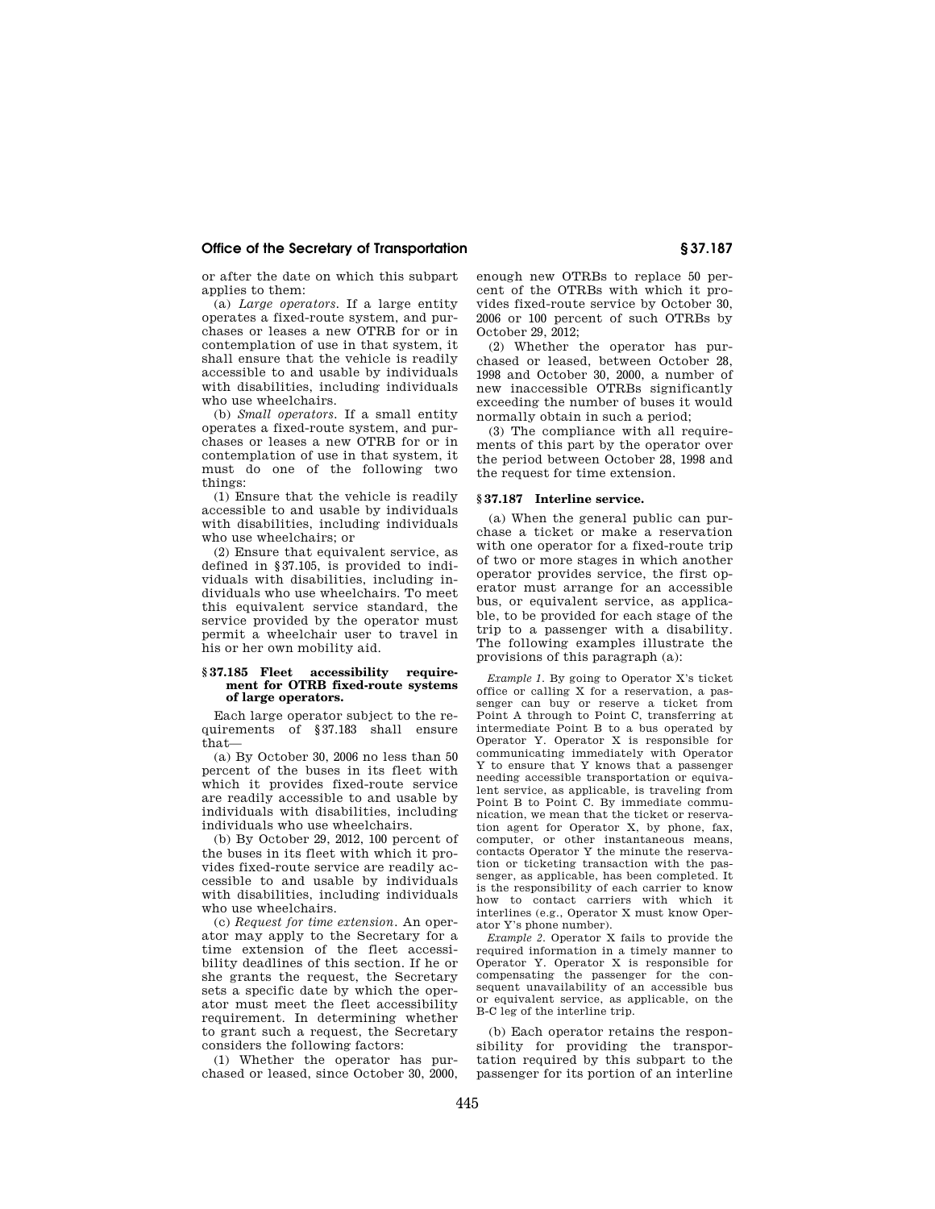or after the date on which this subpart applies to them:

(a) *Large operators.* If a large entity operates a fixed-route system, and purchases or leases a new OTRB for or in contemplation of use in that system, it shall ensure that the vehicle is readily accessible to and usable by individuals with disabilities, including individuals who use wheelchairs.

(b) *Small operators.* If a small entity operates a fixed-route system, and purchases or leases a new OTRB for or in contemplation of use in that system, it must do one of the following two things:

(1) Ensure that the vehicle is readily accessible to and usable by individuals with disabilities, including individuals who use wheelchairs; or

(2) Ensure that equivalent service, as defined in §37.105, is provided to individuals with disabilities, including individuals who use wheelchairs. To meet this equivalent service standard, the service provided by the operator must permit a wheelchair user to travel in his or her own mobility aid.

### §37.185 Fleet accessibility requirement for OTRB fixed-route systems of large operators.

Each large operator subject to the requirements of §37.183 shall ensure that—

(a) By October 30, 2006 no less than 50 percent of the buses in its fleet with which it provides fixed-route service are readily accessible to and usable by individuals with disabilities, including individuals who use wheelchairs.

(b) By October 29, 2012, 100 percent of the buses in its fleet with which it provides fixed-route service are readily accessible to and usable by individuals with disabilities, including individuals who use wheelchairs.

(c) *Request for time extension.* An operator may apply to the Secretary for a time extension of the fleet accessibility deadlines of this section. If he or she grants the request, the Secretary sets a specific date by which the operator must meet the fleet accessibility requirement. In determining whether to grant such a request, the Secretary considers the following factors:

(1) Whether the operator has purchased or leased, since October 30, 2000, enough new OTRBs to replace 50 percent of the OTRBs with which it provides fixed-route service by October 30, 2006 or 100 percent of such OTRBs by October 29, 2012;

(2) Whether the operator has purchased or leased, between October 28, 1998 and October 30, 2000, a number of new inaccessible OTRBs significantly exceeding the number of buses it would normally obtain in such a period;

(3) The compliance with all requirements of this part by the operator over the period between October 28, 1998 and the request for time extension.

### §37.187 Interline service.

(a) When the general public can purchase a ticket or make a reservation with one operator for a fixed-route trip of two or more stages in which another operator provides service, the first operator must arrange for an accessible bus, or equivalent service, as applicable, to be provided for each stage of the trip to a passenger with a disability. The following examples illustrate the provisions of this paragraph (a):

*Example 1.* By going to Operator X's ticket office or calling X for a reservation, a passenger can buy or reserve a ticket from Point A through to Point C, transferring at intermediate Point B to a bus operated by Operator Y. Operator X is responsible for communicating immediately with Operator Y to ensure that Y knows that a passenger needing accessible transportation or equivalent service, as applicable, is traveling from Point B to Point C. By immediate communication, we mean that the ticket or reservation agent for Operator X, by phone, fax, computer, or other instantaneous means, contacts Operator Y the minute the reservation or ticketing transaction with the passenger, as applicable, has been completed. It is the responsibility of each carrier to know how to contact carriers with which it interlines (e.g., Operator X must know Operator Y's phone number).

*Example 2.* Operator X fails to provide the required information in a timely manner to Operator Y. Operator X is responsible for compensating the passenger for the consequent unavailability of an accessible bus or equivalent service, as applicable, on the B-C leg of the interline trip.

(b) Each operator retains the responsibility for providing the transportation required by this subpart to the passenger for its portion of an interline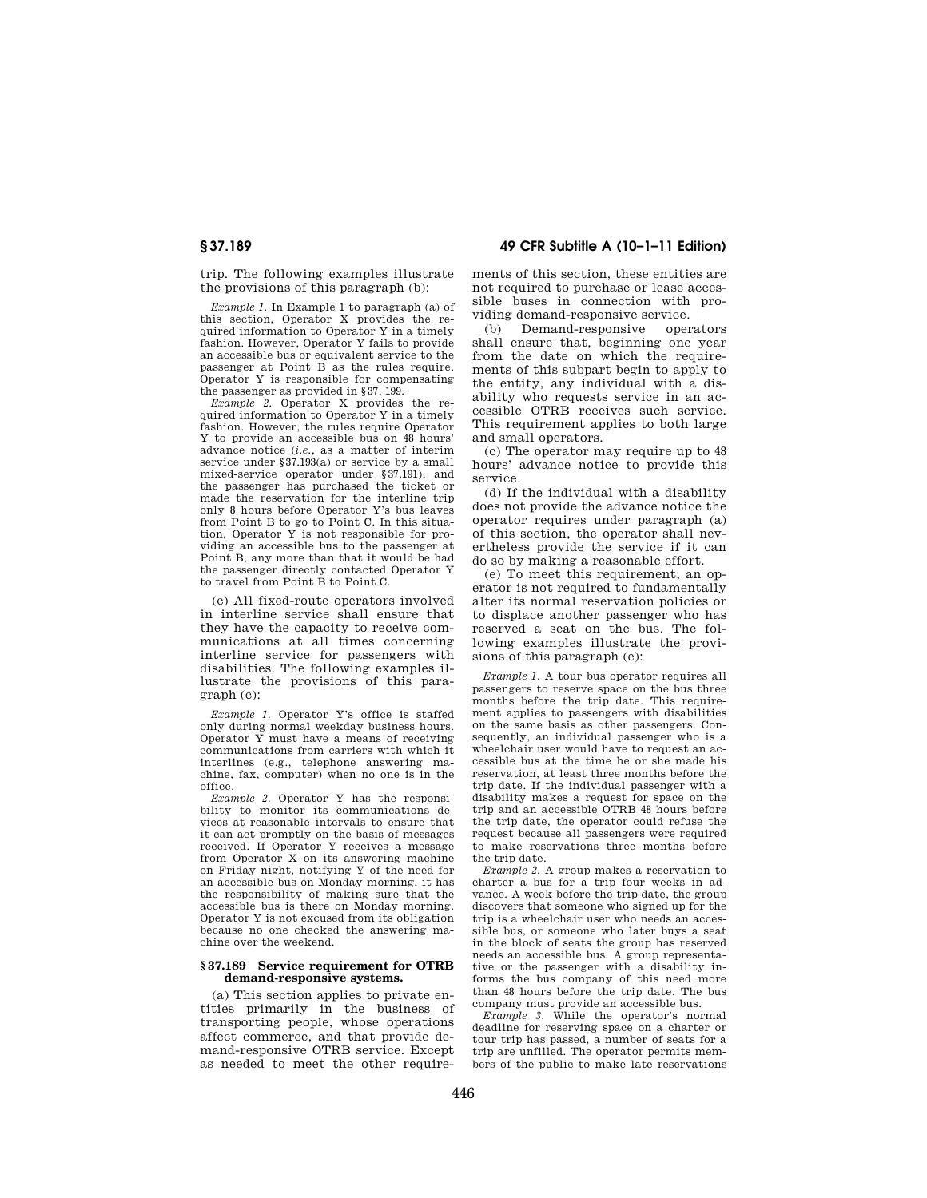trip. The following examples illustrate the provisions of this paragraph (b):

*Example 1.* In Example 1 to paragraph (a) of this section, Operator X provides the required information to Operator Y in a timely fashion. However, Operator Y fails to provide an accessible bus or equivalent service to the passenger at Point B as the rules require. Operator Y is responsible for compensating the passenger as provided in §37. 199.

*Example 2.* Operator X provides the required information to Operator Y in a timely fashion. However, the rules require Operator Y to provide an accessible bus on 48 hours' advance notice (*i.e.*, as a matter of interim service under §37.193(a) or service by a small mixed-service operator under §37.191), and the passenger has purchased the ticket or made the reservation for the interline trip only 8 hours before Operator Y's bus leaves from Point B to go to Point C. In this situation, Operator Y is not responsible for providing an accessible bus to the passenger at Point B, any more than that it would be had the passenger directly contacted Operator Y to travel from Point B to Point C.

(c) All fixed-route operators involved in interline service shall ensure that they have the capacity to receive communications at all times concerning interline service for passengers with disabilities. The following examples illustrate the provisions of this paragraph (c):

*Example 1.* Operator Y's office is staffed only during normal weekday business hours. Operator Y must have a means of receiving communications from carriers with which it interlines (e.g., telephone answering machine, fax, computer) when no one is in the office.

*Example 2.* Operator Y has the responsibility to monitor its communications devices at reasonable intervals to ensure that it can act promptly on the basis of messages received. If Operator Y receives a message from Operator X on its answering machine on Friday night, notifying Y of the need for an accessible bus on Monday morning, it has the responsibility of making sure that the accessible bus is there on Monday morning. Operator Y is not excused from its obligation because no one checked the answering machine over the weekend.

### §37.189 Service requirement for OTRB demand-responsive systems.

(a) This section applies to private entities primarily in the business of transporting people, whose operations affect commerce, and that provide demand-responsive OTRB service. Except as needed to meet the other requirements of this section, these entities are not required to purchase or lease accessible buses in connection with providing demand-responsive service.

(b) Demand-responsive operators shall ensure that, beginning one year from the date on which the requirements of this subpart begin to apply to the entity, any individual with a disability who requests service in an accessible OTRB receives such service. This requirement applies to both large and small operators.

(c) The operator may require up to 48 hours' advance notice to provide this service.

(d) If the individual with a disability does not provide the advance notice the operator requires under paragraph (a) of this section, the operator shall nevertheless provide the service if it can do so by making a reasonable effort.

(e) To meet this requirement, an operator is not required to fundamentally alter its normal reservation policies or to displace another passenger who has reserved a seat on the bus. The following examples illustrate the provisions of this paragraph (e):

*Example 1.* A tour bus operator requires all passengers to reserve space on the bus three months before the trip date. This requirement applies to passengers with disabilities on the same basis as other passengers. Consequently, an individual passenger who is a wheelchair user would have to request an accessible bus at the time he or she made his reservation, at least three months before the trip date. If the individual passenger with a disability makes a request for space on the trip and an accessible OTRB 48 hours before the trip date, the operator could refuse the request because all passengers were required to make reservations three months before the trip date.

*Example 2.* A group makes a reservation to charter a bus for a trip four weeks in advance. A week before the trip date, the group discovers that someone who signed up for the trip is a wheelchair user who needs an accessible bus, or someone who later buys a seat in the block of seats the group has reserved needs an accessible bus. A group representative or the passenger with a disability informs the bus company of this need more than 48 hours before the trip date. The bus company must provide an accessible bus.

*Example 3.* While the operator's normal deadline for reserving space on a charter or tour trip has passed, a number of seats for a trip are unfilled. The operator permits members of the public to make late reservations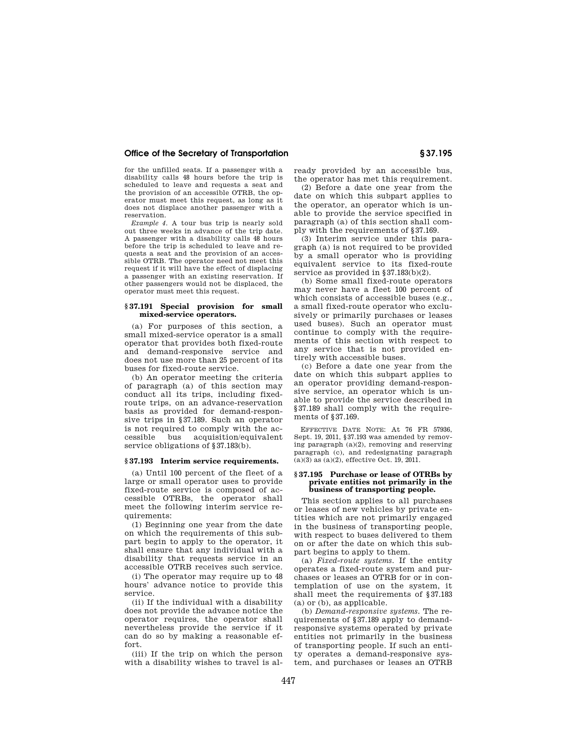for the unfilled seats. If a passenger with a disability calls 48 hours before the trip is scheduled to leave and requests a seat and the provision of an accessible OTRB, the operator must meet this request, as long as it does not displace another passenger with a reservation.

*Example 4.* A tour bus trip is nearly sold out three weeks in advance of the trip date. A passenger with a disability calls 48 hours before the trip is scheduled to leave and requests a seat and the provision of an accessible OTRB. The operator need not meet this request if it will have the effect of displacing a passenger with an existing reservation. If other passengers would not be displaced, the operator must meet this request.

### § 37.191 Special provision for small mixed-service operators.

(a) For purposes of this section, a small mixed-service operator is a small operator that provides both fixed-route and demand-responsive service and does not use more than 25 percent of its buses for fixed-route service.

(b) An operator meeting the criteria of paragraph (a) of this section may conduct all its trips, including fixed-route trips, on an advance-reservation basis as provided for demand-responsive trips in §37.189. Such an operator is not required to comply with the accessible bus acquisition/equivalent service obligations of §37.183(b).

### § 37.193 Interim service requirements.

(a) Until 100 percent of the fleet of a large or small operator uses to provide fixed-route service is composed of accessible OTRBs, the operator shall meet the following interim service requirements:

(1) Beginning one year from the date on which the requirements of this subpart begin to apply to the operator, it shall ensure that any individual with a disability that requests service in an accessible OTRB receives such service.

(i) The operator may require up to 48 hours' advance notice to provide this service.

(ii) If the individual with a disability does not provide the advance notice the operator requires, the operator shall nevertheless provide the service if it can do so by making a reasonable effort.

(iii) If the trip on which the person with a disability wishes to travel is already provided by an accessible bus, the operator has met this requirement.

(2) Before a date one year from the date on which this subpart applies to the operator, an operator which is unable to provide the service specified in paragraph (a) of this section shall comply with the requirements of §37.169.

(3) Interim service under this paragraph (a) is not required to be provided by a small operator who is providing equivalent service to its fixed-route service as provided in §37.183(b)(2).

(b) Some small fixed-route operators may never have a fleet 100 percent of which consists of accessible buses (e.g., a small fixed-route operator who exclusively or primarily purchases or leases used buses). Such an operator must continue to comply with the requirements of this section with respect to any service that is not provided entirely with accessible buses.

(c) Before a date one year from the date on which this subpart applies to an operator providing demand-responsive service, an operator which is unable to provide the service described in §37.189 shall comply with the requirements of §37.169.

EFFECTIVE DATE NOTE: At 76 FR 57936, Sept. 19, 2011, §37.193 was amended by removing paragraph (a)(2), removing and reserving paragraph (c), and redesignating paragraph (a)(3) as (a)(2), effective Oct. 19, 2011.

### § 37.195 Purchase or lease of OTRBs by private entities not primarily in the business of transporting people.

This section applies to all purchases or leases of new vehicles by private entities which are not primarily engaged in the business of transporting people, with respect to buses delivered to them on or after the date on which this subpart begins to apply to them.

(a) *Fixed-route systems.* If the entity operates a fixed-route system and purchases or leases an OTRB for or in contemplation of use on the system, it shall meet the requirements of §37.183 (a) or (b), as applicable.

(b) *Demand-responsive systems.* The requirements of §37.189 apply to demand-responsive systems operated by private entities not primarily in the business of transporting people. If such an entity operates a demand-responsive system, and purchases or leases an OTRB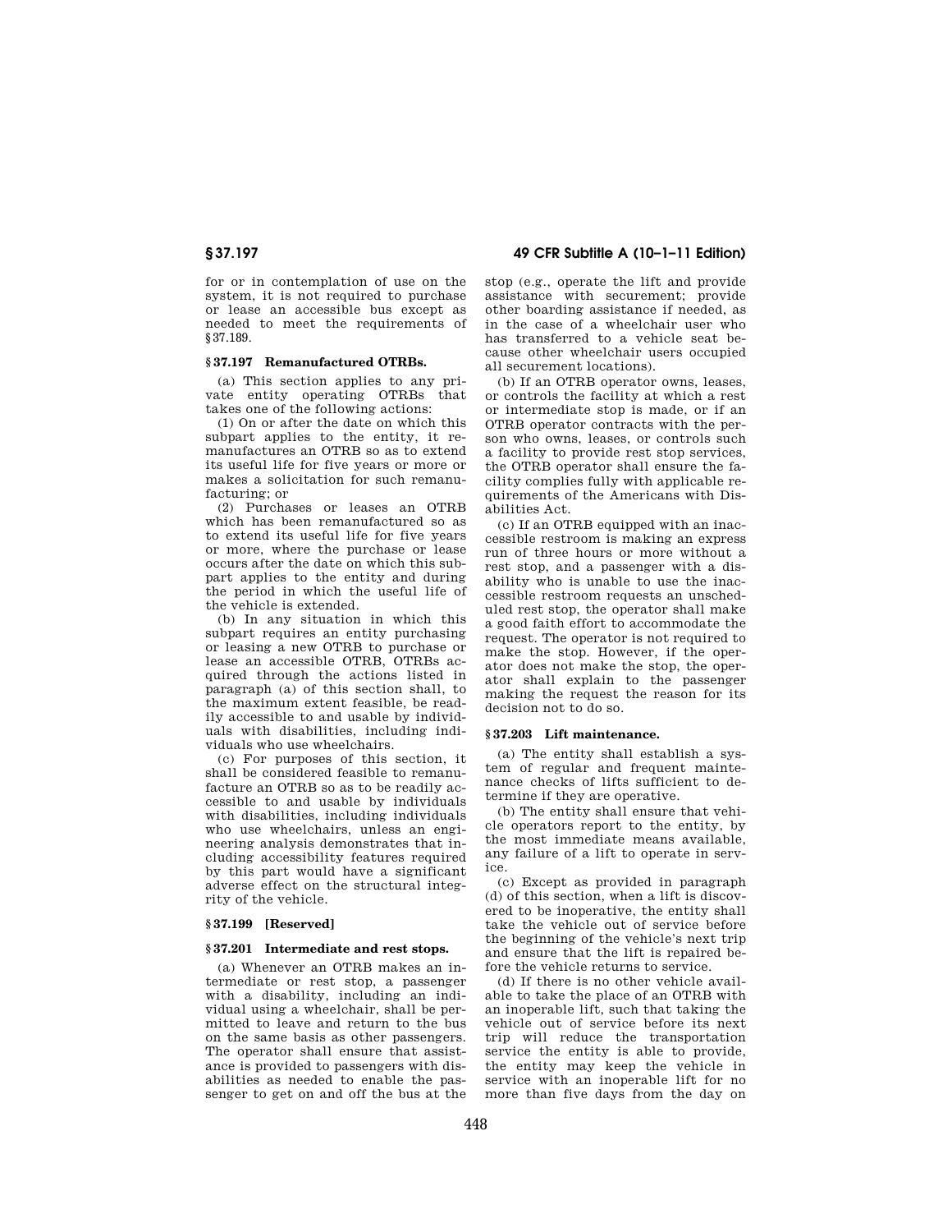for or in contemplation of use on the system, it is not required to purchase or lease an accessible bus except as needed to meet the requirements of §37.189.

### §37.197 Remanufactured OTRBs.

(a) This section applies to any private entity operating OTRBs that takes one of the following actions:

(1) On or after the date on which this subpart applies to the entity, it remanufactures an OTRB so as to extend its useful life for five years or more or makes a solicitation for such remanufacturing; or

(2) Purchases or leases an OTRB which has been remanufactured so as to extend its useful life for five years or more, where the purchase or lease occurs after the date on which this subpart applies to the entity and during the period in which the useful life of the vehicle is extended.

(b) In any situation in which this subpart requires an entity purchasing or leasing a new OTRB to purchase or lease an accessible OTRB, OTRBs acquired through the actions listed in paragraph (a) of this section shall, to the maximum extent feasible, be readily accessible to and usable by individuals with disabilities, including individuals who use wheelchairs.

(c) For purposes of this section, it shall be considered feasible to remanufacture an OTRB so as to be readily accessible to and usable by individuals with disabilities, including individuals who use wheelchairs, unless an engineering analysis demonstrates that including accessibility features required by this part would have a significant adverse effect on the structural integrity of the vehicle.

### §37.199 [Reserved]

### §37.201 Intermediate and rest stops.

(a) Whenever an OTRB makes an intermediate or rest stop, a passenger with a disability, including an individual using a wheelchair, shall be permitted to leave and return to the bus on the same basis as other passengers. The operator shall ensure that assistance is provided to passengers with disabilities as needed to enable the passenger to get on and off the bus at the stop (e.g., operate the lift and provide assistance with securement; provide other boarding assistance if needed, as in the case of a wheelchair user who has transferred to a vehicle seat because other wheelchair users occupied all securement locations).

(b) If an OTRB operator owns, leases, or controls the facility at which a rest or intermediate stop is made, or if an OTRB operator contracts with the person who owns, leases, or controls such a facility to provide rest stop services, the OTRB operator shall ensure the facility complies fully with applicable requirements of the Americans with Disabilities Act.

(c) If an OTRB equipped with an inaccessible restroom is making an express run of three hours or more without a rest stop, and a passenger with a disability who is unable to use the inaccessible restroom requests an unscheduled rest stop, the operator shall make a good faith effort to accommodate the request. The operator is not required to make the stop. However, if the operator does not make the stop, the operator shall explain to the passenger making the request the reason for its decision not to do so.

### §37.203 Lift maintenance.

(a) The entity shall establish a system of regular and frequent maintenance checks of lifts sufficient to determine if they are operative.

(b) The entity shall ensure that vehicle operators report to the entity, by the most immediate means available, any failure of a lift to operate in service.

(c) Except as provided in paragraph (d) of this section, when a lift is discovered to be inoperative, the entity shall take the vehicle out of service before the beginning of the vehicle's next trip and ensure that the lift is repaired before the vehicle returns to service.

(d) If there is no other vehicle available to take the place of an OTRB with an inoperable lift, such that taking the vehicle out of service before its next trip will reduce the transportation service the entity is able to provide, the entity may keep the vehicle in service with an inoperable lift for no more than five days from the day on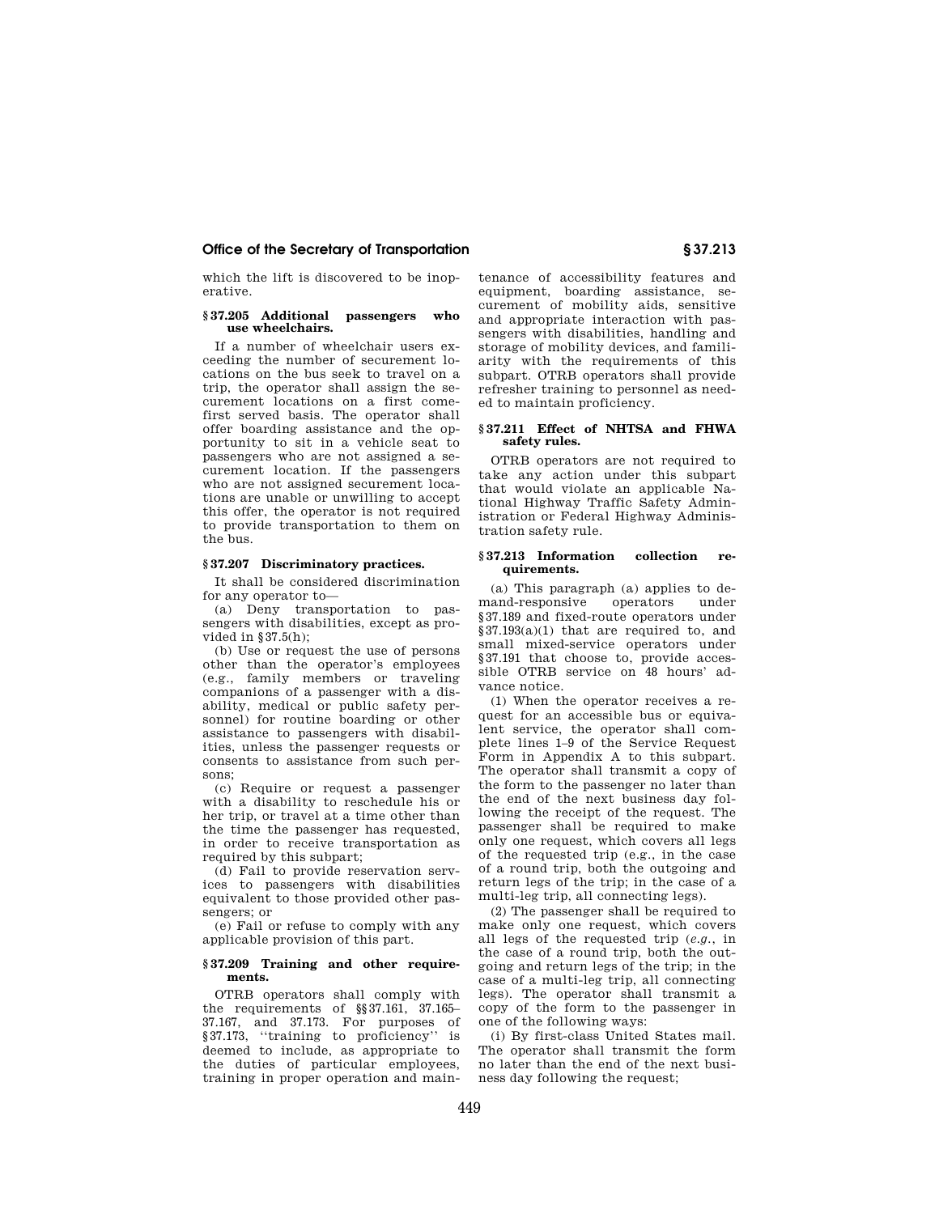which the lift is discovered to be inoperative.

### § 37.205 Additional passengers who use wheelchairs.

If a number of wheelchair users exceeding the number of securement locations on the bus seek to travel on a trip, the operator shall assign the securement locations on a first come-first served basis. The operator shall offer boarding assistance and the opportunity to sit in a vehicle seat to passengers who are not assigned a securement location. If the passengers who are not assigned securement locations are unable or unwilling to accept this offer, the operator is not required to provide transportation to them on the bus.

### § 37.207 Discriminatory practices.

It shall be considered discrimination for any operator to—

(a) Deny transportation to passengers with disabilities, except as provided in §37.5(h);

(b) Use or request the use of persons other than the operator's employees (e.g., family members or traveling companions of a passenger with a disability, medical or public safety personnel) for routine boarding or other assistance to passengers with disabilities, unless the passenger requests or consents to assistance from such persons;

(c) Require or request a passenger with a disability to reschedule his or her trip, or travel at a time other than the time the passenger has requested, in order to receive transportation as required by this subpart;

(d) Fail to provide reservation services to passengers with disabilities equivalent to those provided other passengers; or

(e) Fail or refuse to comply with any applicable provision of this part.

### § 37.209 Training and other requirements.

OTRB operators shall comply with the requirements of §§37.161, 37.165–37.167, and 37.173. For purposes of §37.173, ''training to proficiency'' is deemed to include, as appropriate to the duties of particular employees, training in proper operation and maintenance of accessibility features and equipment, boarding assistance, securement of mobility aids, sensitive and appropriate interaction with passengers with disabilities, handling and storage of mobility devices, and familiarity with the requirements of this subpart. OTRB operators shall provide refresher training to personnel as needed to maintain proficiency.

### § 37.211 Effect of NHTSA and FHWA safety rules.

OTRB operators are not required to take any action under this subpart that would violate an applicable National Highway Traffic Safety Administration or Federal Highway Administration safety rule.

### § 37.213 Information collection requirements.

(a) This paragraph (a) applies to demand-responsive operators under §37.189 and fixed-route operators under §37.193(a)(1) that are required to, and small mixed-service operators under §37.191 that choose to, provide accessible OTRB service on 48 hours' advance notice.

(1) When the operator receives a request for an accessible bus or equivalent service, the operator shall complete lines 1–9 of the Service Request Form in Appendix A to this subpart. The operator shall transmit a copy of the form to the passenger no later than the end of the next business day following the receipt of the request. The passenger shall be required to make only one request, which covers all legs of the requested trip (e.g., in the case of a round trip, both the outgoing and return legs of the trip; in the case of a multi-leg trip, all connecting legs).

(2) The passenger shall be required to make only one request, which covers all legs of the requested trip (*e.g.*, in the case of a round trip, both the outgoing and return legs of the trip; in the case of a multi-leg trip, all connecting legs). The operator shall transmit a copy of the form to the passenger in one of the following ways:

(i) By first-class United States mail. The operator shall transmit the form no later than the end of the next business day following the request;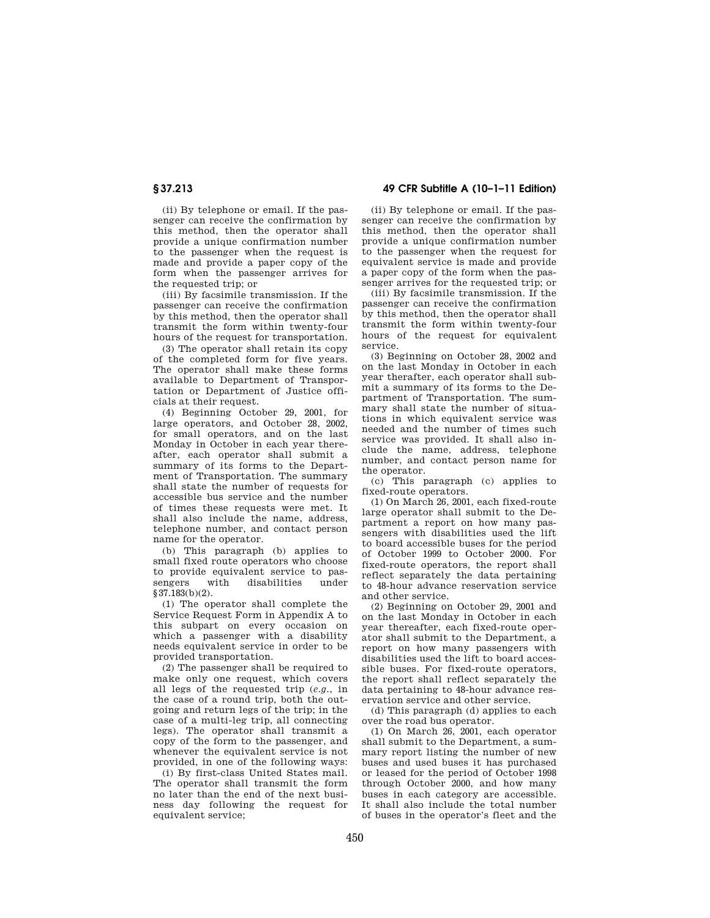(ii) By telephone or email. If the passenger can receive the confirmation by this method, then the operator shall provide a unique confirmation number to the passenger when the request is made and provide a paper copy of the form when the passenger arrives for the requested trip; or

(iii) By facsimile transmission. If the passenger can receive the confirmation by this method, then the operator shall transmit the form within twenty-four hours of the request for transportation.

(3) The operator shall retain its copy of the completed form for five years. The operator shall make these forms available to Department of Transportation or Department of Justice officials at their request.

(4) Beginning October 29, 2001, for large operators, and October 28, 2002, for small operators, and on the last Monday in October in each year thereafter, each operator shall submit a summary of its forms to the Department of Transportation. The summary shall state the number of requests for accessible bus service and the number of times these requests were met. It shall also include the name, address, telephone number, and contact person name for the operator.

(b) This paragraph (b) applies to small fixed route operators who choose to provide equivalent service to passengers with disabilities under §37.183(b)(2).

(1) The operator shall complete the Service Request Form in Appendix A to this subpart on every occasion on which a passenger with a disability needs equivalent service in order to be provided transportation.

(2) The passenger shall be required to make only one request, which covers all legs of the requested trip (*e.g.*, in the case of a round trip, both the outgoing and return legs of the trip; in the case of a multi-leg trip, all connecting legs). The operator shall transmit a copy of the form to the passenger, and whenever the equivalent service is not provided, in one of the following ways:

(i) By first-class United States mail. The operator shall transmit the form no later than the end of the next business day following the request for equivalent service;

(ii) By telephone or email. If the passenger can receive the confirmation by this method, then the operator shall provide a unique confirmation number to the passenger when the request for equivalent service is made and provide a paper copy of the form when the passenger arrives for the requested trip; or

(iii) By facsimile transmission. If the passenger can receive the confirmation by this method, then the operator shall transmit the form within twenty-four hours of the request for equivalent service.

(3) Beginning on October 28, 2002 and on the last Monday in October in each year therafter, each operator shall submit a summary of its forms to the Department of Transportation. The summary shall state the number of situations in which equivalent service was needed and the number of times such service was provided. It shall also include the name, address, telephone number, and contact person name for the operator.

(c) This paragraph (c) applies to fixed-route operators.

(1) On March 26, 2001, each fixed-route large operator shall submit to the Department a report on how many passengers with disabilities used the lift to board accessible buses for the period of October 1999 to October 2000. For fixed-route operators, the report shall reflect separately the data pertaining to 48-hour advance reservation service and other service.

(2) Beginning on October 29, 2001 and on the last Monday in October in each year thereafter, each fixed-route operator shall submit to the Department, a report on how many passengers with disabilities used the lift to board accessible buses. For fixed-route operators, the report shall reflect separately the data pertaining to 48-hour advance reservation service and other service.

(d) This paragraph (d) applies to each over the road bus operator.

(1) On March 26, 2001, each operator shall submit to the Department, a summary report listing the number of new buses and used buses it has purchased or leased for the period of October 1998 through October 2000, and how many buses in each category are accessible. It shall also include the total number of buses in the operator's fleet and the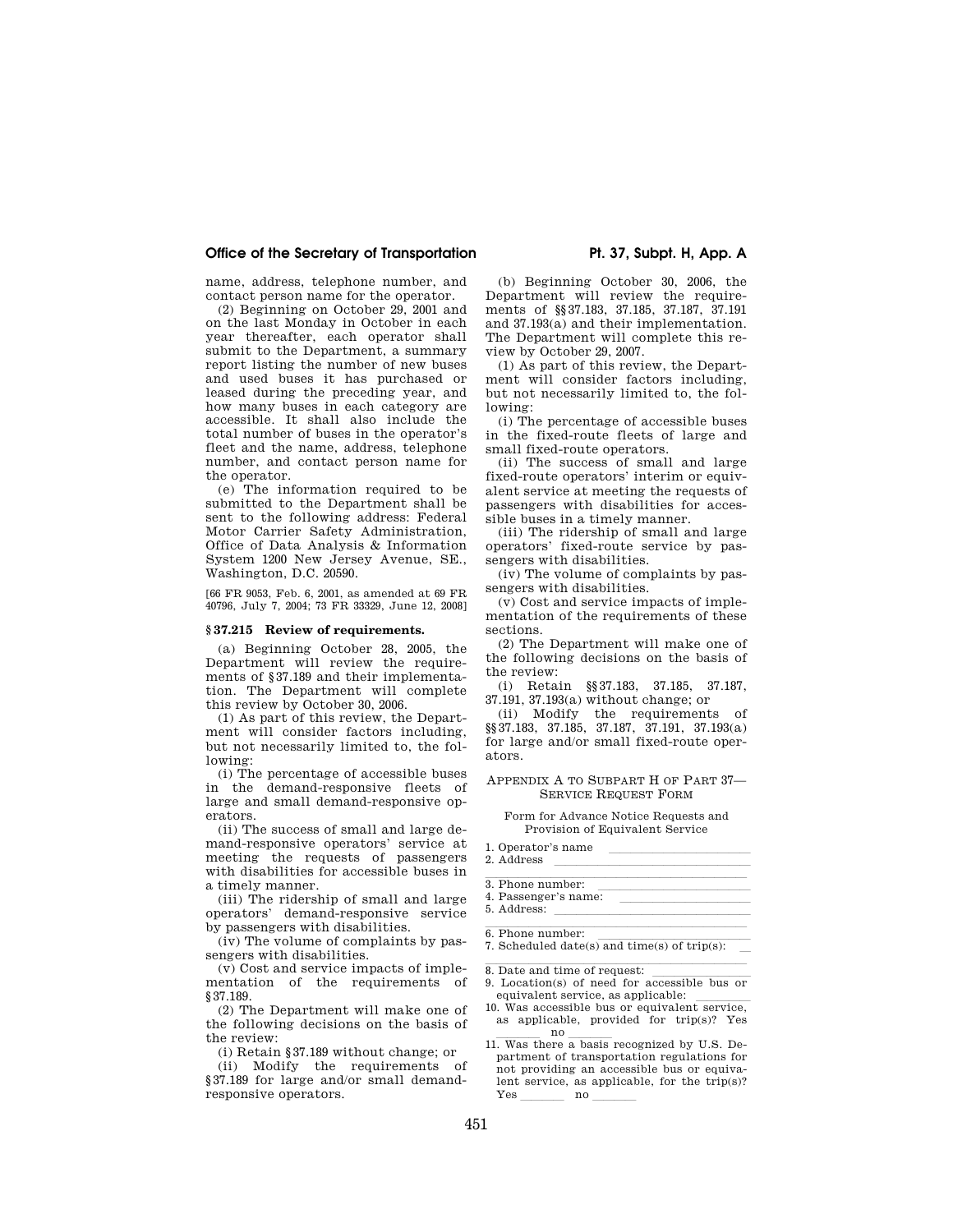name, address, telephone number, and contact person name for the operator.

(2) Beginning on October 29, 2001 and on the last Monday in October in each year thereafter, each operator shall submit to the Department, a summary report listing the number of new buses and used buses it has purchased or leased during the preceding year, and how many buses in each category are accessible. It shall also include the total number of buses in the operator's fleet and the name, address, telephone number, and contact person name for the operator.

(e) The information required to be submitted to the Department shall be sent to the following address: Federal Motor Carrier Safety Administration, Office of Data Analysis & Information System 1200 New Jersey Avenue, SE., Washington, D.C. 20590.

[66 FR 9053, Feb. 6, 2001, as amended at 69 FR 40796, July 7, 2004; 73 FR 33329, June 12, 2008]

## § 37.215 Review of requirements.

(a) Beginning October 28, 2005, the Department will review the requirements of § 37.189 and their implementation. The Department will complete this review by October 30, 2006.

(1) As part of this review, the Department will consider factors including, but not necessarily limited to, the following:

(i) The percentage of accessible buses in the demand-responsive fleets of large and small demand-responsive operators.

(ii) The success of small and large demand-responsive operators' service at meeting the requests of passengers with disabilities for accessible buses in a timely manner.

(iii) The ridership of small and large operators' demand-responsive service by passengers with disabilities.

(iv) The volume of complaints by passengers with disabilities.

(v) Cost and service impacts of implementation of the requirements of § 37.189.

(2) The Department will make one of the following decisions on the basis of the review:

(i) Retain § 37.189 without change; or

(ii) Modify the requirements of § 37.189 for large and/or small demand-responsive operators.

(b) Beginning October 30, 2006, the Department will review the requirements of §§ 37.183, 37.185, 37.187, 37.191 and 37.193(a) and their implementation. The Department will complete this review by October 29, 2007.

(1) As part of this review, the Department will consider factors including, but not necessarily limited to, the following:

(i) The percentage of accessible buses in the fixed-route fleets of large and small fixed-route operators.

(ii) The success of small and large fixed-route operators' interim or equivalent service at meeting the requests of passengers with disabilities for accessible buses in a timely manner.

(iii) The ridership of small and large operators' fixed-route service by passengers with disabilities.

(iv) The volume of complaints by passengers with disabilities.

(v) Cost and service impacts of implementation of the requirements of these sections.

(2) The Department will make one of the following decisions on the basis of the review:

(i) Retain §§ 37.183, 37.185, 37.187, 37.191, 37.193(a) without change; or

(ii) Modify the requirements of §§ 37.183, 37.185, 37.187, 37.191, 37.193(a) for large and/or small fixed-route operators.

## Appendix A to Subpart H of Part 37—Service Request Form

Form for Advance Notice Requests and Provision of Equivalent Service

1. Operator's name \_\_\_\_\_\_\_\_\_\_\_\_\_\_\_\_
2. Address \_\_\_\_\_\_\_\_\_\_\_\_\_\_\_\_\_\_\_\_
\_\_\_\_\_\_\_\_\_\_\_\_\_\_\_\_\_\_\_\_\_\_\_\_\_\_\_\_
3. Phone number: \_\_\_\_\_\_\_\_\_\_\_\_\_\_\_\_
4. Passenger's name: \_\_\_\_\_\_\_\_\_\_\_\_\_\_
5. Address: \_\_\_\_\_\_\_\_\_\_\_\_\_\_\_\_\_\_\_\_
\_\_\_\_\_\_\_\_\_\_\_\_\_\_\_\_\_\_\_\_\_\_\_\_\_\_\_\_
6. Phone number: \_\_\_\_\_\_\_\_\_\_\_\_\_\_\_\_
7. Scheduled date(s) and time(s) of trip(s): \_\_
\_\_\_\_\_\_\_\_\_\_\_\_\_\_\_\_\_\_\_\_\_\_\_\_\_\_\_\_
8. Date and time of request: \_\_\_\_\_\_\_\_\_\_
9. Location(s) of need for accessible bus or equivalent service, as applicable: \_\_\_\_\_\_\_\_
10. Was accessible bus or equivalent service, as applicable, provided for trip(s)? Yes \_\_\_\_\_\_\_ no \_\_\_\_\_\_\_
11. Was there a basis recognized by U.S. Department of transportation regulations for not providing an accessible bus or equivalent service, as applicable, for the trip(s)? Yes \_\_\_\_\_\_\_ no \_\_\_\_\_\_\_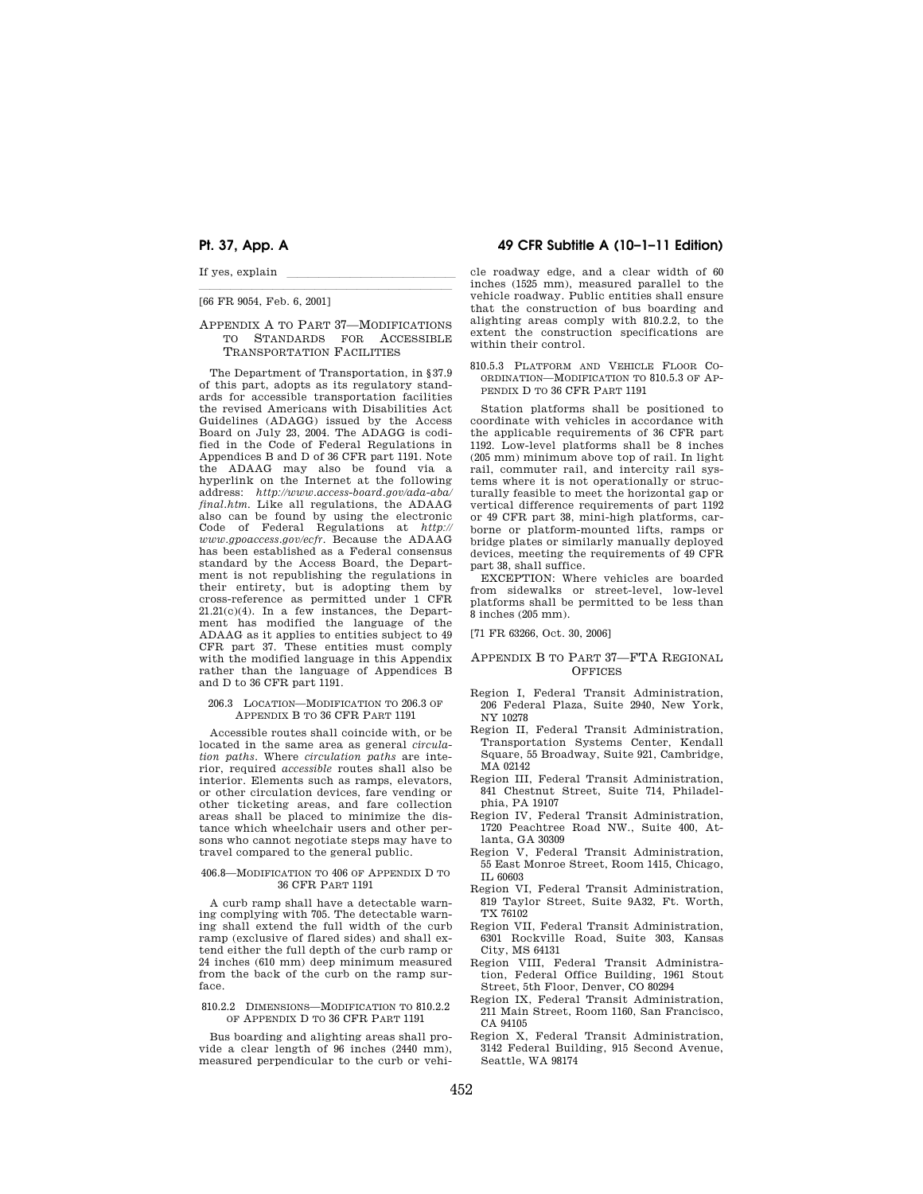If yes, explain \_\_\_\_\_\_\_\_\_\_\_\_\_\_\_\_\_\_\_\_\_\_\_\_

[66 FR 9054, Feb. 6, 2001]

## APPENDIX A TO PART 37—MODIFICATIONS TO STANDARDS FOR ACCESSIBLE TRANSPORTATION FACILITIES

The Department of Transportation, in §37.9 of this part, adopts as its regulatory standards for accessible transportation facilities the revised Americans with Disabilities Act Guidelines (ADAGG) issued by the Access Board on July 23, 2004. The ADAGG is codified in the Code of Federal Regulations in Appendices B and D of 36 CFR part 1191. Note the ADAAG may also be found via a hyperlink on the Internet at the following address: *http://www.access-board.gov/ada-aba/final.htm*. Like all regulations, the ADAAG also can be found by using the electronic Code of Federal Regulations at *http://www.gpoaccess.gov/ecfr*. Because the ADAAG has been established as a Federal consensus standard by the Access Board, the Department is not republishing the regulations in their entirety, but is adopting them by cross-reference as permitted under 1 CFR 21.21(c)(4). In a few instances, the Department has modified the language of the ADAAG as it applies to entities subject to 49 CFR part 37. These entities must comply with the modified language in this Appendix rather than the language of Appendices B and D to 36 CFR part 1191.

### 206.3 LOCATION—MODIFICATION TO 206.3 OF APPENDIX B TO 36 CFR PART 1191

Accessible routes shall coincide with, or be located in the same area as general *circulation paths*. Where *circulation paths* are interior, required *accessible* routes shall also be interior. Elements such as ramps, elevators, or other circulation devices, fare vending or other ticketing areas, and fare collection areas shall be placed to minimize the distance which wheelchair users and other persons who cannot negotiate steps may have to travel compared to the general public.

### 406.8—MODIFICATION TO 406 OF APPENDIX D TO 36 CFR PART 1191

A curb ramp shall have a detectable warning complying with 705. The detectable warning shall extend the full width of the curb ramp (exclusive of flared sides) and shall extend either the full depth of the curb ramp or 24 inches (610 mm) deep minimum measured from the back of the curb on the ramp surface.

### 810.2.2 DIMENSIONS—MODIFICATION TO 810.2.2 OF APPENDIX D TO 36 CFR PART 1191

Bus boarding and alighting areas shall provide a clear length of 96 inches (2440 mm), measured perpendicular to the curb or vehicle roadway edge, and a clear width of 60 inches (1525 mm), measured parallel to the vehicle roadway. Public entities shall ensure that the construction of bus boarding and alighting areas comply with 810.2.2, to the extent the construction specifications are within their control.

### 810.5.3 PLATFORM AND VEHICLE FLOOR COORDINATION—MODIFICATION TO 810.5.3 OF APPENDIX D TO 36 CFR PART 1191

Station platforms shall be positioned to coordinate with vehicles in accordance with the applicable requirements of 36 CFR part 1192. Low-level platforms shall be 8 inches (205 mm) minimum above top of rail. In light rail, commuter rail, and intercity rail systems where it is not operationally or structurally feasible to meet the horizontal gap or vertical difference requirements of part 1192 or 49 CFR part 38, mini-high platforms, carborne or platform-mounted lifts, ramps or bridge plates or similarly manually deployed devices, meeting the requirements of 49 CFR part 38, shall suffice.

EXCEPTION: Where vehicles are boarded from sidewalks or street-level, low-level platforms shall be permitted to be less than 8 inches (205 mm).

[71 FR 63266, Oct. 30, 2006]

## APPENDIX B TO PART 37—FTA REGIONAL OFFICES

- Region I, Federal Transit Administration, 206 Federal Plaza, Suite 2940, New York, NY 10278
- Region II, Federal Transit Administration, Transportation Systems Center, Kendall Square, 55 Broadway, Suite 921, Cambridge, MA 02142
- Region III, Federal Transit Administration, 841 Chestnut Street, Suite 714, Philadelphia, PA 19107
- Region IV, Federal Transit Administration, 1720 Peachtree Road NW., Suite 400, Atlanta, GA 30309
- Region V, Federal Transit Administration, 55 East Monroe Street, Room 1415, Chicago, IL 60603
- Region VI, Federal Transit Administration, 819 Taylor Street, Suite 9A32, Ft. Worth, TX 76102
- Region VII, Federal Transit Administration, 6301 Rockville Road, Suite 303, Kansas City, MS 64131
- Region VIII, Federal Transit Administration, Federal Office Building, 1961 Stout Street, 5th Floor, Denver, CO 80294
- Region IX, Federal Transit Administration, 211 Main Street, Room 1160, San Francisco, CA 94105
- Region X, Federal Transit Administration, 3142 Federal Building, 915 Second Avenue, Seattle, WA 98174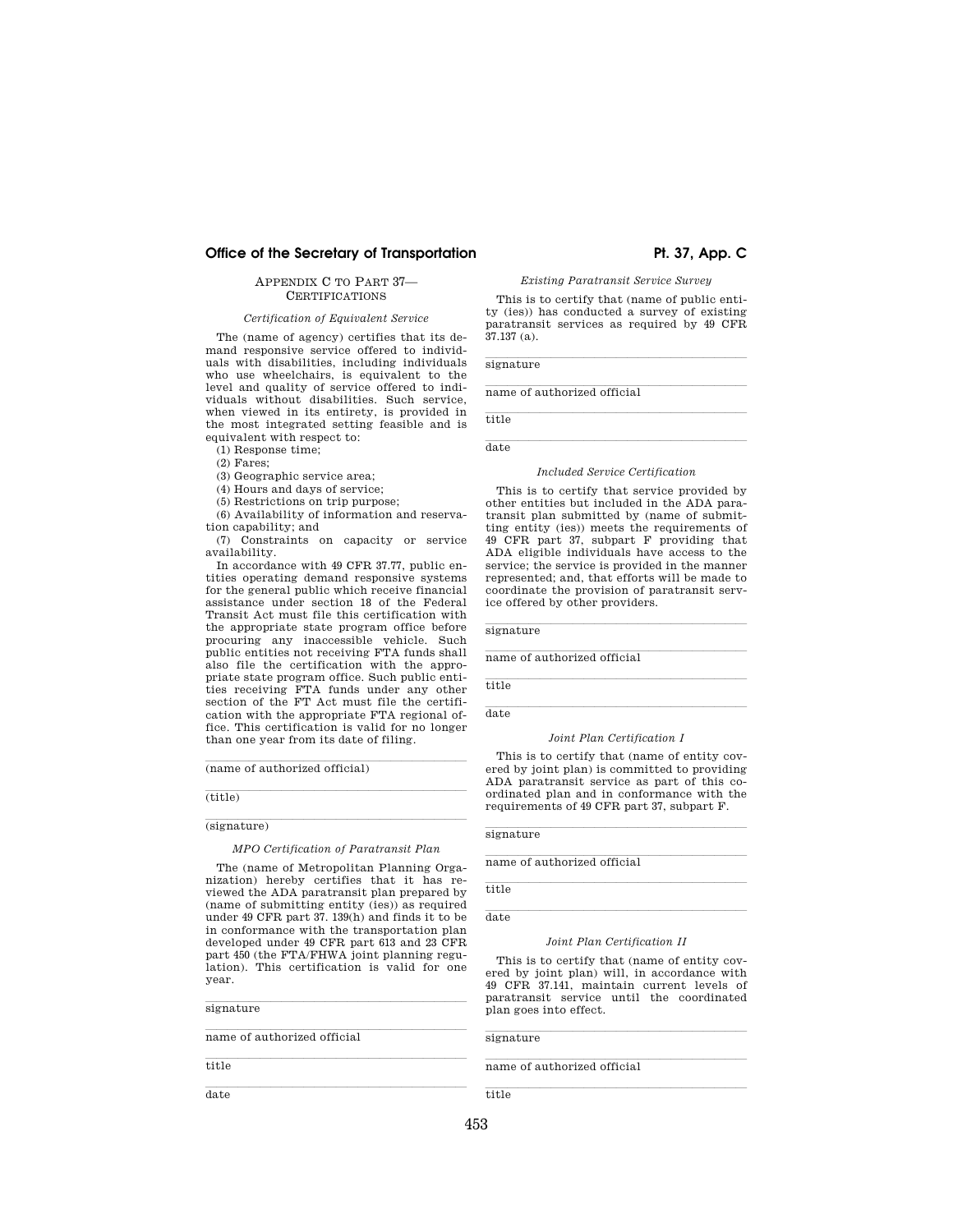## APPENDIX C TO PART 37—CERTIFICATIONS

*Certification of Equivalent Service*

The (name of agency) certifies that its demand responsive service offered to individuals with disabilities, including individuals who use wheelchairs, is equivalent to the level and quality of service offered to individuals without disabilities. Such service, when viewed in its entirety, is provided in the most integrated setting feasible and is equivalent with respect to:

(1) Response time;

(2) Fares;

(3) Geographic service area;

(4) Hours and days of service;

(5) Restrictions on trip purpose;

(6) Availability of information and reservation capability; and

(7) Constraints on capacity or service availability.

In accordance with 49 CFR 37.77, public entities operating demand responsive systems for the general public which receive financial assistance under section 18 of the Federal Transit Act must file this certification with the appropriate state program office before procuring any inaccessible vehicle. Such public entities not receiving FTA funds shall also file the certification with the appropriate state program office. Such public entities receiving FTA funds under any other section of the FT Act must file the certification with the appropriate FTA regional office. This certification is valid for no longer than one year from its date of filing.

_______________________________________

(name of authorized official)

_______________________________________

(title)

_______________________________________

(signature)

*MPO Certification of Paratransit Plan*

The (name of Metropolitan Planning Organization) hereby certifies that it has reviewed the ADA paratransit plan prepared by (name of submitting entity (ies)) as required under 49 CFR part 37. 139(h) and finds it to be in conformance with the transportation plan developed under 49 CFR part 613 and 23 CFR part 450 (the FTA/FHWA joint planning regulation). This certification is valid for one year.

_______________________________________

signature

_______________________________________

name of authorized official

_______________________________________

title

_______________________________________

date

*Existing Paratransit Service Survey*

This is to certify that (name of public entity (ies)) has conducted a survey of existing paratransit services as required by 49 CFR 37.137 (a).

_______________________________________

signature

_______________________________________

name of authorized official

_______________________________________

title

_______________________________________

date

*Included Service Certification*

This is to certify that service provided by other entities but included in the ADA paratransit plan submitted by (name of submitting entity (ies)) meets the requirements of 49 CFR part 37, subpart F providing that ADA eligible individuals have access to the service; the service is provided in the manner represented; and, that efforts will be made to coordinate the provision of paratransit service offered by other providers.

_______________________________________

signature

_______________________________________

name of authorized official

_______________________________________

title

_______________________________________

date

*Joint Plan Certification I*

This is to certify that (name of entity covered by joint plan) is committed to providing ADA paratransit service as part of this coordinated plan and in conformance with the requirements of 49 CFR part 37, subpart F.

_______________________________________

signature

_______________________________________

name of authorized official

_______________________________________

title

_______________________________________

date

*Joint Plan Certification II*

This is to certify that (name of entity covered by joint plan) will, in accordance with 49 CFR 37.141, maintain current levels of paratransit service until the coordinated plan goes into effect.

_______________________________________

signature

_______________________________________

name of authorized official

_______________________________________

title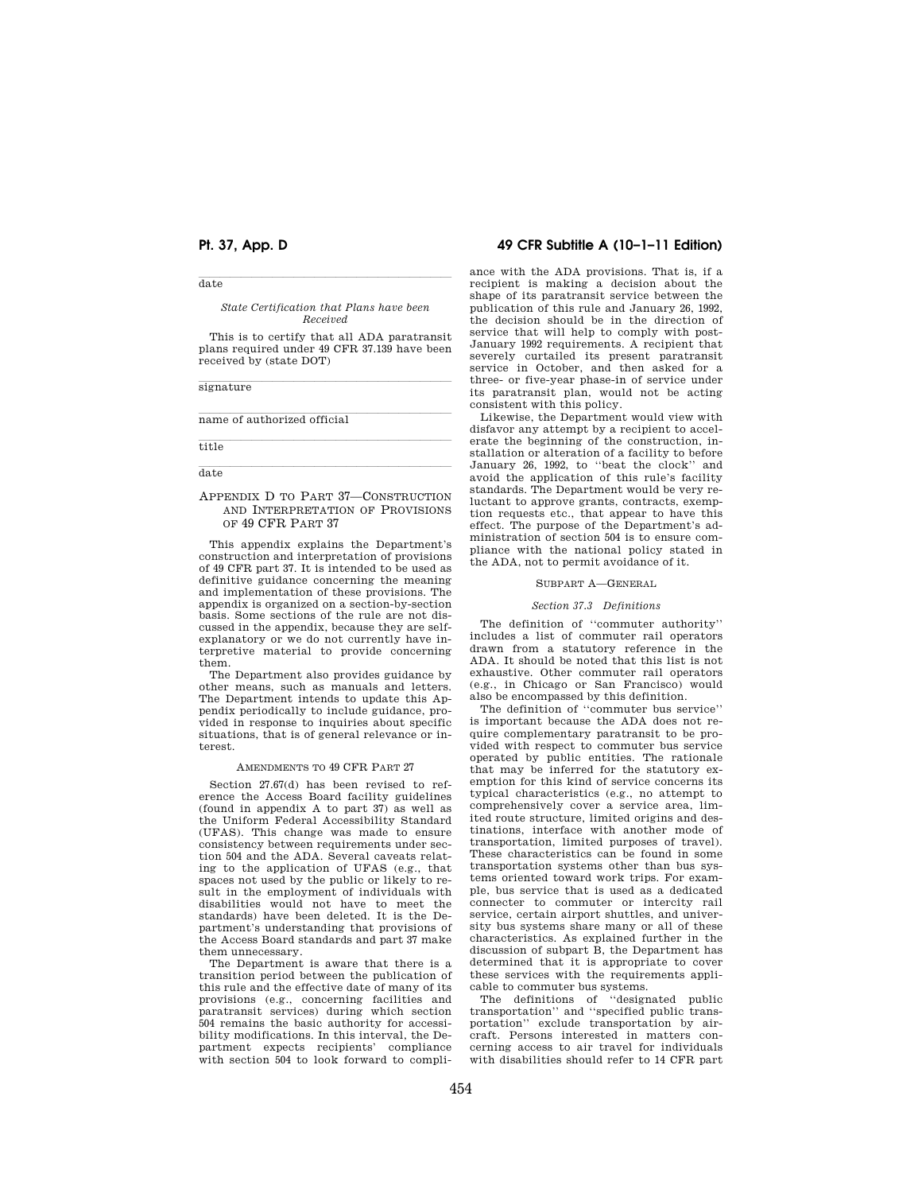\_\_\_\_\_\_\_\_\_\_\_\_\_\_\_\_\_\_\_\_\_\_\_\_\_\_\_\_\_\_\_\_\_\_\_\_\_\_

date

*State Certification that Plans have been Received*

This is to certify that all ADA paratransit plans required under 49 CFR 37.139 have been received by (state DOT)

\_\_\_\_\_\_\_\_\_\_\_\_\_\_\_\_\_\_\_\_\_\_\_\_\_\_\_\_\_\_\_\_\_\_\_\_\_\_

signature

\_\_\_\_\_\_\_\_\_\_\_\_\_\_\_\_\_\_\_\_\_\_\_\_\_\_\_\_\_\_\_\_\_\_\_\_\_\_

name of authorized official

\_\_\_\_\_\_\_\_\_\_\_\_\_\_\_\_\_\_\_\_\_\_\_\_\_\_\_\_\_\_\_\_\_\_\_\_\_\_

title

\_\_\_\_\_\_\_\_\_\_\_\_\_\_\_\_\_\_\_\_\_\_\_\_\_\_\_\_\_\_\_\_\_\_\_\_\_\_

date

## APPENDIX D TO PART 37—CONSTRUCTION AND INTERPRETATION OF PROVISIONS OF 49 CFR PART 37

This appendix explains the Department's construction and interpretation of provisions of 49 CFR part 37. It is intended to be used as definitive guidance concerning the meaning and implementation of these provisions. The appendix is organized on a section-by-section basis. Some sections of the rule are not discussed in the appendix, because they are self-explanatory or we do not currently have interpretive material to provide concerning them.

The Department also provides guidance by other means, such as manuals and letters. The Department intends to update this Appendix periodically to include guidance, provided in response to inquiries about specific situations, that is of general relevance or interest.

### AMENDMENTS TO 49 CFR PART 27

Section 27.67(d) has been revised to reference the Access Board facility guidelines (found in appendix A to part 37) as well as the Uniform Federal Accessibility Standard (UFAS). This change was made to ensure consistency between requirements under section 504 and the ADA. Several caveats relating to the application of UFAS (e.g., that spaces not used by the public or likely to result in the employment of individuals with disabilities would not have to meet the standards) have been deleted. It is the Department's understanding that provisions of the Access Board standards and part 37 make them unnecessary.

The Department is aware that there is a transition period between the publication of this rule and the effective date of many of its provisions (e.g., concerning facilities and paratransit services) during which section 504 remains the basic authority for accessibility modifications. In this interval, the Department expects recipients' compliance with section 504 to look forward to compliance with the ADA provisions. That is, if a recipient is making a decision about the shape of its paratransit service between the publication of this rule and January 26, 1992, the decision should be in the direction of service that will help to comply with post-January 1992 requirements. A recipient that severely curtailed its present paratransit service in October, and then asked for a three- or five-year phase-in of service under its paratransit plan, would not be acting consistent with this policy.

Likewise, the Department would view with disfavor any attempt by a recipient to accelerate the beginning of the construction, installation or alteration of a facility to before January 26, 1992, to ''beat the clock'' and avoid the application of this rule's facility standards. The Department would be very reluctant to approve grants, contracts, exemption requests etc., that appear to have this effect. The purpose of the Department's administration of section 504 is to ensure compliance with the national policy stated in the ADA, not to permit avoidance of it.

### SUBPART A—GENERAL

#### *Section 37.3 Definitions*

The definition of ''commuter authority'' includes a list of commuter rail operators drawn from a statutory reference in the ADA. It should be noted that this list is not exhaustive. Other commuter rail operators (e.g., in Chicago or San Francisco) would also be encompassed by this definition.

The definition of ''commuter bus service'' is important because the ADA does not require complementary paratransit to be provided with respect to commuter bus service operated by public entities. The rationale that may be inferred for the statutory exemption for this kind of service concerns its typical characteristics (e.g., no attempt to comprehensively cover a service area, limited route structure, limited origins and destinations, interface with another mode of transportation, limited purposes of travel). These characteristics can be found in some transportation systems other than bus systems oriented toward work trips. For example, bus service that is used as a dedicated connecter to commuter or intercity rail service, certain airport shuttles, and university bus systems share many or all of these characteristics. As explained further in the discussion of subpart B, the Department has determined that it is appropriate to cover these services with the requirements applicable to commuter bus systems.

The definitions of ''designated public transportation'' and ''specified public transportation'' exclude transportation by aircraft. Persons interested in matters concerning access to air travel for individuals with disabilities should refer to 14 CFR part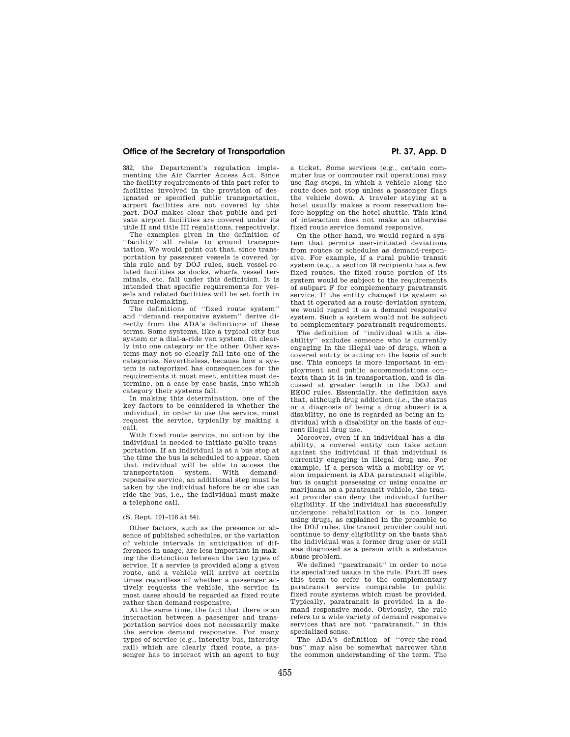382, the Department's regulation implementing the Air Carrier Access Act. Since the facility requirements of this part refer to facilities involved in the provision of designated or specified public transportation, airport facilities are not covered by this part. DOJ makes clear that public and private airport facilities are covered under its title II and title III regulations, respectively.

The examples given in the definition of "facility" all relate to ground transportation. We would point out that, since transportation by passenger vessels is covered by this rule and by DOJ rules, such vessel-related facilities as docks, wharfs, vessel terminals, etc. fall under this definition. It is intended that specific requirements for vessels and related facilities will be set forth in future rulemaking.

The definitions of "fixed route system" and "demand responsive system" derive directly from the ADA's definitions of these terms. Some systems, like a typical city bus system or a dial-a-ride van system, fit clearly into one category or the other. Other systems may not so clearly fall into one of the categories. Nevertheless, because how a system is categorized has consequences for the requirements it must meet, entities must determine, on a case-by-case basis, into which category their systems fall.

In making this determination, one of the key factors to be considered is whether the individual, in order to use the service, must request the service, typically by making a call.

> With fixed route service, no action by the individual is needed to initiate public transportation. If an individual is at a bus stop at the time the bus is scheduled to appear, then that individual will be able to access the transportation system. With demand-reponsive service, an additional step must be taken by the individual before he or she can ride the bus, i.e., the individual must make a telephone call.

(S. Rept. 101–116 at 54).

Other factors, such as the presence or absence of published schedules, or the variation of vehicle intervals in anticipation of differences in usage, are less important in making the distinction between the two types of service. If a service is provided along a given route, and a vehicle will arrive at certain times regardless of whether a passenger actively requests the vehicle, the service in most cases should be regarded as fixed route rather than demand responsive.

At the same time, the fact that there is an interaction between a passenger and transportation service does not necessarily make the service demand responsive. For many types of service (e.g., intercity bus, intercity rail) which are clearly fixed route, a passenger has to interact with an agent to buy a ticket. Some services (e.g., certain commuter bus or commuter rail operations) may use flag stops, in which a vehicle along the route does not stop unless a passenger flags the vehicle down. A traveler staying at a hotel usually makes a room reservation before hopping on the hotel shuttle. This kind of interaction does not make an otherwise fixed route service demand responsive.

On the other hand, we would regard a system that permits user-initiated deviations from routes or schedules as demand-responsive. For example, if a rural public transit system (e.g., a section 18 recipient) has a few fixed routes, the fixed route portion of its system would be subject to the requirements of subpart F for complementary paratransit service. If the entity changed its system so that it operated as a route-deviation system, we would regard it as a demand responsive system. Such a system would not be subject to complementary paratransit requirements.

The definition of "individual with a disability" excludes someone who is currently engaging in the illegal use of drugs, when a covered entity is acting on the basis of such use. This concept is more important in employment and public accommodations contexts than it is in transportation, and is discussed at greater length in the DOJ and EEOC rules. Essentially, the definition says that, although drug addiction (*i.e.*, the status or a diagnosis of being a drug abuser) is a disability, no one is regarded as being an individual with a disability on the basis of current illegal drug use.

Moreover, even if an individual has a disability, a covered entity can take action against the individual if that individual is currently engaging in illegal drug use. For example, if a person with a mobility or vision impairment is ADA paratransit eligible, but is caught possessing or using cocaine or marijuana on a paratransit vehicle, the transit provider can deny the individual further eligibility. If the individual has successfully undergone rehabilitation or is no longer using drugs, as explained in the preamble to the DOJ rules, the transit provider could not continue to deny eligibility on the basis that the individual was a former drug user or still was diagnosed as a person with a substance abuse problem.

We defined "paratransit" in order to note its specialized usage in the rule. Part 37 uses this term to refer to the complementary paratransit service comparable to public fixed route systems which must be provided. Typically, paratransit is provided in a demand responsive mode. Obviously, the rule refers to a wide variety of demand responsive services that are not "paratransit," in this specialized sense.

The ADA's definition of "over-the-road bus" may also be somewhat narrower than the common understanding of the term. The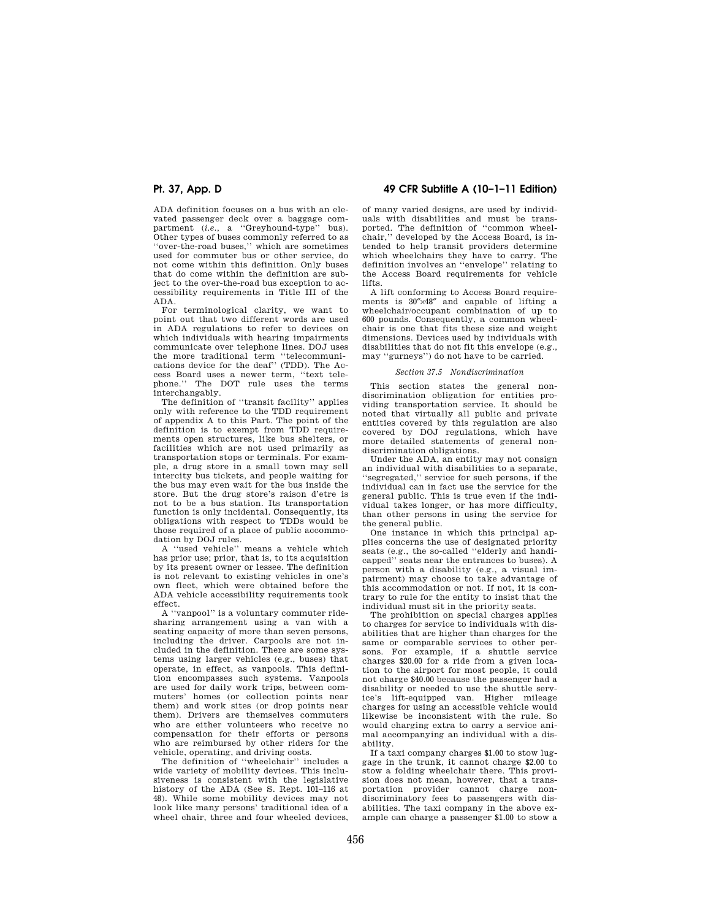ADA definition focuses on a bus with an elevated passenger deck over a baggage compartment (*i.e.*, a "Greyhound-type" bus). Other types of buses commonly referred to as "over-the-road buses," which are sometimes used for commuter bus or other service, do not come within this definition. Only buses that do come within the definition are subject to the over-the-road bus exception to accessibility requirements in Title III of the ADA.

For terminological clarity, we want to point out that two different words are used in ADA regulations to refer to devices on which individuals with hearing impairments communicate over telephone lines. DOJ uses the more traditional term "telecommunications device for the deaf" (TDD). The Access Board uses a newer term, "text telephone." The DOT rule uses the terms interchangably.

The definition of "transit facility" applies only with reference to the TDD requirement of appendix A to this Part. The point of the definition is to exempt from TDD requirements open structures, like bus shelters, or facilities which are not used primarily as transportation stops or terminals. For example, a drug store in a small town may sell intercity bus tickets, and people waiting for the bus may even wait for the bus inside the store. But the drug store's raison d'etre is not to be a bus station. Its transportation function is only incidental. Consequently, its obligations with respect to TDDs would be those required of a place of public accommodation by DOJ rules.

A "used vehicle" means a vehicle which has prior use; prior, that is, to its acquisition by its present owner or lessee. The definition is not relevant to existing vehicles in one's own fleet, which were obtained before the ADA vehicle accessibility requirements took effect.

A "vanpool" is a voluntary commuter ridesharing arrangement using a van with a seating capacity of more than seven persons, including the driver. Carpools are not included in the definition. There are some systems using larger vehicles (e.g., buses) that operate, in effect, as vanpools. This definition encompasses such systems. Vanpools are used for daily work trips, between commuters' homes (or collection points near them) and work sites (or drop points near them). Drivers are themselves commuters who are either volunteers who receive no compensation for their efforts or persons who are reimbursed by other riders for the vehicle, operating, and driving costs.

The definition of "wheelchair" includes a wide variety of mobility devices. This inclusiveness is consistent with the legislative history of the ADA (See S. Rept. 101–116 at 48). While some mobility devices may not look like many persons' traditional idea of a wheel chair, three and four wheeled devices, of many varied designs, are used by individuals with disabilities and must be transported. The definition of "common wheelchair," developed by the Access Board, is intended to help transit providers determine which wheelchairs they have to carry. The definition involves an "envelope" relating to the Access Board requirements for vehicle lifts.

A lift conforming to Access Board requirements is 30″×48″ and capable of lifting a wheelchair/occupant combination of up to 600 pounds. Consequently, a common wheelchair is one that fits these size and weight dimensions. Devices used by individuals with disabilities that do not fit this envelope (e.g., may "gurneys") do not have to be carried.

*Section 37.5 Nondiscrimination*

This section states the general nondiscrimination obligation for entities providing transportation service. It should be noted that virtually all public and private entities covered by this regulation are also covered by DOJ regulations, which have more detailed statements of general nondiscrimination obligations.

Under the ADA, an entity may not consign an individual with disabilities to a separate, "segregated," service for such persons, if the individual can in fact use the service for the general public. This is true even if the individual takes longer, or has more difficulty, than other persons in using the service for the general public.

One instance in which this principal applies concerns the use of designated priority seats (e.g., the so-called "elderly and handicapped" seats near the entrances to buses). A person with a disability (e.g., a visual impairment) may choose to take advantage of this accommodation or not. If not, it is contrary to rule for the entity to insist that the individual must sit in the priority seats.

The prohibition on special charges applies to charges for service to individuals with disabilities that are higher than charges for the same or comparable services to other persons. For example, if a shuttle service charges $20.00 for a ride from a given location to the airport for most people, it could not charge $40.00 because the passenger had a disability or needed to use the shuttle service's lift-equipped van. Higher mileage charges for using an accessible vehicle would likewise be inconsistent with the rule. So would charging extra to carry a service animal accompanying an individual with a disability.

If a taxi company charges $1.00 to stow luggage in the trunk, it cannot charge $2.00 to stow a folding wheelchair there. This provision does not mean, however, that a transportation provider cannot charge nondiscriminatory fees to passengers with disabilities. The taxi company in the above example can charge a passenger $1.00 to stow a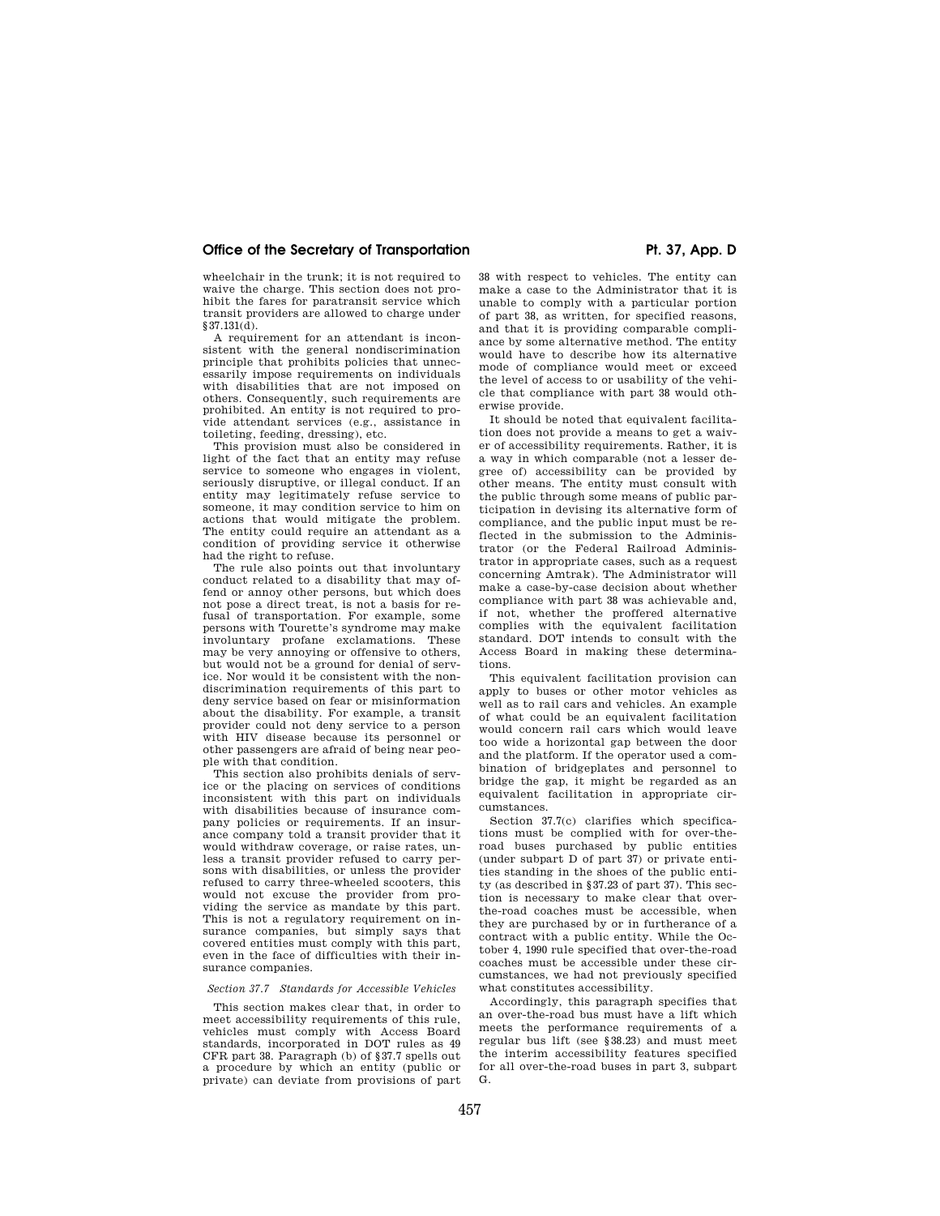wheelchair in the trunk; it is not required to waive the charge. This section does not prohibit the fares for paratransit service which transit providers are allowed to charge under §37.131(d).

A requirement for an attendant is inconsistent with the general nondiscrimination principle that prohibits policies that unnecessarily impose requirements on individuals with disabilities that are not imposed on others. Consequently, such requirements are prohibited. An entity is not required to provide attendant services (e.g., assistance in toileting, feeding, dressing), etc.

This provision must also be considered in light of the fact that an entity may refuse service to someone who engages in violent, seriously disruptive, or illegal conduct. If an entity may legitimately refuse service to someone, it may condition service to him on actions that would mitigate the problem. The entity could require an attendant as a condition of providing service it otherwise had the right to refuse.

The rule also points out that involuntary conduct related to a disability that may offend or annoy other persons, but which does not pose a direct treat, is not a basis for refusal of transportation. For example, some persons with Tourette's syndrome may make involuntary profane exclamations. These may be very annoying or offensive to others, but would not be a ground for denial of service. Nor would it be consistent with the nondiscrimination requirements of this part to deny service based on fear or misinformation about the disability. For example, a transit provider could not deny service to a person with HIV disease because its personnel or other passengers are afraid of being near people with that condition.

This section also prohibits denials of service or the placing on services of conditions inconsistent with this part on individuals with disabilities because of insurance company policies or requirements. If an insurance company told a transit provider that it would withdraw coverage, or raise rates, unless a transit provider refused to carry persons with disabilities, or unless the provider refused to carry three-wheeled scooters, this would not excuse the provider from providing the service as mandate by this part. This is not a regulatory requirement on insurance companies, but simply says that covered entities must comply with this part, even in the face of difficulties with their insurance companies.

*Section 37.7 Standards for Accessible Vehicles*

This section makes clear that, in order to meet accessibility requirements of this rule, vehicles must comply with Access Board standards, incorporated in DOT rules as 49 CFR part 38. Paragraph (b) of §37.7 spells out a procedure by which an entity (public or private) can deviate from provisions of part 38 with respect to vehicles. The entity can make a case to the Administrator that it is unable to comply with a particular portion of part 38, as written, for specified reasons, and that it is providing comparable compliance by some alternative method. The entity would have to describe how its alternative mode of compliance would meet or exceed the level of access to or usability of the vehicle that compliance with part 38 would otherwise provide.

It should be noted that equivalent facilitation does not provide a means to get a waiver of accessibility requirements. Rather, it is a way in which comparable (not a lesser degree of) accessibility can be provided by other means. The entity must consult with the public through some means of public participation in devising its alternative form of compliance, and the public input must be reflected in the submission to the Administrator (or the Federal Railroad Administrator in appropriate cases, such as a request concerning Amtrak). The Administrator will make a case-by-case decision about whether compliance with part 38 was achievable and, if not, whether the proffered alternative complies with the equivalent facilitation standard. DOT intends to consult with the Access Board in making these determinations.

This equivalent facilitation provision can apply to buses or other motor vehicles as well as to rail cars and vehicles. An example of what could be an equivalent facilitation would concern rail cars which would leave too wide a horizontal gap between the door and the platform. If the operator used a combination of bridgeplates and personnel to bridge the gap, it might be regarded as an equivalent facilitation in appropriate circumstances.

Section 37.7(c) clarifies which specifications must be complied with for over-the-road buses purchased by public entities (under subpart D of part 37) or private entities standing in the shoes of the public entity (as described in §37.23 of part 37). This section is necessary to make clear that over-the-road coaches must be accessible, when they are purchased by or in furtherance of a contract with a public entity. While the October 4, 1990 rule specified that over-the-road coaches must be accessible under these circumstances, we had not previously specified what constitutes accessibility.

Accordingly, this paragraph specifies that an over-the-road bus must have a lift which meets the performance requirements of a regular bus lift (see §38.23) and must meet the interim accessibility features specified for all over-the-road buses in part 3, subpart G.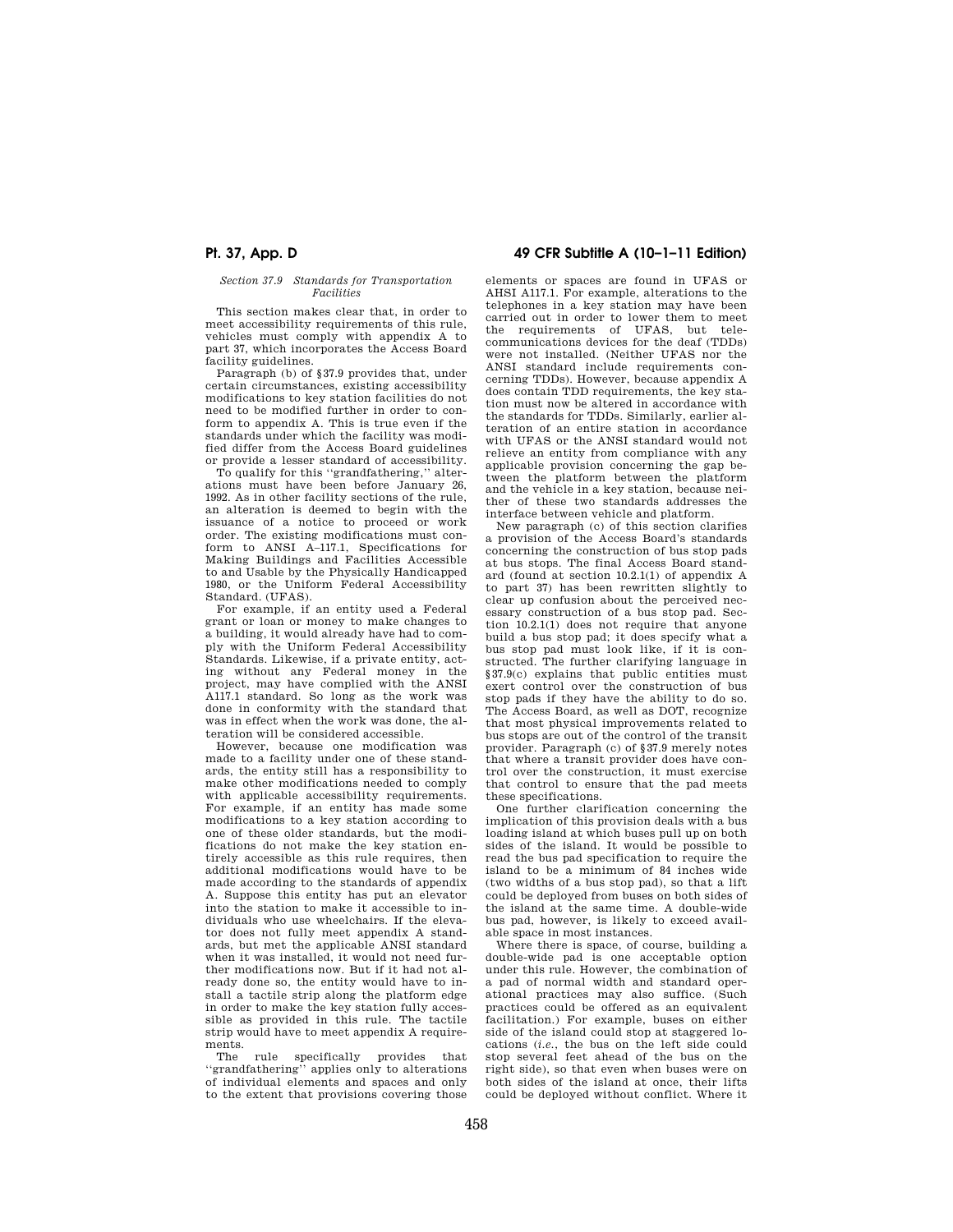*Section 37.9 Standards for Transportation Facilities*

This section makes clear that, in order to meet accessibility requirements of this rule, vehicles must comply with appendix A to part 37, which incorporates the Access Board facility guidelines.

Paragraph (b) of §37.9 provides that, under certain circumstances, existing accessibility modifications to key station facilities do not need to be modified further in order to conform to appendix A. This is true even if the standards under which the facility was modified differ from the Access Board guidelines or provide a lesser standard of accessibility.

To qualify for this "grandfathering," alterations must have been before January 26, 1992. As in other facility sections of the rule, an alteration is deemed to begin with the issuance of a notice to proceed or work order. The existing modifications must conform to ANSI A–117.1, Specifications for Making Buildings and Facilities Accessible to and Usable by the Physically Handicapped 1980, or the Uniform Federal Accessibility Standard. (UFAS).

For example, if an entity used a Federal grant or loan or money to make changes to a building, it would already have had to comply with the Uniform Federal Accessibility Standards. Likewise, if a private entity, acting without any Federal money in the project, may have complied with the ANSI A117.1 standard. So long as the work was done in conformity with the standard that was in effect when the work was done, the alteration will be considered accessible.

However, because one modification was made to a facility under one of these standards, the entity still has a responsibility to make other modifications needed to comply with applicable accessibility requirements. For example, if an entity has made some modifications to a key station according to one of these older standards, but the modifications do not make the key station entirely accessible as this rule requires, then additional modifications would have to be made according to the standards of appendix A. Suppose this entity has put an elevator into the station to make it accessible to individuals who use wheelchairs. If the elevator does not fully meet appendix A standards, but met the applicable ANSI standard when it was installed, it would not need further modifications now. But if it had not already done so, the entity would have to install a tactile strip along the platform edge in order to make the key station fully accessible as provided in this rule. The tactile strip would have to meet appendix A requirements.

The rule specifically provides that "grandfathering" applies only to alterations of individual elements and spaces and only to the extent that provisions covering those elements or spaces are found in UFAS or AHSI A117.1. For example, alterations to the telephones in a key station may have been carried out in order to lower them to meet the requirements of UFAS, but telecommunications devices for the deaf (TDDs) were not installed. (Neither UFAS nor the ANSI standard include requirements concerning TDDs). However, because appendix A does contain TDD requirements, the key station must now be altered in accordance with the standards for TDDs. Similarly, earlier alteration of an entire station in accordance with UFAS or the ANSI standard would not relieve an entity from compliance with any applicable provision concerning the gap between the platform between the platform and the vehicle in a key station, because neither of these two standards addresses the interface between vehicle and platform.

New paragraph (c) of this section clarifies a provision of the Access Board's standards concerning the construction of bus stop pads at bus stops. The final Access Board standard (found at section 10.2.1(1) of appendix A to part 37) has been rewritten slightly to clear up confusion about the perceived necessary construction of a bus stop pad. Section 10.2.1(1) does not require that anyone build a bus stop pad; it does specify what a bus stop pad must look like, if it is constructed. The further clarifying language in §37.9(c) explains that public entities must exert control over the construction of bus stop pads if they have the ability to do so. The Access Board, as well as DOT, recognize that most physical improvements related to bus stops are out of the control of the transit provider. Paragraph (c) of §37.9 merely notes that where a transit provider does have control over the construction, it must exercise that control to ensure that the pad meets these specifications.

One further clarification concerning the implication of this provision deals with a bus loading island at which buses pull up on both sides of the island. It would be possible to read the bus pad specification to require the island to be a minimum of 84 inches wide (two widths of a bus stop pad), so that a lift could be deployed from buses on both sides of the island at the same time. A double-wide bus pad, however, is likely to exceed available space in most instances.

Where there is space, of course, building a double-wide pad is one acceptable option under this rule. However, the combination of a pad of normal width and standard operational practices may also suffice. (Such practices could be offered as an equivalent facilitation.) For example, buses on either side of the island could stop at staggered locations (*i.e.*, the bus on the left side could stop several feet ahead of the bus on the right side), so that even when buses were on both sides of the island at once, their lifts could be deployed without conflict. Where it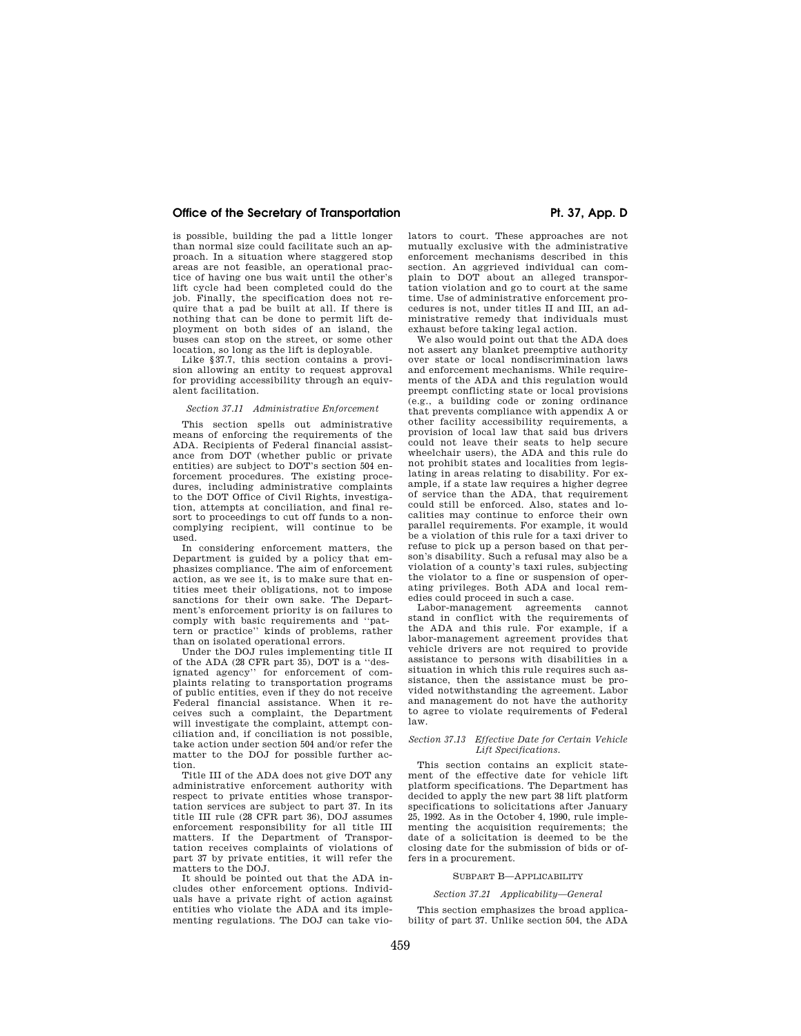is possible, building the pad a little longer than normal size could facilitate such an approach. In a situation where staggered stop areas are not feasible, an operational practice of having one bus wait until the other's lift cycle had been completed could do the job. Finally, the specification does not require that a pad be built at all. If there is nothing that can be done to permit lift deployment on both sides of an island, the buses can stop on the street, or some other location, so long as the lift is deployable.

Like §37.7, this section contains a provision allowing an entity to request approval for providing accessibility through an equivalent facilitation.

*Section 37.11 Administrative Enforcement*

This section spells out administrative means of enforcing the requirements of the ADA. Recipients of Federal financial assistance from DOT (whether public or private entities) are subject to DOT's section 504 enforcement procedures. The existing procedures, including administrative complaints to the DOT Office of Civil Rights, investigation, attempts at conciliation, and final resort to proceedings to cut off funds to a noncomplying recipient, will continue to be used.

In considering enforcement matters, the Department is guided by a policy that emphasizes compliance. The aim of enforcement action, as we see it, is to make sure that entities meet their obligations, not to impose sanctions for their own sake. The Department's enforcement priority is on failures to comply with basic requirements and "pattern or practice" kinds of problems, rather than on isolated operational errors.

Under the DOJ rules implementing title II of the ADA (28 CFR part 35), DOT is a "designated agency" for enforcement of complaints relating to transportation programs of public entities, even if they do not receive Federal financial assistance. When it receives such a complaint, the Department will investigate the complaint, attempt conciliation and, if conciliation is not possible, take action under section 504 and/or refer the matter to the DOJ for possible further action.

Title III of the ADA does not give DOT any administrative enforcement authority with respect to private entities whose transportation services are subject to part 37. In its title III rule (28 CFR part 36), DOJ assumes enforcement responsibility for all title III matters. If the Department of Transportation receives complaints of violations of part 37 by private entities, it will refer the matters to the DOJ.

It should be pointed out that the ADA includes other enforcement options. Individuals have a private right of action against entities who violate the ADA and its implementing regulations. The DOJ can take violators to court. These approaches are not mutually exclusive with the administrative enforcement mechanisms described in this section. An aggrieved individual can complain to DOT about an alleged transportation violation and go to court at the same time. Use of administrative enforcement procedures is not, under titles II and III, an administrative remedy that individuals must exhaust before taking legal action.

We also would point out that the ADA does not assert any blanket preemptive authority over state or local nondiscrimination laws and enforcement mechanisms. While requirements of the ADA and this regulation would preempt conflicting state or local provisions (e.g., a building code or zoning ordinance that prevents compliance with appendix A or other facility accessibility requirements, a provision of local law that said bus drivers could not leave their seats to help secure wheelchair users), the ADA and this rule do not prohibit states and localities from legislating in areas relating to disability. For example, if a state law requires a higher degree of service than the ADA, that requirement could still be enforced. Also, states and localities may continue to enforce their own parallel requirements. For example, it would be a violation of this rule for a taxi driver to refuse to pick up a person based on that person's disability. Such a refusal may also be a violation of a county's taxi rules, subjecting the violator to a fine or suspension of operating privileges. Both ADA and local remedies could proceed in such a case.

Labor-management agreements cannot stand in conflict with the requirements of the ADA and this rule. For example, if a labor-management agreement provides that vehicle drivers are not required to provide assistance to persons with disabilities in a situation in which this rule requires such assistance, then the assistance must be provided notwithstanding the agreement. Labor and management do not have the authority to agree to violate requirements of Federal law.

*Section 37.13 Effective Date for Certain Vehicle Lift Specifications.*

This section contains an explicit statement of the effective date for vehicle lift platform specifications. The Department has decided to apply the new part 38 lift platform specifications to solicitations after January 25, 1992. As in the October 4, 1990, rule implementing the acquisition requirements; the date of a solicitation is deemed to be the closing date for the submission of bids or offers in a procurement.

SUBPART B—APPLICABILITY

*Section 37.21 Applicability—General*

This section emphasizes the broad applicability of part 37. Unlike section 504, the ADA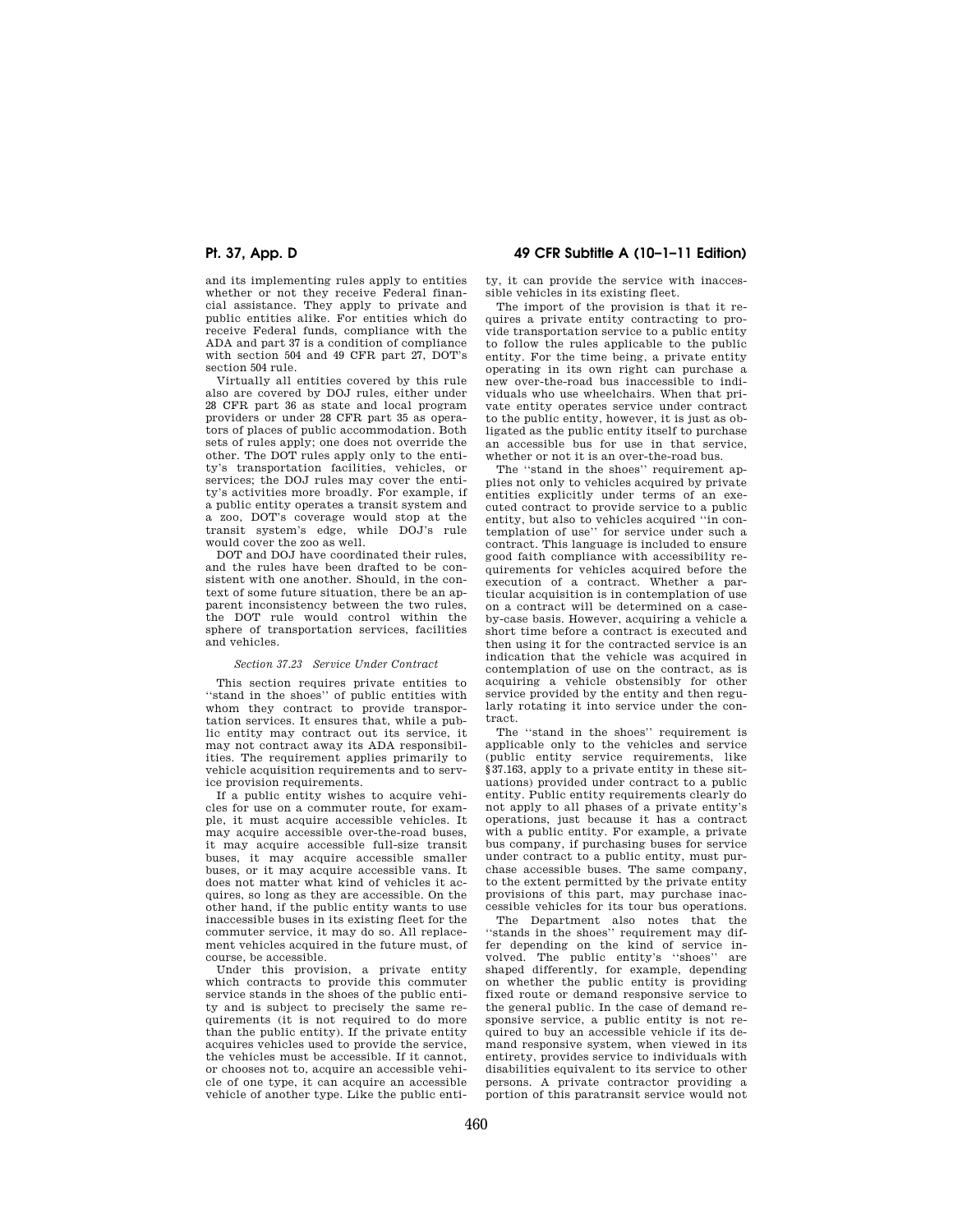and its implementing rules apply to entities whether or not they receive Federal financial assistance. They apply to private and public entities alike. For entities which do receive Federal funds, compliance with the ADA and part 37 is a condition of compliance with section 504 and 49 CFR part 27, DOT's section 504 rule.

Virtually all entities covered by this rule also are covered by DOJ rules, either under 28 CFR part 36 as state and local program providers or under 28 CFR part 35 as operators of places of public accommodation. Both sets of rules apply; one does not override the other. The DOT rules apply only to the entity's transportation facilities, vehicles, or services; the DOJ rules may cover the entity's activities more broadly. For example, if a public entity operates a transit system and a zoo, DOT's coverage would stop at the transit system's edge, while DOJ's rule would cover the zoo as well.

DOT and DOJ have coordinated their rules, and the rules have been drafted to be consistent with one another. Should, in the context of some future situation, there be an apparent inconsistency between the two rules, the DOT rule would control within the sphere of transportation services, facilities and vehicles.

*Section 37.23 Service Under Contract*

This section requires private entities to "stand in the shoes" of public entities with whom they contract to provide transportation services. It ensures that, while a public entity may contract out its service, it may not contract away its ADA responsibilities. The requirement applies primarily to vehicle acquisition requirements and to service provision requirements.

If a public entity wishes to acquire vehicles for use on a commuter route, for example, it must acquire accessible vehicles. It may acquire accessible over-the-road buses, it may acquire accessible full-size transit buses, it may acquire accessible smaller buses, or it may acquire accessible vans. It does not matter what kind of vehicles it acquires, so long as they are accessible. On the other hand, if the public entity wants to use inaccessible buses in its existing fleet for the commuter service, it may do so. All replacement vehicles acquired in the future must, of course, be accessible.

Under this provision, a private entity which contracts to provide this commuter service stands in the shoes of the public entity and is subject to precisely the same requirements (it is not required to do more than the public entity). If the private entity acquires vehicles used to provide the service, the vehicles must be accessible. If it cannot, or chooses not to, acquire an accessible vehicle of one type, it can acquire an accessible vehicle of another type. Like the public entity, it can provide the service with inaccessible vehicles in its existing fleet.

The import of the provision is that it requires a private entity contracting to provide transportation service to a public entity to follow the rules applicable to the public entity. For the time being, a private entity operating in its own right can purchase a new over-the-road bus inaccessible to individuals who use wheelchairs. When that private entity operates service under contract to the public entity, however, it is just as obligated as the public entity itself to purchase an accessible bus for use in that service, whether or not it is an over-the-road bus.

The "stand in the shoes" requirement applies not only to vehicles acquired by private entities explicitly under terms of an executed contract to provide service to a public entity, but also to vehicles acquired "in contemplation of use" for service under such a contract. This language is included to ensure good faith compliance with accessibility requirements for vehicles acquired before the execution of a contract. Whether a particular acquisition is in contemplation of use on a contract will be determined on a case-by-case basis. However, acquiring a vehicle a short time before a contract is executed and then using it for the contracted service is an indication that the vehicle was acquired in contemplation of use on the contract, as is acquiring a vehicle obstensibly for other service provided by the entity and then regularly rotating it into service under the contract.

The "stand in the shoes" requirement is applicable only to the vehicles and service (public entity service requirements, like §37.163, apply to a private entity in these situations) provided under contract to a public entity. Public entity requirements clearly do not apply to all phases of a private entity's operations, just because it has a contract with a public entity. For example, a private bus company, if purchasing buses for service under contract to a public entity, must purchase accessible buses. The same company, to the extent permitted by the private entity provisions of this part, may purchase inaccessible vehicles for its tour bus operations.

The Department also notes that the "stands in the shoes" requirement may differ depending on the kind of service involved. The public entity's "shoes" are shaped differently, for example, depending on whether the public entity is providing fixed route or demand responsive service to the general public. In the case of demand responsive service, a public entity is not required to buy an accessible vehicle if its demand responsive system, when viewed in its entirety, provides service to individuals with disabilities equivalent to its service to other persons. A private contractor providing a portion of this paratransit service would not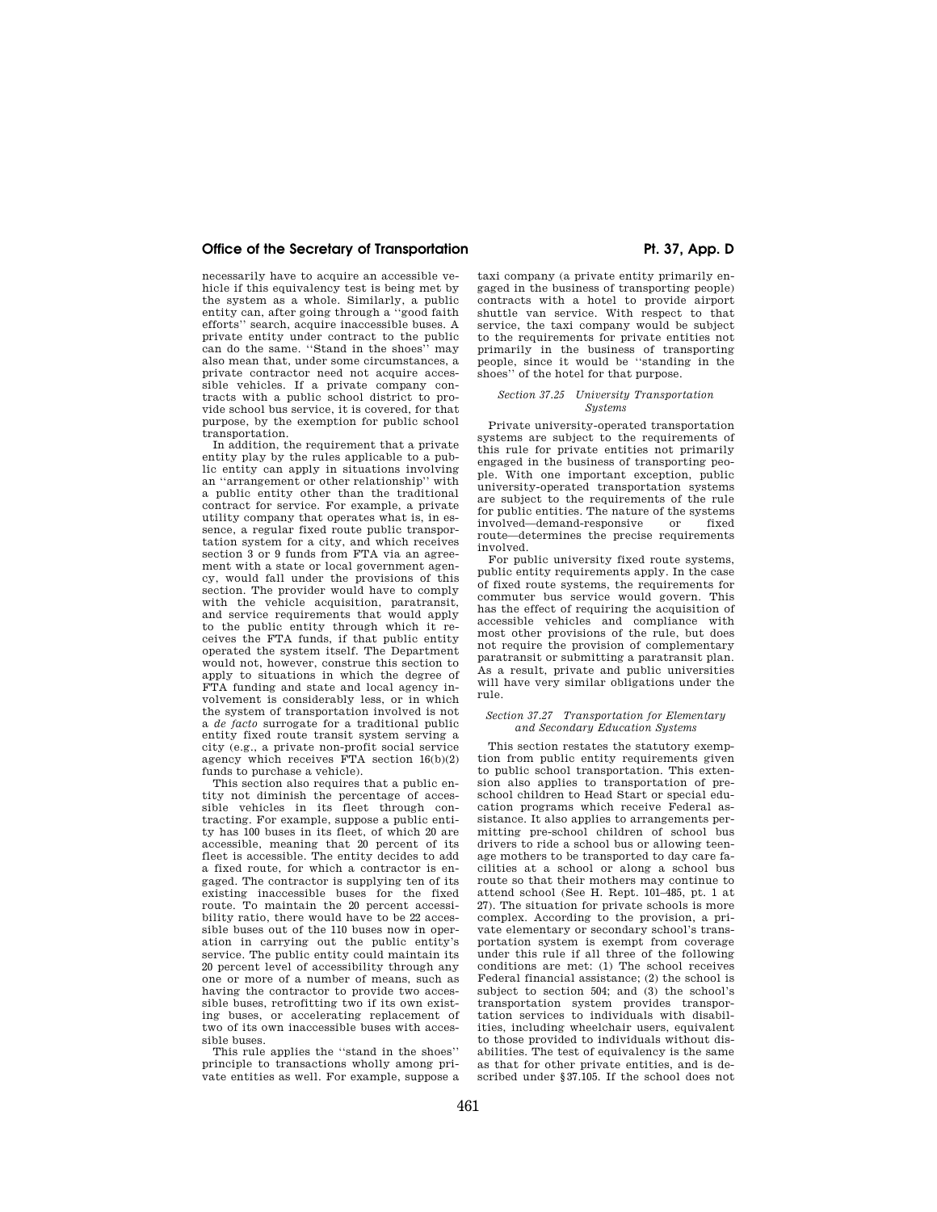necessarily have to acquire an accessible vehicle if this equivalency test is being met by the system as a whole. Similarly, a public entity can, after going through a ''good faith efforts'' search, acquire inaccessible buses. A private entity under contract to the public can do the same. ''Stand in the shoes'' may also mean that, under some circumstances, a private contractor need not acquire accessible vehicles. If a private company contracts with a public school district to provide school bus service, it is covered, for that purpose, by the exemption for public school transportation.

In addition, the requirement that a private entity play by the rules applicable to a public entity can apply in situations involving an ''arrangement or other relationship'' with a public entity other than the traditional contract for service. For example, a private utility company that operates what is, in essence, a regular fixed route public transportation system for a city, and which receives section 3 or 9 funds from FTA via an agreement with a state or local government agency, would fall under the provisions of this section. The provider would have to comply with the vehicle acquisition, paratransit, and service requirements that would apply to the public entity through which it receives the FTA funds, if that public entity operated the system itself. The Department would not, however, construe this section to apply to situations in which the degree of FTA funding and state and local agency involvement is considerably less, or in which the system of transportation involved is not a *de facto* surrogate for a traditional public entity fixed route transit system serving a city (e.g., a private non-profit social service agency which receives FTA section 16(b)(2) funds to purchase a vehicle).

This section also requires that a public entity not diminish the percentage of accessible vehicles in its fleet through contracting. For example, suppose a public entity has 100 buses in its fleet, of which 20 are accessible, meaning that 20 percent of its fleet is accessible. The entity decides to add a fixed route, for which a contractor is engaged. The contractor is supplying ten of its existing inaccessible buses for the fixed route. To maintain the 20 percent accessibility ratio, there would have to be 22 accessible buses out of the 110 buses now in operation in carrying out the public entity's service. The public entity could maintain its 20 percent level of accessibility through any one or more of a number of means, such as having the contractor to provide two accessible buses, retrofitting two if its own existing buses, or accelerating replacement of two of its own inaccessible buses with accessible buses.

This rule applies the ''stand in the shoes'' principle to transactions wholly among private entities as well. For example, suppose a taxi company (a private entity primarily engaged in the business of transporting people) contracts with a hotel to provide airport shuttle van service. With respect to that service, the taxi company would be subject to the requirements for private entities not primarily in the business of transporting people, since it would be ''standing in the shoes'' of the hotel for that purpose.

### *Section 37.25 University Transportation Systems*

Private university-operated transportation systems are subject to the requirements of this rule for private entities not primarily engaged in the business of transporting people. With one important exception, public university-operated transportation systems are subject to the requirements of the rule for public entities. The nature of the systems involved—demand-responsive or fixed route—determines the precise requirements involved.

For public university fixed route systems, public entity requirements apply. In the case of fixed route systems, the requirements for commuter bus service would govern. This has the effect of requiring the acquisition of accessible vehicles and compliance with most other provisions of the rule, but does not require the provision of complementary paratransit or submitting a paratransit plan. As a result, private and public universities will have very similar obligations under the rule.

### *Section 37.27 Transportation for Elementary and Secondary Education Systems*

This section restates the statutory exemption from public entity requirements given to public school transportation. This extension also applies to transportation of preschool children to Head Start or special education programs which receive Federal assistance. It also applies to arrangements permitting pre-school children of school bus drivers to ride a school bus or allowing teenage mothers to be transported to day care facilities at a school or along a school bus route so that their mothers may continue to attend school (See H. Rept. 101–485, pt. 1 at 27). The situation for private schools is more complex. According to the provision, a private elementary or secondary school's transportation system is exempt from coverage under this rule if all three of the following conditions are met: (1) The school receives Federal financial assistance; (2) the school is subject to section 504; and (3) the school's transportation system provides transportation services to individuals with disabilities, including wheelchair users, equivalent to those provided to individuals without disabilities. The test of equivalency is the same as that for other private entities, and is described under §37.105. If the school does not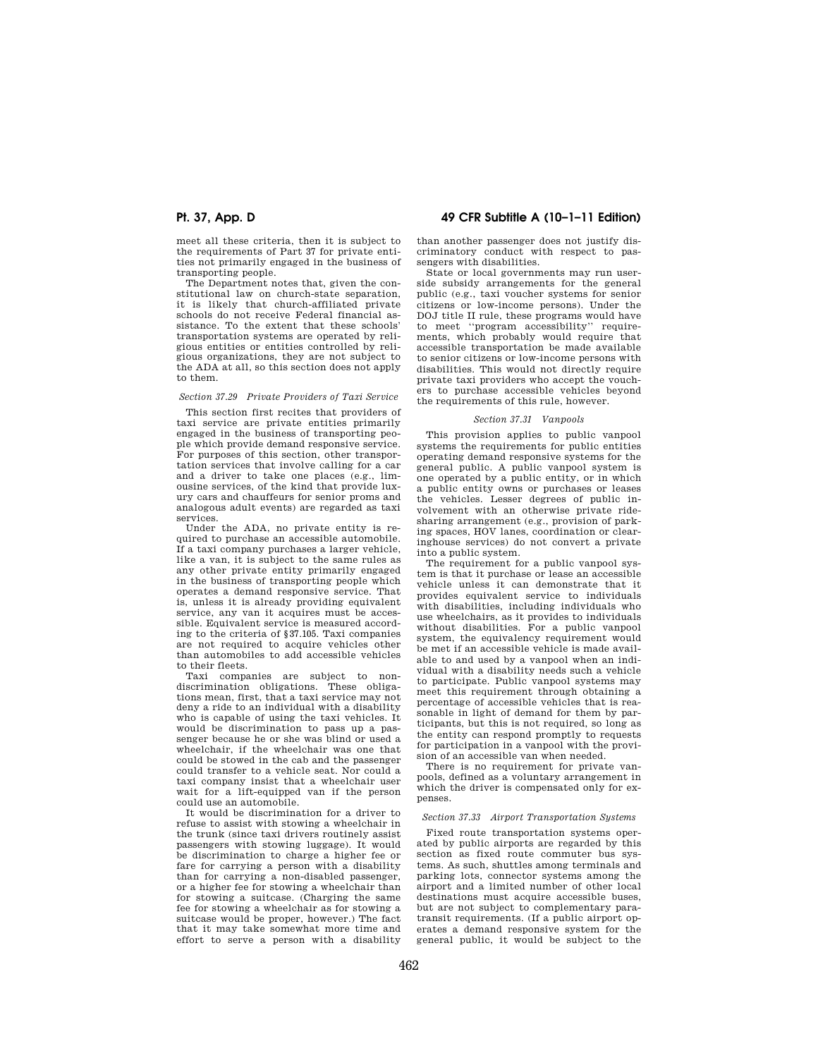meet all these criteria, then it is subject to the requirements of Part 37 for private entities not primarily engaged in the business of transporting people.

The Department notes that, given the constitutional law on church-state separation, it is likely that church-affiliated private schools do not receive Federal financial assistance. To the extent that these schools' transportation systems are operated by religious entities or entities controlled by religious organizations, they are not subject to the ADA at all, so this section does not apply to them.

*Section 37.29 Private Providers of Taxi Service*

This section first recites that providers of taxi service are private entities primarily engaged in the business of transporting people which provide demand responsive service. For purposes of this section, other transportation services that involve calling for a car and a driver to take one places (e.g., limousine services, of the kind that provide luxury cars and chauffeurs for senior proms and analogous adult events) are regarded as taxi services.

Under the ADA, no private entity is required to purchase an accessible automobile. If a taxi company purchases a larger vehicle, like a van, it is subject to the same rules as any other private entity primarily engaged in the business of transporting people which operates a demand responsive service. That is, unless it is already providing equivalent service, any van it acquires must be accessible. Equivalent service is measured according to the criteria of §37.105. Taxi companies are not required to acquire vehicles other than automobiles to add accessible vehicles to their fleets.

Taxi companies are subject to nondiscrimination obligations. These obligations mean, first, that a taxi service may not deny a ride to an individual with a disability who is capable of using the taxi vehicles. It would be discrimination to pass up a passenger because he or she was blind or used a wheelchair, if the wheelchair was one that could be stowed in the cab and the passenger could transfer to a vehicle seat. Nor could a taxi company insist that a wheelchair user wait for a lift-equipped van if the person could use an automobile.

It would be discrimination for a driver to refuse to assist with stowing a wheelchair in the trunk (since taxi drivers routinely assist passengers with stowing luggage). It would be discrimination to charge a higher fee or fare for carrying a person with a disability than for carrying a non-disabled passenger, or a higher fee for stowing a wheelchair than for stowing a suitcase. (Charging the same fee for stowing a wheelchair as for stowing a suitcase would be proper, however.) The fact that it may take somewhat more time and effort to serve a person with a disability than another passenger does not justify discriminatory conduct with respect to passengers with disabilities.

State or local governments may run userside subsidy arrangements for the general public (e.g., taxi voucher systems for senior citizens or low-income persons). Under the DOJ title II rule, these programs would have to meet "program accessibility" requirements, which probably would require that accessible transportation be made available to senior citizens or low-income persons with disabilities. This would not directly require private taxi providers who accept the vouchers to purchase accessible vehicles beyond the requirements of this rule, however.

*Section 37.31 Vanpools*

This provision applies to public vanpool systems the requirements for public entities operating demand responsive systems for the general public. A public vanpool system is one operated by a public entity, or in which a public entity owns or purchases or leases the vehicles. Lesser degrees of public involvement with an otherwise private ridesharing arrangement (e.g., provision of parking spaces, HOV lanes, coordination or clearinghouse services) do not convert a private into a public system.

The requirement for a public vanpool system is that it purchase or lease an accessible vehicle unless it can demonstrate that it provides equivalent service to individuals with disabilities, including individuals who use wheelchairs, as it provides to individuals without disabilities. For a public vanpool system, the equivalency requirement would be met if an accessible vehicle is made available to and used by a vanpool when an individual with a disability needs such a vehicle to participate. Public vanpool systems may meet this requirement through obtaining a percentage of accessible vehicles that is reasonable in light of demand for them by participants, but this is not required, so long as the entity can respond promptly to requests for participation in a vanpool with the provision of an accessible van when needed.

There is no requirement for private vanpools, defined as a voluntary arrangement in which the driver is compensated only for expenses.

*Section 37.33 Airport Transportation Systems*

Fixed route transportation systems operated by public airports are regarded by this section as fixed route commuter bus systems. As such, shuttles among terminals and parking lots, connector systems among the airport and a limited number of other local destinations must acquire accessible buses, but are not subject to complementary paratransit requirements. (If a public airport operates a demand responsive system for the general public, it would be subject to the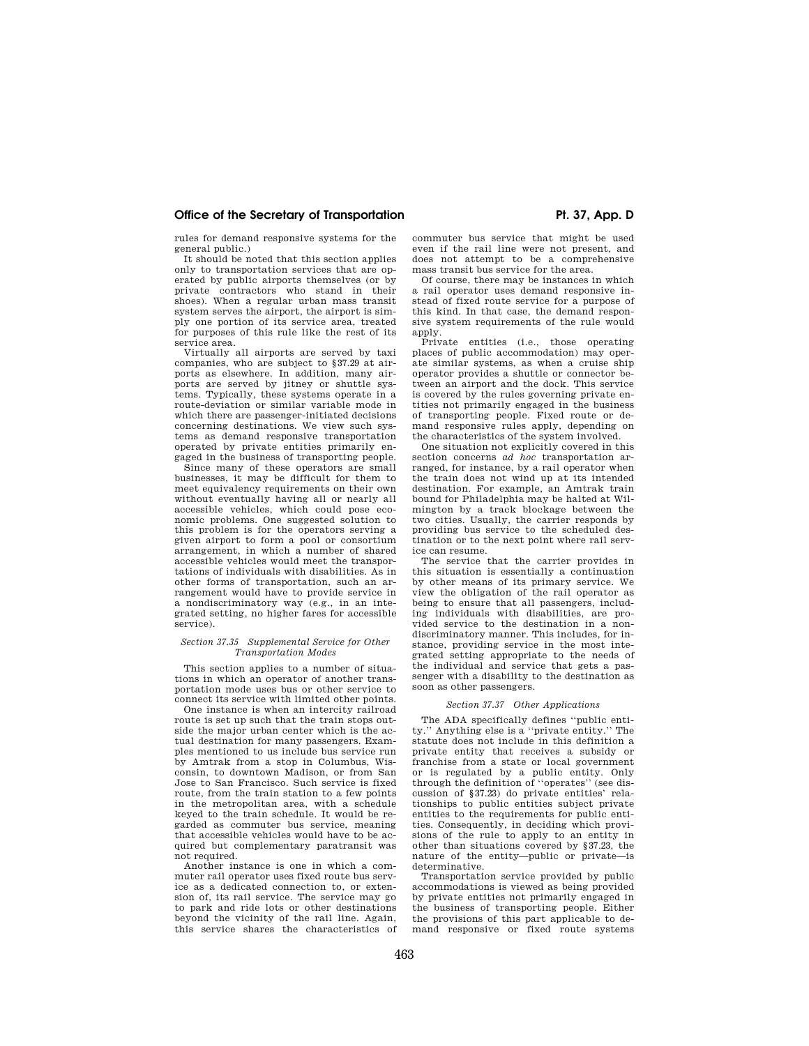rules for demand responsive systems for the general public.)

It should be noted that this section applies only to transportation services that are operated by public airports themselves (or by private contractors who stand in their shoes). When a regular urban mass transit system serves the airport, the airport is simply one portion of its service area, treated for purposes of this rule like the rest of its service area.

Virtually all airports are served by taxi companies, who are subject to §37.29 at airports as elsewhere. In addition, many airports are served by jitney or shuttle systems. Typically, these systems operate in a route-deviation or similar variable mode in which there are passenger-initiated decisions concerning destinations. We view such systems as demand responsive transportation operated by private entities primarily engaged in the business of transporting people.

Since many of these operators are small businesses, it may be difficult for them to meet equivalency requirements on their own without eventually having all or nearly all accessible vehicles, which could pose economic problems. One suggested solution to this problem is for the operators serving a given airport to form a pool or consortium arrangement, in which a number of shared accessible vehicles would meet the transportations of individuals with disabilities. As in other forms of transportation, such an arrangement would have to provide service in a nondiscriminatory way (e.g., in an integrated setting, no higher fares for accessible service).

### *Section 37.35 Supplemental Service for Other Transportation Modes*

This section applies to a number of situations in which an operator of another transportation mode uses bus or other service to connect its service with limited other points.

One instance is when an intercity railroad route is set up such that the train stops outside the major urban center which is the actual destination for many passengers. Examples mentioned to us include bus service run by Amtrak from a stop in Columbus, Wisconsin, to downtown Madison, or from San Jose to San Francisco. Such service is fixed route, from the train station to a few points in the metropolitan area, with a schedule keyed to the train schedule. It would be regarded as commuter bus service, meaning that accessible vehicles would have to be acquired but complementary paratransit was not required.

Another instance is one in which a commuter rail operator uses fixed route bus service as a dedicated connection to, or extension of, its rail service. The service may go to park and ride lots or other destinations beyond the vicinity of the rail line. Again, this service shares the characteristics of commuter bus service that might be used even if the rail line were not present, and does not attempt to be a comprehensive mass transit bus service for the area.

Of course, there may be instances in which a rail operator uses demand responsive instead of fixed route service for a purpose of this kind. In that case, the demand responsive system requirements of the rule would apply.

Private entities (i.e., those operating places of public accommodation) may operate similar systems, as when a cruise ship operator provides a shuttle or connector between an airport and the dock. This service is covered by the rules governing private entities not primarily engaged in the business of transporting people. Fixed route or demand responsive rules apply, depending on the characteristics of the system involved.

One situation not explicitly covered in this section concerns *ad hoc* transportation arranged, for instance, by a rail operator when the train does not wind up at its intended destination. For example, an Amtrak train bound for Philadelphia may be halted at Wilmington by a track blockage between the two cities. Usually, the carrier responds by providing bus service to the scheduled destination or to the next point where rail service can resume.

The service that the carrier provides in this situation is essentially a continuation by other means of its primary service. We view the obligation of the rail operator as being to ensure that all passengers, including individuals with disabilities, are provided service to the destination in a nondiscriminatory manner. This includes, for instance, providing service in the most integrated setting appropriate to the needs of the individual and service that gets a passenger with a disability to the destination as soon as other passengers.

### *Section 37.37 Other Applications*

The ADA specifically defines "public entity." Anything else is a "private entity." The statute does not include in this definition a private entity that receives a subsidy or franchise from a state or local government or is regulated by a public entity. Only through the definition of "operates" (see discussion of §37.23) do private entities' relationships to public entities subject private entities to the requirements for public entities. Consequently, in deciding which provisions of the rule to apply to an entity in other than situations covered by §37.23, the nature of the entity—public or private—is determinative.

Transportation service provided by public accommodations is viewed as being provided by private entities not primarily engaged in the business of transporting people. Either the provisions of this part applicable to demand responsive or fixed route systems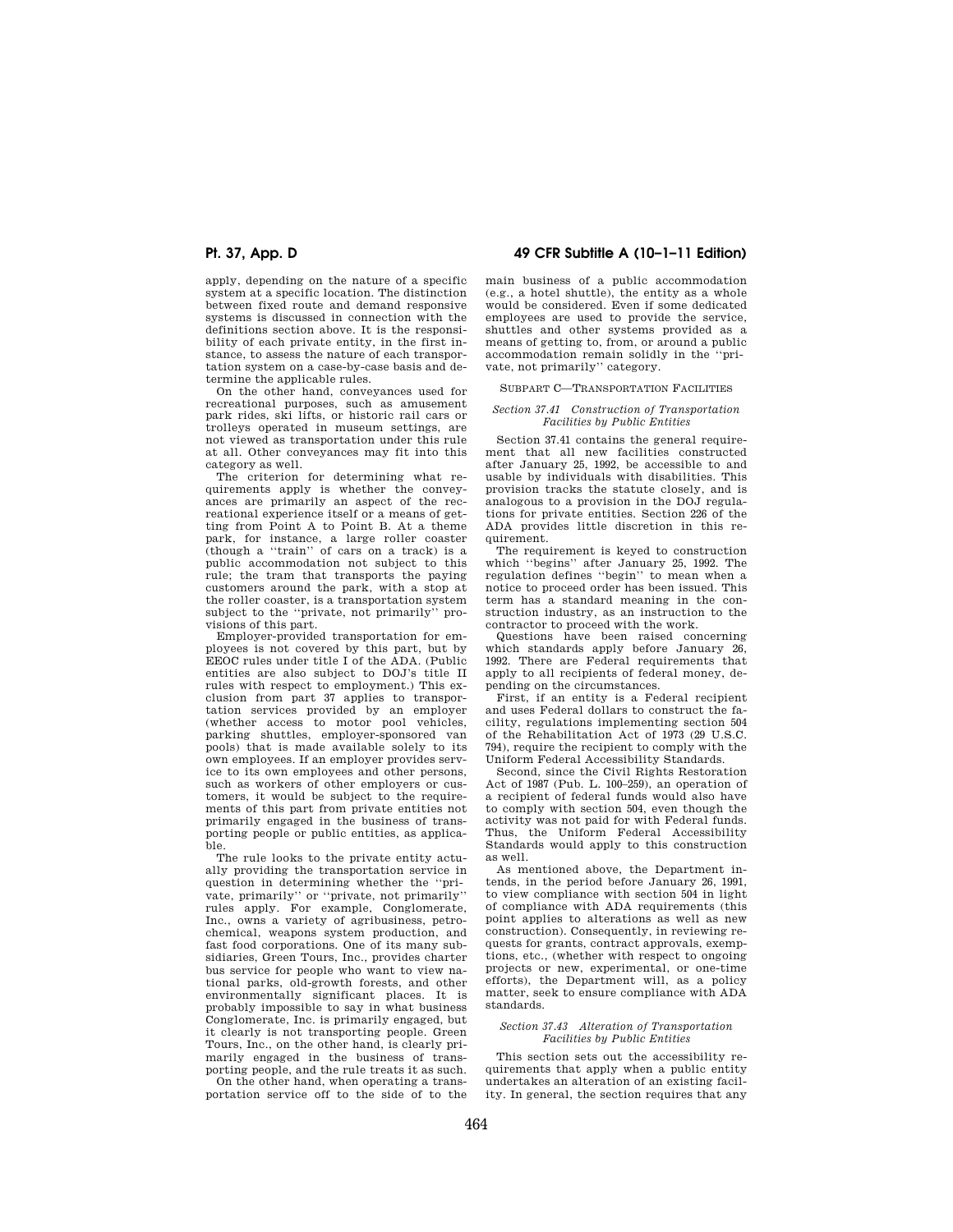apply, depending on the nature of a specific system at a specific location. The distinction between fixed route and demand responsive systems is discussed in connection with the definitions section above. It is the responsibility of each private entity, in the first instance, to assess the nature of each transportation system on a case-by-case basis and determine the applicable rules.

On the other hand, conveyances used for recreational purposes, such as amusement park rides, ski lifts, or historic rail cars or trolleys operated in museum settings, are not viewed as transportation under this rule at all. Other conveyances may fit into this category as well.

The criterion for determining what requirements apply is whether the conveyances are primarily an aspect of the recreational experience itself or a means of getting from Point A to Point B. At a theme park, for instance, a large roller coaster (though a "train" of cars on a track) is a public accommodation not subject to this rule; the tram that transports the paying customers around the park, with a stop at the roller coaster, is a transportation system subject to the "private, not primarily" provisions of this part.

Employer-provided transportation for employees is not covered by this part, but by EEOC rules under title I of the ADA. (Public entities are also subject to DOJ's title II rules with respect to employment.) This exclusion from part 37 applies to transportation services provided by an employer (whether access to motor pool vehicles, parking shuttles, employer-sponsored van pools) that is made available solely to its own employees. If an employer provides service to its own employees and other persons, such as workers of other employers or customers, it would be subject to the requirements of this part from private entities not primarily engaged in the business of transporting people or public entities, as applicable.

The rule looks to the private entity actually providing the transportation service in question in determining whether the "private, primarily" or "private, not primarily" rules apply. For example, Conglomerate, Inc., owns a variety of agribusiness, petrochemical, weapons system production, and fast food corporations. One of its many subsidiaries, Green Tours, Inc., provides charter bus service for people who want to view national parks, old-growth forests, and other environmentally significant places. It is probably impossible to say in what business Conglomerate, Inc. is primarily engaged, but it clearly is not transporting people. Green Tours, Inc., on the other hand, is clearly primarily engaged in the business of transporting people, and the rule treats it as such.

On the other hand, when operating a transportation service off to the side of to the main business of a public accommodation (e.g., a hotel shuttle), the entity as a whole would be considered. Even if some dedicated employees are used to provide the service, shuttles and other systems provided as a means of getting to, from, or around a public accommodation remain solidly in the "private, not primarily" category.

## SUBPART C—TRANSPORTATION FACILITIES

### *Section 37.41 Construction of Transportation Facilities by Public Entities*

Section 37.41 contains the general requirement that all new facilities constructed after January 25, 1992, be accessible to and usable by individuals with disabilities. This provision tracks the statute closely, and is analogous to a provision in the DOJ regulations for private entities. Section 226 of the ADA provides little discretion in this requirement.

The requirement is keyed to construction which "begins" after January 25, 1992. The regulation defines "begin" to mean when a notice to proceed order has been issued. This term has a standard meaning in the construction industry, as an instruction to the contractor to proceed with the work.

Questions have been raised concerning which standards apply before January 26, 1992. There are Federal requirements that apply to all recipients of federal money, depending on the circumstances.

First, if an entity is a Federal recipient and uses Federal dollars to construct the facility, regulations implementing section 504 of the Rehabilitation Act of 1973 (29 U.S.C. 794), require the recipient to comply with the Uniform Federal Accessibility Standards.

Second, since the Civil Rights Restoration Act of 1987 (Pub. L. 100–259), an operation of a recipient of federal funds would also have to comply with section 504, even though the activity was not paid for with Federal funds. Thus, the Uniform Federal Accessibility Standards would apply to this construction as well.

As mentioned above, the Department intends, in the period before January 26, 1991, to view compliance with section 504 in light of compliance with ADA requirements (this point applies to alterations as well as new construction). Consequently, in reviewing requests for grants, contract approvals, exemptions, etc., (whether with respect to ongoing projects or new, experimental, or one-time efforts), the Department will, as a policy matter, seek to ensure compliance with ADA standards.

### *Section 37.43 Alteration of Transportation Facilities by Public Entities*

This section sets out the accessibility requirements that apply when a public entity undertakes an alteration of an existing facility. In general, the section requires that any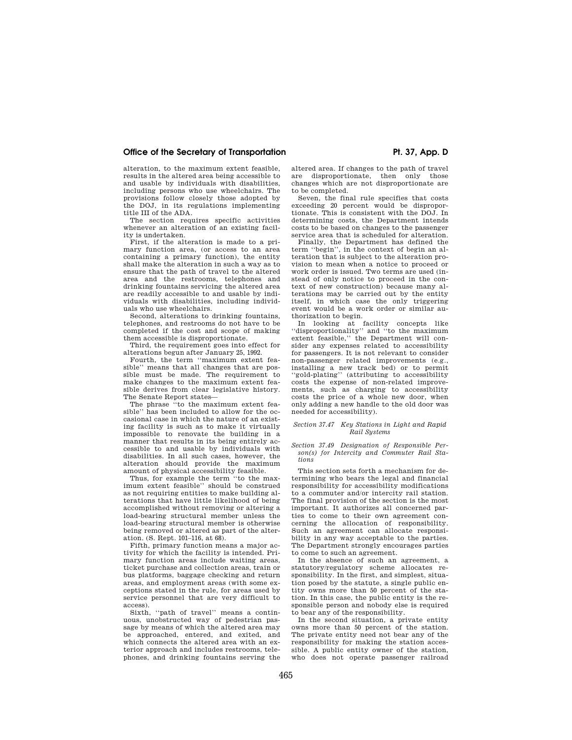alteration, to the maximum extent feasible, results in the altered area being accessible to and usable by individuals with disabilities, including persons who use wheelchairs. The provisions follow closely those adopted by the DOJ, in its regulations implementing title III of the ADA.

The section requires specific activities whenever an alteration of an existing facility is undertaken.

First, if the alteration is made to a primary function area, (or access to an area containing a primary function), the entity shall make the alteration in such a way as to ensure that the path of travel to the altered area and the restrooms, telephones and drinking fountains servicing the altered area are readily accessible to and usable by individuals with disabilities, including individuals who use wheelchairs.

Second, alterations to drinking fountains, telephones, and restrooms do not have to be completed if the cost and scope of making them accessible is disproportionate.

Third, the requirement goes into effect for alterations begun after January 25, 1992.

Fourth, the term ''maximum extent feasible'' means that all changes that are possible must be made. The requirement to make changes to the maximum extent feasible derives from clear legislative history. The Senate Report states—

The phrase ''to the maximum extent feasible'' has been included to allow for the occasional case in which the nature of an existing facility is such as to make it virtually impossible to renovate the building in a manner that results in its being entirely accessible to and usable by individuals with disabilities. In all such cases, however, the alteration should provide the maximum amount of physical accessibility feasible.

Thus, for example the term ''to the maximum extent feasible'' should be construed as not requiring entities to make building alterations that have little likelihood of being accomplished without removing or altering a load-bearing structural member unless the load-bearing structural member is otherwise being removed or altered as part of the alteration. (S. Rept. 101–116, at 68).

Fifth, primary function means a major activity for which the facility is intended. Primary function areas include waiting areas, ticket purchase and collection areas, train or bus platforms, baggage checking and return areas, and employment areas (with some exceptions stated in the rule, for areas used by service personnel that are very difficult to access).

Sixth, ''path of travel'' means a continuous, unobstructed way of pedestrian passage by means of which the altered area may be approached, entered, and exited, and which connects the altered area with an exterior approach and includes restrooms, telephones, and drinking fountains serving the altered area. If changes to the path of travel are disproportionate, then only those changes which are not disproportionate are to be completed.

Seven, the final rule specifies that costs exceeding 20 percent would be disproportionate. This is consistent with the DOJ. In determining costs, the Department intends costs to be based on changes to the passenger service area that is scheduled for alteration.

Finally, the Department has defined the term ''begin'', in the context of begin an alteration that is subject to the alteration provision to mean when a notice to proceed or work order is issued. Two terms are used (instead of only notice to proceed in the context of new construction) because many alterations may be carried out by the entity itself, in which case the only triggering event would be a work order or similar authorization to begin.

In looking at facility concepts like ''disproportionality'' and ''to the maximum extent feasible,'' the Department will consider any expenses related to accessibility for passengers. It is not relevant to consider non-passenger related improvements (e.g., installing a new track bed) or to permit ''gold-plating'' (attributing to accessibility costs the expense of non-related improvements, such as charging to accessibility costs the price of a whole new door, when only adding a new handle to the old door was needed for accessibility).

*Section 37.47 Key Stations in Light and Rapid Rail Systems*

*Section 37.49 Designation of Responsible Person(s) for Intercity and Commuter Rail Stations*

This section sets forth a mechanism for determining who bears the legal and financial responsibility for accessibility modifications to a commuter and/or intercity rail station. The final provision of the section is the most important. It authorizes all concerned parties to come to their own agreement concerning the allocation of responsibility. Such an agreement can allocate responsibility in any way acceptable to the parties. The Department strongly encourages parties to come to such an agreement.

In the absence of such an agreement, a statutory/regulatory scheme allocates responsibility. In the first, and simplest, situation posed by the statute, a single public entity owns more than 50 percent of the station. In this case, the public entity is the responsible person and nobody else is required to bear any of the responsibility.

In the second situation, a private entity owns more than 50 percent of the station. The private entity need not bear any of the responsibility for making the station accessible. A public entity owner of the station, who does not operate passenger railroad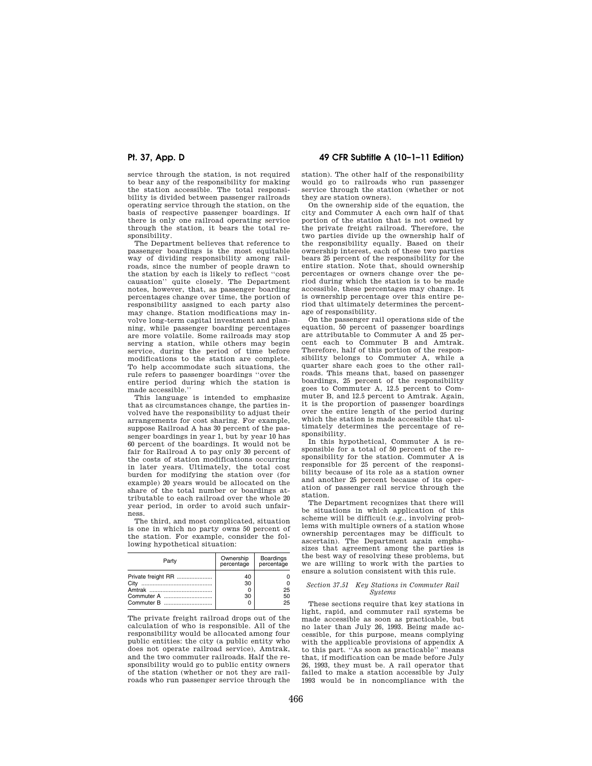service through the station, is not required to bear any of the responsibility for making the station accessible. The total responsibility is divided between passenger railroads operating service through the station, on the basis of respective passenger boardings. If there is only one railroad operating service through the station, it bears the total responsibility.

The Department believes that reference to passenger boardings is the most equitable way of dividing responsibility among railroads, since the number of people drawn to the station by each is likely to reflect ''cost causation'' quite closely. The Department notes, however, that, as passenger boarding percentages change over time, the portion of responsibility assigned to each party also may change. Station modifications may involve long-term capital investment and planning, while passenger boarding percentages are more volatile. Some railroads may stop serving a station, while others may begin service, during the period of time before modifications to the station are complete. To help accommodate such situations, the rule refers to passenger boardings ''over the entire period during which the station is made accessible.''

This language is intended to emphasize that as circumstances change, the parties involved have the responsibility to adjust their arrangements for cost sharing. For example, suppose Railroad A has 30 percent of the passenger boardings in year 1, but by year 10 has 60 percent of the boardings. It would not be fair for Railroad A to pay only 30 percent of the costs of station modifications occurring in later years. Ultimately, the total cost burden for modifying the station over (for example) 20 years would be allocated on the share of the total number or boardings attributable to each railroad over the whole 20 year period, in order to avoid such unfairness.

The third, and most complicated, situation is one in which no party owns 50 percent of the station. For example, consider the following hypothetical situation:

| Party | Ownership percentage | Boardings percentage |
|---|---|---|
| Private freight RR | 40 | 0 |
| City | 30 | 0 |
| Amtrak | 0 | 25 |
| Commuter A | 30 | 50 |
| Commuter B | 0 | 25 |

The private freight railroad drops out of the calculation of who is responsible. All of the responsibility would be allocated among four public entities: the city (a public entity who does not operate railroad service), Amtrak, and the two commuter railroads. Half the responsibility would go to public entity owners of the station (whether or not they are railroads who run passenger service through the station). The other half of the responsibility would go to railroads who run passenger service through the station (whether or not they are station owners).

On the ownership side of the equation, the city and Commuter A each own half of that portion of the station that is not owned by the private freight railroad. Therefore, the two parties divide up the ownership half of the responsibility equally. Based on their ownership interest, each of these two parties bears 25 percent of the responsibility for the entire station. Note that, should ownership percentages or owners change over the period during which the station is to be made accessible, these percentages may change. It is ownership percentage over this entire period that ultimately determines the percentage of responsibility.

On the passenger rail operations side of the equation, 50 percent of passenger boardings are attributable to Commuter A and 25 percent each to Commuter B and Amtrak. Therefore, half of this portion of the responsibility belongs to Commuter A, while a quarter share each goes to the other railroads. This means that, based on passenger boardings, 25 percent of the responsibility goes to Commuter A, 12.5 percent to Commuter B, and 12.5 percent to Amtrak. Again, it is the proportion of passenger boardings over the entire length of the period during which the station is made accessible that ultimately determines the percentage of responsibility.

In this hypothetical, Commuter A is responsible for a total of 50 percent of the responsibility for the station. Commuter A is responsible for 25 percent of the responsibility because of its role as a station owner and another 25 percent because of its operation of passenger rail service through the station.

The Department recognizes that there will be situations in which application of this scheme will be difficult (e.g., involving problems with multiple owners of a station whose ownership percentages may be difficult to ascertain). The Department again emphasizes that agreement among the parties is the best way of resolving these problems, but we are willing to work with the parties to ensure a solution consistent with this rule.

*Section 37.51 Key Stations in Commuter Rail Systems*

These sections require that key stations in light, rapid, and commuter rail systems be made accessible as soon as practicable, but no later than July 26, 1993. Being made accessible, for this purpose, means complying with the applicable provisions of appendix A to this part. ''As soon as practicable'' means that, if modification can be made before July 26, 1993, they must be. A rail operator that failed to make a station accessible by July 1993 would be in noncompliance with the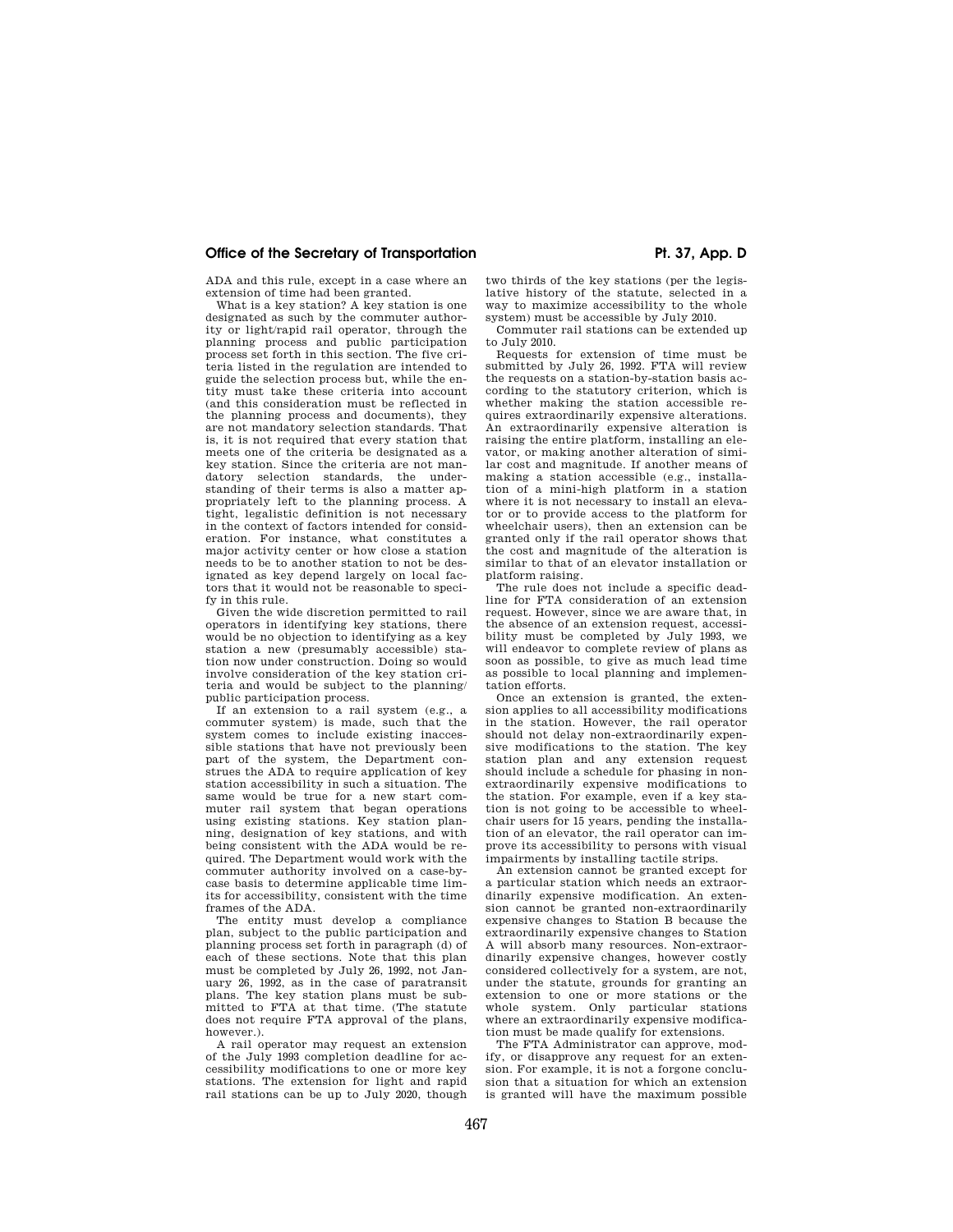ADA and this rule, except in a case where an extension of time had been granted.

What is a key station? A key station is one designated as such by the commuter authority or light/rapid rail operator, through the planning process and public participation process set forth in this section. The five criteria listed in the regulation are intended to guide the selection process but, while the entity must take these criteria into account (and this consideration must be reflected in the planning process and documents), they are not mandatory selection standards. That is, it is not required that every station that meets one of the criteria be designated as a key station. Since the criteria are not mandatory selection standards, the understanding of their terms is also a matter appropriately left to the planning process. A tight, legalistic definition is not necessary in the context of factors intended for consideration. For instance, what constitutes a major activity center or how close a station needs to be to another station to not be designated as key depend largely on local factors that it would not be reasonable to specify in this rule.

Given the wide discretion permitted to rail operators in identifying key stations, there would be no objection to identifying as a key station a new (presumably accessible) station now under construction. Doing so would involve consideration of the key station criteria and would be subject to the planning/public participation process.

If an extension to a rail system (e.g., a commuter system) is made, such that the system comes to include existing inaccessible stations that have not previously been part of the system, the Department construes the ADA to require application of key station accessibility in such a situation. The same would be true for a new start commuter rail system that began operations using existing stations. Key station planning, designation of key stations, and with being consistent with the ADA would be required. The Department would work with the commuter authority involved on a case-by-case basis to determine applicable time limits for accessibility, consistent with the time frames of the ADA.

The entity must develop a compliance plan, subject to the public participation and planning process set forth in paragraph (d) of each of these sections. Note that this plan must be completed by July 26, 1992, not January 26, 1992, as in the case of paratransit plans. The key station plans must be submitted to FTA at that time. (The statute does not require FTA approval of the plans, however.).

A rail operator may request an extension of the July 1993 completion deadline for accessibility modifications to one or more key stations. The extension for light and rapid rail stations can be up to July 2020, though two thirds of the key stations (per the legislative history of the statute, selected in a way to maximize accessibility to the whole system) must be accessible by July 2010.

Commuter rail stations can be extended up to July 2010.

Requests for extension of time must be submitted by July 26, 1992. FTA will review the requests on a station-by-station basis according to the statutory criterion, which is whether making the station accessible requires extraordinarily expensive alterations. An extraordinarily expensive alteration is raising the entire platform, installing an elevator, or making another alteration of similar cost and magnitude. If another means of making a station accessible (e.g., installation of a mini-high platform in a station where it is not necessary to install an elevator or to provide access to the platform for wheelchair users), then an extension can be granted only if the rail operator shows that the cost and magnitude of the alteration is similar to that of an elevator installation or platform raising.

The rule does not include a specific deadline for FTA consideration of an extension request. However, since we are aware that, in the absence of an extension request, accessibility must be completed by July 1993, we will endeavor to complete review of plans as soon as possible, to give as much lead time as possible to local planning and implementation efforts.

Once an extension is granted, the extension applies to all accessibility modifications in the station. However, the rail operator should not delay non-extraordinarily expensive modifications to the station. The key station plan and any extension request should include a schedule for phasing in non-extraordinarily expensive modifications to the station. For example, even if a key station is not going to be accessible to wheelchair users for 15 years, pending the installation of an elevator, the rail operator can improve its accessibility to persons with visual impairments by installing tactile strips.

An extension cannot be granted except for a particular station which needs an extraordinarily expensive modification. An extension cannot be granted non-extraordinarily expensive changes to Station B because the extraordinarily expensive changes to Station A will absorb many resources. Non-extraordinarily expensive changes, however costly considered collectively for a system, are not, under the statute, grounds for granting an extension to one or more stations or the whole system. Only particular stations where an extraordinarily expensive modification must be made qualify for extensions.

The FTA Administrator can approve, modify, or disapprove any request for an extension. For example, it is not a forgone conclusion that a situation for which an extension is granted will have the maximum possible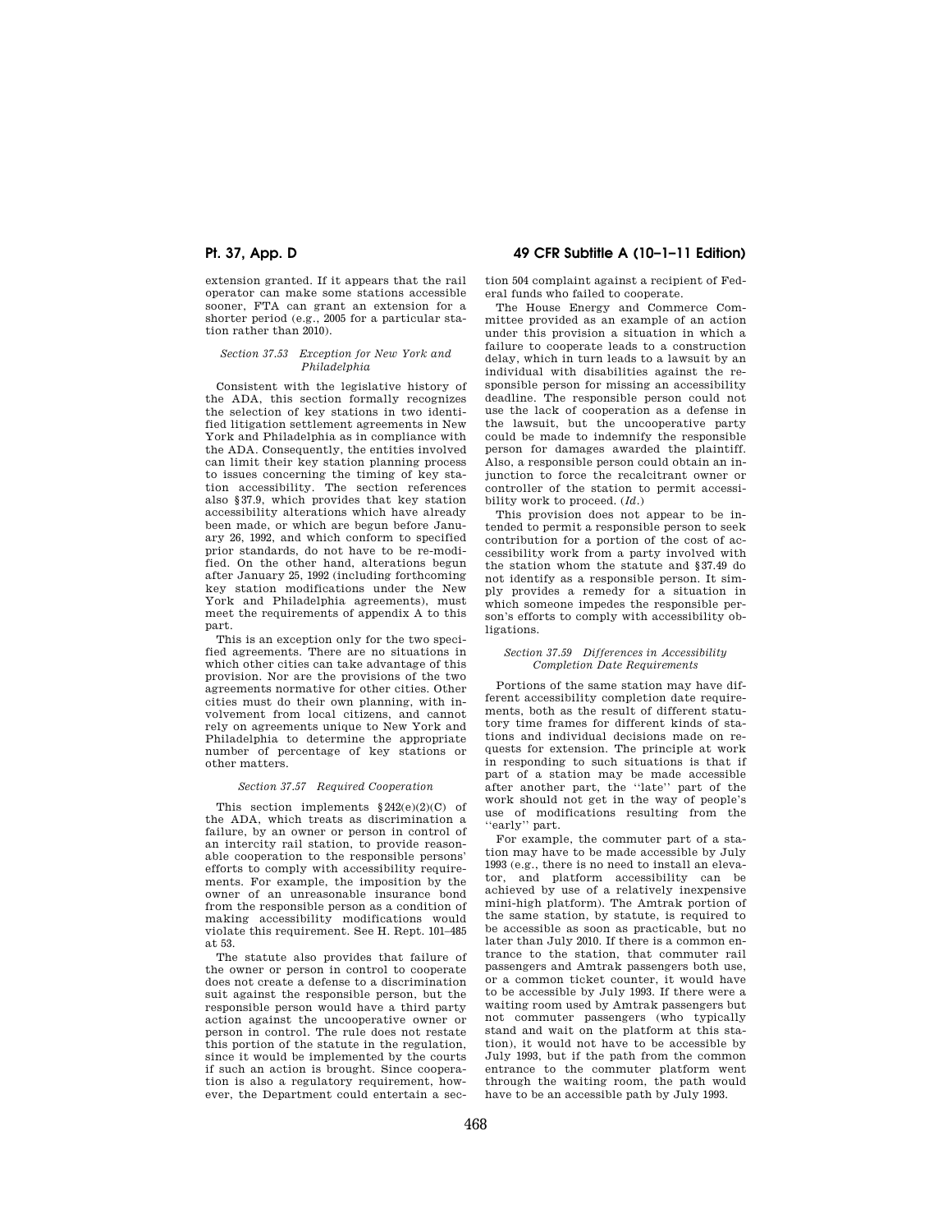extension granted. If it appears that the rail operator can make some stations accessible sooner, FTA can grant an extension for a shorter period (e.g., 2005 for a particular station rather than 2010).

*Section 37.53 Exception for New York and Philadelphia*

Consistent with the legislative history of the ADA, this section formally recognizes the selection of key stations in two identified litigation settlement agreements in New York and Philadelphia as in compliance with the ADA. Consequently, the entities involved can limit their key station planning process to issues concerning the timing of key station accessibility. The section references also §37.9, which provides that key station accessibility alterations which have already been made, or which are begun before January 26, 1992, and which conform to specified prior standards, do not have to be re-modified. On the other hand, alterations begun after January 25, 1992 (including forthcoming key station modifications under the New York and Philadelphia agreements), must meet the requirements of appendix A to this part.

This is an exception only for the two specified agreements. There are no situations in which other cities can take advantage of this provision. Nor are the provisions of the two agreements normative for other cities. Other cities must do their own planning, with involvement from local citizens, and cannot rely on agreements unique to New York and Philadelphia to determine the appropriate number of percentage of key stations or other matters.

*Section 37.57 Required Cooperation*

This section implements §242(e)(2)(C) of the ADA, which treats as discrimination a failure, by an owner or person in control of an intercity rail station, to provide reasonable cooperation to the responsible persons' efforts to comply with accessibility requirements. For example, the imposition by the owner of an unreasonable insurance bond from the responsible person as a condition of making accessibility modifications would violate this requirement. See H. Rept. 101–485 at 53.

The statute also provides that failure of the owner or person in control to cooperate does not create a defense to a discrimination suit against the responsible person, but the responsible person would have a third party action against the uncooperative owner or person in control. The rule does not restate this portion of the statute in the regulation, since it would be implemented by the courts if such an action is brought. Since cooperation is also a regulatory requirement, however, the Department could entertain a section 504 complaint against a recipient of Federal funds who failed to cooperate.

The House Energy and Commerce Committee provided as an example of an action under this provision a situation in which a failure to cooperate leads to a construction delay, which in turn leads to a lawsuit by an individual with disabilities against the responsible person for missing an accessibility deadline. The responsible person could not use the lack of cooperation as a defense in the lawsuit, but the uncooperative party could be made to indemnify the responsible person for damages awarded the plaintiff. Also, a responsible person could obtain an injunction to force the recalcitrant owner or controller of the station to permit accessibility work to proceed. (*Id.*)

This provision does not appear to be intended to permit a responsible person to seek contribution for a portion of the cost of accessibility work from a party involved with the station whom the statute and §37.49 do not identify as a responsible person. It simply provides a remedy for a situation in which someone impedes the responsible person's efforts to comply with accessibility obligations.

*Section 37.59 Differences in Accessibility Completion Date Requirements*

Portions of the same station may have different accessibility completion date requirements, both as the result of different statutory time frames for different kinds of stations and individual decisions made on requests for extension. The principle at work in responding to such situations is that if part of a station may be made accessible after another part, the ''late'' part of the work should not get in the way of people's use of modifications resulting from the ''early'' part.

For example, the commuter part of a station may have to be made accessible by July 1993 (e.g., there is no need to install an elevator, and platform accessibility can be achieved by use of a relatively inexpensive mini-high platform). The Amtrak portion of the same station, by statute, is required to be accessible as soon as practicable, but no later than July 2010. If there is a common entrance to the station, that commuter rail passengers and Amtrak passengers both use, or a common ticket counter, it would have to be accessible by July 1993. If there were a waiting room used by Amtrak passengers but not commuter passengers (who typically stand and wait on the platform at this station), it would not have to be accessible by July 1993, but if the path from the common entrance to the commuter platform went through the waiting room, the path would have to be an accessible path by July 1993.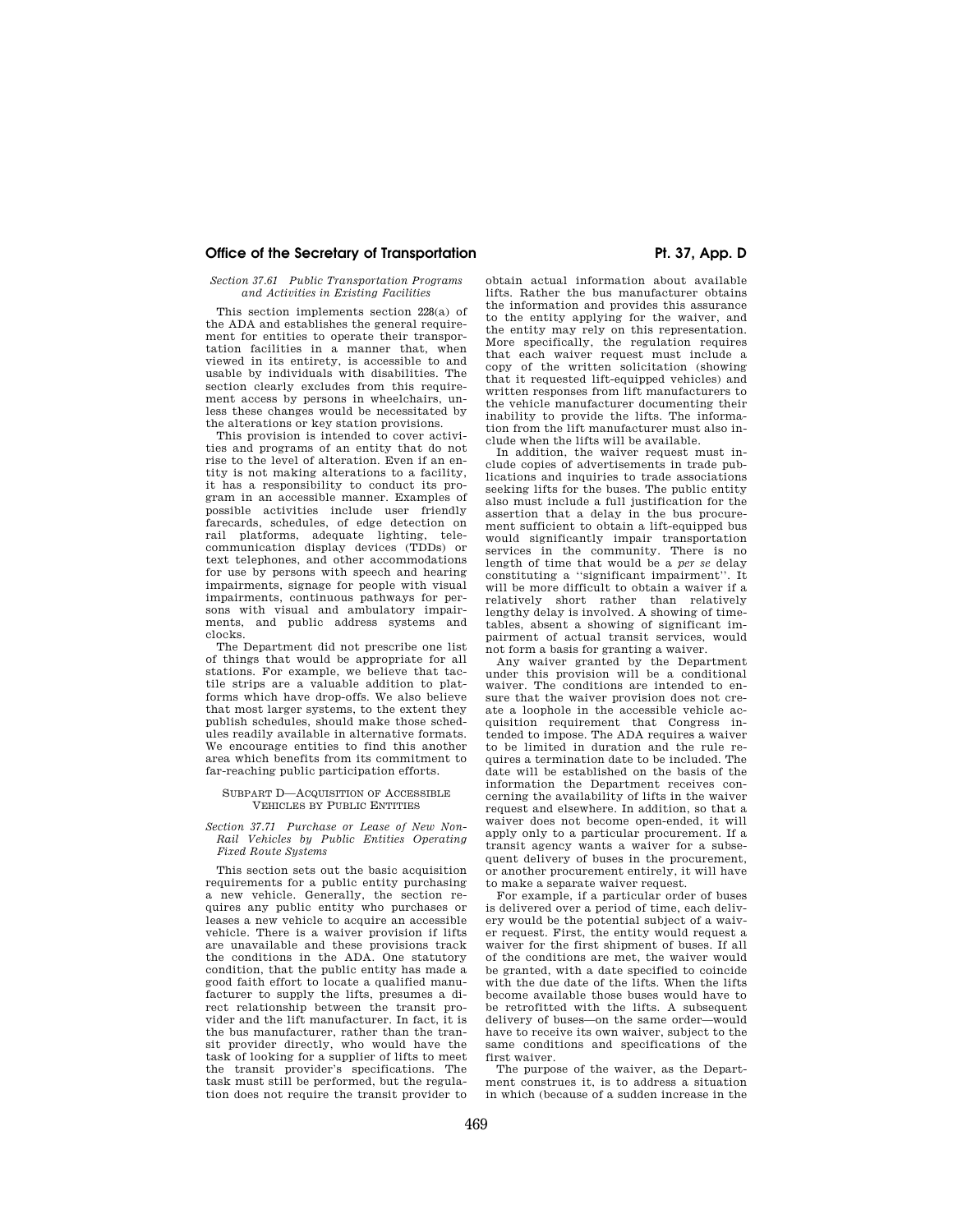*Section 37.61 Public Transportation Programs and Activities in Existing Facilities*

This section implements section 228(a) of the ADA and establishes the general requirement for entities to operate their transportation facilities in a manner that, when viewed in its entirety, is accessible to and usable by individuals with disabilities. The section clearly excludes from this requirement access by persons in wheelchairs, unless these changes would be necessitated by the alterations or key station provisions.

This provision is intended to cover activities and programs of an entity that do not rise to the level of alteration. Even if an entity is not making alterations to a facility, it has a responsibility to conduct its program in an accessible manner. Examples of possible activities include user friendly farecards, schedules, of edge detection on rail platforms, adequate lighting, telecommunication display devices (TDDs) or text telephones, and other accommodations for use by persons with speech and hearing impairments, signage for people with visual impairments, continuous pathways for persons with visual and ambulatory impairments, and public address systems and clocks.

The Department did not prescribe one list of things that would be appropriate for all stations. For example, we believe that tactile strips are a valuable addition to platforms which have drop-offs. We also believe that most larger systems, to the extent they publish schedules, should make those schedules readily available in alternative formats. We encourage entities to find this another area which benefits from its commitment to far-reaching public participation efforts.

## SUBPART D—ACQUISITION OF ACCESSIBLE VEHICLES BY PUBLIC ENTITIES

*Section 37.71 Purchase or Lease of New Non-Rail Vehicles by Public Entities Operating Fixed Route Systems*

This section sets out the basic acquisition requirements for a public entity purchasing a new vehicle. Generally, the section requires any public entity who purchases or leases a new vehicle to acquire an accessible vehicle. There is a waiver provision if lifts are unavailable and these provisions track the conditions in the ADA. One statutory condition, that the public entity has made a good faith effort to locate a qualified manufacturer to supply the lifts, presumes a direct relationship between the transit provider and the lift manufacturer. In fact, it is the bus manufacturer, rather than the transit provider directly, who would have the task of looking for a supplier of lifts to meet the transit provider's specifications. The task must still be performed, but the regulation does not require the transit provider to obtain actual information about available lifts. Rather the bus manufacturer obtains the information and provides this assurance to the entity applying for the waiver, and the entity may rely on this representation. More specifically, the regulation requires that each waiver request must include a copy of the written solicitation (showing that it requested lift-equipped vehicles) and written responses from lift manufacturers to the vehicle manufacturer documenting their inability to provide the lifts. The information from the lift manufacturer must also include when the lifts will be available.

In addition, the waiver request must include copies of advertisements in trade publications and inquiries to trade associations seeking lifts for the buses. The public entity also must include a full justification for the assertion that a delay in the bus procurement sufficient to obtain a lift-equipped bus would significantly impair transportation services in the community. There is no length of time that would be a *per se* delay constituting a "significant impairment". It will be more difficult to obtain a waiver if a relatively short rather than relatively lengthy delay is involved. A showing of timetables, absent a showing of significant impairment of actual transit services, would not form a basis for granting a waiver.

Any waiver granted by the Department under this provision will be a conditional waiver. The conditions are intended to ensure that the waiver provision does not create a loophole in the accessible vehicle acquisition requirement that Congress intended to impose. The ADA requires a waiver to be limited in duration and the rule requires a termination date to be included. The date will be established on the basis of the information the Department receives concerning the availability of lifts in the waiver request and elsewhere. In addition, so that a waiver does not become open-ended, it will apply only to a particular procurement. If a transit agency wants a waiver for a subsequent delivery of buses in the procurement, or another procurement entirely, it will have to make a separate waiver request.

For example, if a particular order of buses is delivered over a period of time, each delivery would be the potential subject of a waiver request. First, the entity would request a waiver for the first shipment of buses. If all of the conditions are met, the waiver would be granted, with a date specified to coincide with the due date of the lifts. When the lifts become available those buses would have to be retrofitted with the lifts. A subsequent delivery of buses—on the same order—would have to receive its own waiver, subject to the same conditions and specifications of the first waiver.

The purpose of the waiver, as the Department construes it, is to address a situation in which (because of a sudden increase in the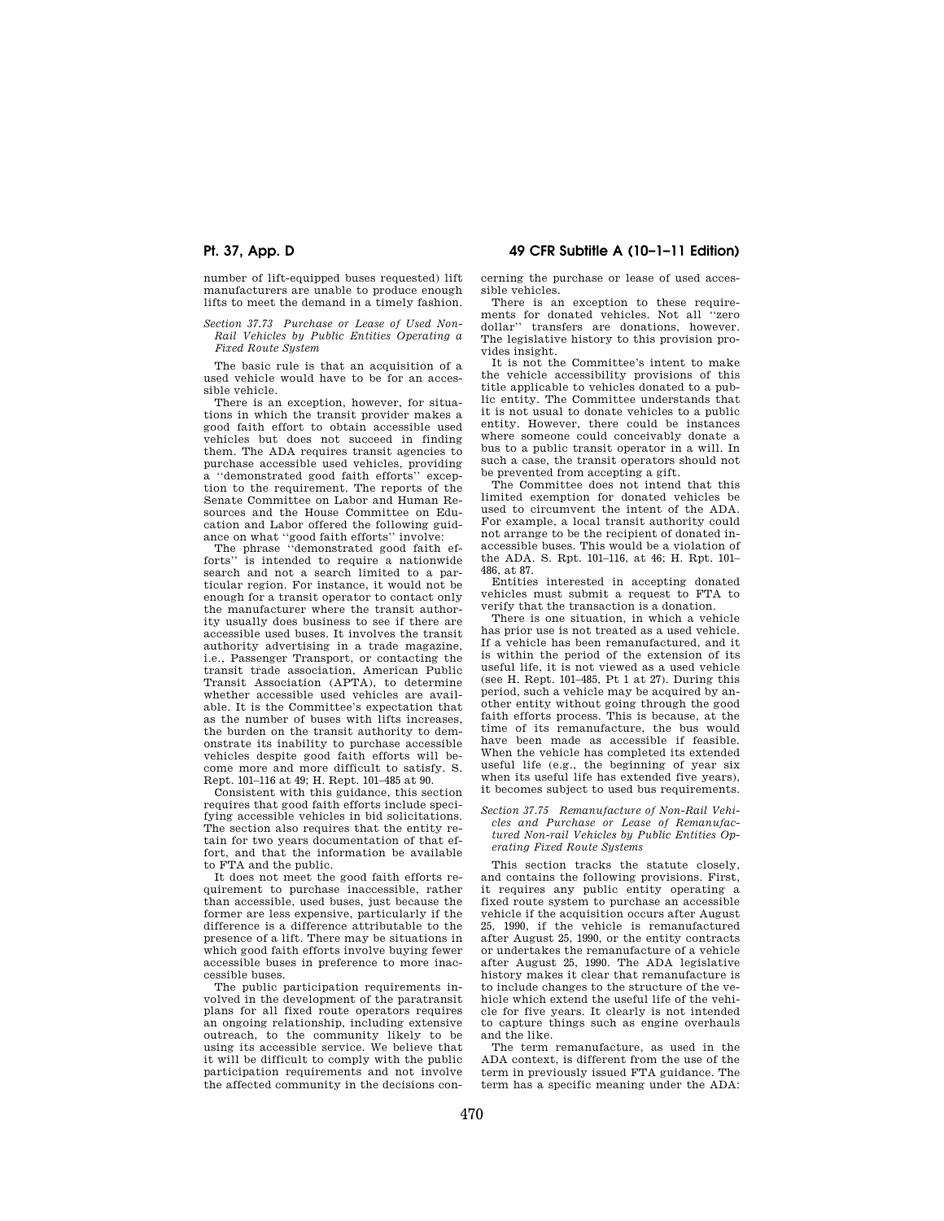number of lift-equipped buses requested) lift manufacturers are unable to produce enough lifts to meet the demand in a timely fashion.

*Section 37.73 Purchase or Lease of Used Non-Rail Vehicles by Public Entities Operating a Fixed Route System*

The basic rule is that an acquisition of a used vehicle would have to be for an accessible vehicle.

There is an exception, however, for situations in which the transit provider makes a good faith effort to obtain accessible used vehicles but does not succeed in finding them. The ADA requires transit agencies to purchase accessible used vehicles, providing a "demonstrated good faith efforts" exception to the requirement. The reports of the Senate Committee on Labor and Human Resources and the House Committee on Education and Labor offered the following guidance on what "good faith efforts" involve:

The phrase "demonstrated good faith efforts" is intended to require a nationwide search and not a search limited to a particular region. For instance, it would not be enough for a transit operator to contact only the manufacturer where the transit authority usually does business to see if there are accessible used buses. It involves the transit authority advertising in a trade magazine, i.e., Passenger Transport, or contacting the transit trade association, American Public Transit Association (APTA), to determine whether accessible used vehicles are available. It is the Committee's expectation that as the number of buses with lifts increases, the burden on the transit authority to demonstrate its inability to purchase accessible vehicles despite good faith efforts will become more and more difficult to satisfy. S. Rept. 101–116 at 49; H. Rept. 101–485 at 90.

Consistent with this guidance, this section requires that good faith efforts include specifying accessible vehicles in bid solicitations. The section also requires that the entity retain for two years documentation of that effort, and that the information be available to FTA and the public.

It does not meet the good faith efforts requirement to purchase inaccessible, rather than accessible, used buses, just because the former are less expensive, particularly if the difference is a difference attributable to the presence of a lift. There may be situations in which good faith efforts involve buying fewer accessible buses in preference to more inaccessible buses.

The public participation requirements involved in the development of the paratransit plans for all fixed route operators requires an ongoing relationship, including extensive outreach, to the community likely to be using its accessible service. We believe that it will be difficult to comply with the public participation requirements and not involve the affected community in the decisions concerning the purchase or lease of used accessible vehicles.

There is an exception to these requirements for donated vehicles. Not all "zero dollar" transfers are donations, however. The legislative history to this provision provides insight.

It is not the Committee's intent to make the vehicle accessibility provisions of this title applicable to vehicles donated to a public entity. The Committee understands that it is not usual to donate vehicles to a public entity. However, there could be instances where someone could conceivably donate a bus to a public transit operator in a will. In such a case, the transit operators should not be prevented from accepting a gift.

The Committee does not intend that this limited exemption for donated vehicles be used to circumvent the intent of the ADA. For example, a local transit authority could not arrange to be the recipient of donated inaccessible buses. This would be a violation of the ADA. S. Rpt. 101–116, at 46; H. Rpt. 101–486, at 87.

Entities interested in accepting donated vehicles must submit a request to FTA to verify that the transaction is a donation.

There is one situation, in which a vehicle has prior use is not treated as a used vehicle. If a vehicle has been remanufactured, and it is within the period of the extension of its useful life, it is not viewed as a used vehicle (see H. Rept. 101–485, Pt 1 at 27). During this period, such a vehicle may be acquired by another entity without going through the good faith efforts process. This is because, at the time of its remanufacture, the bus would have been made as accessible if feasible. When the vehicle has completed its extended useful life (e.g., the beginning of year six when its useful life has extended five years), it becomes subject to used bus requirements.

*Section 37.75 Remanufacture of Non-Rail Vehicles and Purchase or Lease of Remanufactured Non-rail Vehicles by Public Entities Operating Fixed Route Systems*

This section tracks the statute closely, and contains the following provisions. First, it requires any public entity operating a fixed route system to purchase an accessible vehicle if the acquisition occurs after August 25, 1990, if the vehicle is remanufactured after August 25, 1990, or the entity contracts or undertakes the remanufacture of a vehicle after August 25, 1990. The ADA legislative history makes it clear that remanufacture is to include changes to the structure of the vehicle which extend the useful life of the vehicle for five years. It clearly is not intended to capture things such as engine overhauls and the like.

The term remanufacture, as used in the ADA context, is different from the use of the term in previously issued FTA guidance. The term has a specific meaning under the ADA: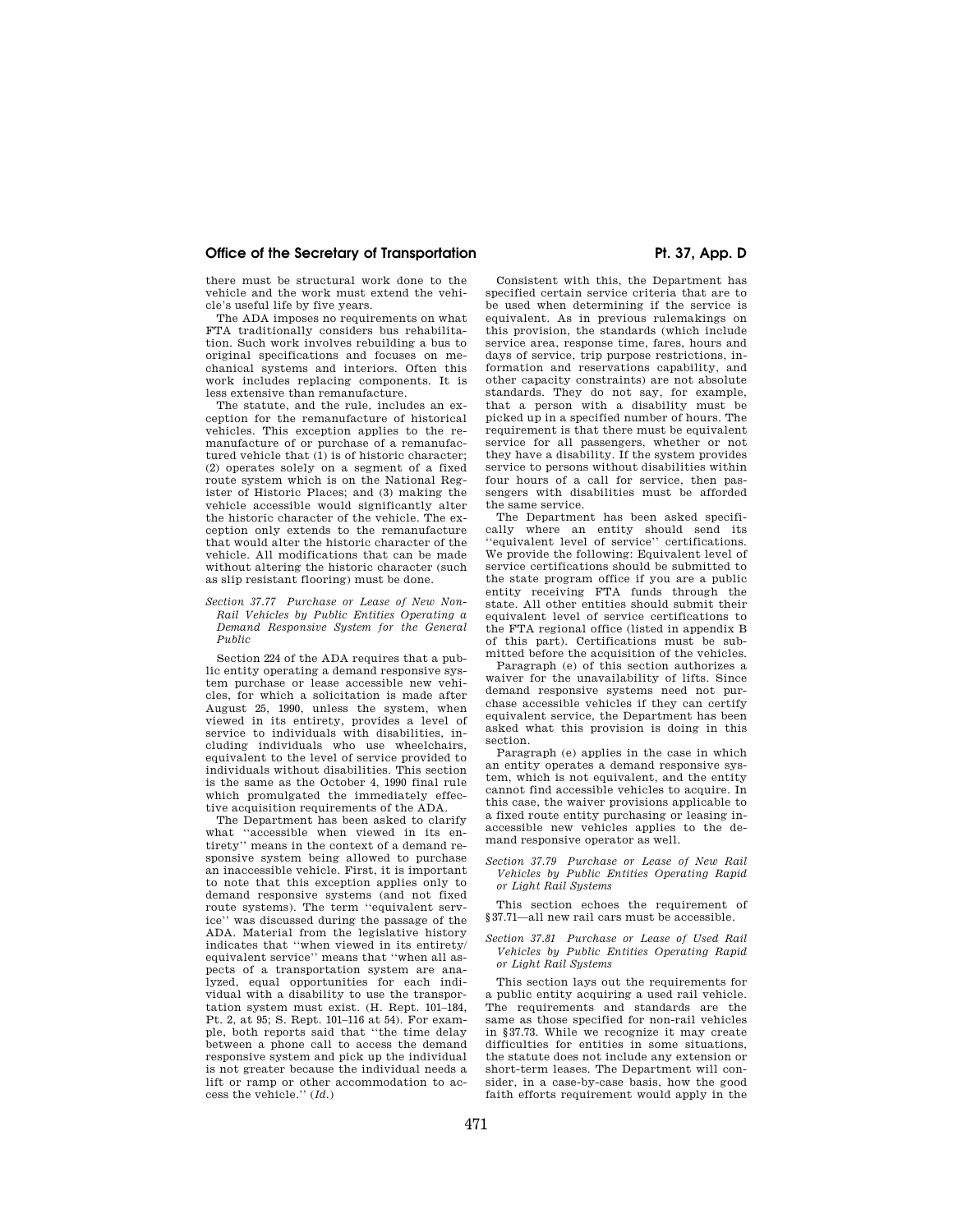there must be structural work done to the vehicle and the work must extend the vehicle's useful life by five years.

The ADA imposes no requirements on what FTA traditionally considers bus rehabilitation. Such work involves rebuilding a bus to original specifications and focuses on mechanical systems and interiors. Often this work includes replacing components. It is less extensive than remanufacture.

The statute, and the rule, includes an exception for the remanufacture of historical vehicles. This exception applies to the remanufacture of or purchase of a remanufactured vehicle that (1) is of historic character; (2) operates solely on a segment of a fixed route system which is on the National Register of Historic Places; and (3) making the vehicle accessible would significantly alter the historic character of the vehicle. The exception only extends to the remanufacture that would alter the historic character of the vehicle. All modifications that can be made without altering the historic character (such as slip resistant flooring) must be done.

*Section 37.77 Purchase or Lease of New Non-Rail Vehicles by Public Entities Operating a Demand Responsive System for the General Public*

Section 224 of the ADA requires that a public entity operating a demand responsive system purchase or lease accessible new vehicles, for which a solicitation is made after August 25, 1990, unless the system, when viewed in its entirety, provides a level of service to individuals with disabilities, including individuals who use wheelchairs, equivalent to the level of service provided to individuals without disabilities. This section is the same as the October 4, 1990 final rule which promulgated the immediately effective acquisition requirements of the ADA.

The Department has been asked to clarify what "accessible when viewed in its entirety" means in the context of a demand responsive system being allowed to purchase an inaccessible vehicle. First, it is important to note that this exception applies only to demand responsive systems (and not fixed route systems). The term "equivalent service" was discussed during the passage of the ADA. Material from the legislative history indicates that "when viewed in its entirety/equivalent service" means that "when all aspects of a transportation system are analyzed, equal opportunities for each individual with a disability to use the transportation system must exist. (H. Rept. 101–184, Pt. 2, at 95; S. Rept. 101–116 at 54). For example, both reports said that "the time delay between a phone call to access the demand responsive system and pick up the individual is not greater because the individual needs a lift or ramp or other accommodation to access the vehicle." (*Id.*)

Consistent with this, the Department has specified certain service criteria that are to be used when determining if the service is equivalent. As in previous rulemakings on this provision, the standards (which include service area, response time, fares, hours and days of service, trip purpose restrictions, information and reservations capability, and other capacity constraints) are not absolute standards. They do not say, for example, that a person with a disability must be picked up in a specified number of hours. The requirement is that there must be equivalent service for all passengers, whether or not they have a disability. If the system provides service to persons without disabilities within four hours of a call for service, then passengers with disabilities must be afforded the same service.

The Department has been asked specifically where an entity should send its "equivalent level of service" certifications. We provide the following: Equivalent level of service certifications should be submitted to the state program office if you are a public entity receiving FTA funds through the state. All other entities should submit their equivalent level of service certifications to the FTA regional office (listed in appendix B of this part). Certifications must be submitted before the acquisition of the vehicles.

Paragraph (e) of this section authorizes a waiver for the unavailability of lifts. Since demand responsive systems need not purchase accessible vehicles if they can certify equivalent service, the Department has been asked what this provision is doing in this section.

Paragraph (e) applies in the case in which an entity operates a demand responsive system, which is not equivalent, and the entity cannot find accessible vehicles to acquire. In this case, the waiver provisions applicable to a fixed route entity purchasing or leasing inaccessible new vehicles applies to the demand responsive operator as well.

*Section 37.79 Purchase or Lease of New Rail Vehicles by Public Entities Operating Rapid or Light Rail Systems*

This section echoes the requirement of §37.71—all new rail cars must be accessible.

*Section 37.81 Purchase or Lease of Used Rail Vehicles by Public Entities Operating Rapid or Light Rail Systems*

This section lays out the requirements for a public entity acquiring a used rail vehicle. The requirements and standards are the same as those specified for non-rail vehicles in §37.73. While we recognize it may create difficulties for entities in some situations, the statute does not include any extension or short-term leases. The Department will consider, in a case-by-case basis, how the good faith efforts requirement would apply in the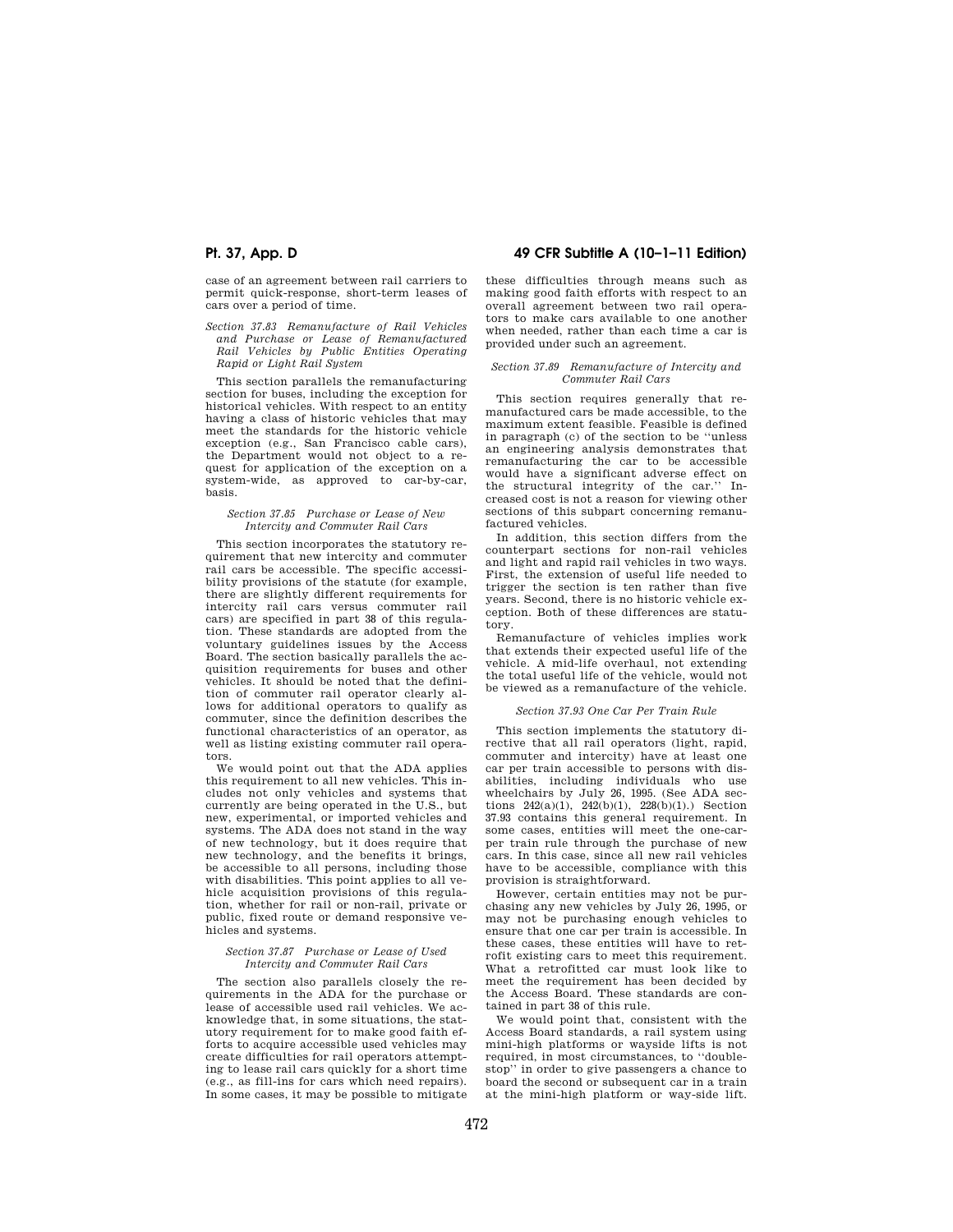case of an agreement between rail carriers to permit quick-response, short-term leases of cars over a period of time.

*Section 37.83 Remanufacture of Rail Vehicles and Purchase or Lease of Remanufactured Rail Vehicles by Public Entities Operating Rapid or Light Rail System*

This section parallels the remanufacturing section for buses, including the exception for historical vehicles. With respect to an entity having a class of historic vehicles that may meet the standards for the historic vehicle exception (e.g., San Francisco cable cars), the Department would not object to a request for application of the exception on a system-wide, as approved to car-by-car, basis.

*Section 37.85 Purchase or Lease of New Intercity and Commuter Rail Cars*

This section incorporates the statutory requirement that new intercity and commuter rail cars be accessible. The specific accessibility provisions of the statute (for example, there are slightly different requirements for intercity rail cars versus commuter rail cars) are specified in part 38 of this regulation. These standards are adopted from the voluntary guidelines issues by the Access Board. The section basically parallels the acquisition requirements for buses and other vehicles. It should be noted that the definition of commuter rail operator clearly allows for additional operators to qualify as commuter, since the definition describes the functional characteristics of an operator, as well as listing existing commuter rail operators.

We would point out that the ADA applies this requirement to all new vehicles. This includes not only vehicles and systems that currently are being operated in the U.S., but new, experimental, or imported vehicles and systems. The ADA does not stand in the way of new technology, but it does require that new technology, and the benefits it brings, be accessible to all persons, including those with disabilities. This point applies to all vehicle acquisition provisions of this regulation, whether for rail or non-rail, private or public, fixed route or demand responsive vehicles and systems.

*Section 37.87 Purchase or Lease of Used Intercity and Commuter Rail Cars*

The section also parallels closely the requirements in the ADA for the purchase or lease of accessible used rail vehicles. We acknowledge that, in some situations, the statutory requirement for to make good faith efforts to acquire accessible used vehicles may create difficulties for rail operators attempting to lease rail cars quickly for a short time (e.g., as fill-ins for cars which need repairs). In some cases, it may be possible to mitigate these difficulties through means such as making good faith efforts with respect to an overall agreement between two rail operators to make cars available to one another when needed, rather than each time a car is provided under such an agreement.

*Section 37.89 Remanufacture of Intercity and Commuter Rail Cars*

This section requires generally that remanufactured cars be made accessible, to the maximum extent feasible. Feasible is defined in paragraph (c) of the section to be ''unless an engineering analysis demonstrates that remanufacturing the car to be accessible would have a significant adverse effect on the structural integrity of the car.'' Increased cost is not a reason for viewing other sections of this subpart concerning remanufactured vehicles.

In addition, this section differs from the counterpart sections for non-rail vehicles and light and rapid rail vehicles in two ways. First, the extension of useful life needed to trigger the section is ten rather than five years. Second, there is no historic vehicle exception. Both of these differences are statutory.

Remanufacture of vehicles implies work that extends their expected useful life of the vehicle. A mid-life overhaul, not extending the total useful life of the vehicle, would not be viewed as a remanufacture of the vehicle.

*Section 37.93 One Car Per Train Rule*

This section implements the statutory directive that all rail operators (light, rapid, commuter and intercity) have at least one car per train accessible to persons with disabilities, including individuals who use wheelchairs by July 26, 1995. (See ADA sections 242(a)(1), 242(b)(1), 228(b)(1).) Section 37.93 contains this general requirement. In some cases, entities will meet the one-car-per train rule through the purchase of new cars. In this case, since all new rail vehicles have to be accessible, compliance with this provision is straightforward.

However, certain entities may not be purchasing any new vehicles by July 26, 1995, or may not be purchasing enough vehicles to ensure that one car per train is accessible. In these cases, these entities will have to retrofit existing cars to meet this requirement. What a retrofitted car must look like to meet the requirement has been decided by the Access Board. These standards are contained in part 38 of this rule.

We would point that, consistent with the Access Board standards, a rail system using mini-high platforms or wayside lifts is not required, in most circumstances, to ''double-stop'' in order to give passengers a chance to board the second or subsequent car in a train at the mini-high platform or way-side lift.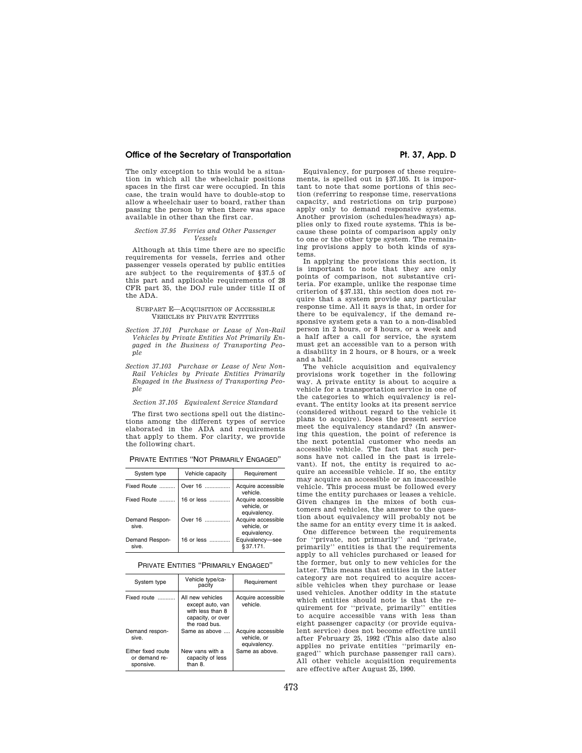The only exception to this would be a situation in which all the wheelchair positions spaces in the first car were occupied. In this case, the train would have to double-stop to allow a wheelchair user to board, rather than passing the person by when there was space available in other than the first car.

*Section 37.95 Ferries and Other Passenger Vessels*

Although at this time there are no specific requirements for vessels, ferries and other passenger vessels operated by public entities are subject to the requirements of §37.5 of this part and applicable requirements of 28 CFR part 35, the DOJ rule under title II of the ADA.

SUBPART E—ACQUISITION OF ACCESSIBLE VEHICLES BY PRIVATE ENTITIES

*Section 37.101 Purchase or Lease of Non-Rail Vehicles by Private Entities Not Primarily Engaged in the Business of Transporting People*

*Section 37.103 Purchase or Lease of New Non-Rail Vehicles by Private Entities Primarily Engaged in the Business of Transporting People*

*Section 37.105 Equivalent Service Standard*

The first two sections spell out the distinctions among the different types of service elaborated in the ADA and requirements that apply to them. For clarity, we provide the following chart.

PRIVATE ENTITIES "NOT PRIMARILY ENGAGED"

| System type | Vehicle capacity | Requirement |
|---|---|---|
| Fixed Route | Over 16 | Acquire accessible vehicle. |
| Fixed Route | 16 or less | Acquire accessible vehicle, or equivalency. |
| Demand Responsive. | Over 16 | Acquire accessible vehicle, or equivalency. |
| Demand Responsive. | 16 or less | Equivalency—see §37.171. |

PRIVATE ENTITIES "PRIMARILY ENGAGED"

| System type | Vehicle type/capacity | Requirement |
|---|---|---|
| Fixed route | All new vehicles except auto, van with less than 8 capacity, or over the road bus. | Acquire accessible vehicle. |
| Demand responsive. | Same as above | Acquire accessible vehicle, or equivalency. |
| Either fixed route or demand responsive. | New vans with a capacity of less than 8. | Same as above. |

Equivalency, for purposes of these requirements, is spelled out in §37.105. It is important to note that some portions of this section (referring to response time, reservations capacity, and restrictions on trip purpose) apply only to demand responsive systems. Another provision (schedules/headways) applies only to fixed route systems. This is because these points of comparison apply only to one or the other type system. The remaining provisions apply to both kinds of systems.

In applying the provisions this section, it is important to note that they are only points of comparison, not substantive criteria. For example, unlike the response time criterion of §37.131, this section does not require that a system provide any particular response time. All it says is that, in order for there to be equivalency, if the demand responsive system gets a van to a non-disabled person in 2 hours, or 8 hours, or a week and a half after a call for service, the system must get an accessible van to a person with a disability in 2 hours, or 8 hours, or a week and a half.

The vehicle acquisition and equivalency provisions work together in the following way. A private entity is about to acquire a vehicle for a transportation service in one of the categories to which equivalency is relevant. The entity looks at its present service (considered without regard to the vehicle it plans to acquire). Does the present service meet the equivalency standard? (In answering this question, the point of reference is the next potential customer who needs an accessible vehicle. The fact that such persons have not called in the past is irrelevant). If not, the entity is required to acquire an accessible vehicle. If so, the entity may acquire an accessible or an inaccessible vehicle. This process must be followed every time the entity purchases or leases a vehicle. Given changes in the mixes of both customers and vehicles, the answer to the question about equivalency will probably not be the same for an entity every time it is asked.

One difference between the requirements for "private, not primarily" and "private, primarily" entities is that the requirements apply to all vehicles purchased or leased for the former, but only to new vehicles for the latter. This means that entities in the latter category are not required to acquire accessible vehicles when they purchase or lease used vehicles. Another oddity in the statute which entities should note is that the requirement for "private, primarily" entities to acquire accessible vans with less than eight passenger capacity (or provide equivalent service) does not become effective until after February 25, 1992 (This also date also applies no private entities "primarily engaged" which purchase passenger rail cars). All other vehicle acquisition requirements are effective after August 25, 1990.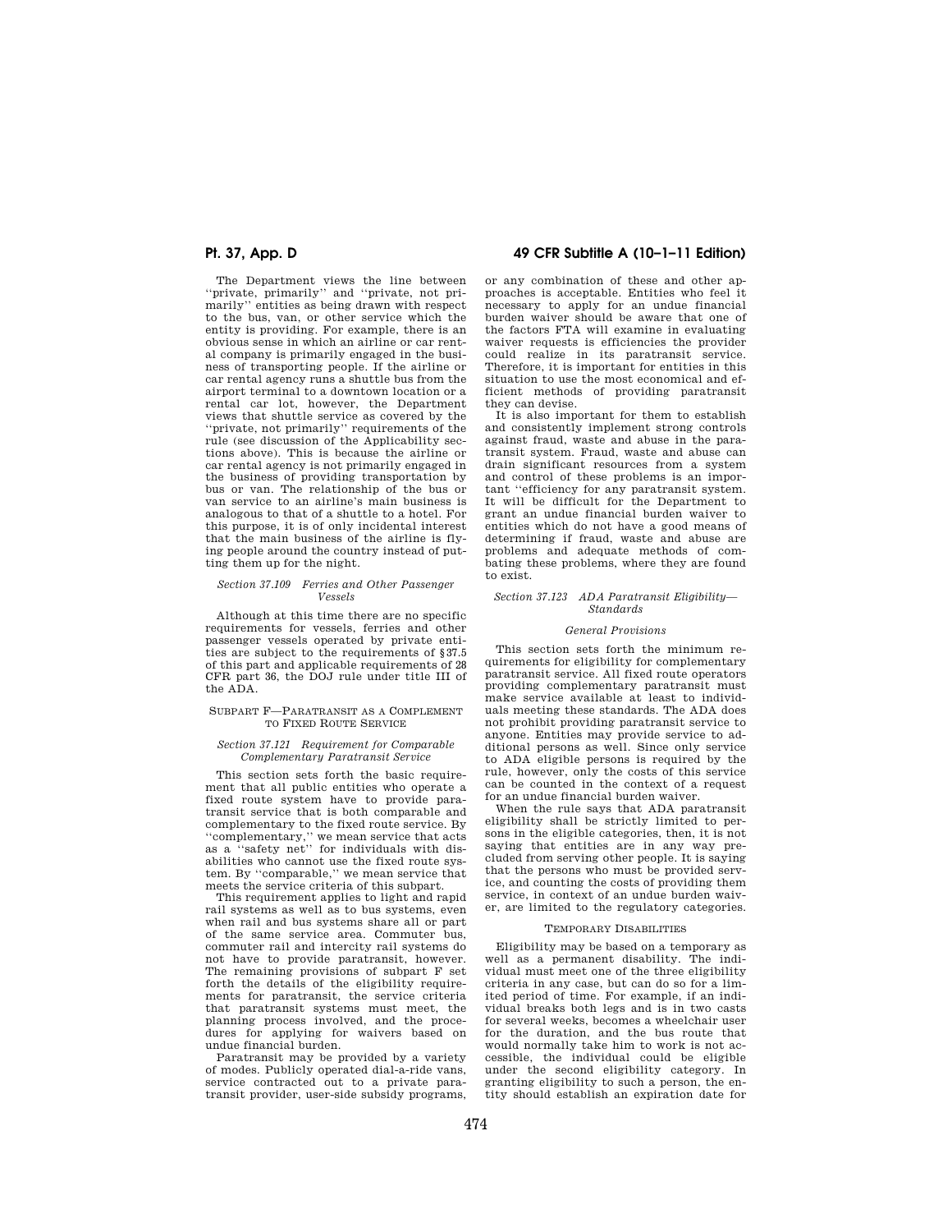The Department views the line between ''private, primarily'' and ''private, not primarily'' entities as being drawn with respect to the bus, van, or other service which the entity is providing. For example, there is an obvious sense in which an airline or car rental company is primarily engaged in the business of transporting people. If the airline or car rental agency runs a shuttle bus from the airport terminal to a downtown location or a rental car lot, however, the Department views that shuttle service as covered by the ''private, not primarily'' requirements of the rule (see discussion of the Applicability sections above). This is because the airline or car rental agency is not primarily engaged in the business of providing transportation by bus or van. The relationship of the bus or van service to an airline's main business is analogous to that of a shuttle to a hotel. For this purpose, it is of only incidental interest that the main business of the airline is flying people around the country instead of putting them up for the night.

*Section 37.109 Ferries and Other Passenger Vessels*

Although at this time there are no specific requirements for vessels, ferries and other passenger vessels operated by private entities are subject to the requirements of §37.5 of this part and applicable requirements of 28 CFR part 36, the DOJ rule under title III of the ADA.

## SUBPART F—PARATRANSIT AS A COMPLEMENT TO FIXED ROUTE SERVICE

*Section 37.121 Requirement for Comparable Complementary Paratransit Service*

This section sets forth the basic requirement that all public entities who operate a fixed route system have to provide paratransit service that is both comparable and complementary to the fixed route service. By ''complementary,'' we mean service that acts as a ''safety net'' for individuals with disabilities who cannot use the fixed route system. By ''comparable,'' we mean service that meets the service criteria of this subpart.

This requirement applies to light and rapid rail systems as well as to bus systems, even when rail and bus systems share all or part of the same service area. Commuter bus, commuter rail and intercity rail systems do not have to provide paratransit, however. The remaining provisions of subpart F set forth the details of the eligibility requirements for paratransit, the service criteria that paratransit systems must meet, the planning process involved, and the procedures for applying for waivers based on undue financial burden.

Paratransit may be provided by a variety of modes. Publicly operated dial-a-ride vans, service contracted out to a private paratransit provider, user-side subsidy programs, or any combination of these and other approaches is acceptable. Entities who feel it necessary to apply for an undue financial burden waiver should be aware that one of the factors FTA will examine in evaluating waiver requests is efficiencies the provider could realize in its paratransit service. Therefore, it is important for entities in this situation to use the most economical and efficient methods of providing paratransit they can devise.

It is also important for them to establish and consistently implement strong controls against fraud, waste and abuse in the paratransit system. Fraud, waste and abuse can drain significant resources from a system and control of these problems is an important ''efficiency for any paratransit system. It will be difficult for the Department to grant an undue financial burden waiver to entities which do not have a good means of determining if fraud, waste and abuse are problems and adequate methods of combating these problems, where they are found to exist.

*Section 37.123 ADA Paratransit Eligibility—Standards*

*General Provisions*

This section sets forth the minimum requirements for eligibility for complementary paratransit service. All fixed route operators providing complementary paratransit must make service available at least to individuals meeting these standards. The ADA does not prohibit providing paratransit service to anyone. Entities may provide service to additional persons as well. Since only service to ADA eligible persons is required by the rule, however, only the costs of this service can be counted in the context of a request for an undue financial burden waiver.

When the rule says that ADA paratransit eligibility shall be strictly limited to persons in the eligible categories, then, it is not saying that entities are in any way precluded from serving other people. It is saying that the persons who must be provided service, and counting the costs of providing them service, in context of an undue burden waiver, are limited to the regulatory categories.

### TEMPORARY DISABILITIES

Eligibility may be based on a temporary as well as a permanent disability. The individual must meet one of the three eligibility criteria in any case, but can do so for a limited period of time. For example, if an individual breaks both legs and is in two casts for several weeks, becomes a wheelchair user for the duration, and the bus route that would normally take him to work is not accessible, the individual could be eligible under the second eligibility category. In granting eligibility to such a person, the entity should establish an expiration date for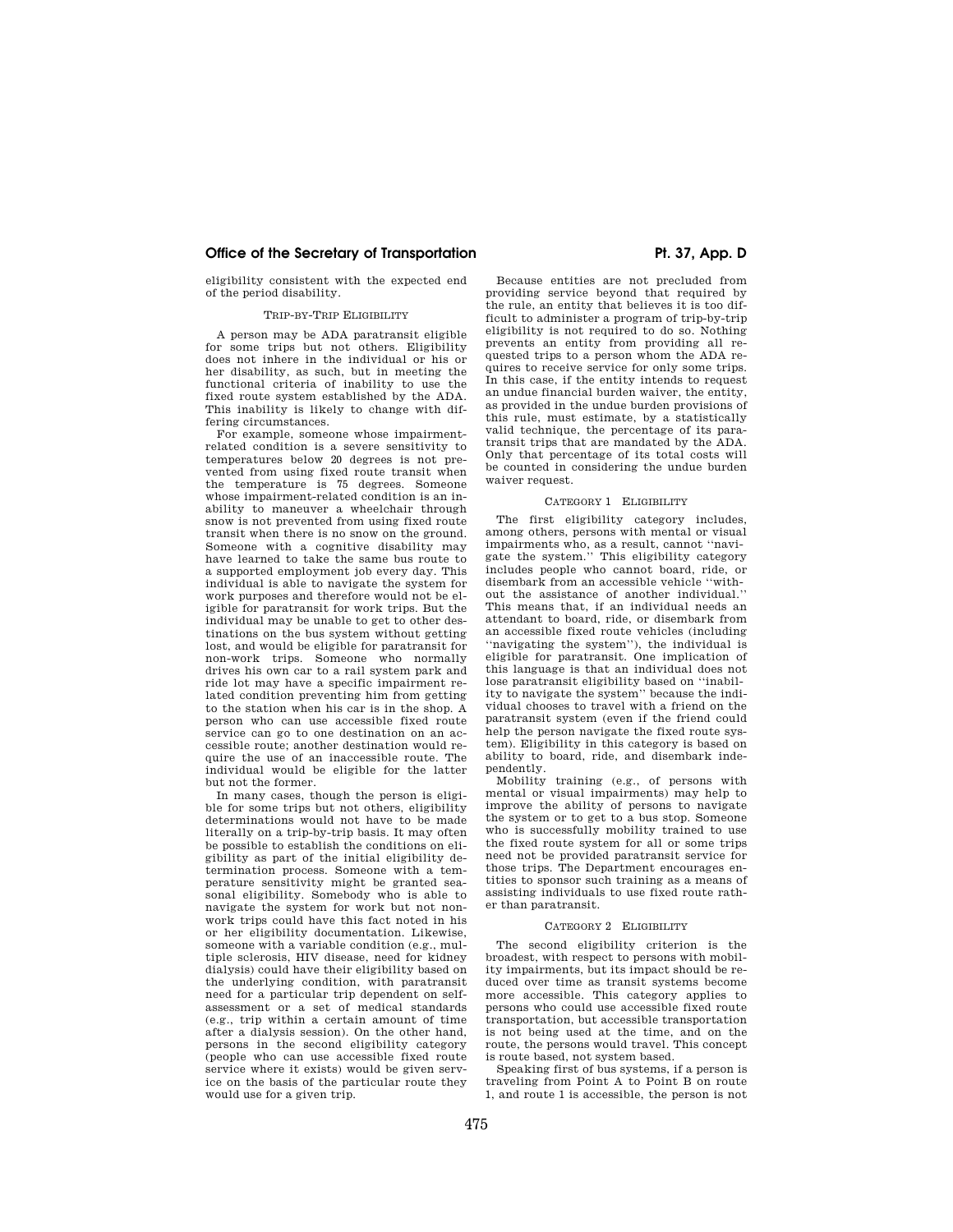eligibility consistent with the expected end of the period disability.

### TRIP-BY-TRIP ELIGIBILITY

A person may be ADA paratransit eligible for some trips but not others. Eligibility does not inhere in the individual or his or her disability, as such, but in meeting the functional criteria of inability to use the fixed route system established by the ADA. This inability is likely to change with differing circumstances.

For example, someone whose impairment-related condition is a severe sensitivity to temperatures below 20 degrees is not prevented from using fixed route transit when the temperature is 75 degrees. Someone whose impairment-related condition is an inability to maneuver a wheelchair through snow is not prevented from using fixed route transit when there is no snow on the ground. Someone with a cognitive disability may have learned to take the same bus route to a supported employment job every day. This individual is able to navigate the system for work purposes and therefore would not be eligible for paratransit for work trips. But the individual may be unable to get to other destinations on the bus system without getting lost, and would be eligible for paratransit for non-work trips. Someone who normally drives his own car to a rail system park and ride lot may have a specific impairment related condition preventing him from getting to the station when his car is in the shop. A person who can use accessible fixed route service can go to one destination on an accessible route; another destination would require the use of an inaccessible route. The individual would be eligible for the latter but not the former.

In many cases, though the person is eligible for some trips but not others, eligibility determinations would not have to be made literally on a trip-by-trip basis. It may often be possible to establish the conditions on eligibility as part of the initial eligibility determination process. Someone with a temperature sensitivity might be granted seasonal eligibility. Somebody who is able to navigate the system for work but not non-work trips could have this fact noted in his or her eligibility documentation. Likewise, someone with a variable condition (e.g., multiple sclerosis, HIV disease, need for kidney dialysis) could have their eligibility based on the underlying condition, with paratransit need for a particular trip dependent on self-assessment or a set of medical standards (e.g., trip within a certain amount of time after a dialysis session). On the other hand, persons in the second eligibility category (people who can use accessible fixed route service where it exists) would be given service on the basis of the particular route they would use for a given trip.

Because entities are not precluded from providing service beyond that required by the rule, an entity that believes it is too difficult to administer a program of trip-by-trip eligibility is not required to do so. Nothing prevents an entity from providing all requested trips to a person whom the ADA requires to receive service for only some trips. In this case, if the entity intends to request an undue financial burden waiver, the entity, as provided in the undue burden provisions of this rule, must estimate, by a statistically valid technique, the percentage of its paratransit trips that are mandated by the ADA. Only that percentage of its total costs will be counted in considering the undue burden waiver request.

### CATEGORY 1 ELIGIBILITY

The first eligibility category includes, among others, persons with mental or visual impairments who, as a result, cannot ''navigate the system.'' This eligibility category includes people who cannot board, ride, or disembark from an accessible vehicle ''without the assistance of another individual.'' This means that, if an individual needs an attendant to board, ride, or disembark from an accessible fixed route vehicles (including ''navigating the system''), the individual is eligible for paratransit. One implication of this language is that an individual does not lose paratransit eligibility based on ''inability to navigate the system'' because the individual chooses to travel with a friend on the paratransit system (even if the friend could help the person navigate the fixed route system). Eligibility in this category is based on ability to board, ride, and disembark independently.

Mobility training (e.g., of persons with mental or visual impairments) may help to improve the ability of persons to navigate the system or to get to a bus stop. Someone who is successfully mobility trained to use the fixed route system for all or some trips need not be provided paratransit service for those trips. The Department encourages entities to sponsor such training as a means of assisting individuals to use fixed route rather than paratransit.

### CATEGORY 2 ELIGIBILITY

The second eligibility criterion is the broadest, with respect to persons with mobility impairments, but its impact should be reduced over time as transit systems become more accessible. This category applies to persons who could use accessible fixed route transportation, but accessible transportation is not being used at the time, and on the route, the persons would travel. This concept is route based, not system based.

Speaking first of bus systems, if a person is traveling from Point A to Point B on route 1, and route 1 is accessible, the person is not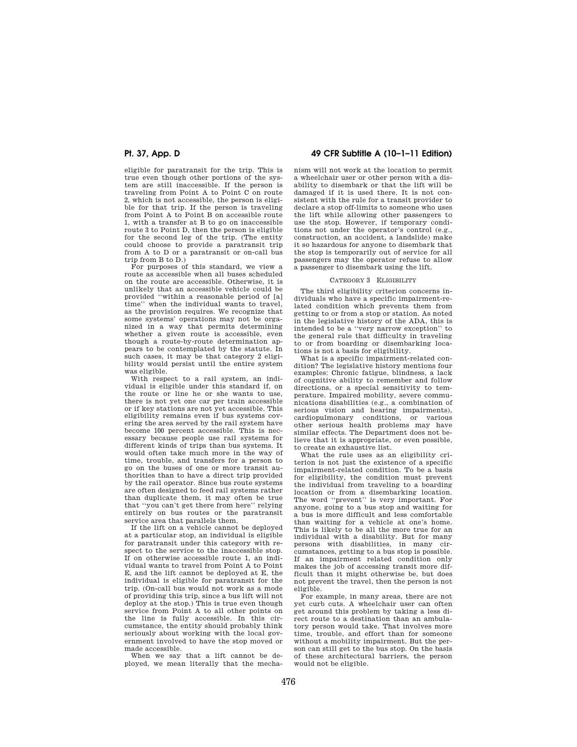eligible for paratransit for the trip. This is true even though other portions of the system are still inaccessible. If the person is traveling from Point A to Point C on route 2, which is not accessible, the person is eligible for that trip. If the person is traveling from Point A to Point B on accessible route 1, with a transfer at B to go on inaccessible route 3 to Point D, then the person is eligible for the second leg of the trip. (The entity could choose to provide a paratransit trip from A to D or a paratransit or on-call bus trip from B to D.)

For purposes of this standard, we view a route as accessible when all buses scheduled on the route are accessible. Otherwise, it is unlikely that an accessible vehicle could be provided ''within a reasonable period of [a] time'' when the individual wants to travel, as the provision requires. We recognize that some systems' operations may not be organized in a way that permits determining whether a given route is accessible, even though a route-by-route determination appears to be contemplated by the statute. In such cases, it may be that category 2 eligibility would persist until the entire system was eligible.

With respect to a rail system, an individual is eligible under this standard if, on the route or line he or she wants to use, there is not yet one car per train accessible or if key stations are not yet accessible. This eligibility remains even if bus systems covering the area served by the rail system have become 100 percent accessible. This is necessary because people use rail systems for different kinds of trips than bus systems. It would often take much more in the way of time, trouble, and transfers for a person to go on the buses of one or more transit authorities than to have a direct trip provided by the rail operator. Since bus route systems are often designed to feed rail systems rather than duplicate them, it may often be true that ''you can't get there from here'' relying entirely on bus routes or the paratransit service area that parallels them.

If the lift on a vehicle cannot be deployed at a particular stop, an individual is eligible for paratransit under this category with respect to the service to the inaccessible stop. If on otherwise accessible route 1, an individual wants to travel from Point A to Point E, and the lift cannot be deployed at E, the individual is eligible for paratransit for the trip. (On-call bus would not work as a mode of providing this trip, since a bus lift will not deploy at the stop.) This is true even though service from Point A to all other points on the line is fully accessible. In this circumstance, the entity should probably think seriously about working with the local government involved to have the stop moved or made accessible.

When we say that a lift cannot be deployed, we mean literally that the mechanism will not work at the location to permit a wheelchair user or other person with a disability to disembark or that the lift will be damaged if it is used there. It is not consistent with the rule for a transit provider to declare a stop off-limits to someone who uses the lift while allowing other passengers to use the stop. However, if temporary conditions not under the operator's control (e.g., construction, an accident, a landslide) make it so hazardous for anyone to disembark that the stop is temporarily out of service for all passengers may the operator refuse to allow a passenger to disembark using the lift.

## CATEGORY 3 ELIGIBILITY

The third eligibility criterion concerns individuals who have a specific impairment-related condition which prevents them from getting to or from a stop or station. As noted in the legislative history of the ADA, this is intended to be a ''very narrow exception'' to the general rule that difficulty in traveling to or from boarding or disembarking locations is not a basis for eligibility.

What is a specific impairment-related condition? The legislative history mentions four examples: Chronic fatigue, blindness, a lack of cognitive ability to remember and follow directions, or a special sensitivity to temperature. Impaired mobility, severe communications disabilities (e.g., a combination of serious vision and hearing impairments), cardiopulmonary conditions, or various other serious health problems may have similar effects. The Department does not believe that it is appropriate, or even possible, to create an exhaustive list.

What the rule uses as an eligibility criterion is not just the existence of a specific impairment-related condition. To be a basis for eligibility, the condition must prevent the individual from traveling to a boarding location or from a disembarking location. The word ''prevent'' is very important. For anyone, going to a bus stop and waiting for a bus is more difficult and less comfortable than waiting for a vehicle at one's home. This is likely to be all the more true for an individual with a disability. But for many persons with disabilities, in many circumstances, getting to a bus stop is possible. If an impairment related condition only makes the job of accessing transit more difficult than it might otherwise be, but does not prevent the travel, then the person is not eligible.

For example, in many areas, there are not yet curb cuts. A wheelchair user can often get around this problem by taking a less direct route to a destination than an ambulatory person would take. That involves more time, trouble, and effort than for someone without a mobility impairment. But the person can still get to the bus stop. On the basis of these architectural barriers, the person would not be eligible.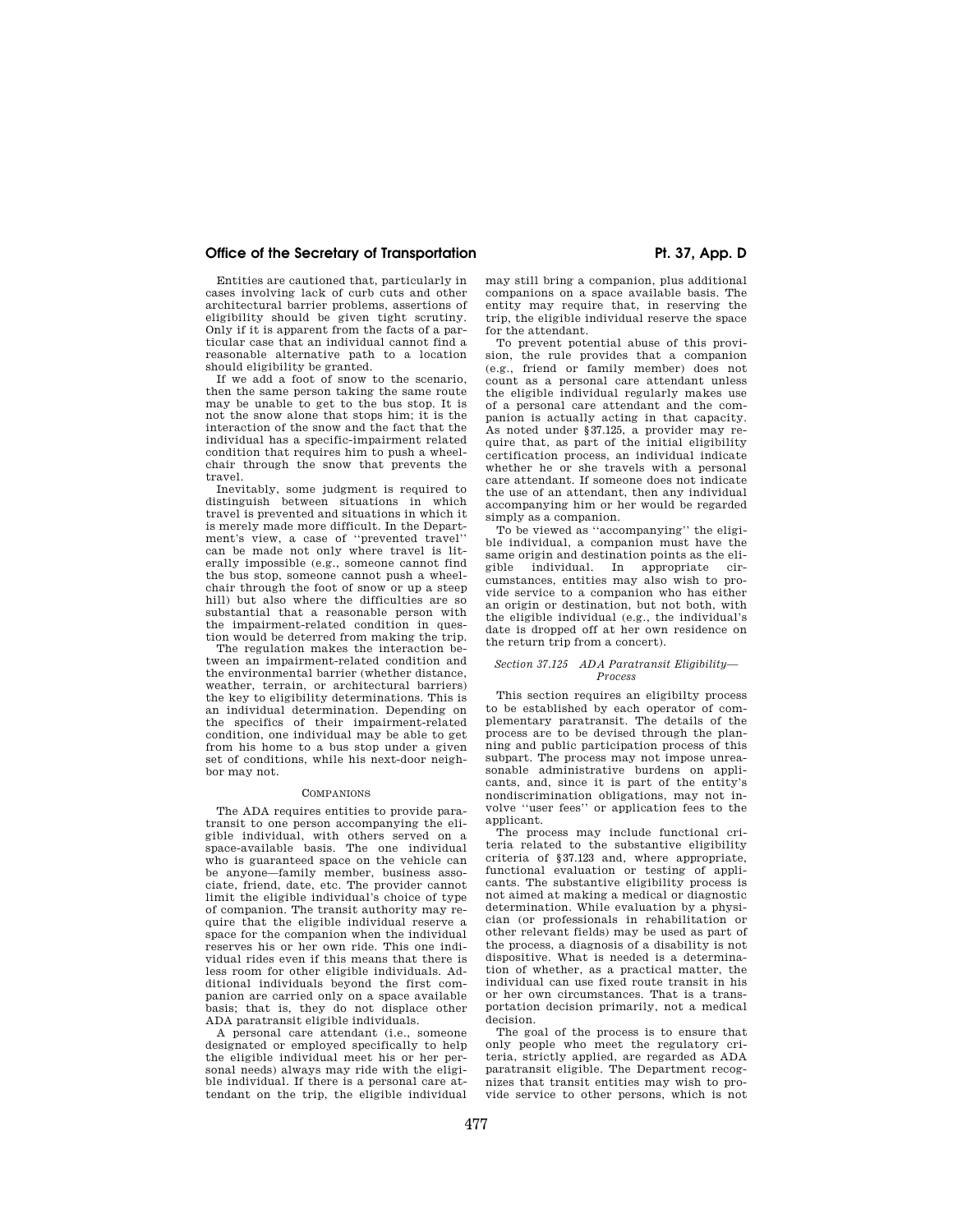Entities are cautioned that, particularly in cases involving lack of curb cuts and other architectural barrier problems, assertions of eligibility should be given tight scrutiny. Only if it is apparent from the facts of a particular case that an individual cannot find a reasonable alternative path to a location should eligibility be granted.

If we add a foot of snow to the scenario, then the same person taking the same route may be unable to get to the bus stop. It is not the snow alone that stops him; it is the interaction of the snow and the fact that the individual has a specific-impairment related condition that requires him to push a wheelchair through the snow that prevents the travel.

Inevitably, some judgment is required to distinguish between situations in which travel is prevented and situations in which it is merely made more difficult. In the Department's view, a case of ''prevented travel'' can be made not only where travel is literally impossible (e.g., someone cannot find the bus stop, someone cannot push a wheelchair through the foot of snow or up a steep hill) but also where the difficulties are so substantial that a reasonable person with the impairment-related condition in question would be deterred from making the trip.

The regulation makes the interaction between an impairment-related condition and the environmental barrier (whether distance, weather, terrain, or architectural barriers) the key to eligibility determinations. This is an individual determination. Depending on the specifics of their impairment-related condition, one individual may be able to get from his home to a bus stop under a given set of conditions, while his next-door neighbor may not.

COMPANIONS

The ADA requires entities to provide paratransit to one person accompanying the eligible individual, with others served on a space-available basis. The one individual who is guaranteed space on the vehicle can be anyone—family member, business associate, friend, date, etc. The provider cannot limit the eligible individual's choice of type of companion. The transit authority may require that the eligible individual reserve a space for the companion when the individual reserves his or her own ride. This one individual rides even if this means that there is less room for other eligible individuals. Additional individuals beyond the first companion are carried only on a space available basis; that is, they do not displace other ADA paratransit eligible individuals.

A personal care attendant (i.e., someone designated or employed specifically to help the eligible individual meet his or her personal needs) always may ride with the eligible individual. If there is a personal care attendant on the trip, the eligible individual may still bring a companion, plus additional companions on a space available basis. The entity may require that, in reserving the trip, the eligible individual reserve the space for the attendant.

To prevent potential abuse of this provision, the rule provides that a companion (e.g., friend or family member) does not count as a personal care attendant unless the eligible individual regularly makes use of a personal care attendant and the companion is actually acting in that capacity. As noted under §37.125, a provider may require that, as part of the initial eligibility certification process, an individual indicate whether he or she travels with a personal care attendant. If someone does not indicate the use of an attendant, then any individual accompanying him or her would be regarded simply as a companion.

To be viewed as ''accompanying'' the eligible individual, a companion must have the same origin and destination points as the eligible individual. In appropriate circumstances, entities may also wish to provide service to a companion who has either an origin or destination, but not both, with the eligible individual (e.g., the individual's date is dropped off at her own residence on the return trip from a concert).

*Section 37.125 ADA Paratransit Eligibility—Process*

This section requires an eligibilty process to be established by each operator of complementary paratransit. The details of the process are to be devised through the planning and public participation process of this subpart. The process may not impose unreasonable administrative burdens on applicants, and, since it is part of the entity's nondiscrimination obligations, may not involve ''user fees'' or application fees to the applicant.

The process may include functional criteria related to the substantive eligibility criteria of §37.123 and, where appropriate, functional evaluation or testing of applicants. The substantive eligibility process is not aimed at making a medical or diagnostic determination. While evaluation by a physician (or professionals in rehabilitation or other relevant fields) may be used as part of the process, a diagnosis of a disability is not dispositive. What is needed is a determination of whether, as a practical matter, the individual can use fixed route transit in his or her own circumstances. That is a transportation decision primarily, not a medical decision.

The goal of the process is to ensure that only people who meet the regulatory criteria, strictly applied, are regarded as ADA paratransit eligible. The Department recognizes that transit entities may wish to provide service to other persons, which is not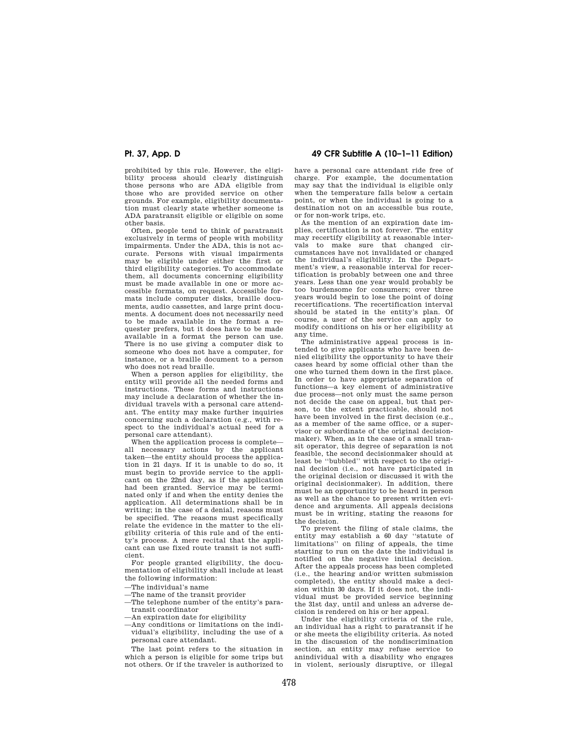prohibited by this rule. However, the eligibility process should clearly distinguish those persons who are ADA eligible from those who are provided service on other grounds. For example, eligibility documentation must clearly state whether someone is ADA paratransit eligible or eligible on some other basis.

Often, people tend to think of paratransit exclusively in terms of people with mobility impairments. Under the ADA, this is not accurate. Persons with visual impairments may be eligible under either the first or third eligibility categories. To accommodate them, all documents concerning eligibility must be made available in one or more accessible formats, on request. Accessible formats include computer disks, braille documents, audio cassettes, and large print documents. A document does not necessarily need to be made available in the format a requester prefers, but it does have to be made available in a format the person can use. There is no use giving a computer disk to someone who does not have a computer, for instance, or a braille document to a person who does not read braille.

When a person applies for eligibility, the entity will provide all the needed forms and instructions. These forms and instructions may include a declaration of whether the individual travels with a personal care attendant. The entity may make further inquiries concerning such a declaration (e.g., with respect to the individual's actual need for a personal care attendant).

When the application process is complete—all necessary actions by the applicant taken—the entity should process the application in 21 days. If it is unable to do so, it must begin to provide service to the applicant on the 22nd day, as if the application had been granted. Service may be terminated only if and when the entity denies the application. All determinations shall be in writing; in the case of a denial, reasons must be specified. The reasons must specifically relate the evidence in the matter to the eligibility criteria of this rule and of the entity's process. A mere recital that the applicant can use fixed route transit is not sufficient.

For people granted eligibility, the documentation of eligibility shall include at least the following information:

—The individual's name
—The name of the transit provider
—The telephone number of the entity's paratransit coordinator
—An expiration date for eligibility
—Any conditions or limitations on the individual's eligibility, including the use of a personal care attendant.

The last point refers to the situation in which a person is eligible for some trips but not others. Or if the traveler is authorized to have a personal care attendant ride free of charge. For example, the documentation may say that the individual is eligible only when the temperature falls below a certain point, or when the individual is going to a destination not on an accessible bus route, or for non-work trips, etc.

As the mention of an expiration date implies, certification is not forever. The entity may recertify eligibility at reasonable intervals to make sure that changed circumstances have not invalidated or changed the individual's eligibility. In the Department's view, a reasonable interval for recertification is probably between one and three years. Less than one year would probably be too burdensome for consumers; over three years would begin to lose the point of doing recertifications. The recertification interval should be stated in the entity's plan. Of course, a user of the service can apply to modify conditions on his or her eligibility at any time.

The administrative appeal process is intended to give applicants who have been denied eligibility the opportunity to have their cases heard by some official other than the one who turned them down in the first place. In order to have appropriate separation of functions—a key element of administrative due process—not only must the same person not decide the case on appeal, but that person, to the extent practicable, should not have been involved in the first decision (e.g., as a member of the same office, or a supervisor or subordinate of the original decisionmaker). When, as in the case of a small transit operator, this degree of separation is not feasible, the second decisionmaker should at least be ''bubbled'' with respect to the original decision (i.e., not have participated in the original decision or discussed it with the original decisionmaker). In addition, there must be an opportunity to be heard in person as well as the chance to present written evidence and arguments. All appeals decisions must be in writing, stating the reasons for the decision.

To prevent the filing of stale claims, the entity may establish a 60 day ''statute of limitations'' on filing of appeals, the time starting to run on the date the individual is notified on the negative initial decision. After the appeals process has been completed (i.e., the hearing and/or written submission completed), the entity should make a decision within 30 days. If it does not, the individual must be provided service beginning the 31st day, until and unless an adverse decision is rendered on his or her appeal.

Under the eligibility criteria of the rule, an individual has a right to paratransit if he or she meets the eligibility criteria. As noted in the discussion of the nondiscrimination section, an entity may refuse service to anindividual with a disability who engages in violent, seriously disruptive, or illegal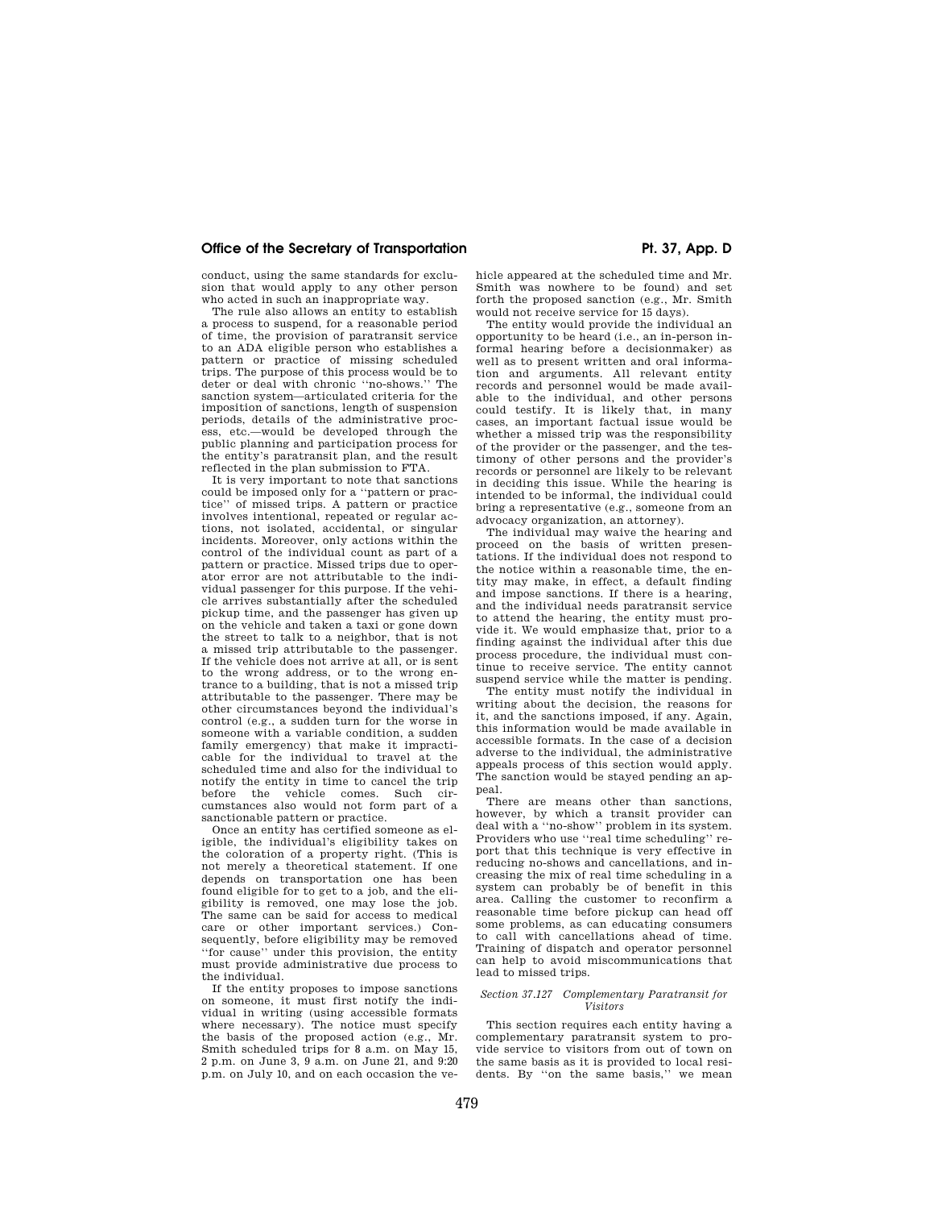conduct, using the same standards for exclusion that would apply to any other person who acted in such an inappropriate way.

The rule also allows an entity to establish a process to suspend, for a reasonable period of time, the provision of paratransit service to an ADA eligible person who establishes a pattern or practice of missing scheduled trips. The purpose of this process would be to deter or deal with chronic "no-shows." The sanction system—articulated criteria for the imposition of sanctions, length of suspension periods, details of the administrative process, etc.—would be developed through the public planning and participation process for the entity's paratransit plan, and the result reflected in the plan submission to FTA.

It is very important to note that sanctions could be imposed only for a "pattern or practice" of missed trips. A pattern or practice involves intentional, repeated or regular actions, not isolated, accidental, or singular incidents. Moreover, only actions within the control of the individual count as part of a pattern or practice. Missed trips due to operator error are not attributable to the individual passenger for this purpose. If the vehicle arrives substantially after the scheduled pickup time, and the passenger has given up on the vehicle and taken a taxi or gone down the street to talk to a neighbor, that is not a missed trip attributable to the passenger. If the vehicle does not arrive at all, or is sent to the wrong address, or to the wrong entrance to a building, that is not a missed trip attributable to the passenger. There may be other circumstances beyond the individual's control (e.g., a sudden turn for the worse in someone with a variable condition, a sudden family emergency) that make it impracticable for the individual to travel at the scheduled time and also for the individual to notify the entity in time to cancel the trip before the vehicle comes. Such circumstances also would not form part of a sanctionable pattern or practice.

Once an entity has certified someone as eligible, the individual's eligibility takes on the coloration of a property right. (This is not merely a theoretical statement. If one depends on transportation one has been found eligible for to get to a job, and the eligibility is removed, one may lose the job. The same can be said for access to medical care or other important services.) Consequently, before eligibility may be removed "for cause" under this provision, the entity must provide administrative due process to the individual.

If the entity proposes to impose sanctions on someone, it must first notify the individual in writing (using accessible formats where necessary). The notice must specify the basis of the proposed action (e.g., Mr. Smith scheduled trips for 8 a.m. on May 15, 2 p.m. on June 3, 9 a.m. on June 21, and 9:20 p.m. on July 10, and on each occasion the vehicle appeared at the scheduled time and Mr. Smith was nowhere to be found) and set forth the proposed sanction (e.g., Mr. Smith would not receive service for 15 days).

The entity would provide the individual an opportunity to be heard (i.e., an in-person informal hearing before a decisionmaker) as well as to present written and oral information and arguments. All relevant entity records and personnel would be made available to the individual, and other persons could testify. It is likely that, in many cases, an important factual issue would be whether a missed trip was the responsibility of the provider or the passenger, and the testimony of other persons and the provider's records or personnel are likely to be relevant in deciding this issue. While the hearing is intended to be informal, the individual could bring a representative (e.g., someone from an advocacy organization, an attorney).

The individual may waive the hearing and proceed on the basis of written presentations. If the individual does not respond to the notice within a reasonable time, the entity may make, in effect, a default finding and impose sanctions. If there is a hearing, and the individual needs paratransit service to attend the hearing, the entity must provide it. We would emphasize that, prior to a finding against the individual after this due process procedure, the individual must continue to receive service. The entity cannot suspend service while the matter is pending.

The entity must notify the individual in writing about the decision, the reasons for it, and the sanctions imposed, if any. Again, this information would be made available in accessible formats. In the case of a decision adverse to the individual, the administrative appeals process of this section would apply. The sanction would be stayed pending an appeal.

There are means other than sanctions, however, by which a transit provider can deal with a "no-show" problem in its system. Providers who use "real time scheduling" report that this technique is very effective in reducing no-shows and cancellations, and increasing the mix of real time scheduling in a system can probably be of benefit in this area. Calling the customer to reconfirm a reasonable time before pickup can head off some problems, as can educating consumers to call with cancellations ahead of time. Training of dispatch and operator personnel can help to avoid miscommunications that lead to missed trips.

*Section 37.127 Complementary Paratransit for Visitors*

This section requires each entity having a complementary paratransit system to provide service to visitors from out of town on the same basis as it is provided to local residents. By "on the same basis," we mean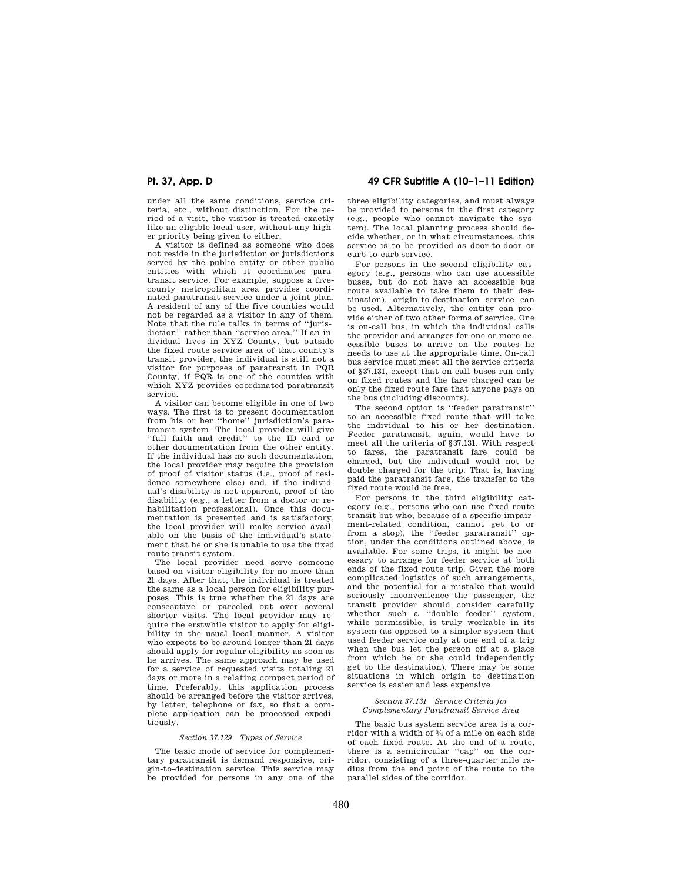under all the same conditions, service criteria, etc., without distinction. For the period of a visit, the visitor is treated exactly like an eligible local user, without any higher priority being given to either.

A visitor is defined as someone who does not reside in the jurisdiction or jurisdictions served by the public entity or other public entities with which it coordinates paratransit service. For example, suppose a five-county metropolitan area provides coordinated paratransit service under a joint plan. A resident of any of the five counties would not be regarded as a visitor in any of them. Note that the rule talks in terms of ''jurisdiction'' rather than ''service area.'' If an individual lives in XYZ County, but outside the fixed route service area of that county's transit provider, the individual is still not a visitor for purposes of paratransit in PQR County, if PQR is one of the counties with which XYZ provides coordinated paratransit service.

A visitor can become eligible in one of two ways. The first is to present documentation from his or her ''home'' jurisdiction's paratransit system. The local provider will give ''full faith and credit'' to the ID card or other documentation from the other entity. If the individual has no such documentation, the local provider may require the provision of proof of visitor status (i.e., proof of residence somewhere else) and, if the individual's disability is not apparent, proof of the disability (e.g., a letter from a doctor or rehabilitation professional). Once this documentation is presented and is satisfactory, the local provider will make service available on the basis of the individual's statement that he or she is unable to use the fixed route transit system.

The local provider need serve someone based on visitor eligibility for no more than 21 days. After that, the individual is treated the same as a local person for eligibility purposes. This is true whether the 21 days are consecutive or parceled out over several shorter visits. The local provider may require the erstwhile visitor to apply for eligibility in the usual local manner. A visitor who expects to be around longer than 21 days should apply for regular eligibility as soon as he arrives. The same approach may be used for a service of requested visits totaling 21 days or more in a relating compact period of time. Preferably, this application process should be arranged before the visitor arrives, by letter, telephone or fax, so that a complete application can be processed expeditiously.

*Section 37.129 Types of Service*

The basic mode of service for complementary paratransit is demand responsive, origin-to-destination service. This service may be provided for persons in any one of the three eligibility categories, and must always be provided to persons in the first category (e.g., people who cannot navigate the system). The local planning process should decide whether, or in what circumstances, this service is to be provided as door-to-door or curb-to-curb service.

For persons in the second eligibility category (e.g., persons who can use accessible buses, but do not have an accessible bus route available to take them to their destination), origin-to-destination service can be used. Alternatively, the entity can provide either of two other forms of service. One is on-call bus, in which the individual calls the provider and arranges for one or more accessible buses to arrive on the routes he needs to use at the appropriate time. On-call bus service must meet all the service criteria of §37.131, except that on-call buses run only on fixed routes and the fare charged can be only the fixed route fare that anyone pays on the bus (including discounts).

The second option is ''feeder paratransit'' to an accessible fixed route that will take the individual to his or her destination. Feeder paratransit, again, would have to meet all the criteria of §37.131. With respect to fares, the paratransit fare could be charged, but the individual would not be double charged for the trip. That is, having paid the paratransit fare, the transfer to the fixed route would be free.

For persons in the third eligibility category (e.g., persons who can use fixed route transit but who, because of a specific impairment-related condition, cannot get to or from a stop), the ''feeder paratransit'' option, under the conditions outlined above, is available. For some trips, it might be necessary to arrange for feeder service at both ends of the fixed route trip. Given the more complicated logistics of such arrangements, and the potential for a mistake that would seriously inconvenience the passenger, the transit provider should consider carefully whether such a ''double feeder'' system, while permissible, is truly workable in its system (as opposed to a simpler system that used feeder service only at one end of a trip when the bus let the person off at a place from which he or she could independently get to the destination). There may be some situations in which origin to destination service is easier and less expensive.

*Section 37.131 Service Criteria for Complementary Paratransit Service Area*

The basic bus system service area is a corridor with a width of ¾ of a mile on each side of each fixed route. At the end of a route, there is a semicircular ''cap'' on the corridor, consisting of a three-quarter mile radius from the end point of the route to the parallel sides of the corridor.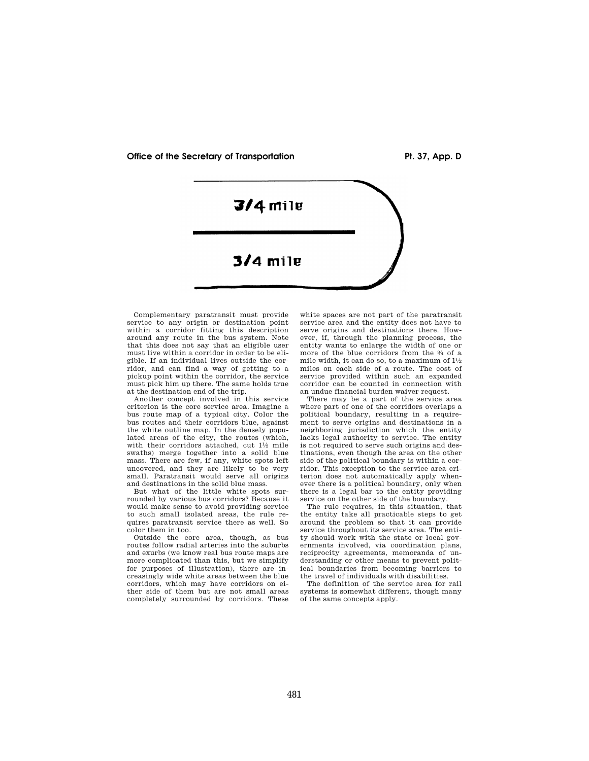3/4 mile

3/4 mile

Complementary paratransit must provide service to any origin or destination point within a corridor fitting this description around any route in the bus system. Note that this does not say that an eligible user must live within a corridor in order to be eligible. If an individual lives outside the corridor, and can find a way of getting to a pickup point within the corridor, the service must pick him up there. The same holds true at the destination end of the trip.

Another concept involved in this service criterion is the core service area. Imagine a bus route map of a typical city. Color the bus routes and their corridors blue, against the white outline map. In the densely populated areas of the city, the routes (which, with their corridors attached, cut 1½ mile swaths) merge together into a solid blue mass. There are few, if any, white spots left uncovered, and they are likely to be very small. Paratransit would serve all origins and destinations in the solid blue mass.

But what of the little white spots surrounded by various bus corridors? Because it would make sense to avoid providing service to such small isolated areas, the rule requires paratransit service there as well. So color them in too.

Outside the core area, though, as bus routes follow radial arteries into the suburbs and exurbs (we know real bus route maps are more complicated than this, but we simplify for purposes of illustration), there are increasingly wide white areas between the blue corridors, which may have corridors on either side of them but are not small areas completely surrounded by corridors. These white spaces are not part of the paratransit service area and the entity does not have to serve origins and destinations there. However, if, through the planning process, the entity wants to enlarge the width of one or more of the blue corridors from the ¾ of a mile width, it can do so, to a maximum of 1½ miles on each side of a route. The cost of service provided within such an expanded corridor can be counted in connection with an undue financial burden waiver request.

There may be a part of the service area where part of one of the corridors overlaps a political boundary, resulting in a requirement to serve origins and destinations in a neighboring jurisdiction which the entity lacks legal authority to service. The entity is not required to serve such origins and destinations, even though the area on the other side of the political boundary is within a corridor. This exception to the service area criterion does not automatically apply whenever there is a political boundary, only when there is a legal bar to the entity providing service on the other side of the boundary.

The rule requires, in this situation, that the entity take all practicable steps to get around the problem so that it can provide service throughout its service area. The entity should work with the state or local governments involved, via coordination plans, reciprocity agreements, memoranda of understanding or other means to prevent political boundaries from becoming barriers to the travel of individuals with disabilities.

The definition of the service area for rail systems is somewhat different, though many of the same concepts apply.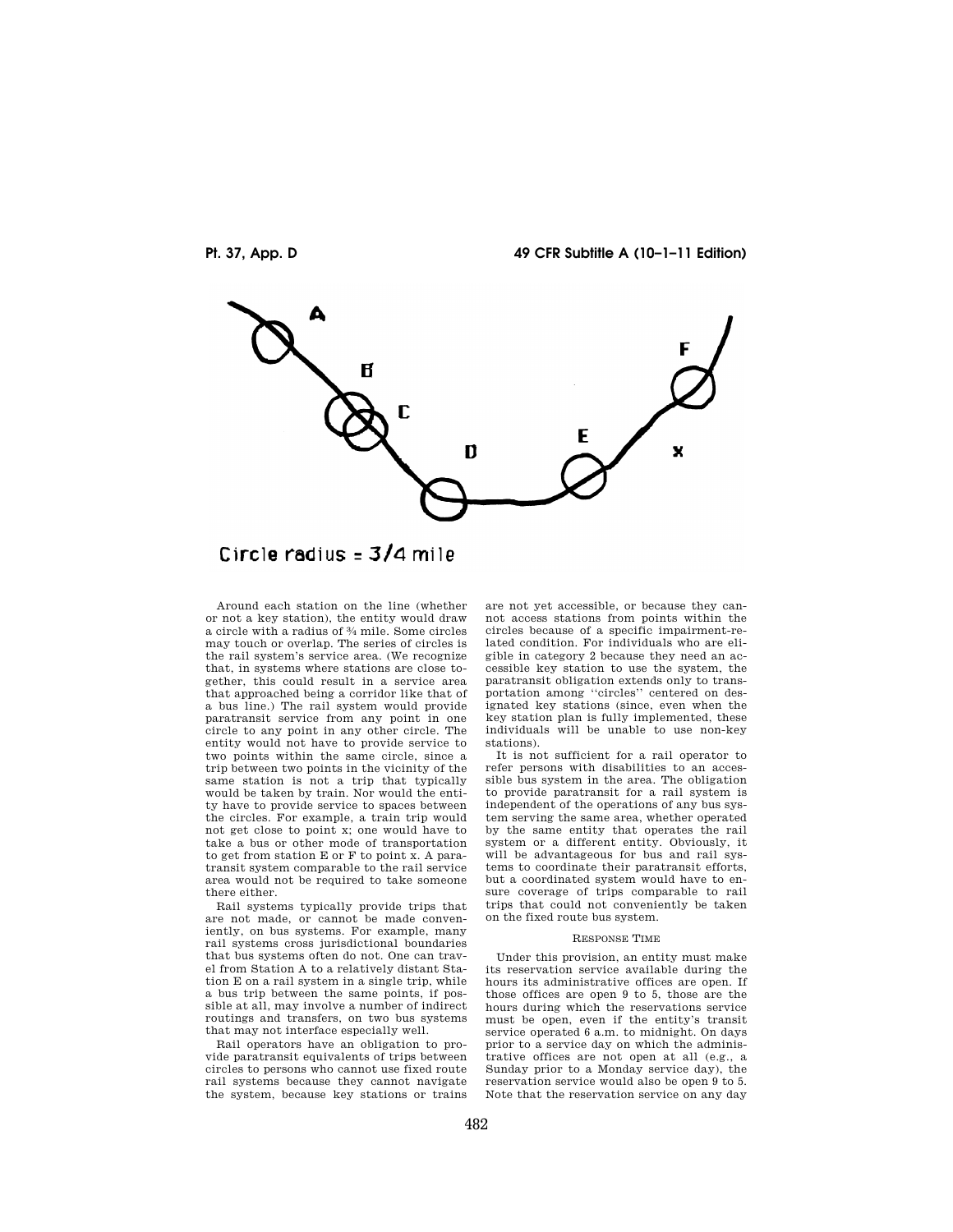Circle radius = 3/4 mile

Around each station on the line (whether or not a key station), the entity would draw a circle with a radius of ¾ mile. Some circles may touch or overlap. The series of circles is the rail system's service area. (We recognize that, in systems where stations are close together, this could result in a service area that approached being a corridor like that of a bus line.) The rail system would provide paratransit service from any point in one circle to any point in any other circle. The entity would not have to provide service to two points within the same circle, since a trip between two points in the vicinity of the same station is not a trip that typically would be taken by train. Nor would the entity have to provide service to spaces between the circles. For example, a train trip would not get close to point x; one would have to take a bus or other mode of transportation to get from station E or F to point x. A paratransit system comparable to the rail service area would not be required to take someone there either.

Rail systems typically provide trips that are not made, or cannot be made conveniently, on bus systems. For example, many rail systems cross jurisdictional boundaries that bus systems often do not. One can travel from Station A to a relatively distant Station E on a rail system in a single trip, while a bus trip between the same points, if possible at all, may involve a number of indirect routings and transfers, on two bus systems that may not interface especially well.

Rail operators have an obligation to provide paratransit equivalents of trips between circles to persons who cannot use fixed route rail systems because they cannot navigate the system, because key stations or trains are not yet accessible, or because they cannot access stations from points within the circles because of a specific impairment-related condition. For individuals who are eligible in category 2 because they need an accessible key station to use the system, the paratransit obligation extends only to transportation among "circles" centered on designated key stations (since, even when the key station plan is fully implemented, these individuals will be unable to use non-key stations).

It is not sufficient for a rail operator to refer persons with disabilities to an accessible bus system in the area. The obligation to provide paratransit for a rail system is independent of the operations of any bus system serving the same area, whether operated by the same entity that operates the rail system or a different entity. Obviously, it will be advantageous for bus and rail systems to coordinate their paratransit efforts, but a coordinated system would have to ensure coverage of trips comparable to rail trips that could not conveniently be taken on the fixed route bus system.

## RESPONSE TIME

Under this provision, an entity must make its reservation service available during the hours its administrative offices are open. If those offices are open 9 to 5, those are the hours during which the reservations service must be open, even if the entity's transit service operated 6 a.m. to midnight. On days prior to a service day on which the administrative offices are not open at all (e.g., a Sunday prior to a Monday service day), the reservation service would also be open 9 to 5. Note that the reservation service on any day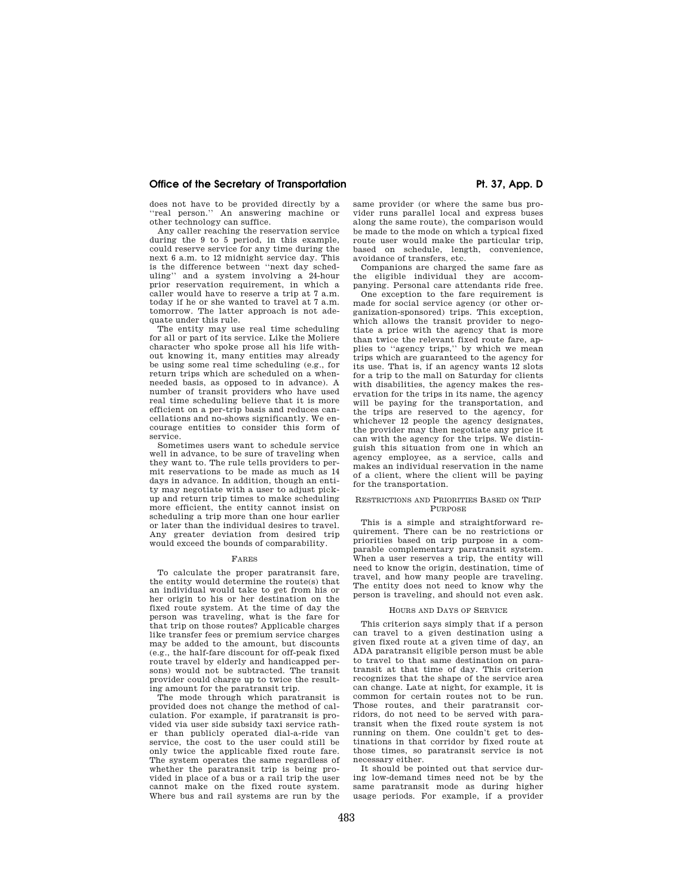does not have to be provided directly by a ''real person.'' An answering machine or other technology can suffice.

Any caller reaching the reservation service during the 9 to 5 period, in this example, could reserve service for any time during the next 6 a.m. to 12 midnight service day. This is the difference between ''next day scheduling'' and a system involving a 24-hour prior reservation requirement, in which a caller would have to reserve a trip at 7 a.m. today if he or she wanted to travel at 7 a.m. tomorrow. The latter approach is not adequate under this rule.

The entity may use real time scheduling for all or part of its service. Like the Moliere character who spoke prose all his life without knowing it, many entities may already be using some real time scheduling (e.g., for return trips which are scheduled on a when-needed basis, as opposed to in advance). A number of transit providers who have used real time scheduling believe that it is more efficient on a per-trip basis and reduces cancellations and no-shows significantly. We encourage entities to consider this form of service.

Sometimes users want to schedule service well in advance, to be sure of traveling when they want to. The rule tells providers to permit reservations to be made as much as 14 days in advance. In addition, though an entity may negotiate with a user to adjust pickup and return trip times to make scheduling more efficient, the entity cannot insist on scheduling a trip more than one hour earlier or later than the individual desires to travel. Any greater deviation from desired trip would exceed the bounds of comparability.

### FARES

To calculate the proper paratransit fare, the entity would determine the route(s) that an individual would take to get from his or her origin to his or her destination on the fixed route system. At the time of day the person was traveling, what is the fare for that trip on those routes? Applicable charges like transfer fees or premium service charges may be added to the amount, but discounts (e.g., the half-fare discount for off-peak fixed route travel by elderly and handicapped persons) would not be subtracted. The transit provider could charge up to twice the resulting amount for the paratransit trip.

The mode through which paratransit is provided does not change the method of calculation. For example, if paratransit is provided via user side subsidy taxi service rather than publicly operated dial-a-ride van service, the cost to the user could still be only twice the applicable fixed route fare. The system operates the same regardless of whether the paratransit trip is being provided in place of a bus or a rail trip the user cannot make on the fixed route system. Where bus and rail systems are run by the same provider (or where the same bus provider runs parallel local and express buses along the same route), the comparison would be made to the mode on which a typical fixed route user would make the particular trip, based on schedule, length, convenience, avoidance of transfers, etc.

Companions are charged the same fare as the eligible individual they are accompanying. Personal care attendants ride free.

One exception to the fare requirement is made for social service agency (or other organization-sponsored) trips. This exception, which allows the transit provider to negotiate a price with the agency that is more than twice the relevant fixed route fare, applies to ''agency trips,'' by which we mean trips which are guaranteed to the agency for its use. That is, if an agency wants 12 slots for a trip to the mall on Saturday for clients with disabilities, the agency makes the reservation for the trips in its name, the agency will be paying for the transportation, and the trips are reserved to the agency, for whichever 12 people the agency designates, the provider may then negotiate any price it can with the agency for the trips. We distinguish this situation from one in which an agency employee, as a service, calls and makes an individual reservation in the name of a client, where the client will be paying for the transportation.

### RESTRICTIONS AND PRIORITIES BASED ON TRIP PURPOSE

This is a simple and straightforward requirement. There can be no restrictions or priorities based on trip purpose in a comparable complementary paratransit system. When a user reserves a trip, the entity will need to know the origin, destination, time of travel, and how many people are traveling. The entity does not need to know why the person is traveling, and should not even ask.

### HOURS AND DAYS OF SERVICE

This criterion says simply that if a person can travel to a given destination using a given fixed route at a given time of day, an ADA paratransit eligible person must be able to travel to that same destination on paratransit at that time of day. This criterion recognizes that the shape of the service area can change. Late at night, for example, it is common for certain routes not to be run. Those routes, and their paratransit corridors, do not need to be served with paratransit when the fixed route system is not running on them. One couldn't get to destinations in that corridor by fixed route at those times, so paratransit service is not necessary either.

It should be pointed out that service during low-demand times need not be by the same paratransit mode as during higher usage periods. For example, if a provider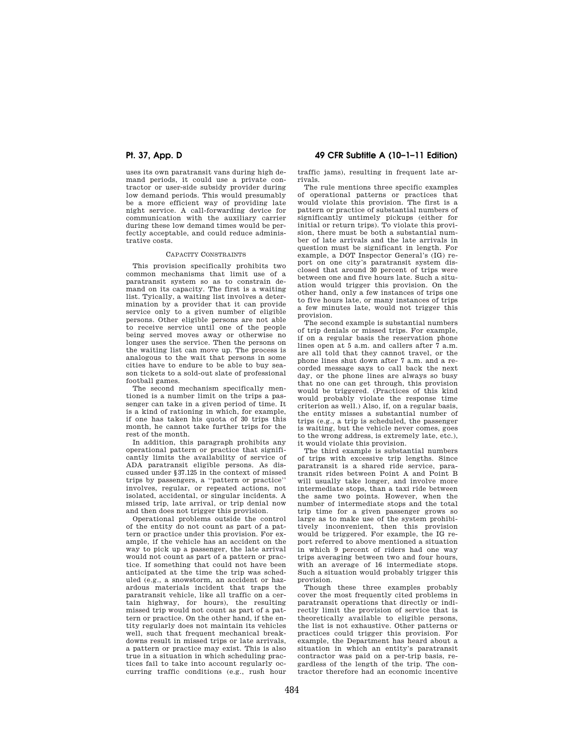uses its own paratransit vans during high demand periods, it could use a private contractor or user-side subsidy provider during low demand periods. This would presumably be a more efficient way of providing late night service. A call-forwarding device for communication with the auxiliary carrier during these low demand times would be perfectly acceptable, and could reduce administrative costs.

### CAPACITY CONSTRAINTS

This provision specifically prohibits two common mechanisms that limit use of a paratransit system so as to constrain demand on its capacity. The first is a waiting list. Tyically, a waiting list involves a determination by a provider that it can provide service only to a given number of eligible persons. Other eligible persons are not able to receive service until one of the people being served moves away or otherwise no longer uses the service. Then the persons on the waiting list can move up. The process is analogous to the wait that persons in some cities have to endure to be able to buy season tickets to a sold-out slate of professional football games.

The second mechanism specifically mentioned is a number limit on the trips a passenger can take in a given period of time. It is a kind of rationing in which, for example, if one has taken his quota of 30 trips this month, he cannot take further trips for the rest of the month.

In addition, this paragraph prohibits any operational pattern or practice that significantly limits the availability of service of ADA paratransit eligible persons. As discussed under §37.125 in the context of missed trips by passengers, a "pattern or practice" involves, regular, or repeated actions, not isolated, accidental, or singular incidents. A missed trip, late arrival, or trip denial now and then does not trigger this provision.

Operational problems outside the control of the entity do not count as part of a pattern or practice under this provision. For example, if the vehicle has an accident on the way to pick up a passenger, the late arrival would not count as part of a pattern or practice. If something that could not have been anticipated at the time the trip was scheduled (e.g., a snowstorm, an accident or hazardous materials incident that traps the paratransit vehicle, like all traffic on a certain highway, for hours), the resulting missed trip would not count as part of a pattern or practice. On the other hand, if the entity regularly does not maintain its vehicles well, such that frequent mechanical breakdowns result in missed trips or late arrivals, a pattern or practice may exist. This is also true in a situation in which scheduling practices fail to take into account regularly occurring traffic conditions (e.g., rush hour traffic jams), resulting in frequent late arrivals.

The rule mentions three specific examples of operational patterns or practices that would violate this provision. The first is a pattern or practice of substantial numbers of significantly untimely pickups (either for initial or return trips). To violate this provision, there must be both a substantial number of late arrivals and the late arrivals in question must be significant in length. For example, a DOT Inspector General's (IG) report on one city's paratransit system disclosed that around 30 percent of trips were between one and five hours late. Such a situation would trigger this provision. On the other hand, only a few instances of trips one to five hours late, or many instances of trips a few minutes late, would not trigger this provision.

The second example is substantial numbers of trip denials or missed trips. For example, if on a regular basis the reservation phone lines open at 5 a.m. and callers after 7 a.m. are all told that they cannot travel, or the phone lines shut down after 7 a.m. and a recorded message says to call back the next day, or the phone lines are always so busy that no one can get through, this provision would be triggered. (Practices of this kind would probably violate the response time criterion as well.) Also, if, on a regular basis, the entity misses a substantial number of trips (e.g., a trip is scheduled, the passenger is waiting, but the vehicle never comes, goes to the wrong address, is extremely late, etc.), it would violate this provision.

The third example is substantial numbers of trips with excessive trip lengths. Since paratransit is a shared ride service, paratransit rides between Point A and Point B will usually take longer, and involve more intermediate stops, than a taxi ride between the same two points. However, when the number of intermediate stops and the total trip time for a given passenger grows so large as to make use of the system prohibitively inconvenient, then this provision would be triggered. For example, the IG report referred to above mentioned a situation in which 9 percent of riders had one way trips averaging between two and four hours, with an average of 16 intermediate stops. Such a situation would probably trigger this provision.

Though these three examples probably cover the most frequently cited problems in paratransit operations that directly or indirectly limit the provision of service that is theoretically available to eligible persons, the list is not exhaustive. Other patterns or practices could trigger this provision. For example, the Department has heard about a situation in which an entity's paratransit contractor was paid on a per-trip basis, regardless of the length of the trip. The contractor therefore had an economic incentive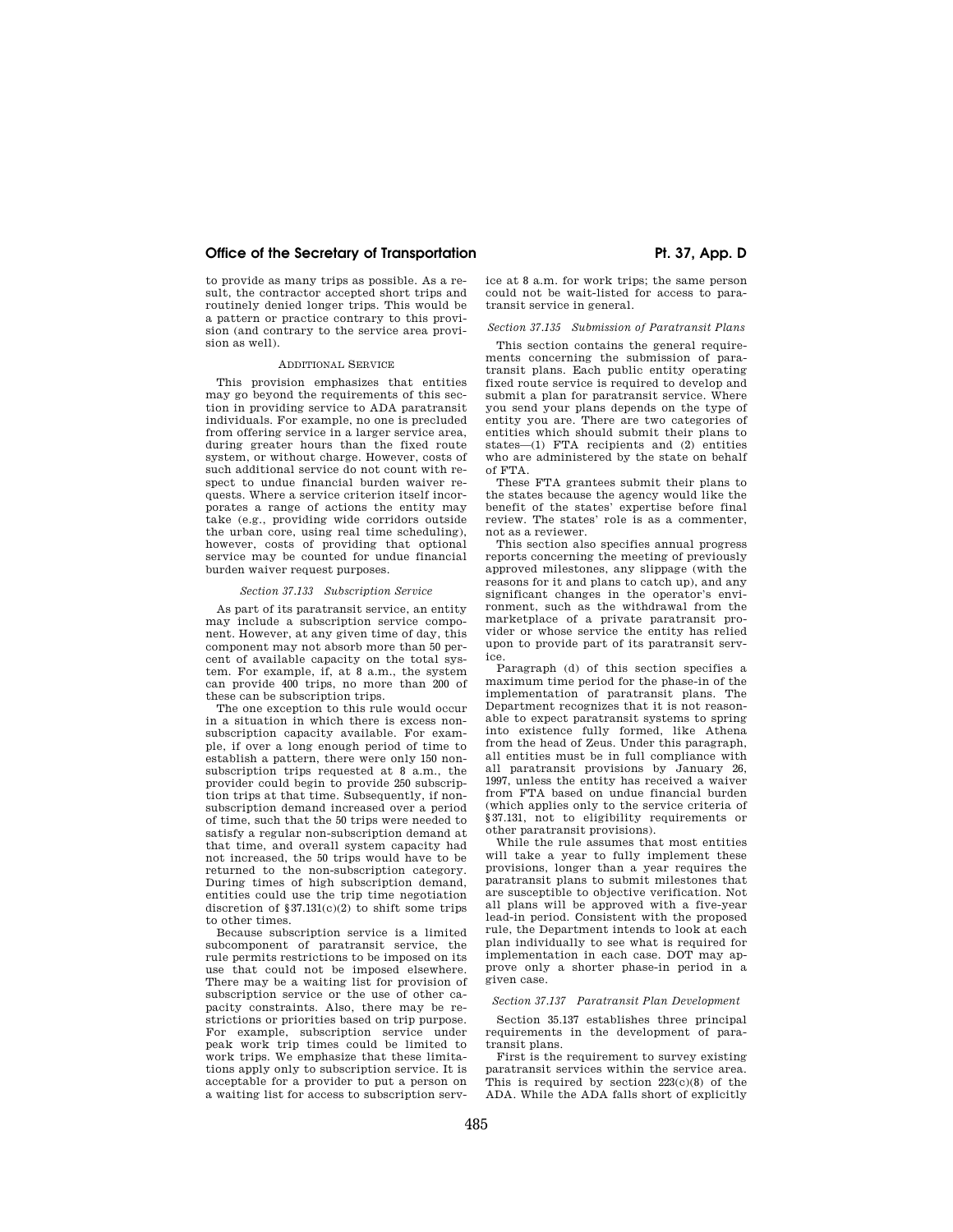to provide as many trips as possible. As a result, the contractor accepted short trips and routinely denied longer trips. This would be a pattern or practice contrary to this provision (and contrary to the service area provision as well).

ADDITIONAL SERVICE

This provision emphasizes that entities may go beyond the requirements of this section in providing service to ADA paratransit individuals. For example, no one is precluded from offering service in a larger service area, during greater hours than the fixed route system, or without charge. However, costs of such additional service do not count with respect to undue financial burden waiver requests. Where a service criterion itself incorporates a range of actions the entity may take (e.g., providing wide corridors outside the urban core, using real time scheduling), however, costs of providing that optional service may be counted for undue financial burden waiver request purposes.

*Section 37.133 Subscription Service*

As part of its paratransit service, an entity may include a subscription service component. However, at any given time of day, this component may not absorb more than 50 percent of available capacity on the total system. For example, if, at 8 a.m., the system can provide 400 trips, no more than 200 of these can be subscription trips.

The one exception to this rule would occur in a situation in which there is excess non-subscription capacity available. For example, if over a long enough period of time to establish a pattern, there were only 150 non-subscription trips requested at 8 a.m., the provider could begin to provide 250 subscription trips at that time. Subsequently, if non-subscription demand increased over a period of time, such that the 50 trips were needed to satisfy a regular non-subscription demand at that time, and overall system capacity had not increased, the 50 trips would have to be returned to the non-subscription category. During times of high subscription demand, entities could use the trip time negotiation discretion of §37.131(c)(2) to shift some trips to other times.

Because subscription service is a limited subcomponent of paratransit service, the rule permits restrictions to be imposed on its use that could not be imposed elsewhere. There may be a waiting list for provision of subscription service or the use of other capacity constraints. Also, there may be restrictions or priorities based on trip purpose. For example, subscription service under peak work trip times could be limited to work trips. We emphasize that these limitations apply only to subscription service. It is acceptable for a provider to put a person on a waiting list for access to subscription service at 8 a.m. for work trips; the same person could not be wait-listed for access to paratransit service in general.

*Section 37.135 Submission of Paratransit Plans*

This section contains the general requirements concerning the submission of paratransit plans. Each public entity operating fixed route service is required to develop and submit a plan for paratransit service. Where you send your plans depends on the type of entity you are. There are two categories of entities which should submit their plans to states—(1) FTA recipients and (2) entities who are administered by the state on behalf of FTA.

These FTA grantees submit their plans to the states because the agency would like the benefit of the states' expertise before final review. The states' role is as a commenter, not as a reviewer.

This section also specifies annual progress reports concerning the meeting of previously approved milestones, any slippage (with the reasons for it and plans to catch up), and any significant changes in the operator's environment, such as the withdrawal from the marketplace of a private paratransit provider or whose service the entity has relied upon to provide part of its paratransit service.

Paragraph (d) of this section specifies a maximum time period for the phase-in of the implementation of paratransit plans. The Department recognizes that it is not reasonable to expect paratransit systems to spring into existence fully formed, like Athena from the head of Zeus. Under this paragraph, all entities must be in full compliance with all paratransit provisions by January 26, 1997, unless the entity has received a waiver from FTA based on undue financial burden (which applies only to the service criteria of §37.131, not to eligibility requirements or other paratransit provisions).

While the rule assumes that most entities will take a year to fully implement these provisions, longer than a year requires the paratransit plans to submit milestones that are susceptible to objective verification. Not all plans will be approved with a five-year lead-in period. Consistent with the proposed rule, the Department intends to look at each plan individually to see what is required for implementation in each case. DOT may approve only a shorter phase-in period in a given case.

*Section 37.137 Paratransit Plan Development*

Section 35.137 establishes three principal requirements in the development of paratransit plans.

First is the requirement to survey existing paratransit services within the service area. This is required by section 223(c)(8) of the ADA. While the ADA falls short of explicitly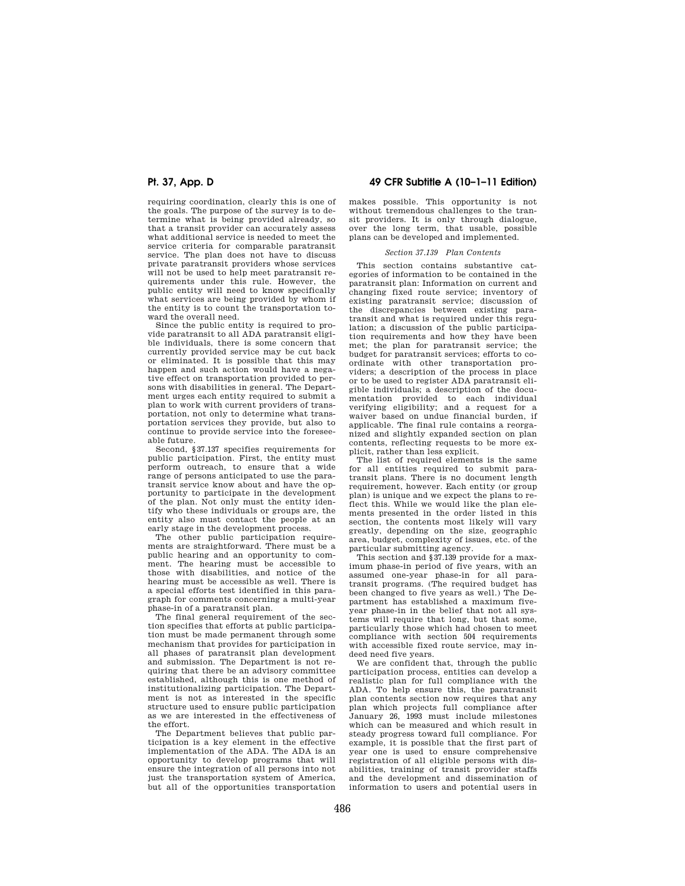requiring coordination, clearly this is one of the goals. The purpose of the survey is to determine what is being provided already, so that a transit provider can accurately assess what additional service is needed to meet the service criteria for comparable paratransit service. The plan does not have to discuss private paratransit providers whose services will not be used to help meet paratransit requirements under this rule. However, the public entity will need to know specifically what services are being provided by whom if the entity is to count the transportation toward the overall need.

Since the public entity is required to provide paratransit to all ADA paratransit eligible individuals, there is some concern that currently provided service may be cut back or eliminated. It is possible that this may happen and such action would have a negative effect on transportation provided to persons with disabilities in general. The Department urges each entity required to submit a plan to work with current providers of transportation, not only to determine what transportation services they provide, but also to continue to provide service into the foreseeable future.

Second, §37.137 specifies requirements for public participation. First, the entity must perform outreach, to ensure that a wide range of persons anticipated to use the paratransit service know about and have the opportunity to participate in the development of the plan. Not only must the entity identify who these individuals or groups are, the entity also must contact the people at an early stage in the development process.

The other public participation requirements are straightforward. There must be a public hearing and an opportunity to comment. The hearing must be accessible to those with disabilities, and notice of the hearing must be accessible as well. There is a special efforts test identified in this paragraph for comments concerning a multi-year phase-in of a paratransit plan.

The final general requirement of the section specifies that efforts at public participation must be made permanent through some mechanism that provides for participation in all phases of paratransit plan development and submission. The Department is not requiring that there be an advisory committee established, although this is one method of institutionalizing participation. The Department is not as interested in the specific structure used to ensure public participation as we are interested in the effectiveness of the effort.

The Department believes that public participation is a key element in the effective implementation of the ADA. The ADA is an opportunity to develop programs that will ensure the integration of all persons into not just the transportation system of America, but all of the opportunities transportation makes possible. This opportunity is not without tremendous challenges to the transit providers. It is only through dialogue, over the long term, that usable, possible plans can be developed and implemented.

*Section 37.139 Plan Contents*

This section contains substantive categories of information to be contained in the paratransit plan: Information on current and changing fixed route service; inventory of existing paratransit service; discussion of the discrepancies between existing paratransit and what is required under this regulation; a discussion of the public participation requirements and how they have been met; the plan for paratransit service; the budget for paratransit services; efforts to coordinate with other transportation providers; a description of the process in place or to be used to register ADA paratransit eligible individuals; a description of the documentation provided to each individual verifying eligibility; and a request for a waiver based on undue financial burden, if applicable. The final rule contains a reorganized and slightly expanded section on plan contents, reflecting requests to be more explicit, rather than less explicit.

The list of required elements is the same for all entities required to submit paratransit plans. There is no document length requirement, however. Each entity (or group plan) is unique and we expect the plans to reflect this. While we would like the plan elements presented in the order listed in this section, the contents most likely will vary greatly, depending on the size, geographic area, budget, complexity of issues, etc. of the particular submitting agency.

This section and §37.139 provide for a maximum phase-in period of five years, with an assumed one-year phase-in for all paratransit programs. (The required budget has been changed to five years as well.) The Department has established a maximum five-year phase-in in the belief that not all systems will require that long, but that some, particularly those which had chosen to meet compliance with section 504 requirements with accessible fixed route service, may indeed need five years.

We are confident that, through the public participation process, entities can develop a realistic plan for full compliance with the ADA. To help ensure this, the paratransit plan contents section now requires that any plan which projects full compliance after January 26, 1993 must include milestones which can be measured and which result in steady progress toward full compliance. For example, it is possible that the first part of year one is used to ensure comprehensive registration of all eligible persons with disabilities, training of transit provider staffs and the development and dissemination of information to users and potential users in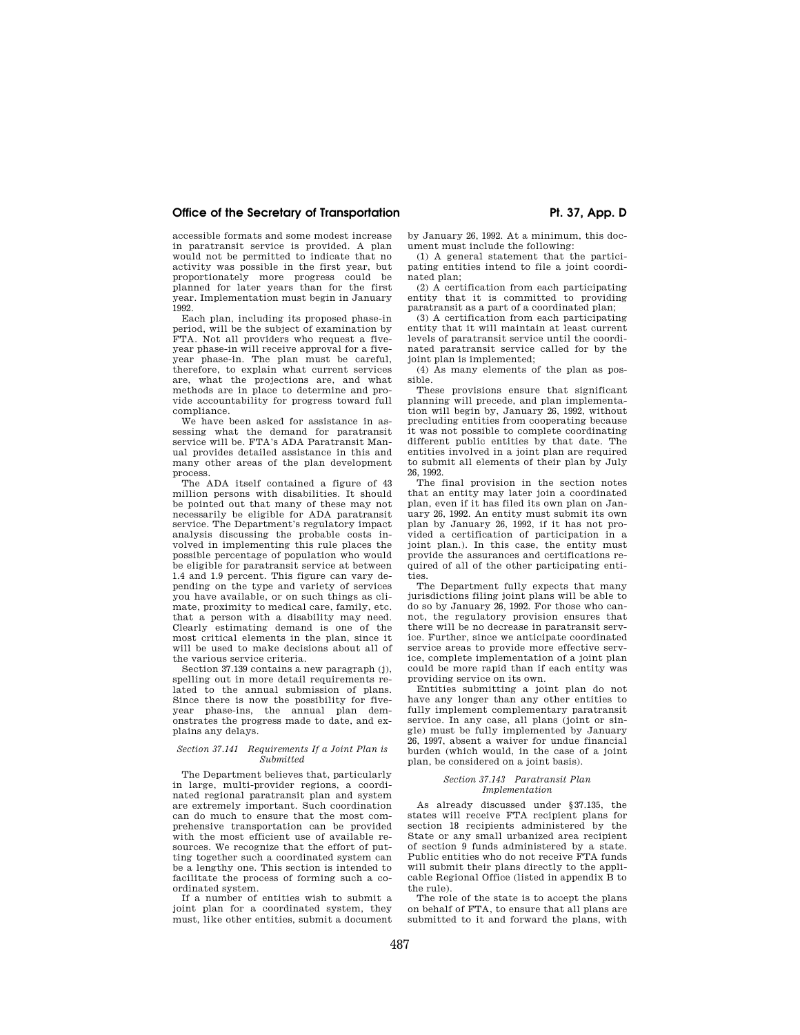accessible formats and some modest increase in paratransit service is provided. A plan would not be permitted to indicate that no activity was possible in the first year, but proportionately more progress could be planned for later years than for the first year. Implementation must begin in January 1992.

Each plan, including its proposed phase-in period, will be the subject of examination by FTA. Not all providers who request a five-year phase-in will receive approval for a five-year phase-in. The plan must be careful, therefore, to explain what current services are, what the projections are, and what methods are in place to determine and provide accountability for progress toward full compliance.

We have been asked for assistance in assessing what the demand for paratransit service will be. FTA's ADA Paratransit Manual provides detailed assistance in this and many other areas of the plan development process.

The ADA itself contained a figure of 43 million persons with disabilities. It should be pointed out that many of these may not necessarily be eligible for ADA paratransit service. The Department's regulatory impact analysis discussing the probable costs involved in implementing this rule places the possible percentage of population who would be eligible for paratransit service at between 1.4 and 1.9 percent. This figure can vary depending on the type and variety of services you have available, or on such things as climate, proximity to medical care, family, etc. that a person with a disability may need. Clearly estimating demand is one of the most critical elements in the plan, since it will be used to make decisions about all of the various service criteria.

Section 37.139 contains a new paragraph (j), spelling out in more detail requirements related to the annual submission of plans. Since there is now the possibility for five-year phase-ins, the annual plan demonstrates the progress made to date, and explains any delays.

*Section 37.141 Requirements If a Joint Plan is Submitted*

The Department believes that, particularly in large, multi-provider regions, a coordinated regional paratransit plan and system are extremely important. Such coordination can do much to ensure that the most comprehensive transportation can be provided with the most efficient use of available resources. We recognize that the effort of putting together such a coordinated system can be a lengthy one. This section is intended to facilitate the process of forming such a coordinated system.

If a number of entities wish to submit a joint plan for a coordinated system, they must, like other entities, submit a document by January 26, 1992. At a minimum, this document must include the following:

(1) A general statement that the participating entities intend to file a joint coordinated plan;

(2) A certification from each participating entity that it is committed to providing paratransit as a part of a coordinated plan;

(3) A certification from each participating entity that it will maintain at least current levels of paratransit service until the coordinated paratransit service called for by the joint plan is implemented;

(4) As many elements of the plan as possible.

These provisions ensure that significant planning will precede, and plan implementation will begin by, January 26, 1992, without precluding entities from cooperating because it was not possible to complete coordinating different public entities by that date. The entities involved in a joint plan are required to submit all elements of their plan by July 26, 1992.

The final provision in the section notes that an entity may later join a coordinated plan, even if it has filed its own plan on January 26, 1992. An entity must submit its own plan by January 26, 1992, if it has not provided a certification of participation in a joint plan.). In this case, the entity must provide the assurances and certifications required of all of the other participating entities.

The Department fully expects that many jurisdictions filing joint plans will be able to do so by January 26, 1992. For those who cannot, the regulatory provision ensures that there will be no decrease in paratransit service. Further, since we anticipate coordinated service areas to provide more effective service, complete implementation of a joint plan could be more rapid than if each entity was providing service on its own.

Entities submitting a joint plan do not have any longer than any other entities to fully implement complementary paratransit service. In any case, all plans (joint or single) must be fully implemented by January 26, 1997, absent a waiver for undue financial burden (which would, in the case of a joint plan, be considered on a joint basis).

*Section 37.143 Paratransit Plan Implementation*

As already discussed under §37.135, the states will receive FTA recipient plans for section 18 recipients administered by the State or any small urbanized area recipient of section 9 funds administered by a state. Public entities who do not receive FTA funds will submit their plans directly to the applicable Regional Office (listed in appendix B to the rule).

The role of the state is to accept the plans on behalf of FTA, to ensure that all plans are submitted to it and forward the plans, with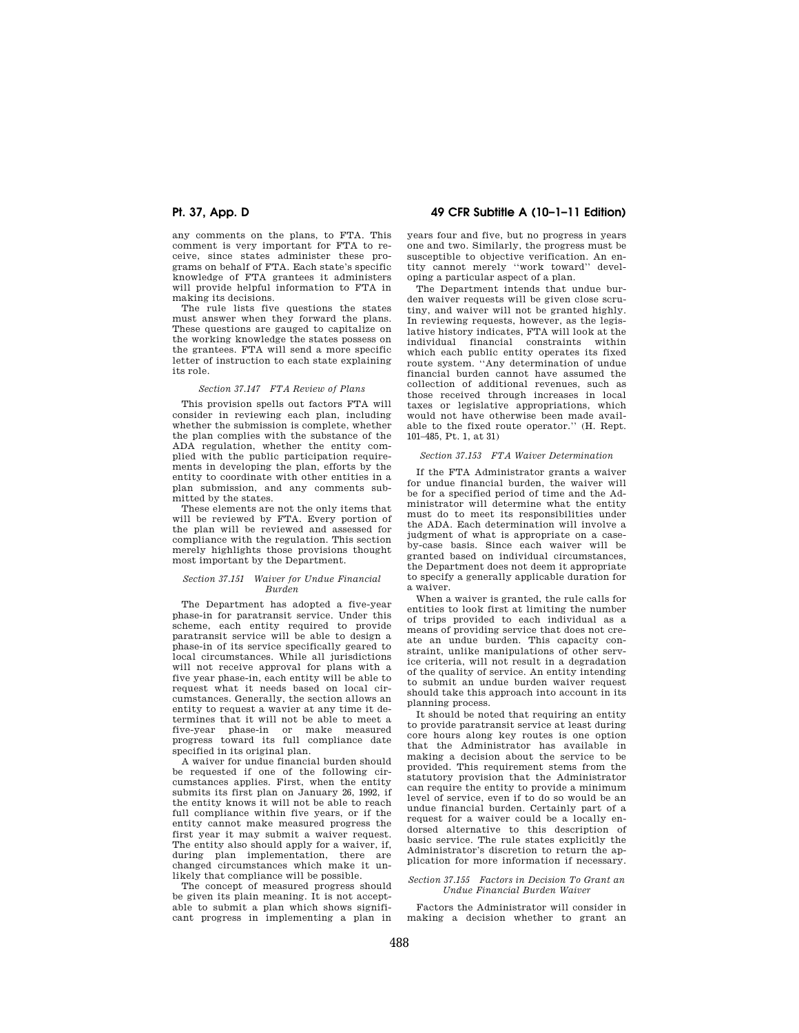any comments on the plans, to FTA. This comment is very important for FTA to receive, since states administer these programs on behalf of FTA. Each state's specific knowledge of FTA grantees it administers will provide helpful information to FTA in making its decisions.

The rule lists five questions the states must answer when they forward the plans. These questions are gauged to capitalize on the working knowledge the states possess on the grantees. FTA will send a more specific letter of instruction to each state explaining its role.

*Section 37.147 FTA Review of Plans*

This provision spells out factors FTA will consider in reviewing each plan, including whether the submission is complete, whether the plan complies with the substance of the ADA regulation, whether the entity complied with the public participation requirements in developing the plan, efforts by the entity to coordinate with other entities in a plan submission, and any comments submitted by the states.

These elements are not the only items that will be reviewed by FTA. Every portion of the plan will be reviewed and assessed for compliance with the regulation. This section merely highlights those provisions thought most important by the Department.

*Section 37.151 Waiver for Undue Financial Burden*

The Department has adopted a five-year phase-in for paratransit service. Under this scheme, each entity required to provide paratransit service will be able to design a phase-in of its service specifically geared to local circumstances. While all jurisdictions will not receive approval for plans with a five year phase-in, each entity will be able to request what it needs based on local circumstances. Generally, the section allows an entity to request a wavier at any time it determines that it will not be able to meet a five-year phase-in or make measured progress toward its full compliance date specified in its original plan.

A waiver for undue financial burden should be requested if one of the following circumstances applies. First, when the entity submits its first plan on January 26, 1992, if the entity knows it will not be able to reach full compliance within five years, or if the entity cannot make measured progress the first year it may submit a waiver request. The entity also should apply for a waiver, if, during plan implementation, there are changed circumstances which make it unlikely that compliance will be possible.

The concept of measured progress should be given its plain meaning. It is not acceptable to submit a plan which shows significant progress in implementing a plan in years four and five, but no progress in years one and two. Similarly, the progress must be susceptible to objective verification. An entity cannot merely "work toward" developing a particular aspect of a plan.

The Department intends that undue burden waiver requests will be given close scrutiny, and waiver will not be granted highly. In reviewing requests, however, as the legislative history indicates, FTA will look at the individual financial constraints within which each public entity operates its fixed route system. "Any determination of undue financial burden cannot have assumed the collection of additional revenues, such as those received through increases in local taxes or legislative appropriations, which would not have otherwise been made available to the fixed route operator." (H. Rept. 101–485, Pt. 1, at 31)

*Section 37.153 FTA Waiver Determination*

If the FTA Administrator grants a waiver for undue financial burden, the waiver will be for a specified period of time and the Administrator will determine what the entity must do to meet its responsibilities under the ADA. Each determination will involve a judgment of what is appropriate on a case-by-case basis. Since each waiver will be granted based on individual circumstances, the Department does not deem it appropriate to specify a generally applicable duration for a waiver.

When a waiver is granted, the rule calls for entities to look first at limiting the number of trips provided to each individual as a means of providing service that does not create an undue burden. This capacity constraint, unlike manipulations of other service criteria, will not result in a degradation of the quality of service. An entity intending to submit an undue burden waiver request should take this approach into account in its planning process.

It should be noted that requiring an entity to provide paratransit service at least during core hours along key routes is one option that the Administrator has available in making a decision about the service to be provided. This requirement stems from the statutory provision that the Administrator can require the entity to provide a minimum level of service, even if to do so would be an undue financial burden. Certainly part of a request for a waiver could be a locally endorsed alternative to this description of basic service. The rule states explicitly the Administrator's discretion to return the application for more information if necessary.

*Section 37.155 Factors in Decision To Grant an Undue Financial Burden Waiver*

Factors the Administrator will consider in making a decision whether to grant an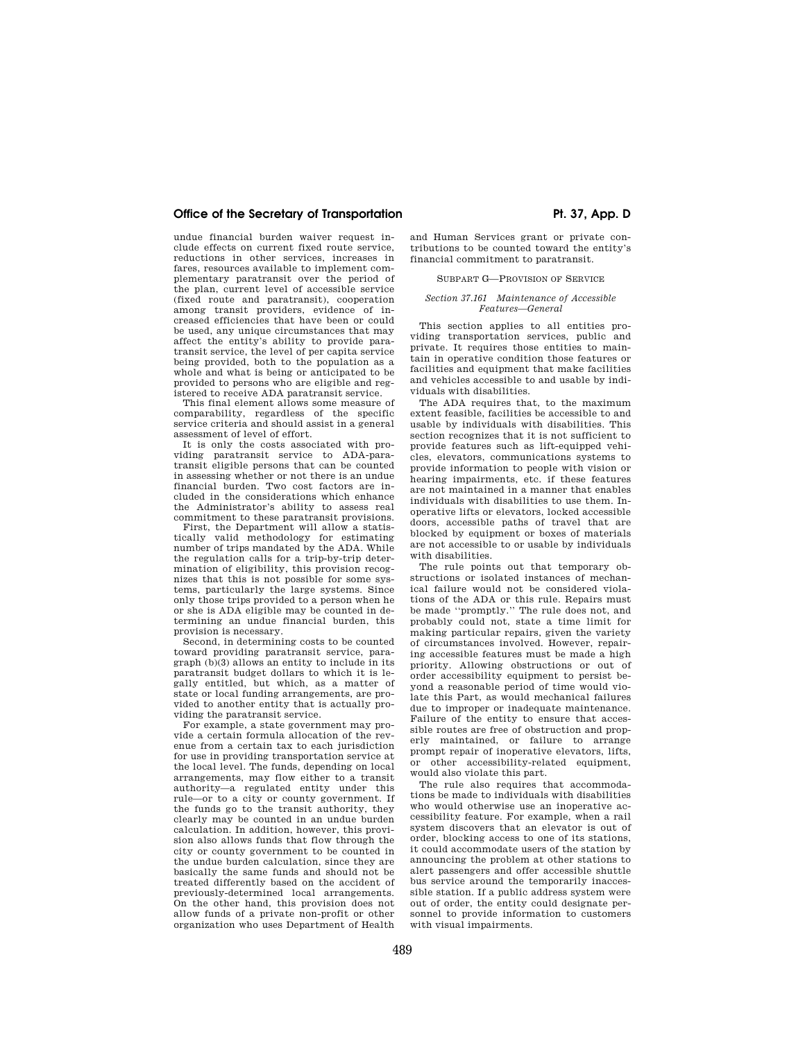undue financial burden waiver request include effects on current fixed route service, reductions in other services, increases in fares, resources available to implement complementary paratransit over the period of the plan, current level of accessible service (fixed route and paratransit), cooperation among transit providers, evidence of increased efficiencies that have been or could be used, any unique circumstances that may affect the entity's ability to provide paratransit service, the level of per capita service being provided, both to the population as a whole and what is being or anticipated to be provided to persons who are eligible and registered to receive ADA paratransit service.

This final element allows some measure of comparability, regardless of the specific service criteria and should assist in a general assessment of level of effort.

It is only the costs associated with providing paratransit service to ADA-paratransit eligible persons that can be counted in assessing whether or not there is an undue financial burden. Two cost factors are included in the considerations which enhance the Administrator's ability to assess real commitment to these paratransit provisions.

First, the Department will allow a statistically valid methodology for estimating number of trips mandated by the ADA. While the regulation calls for a trip-by-trip determination of eligibility, this provision recognizes that this is not possible for some systems, particularly the large systems. Since only those trips provided to a person when he or she is ADA eligible may be counted in determining an undue financial burden, this provision is necessary.

Second, in determining costs to be counted toward providing paratransit service, paragraph (b)(3) allows an entity to include in its paratransit budget dollars to which it is legally entitled, but which, as a matter of state or local funding arrangements, are provided to another entity that is actually providing the paratransit service.

For example, a state government may provide a certain formula allocation of the revenue from a certain tax to each jurisdiction for use in providing transportation service at the local level. The funds, depending on local arrangements, may flow either to a transit authority—a regulated entity under this rule—or to a city or county government. If the funds go to the transit authority, they clearly may be counted in an undue burden calculation. In addition, however, this provision also allows funds that flow through the city or county government to be counted in the undue burden calculation, since they are basically the same funds and should not be treated differently based on the accident of previously-determined local arrangements. On the other hand, this provision does not allow funds of a private non-profit or other organization who uses Department of Health and Human Services grant or private contributions to be counted toward the entity's financial commitment to paratransit.

## SUBPART G—PROVISION OF SERVICE

### *Section 37.161 Maintenance of Accessible Features—General*

This section applies to all entities providing transportation services, public and private. It requires those entities to maintain in operative condition those features or facilities and equipment that make facilities and vehicles accessible to and usable by individuals with disabilities.

The ADA requires that, to the maximum extent feasible, facilities be accessible to and usable by individuals with disabilities. This section recognizes that it is not sufficient to provide features such as lift-equipped vehicles, elevators, communications systems to provide information to people with vision or hearing impairments, etc. if these features are not maintained in a manner that enables individuals with disabilities to use them. Inoperative lifts or elevators, locked accessible doors, accessible paths of travel that are blocked by equipment or boxes of materials are not accessible to or usable by individuals with disabilities.

The rule points out that temporary obstructions or isolated instances of mechanical failure would not be considered violations of the ADA or this rule. Repairs must be made "promptly." The rule does not, and probably could not, state a time limit for making particular repairs, given the variety of circumstances involved. However, repairing accessible features must be made a high priority. Allowing obstructions or out of order accessibility equipment to persist beyond a reasonable period of time would violate this Part, as would mechanical failures due to improper or inadequate maintenance. Failure of the entity to ensure that accessible routes are free of obstruction and properly maintained, or failure to arrange prompt repair of inoperative elevators, lifts, or other accessibility-related equipment, would also violate this part.

The rule also requires that accommodations be made to individuals with disabilities who would otherwise use an inoperative accessibility feature. For example, when a rail system discovers that an elevator is out of order, blocking access to one of its stations, it could accommodate users of the station by announcing the problem at other stations to alert passengers and offer accessible shuttle bus service around the temporarily inaccessible station. If a public address system were out of order, the entity could designate personnel to provide information to customers with visual impairments.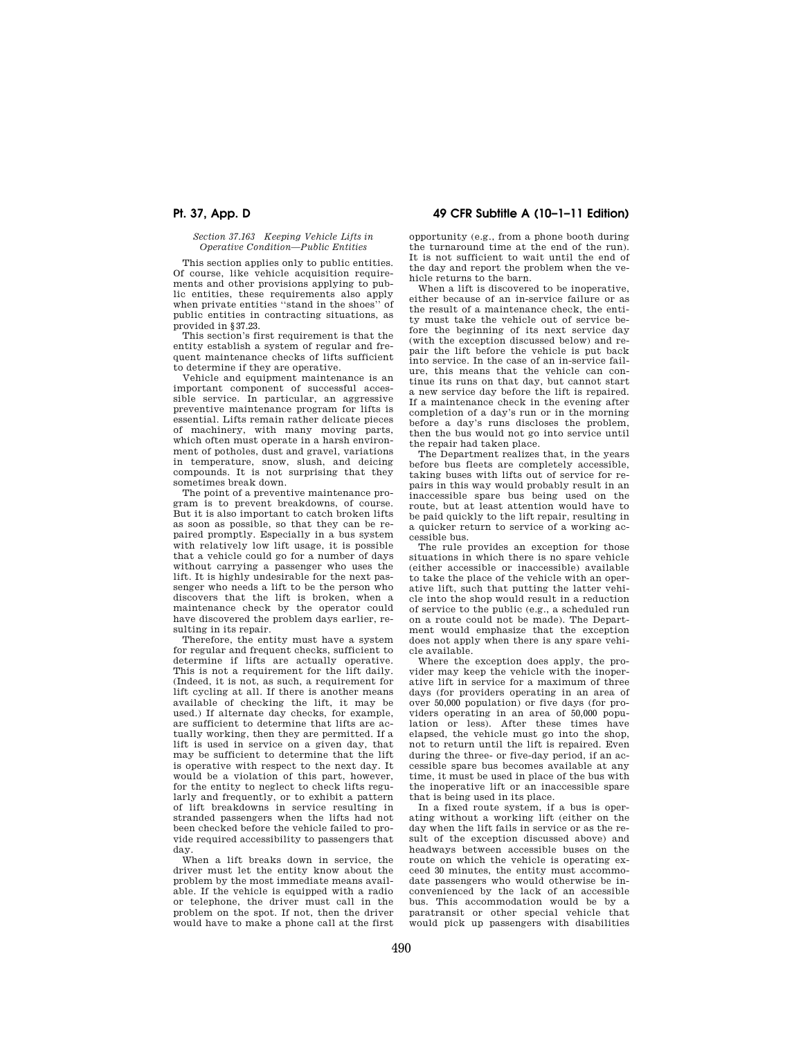*Section 37.163 Keeping Vehicle Lifts in Operative Condition—Public Entities*

This section applies only to public entities. Of course, like vehicle acquisition requirements and other provisions applying to public entities, these requirements also apply when private entities ''stand in the shoes'' of public entities in contracting situations, as provided in §37.23.

This section's first requirement is that the entity establish a system of regular and frequent maintenance checks of lifts sufficient to determine if they are operative.

Vehicle and equipment maintenance is an important component of successful accessible service. In particular, an aggressive preventive maintenance program for lifts is essential. Lifts remain rather delicate pieces of machinery, with many moving parts, which often must operate in a harsh environment of potholes, dust and gravel, variations in temperature, snow, slush, and deicing compounds. It is not surprising that they sometimes break down.

The point of a preventive maintenance program is to prevent breakdowns, of course. But it is also important to catch broken lifts as soon as possible, so that they can be repaired promptly. Especially in a bus system with relatively low lift usage, it is possible that a vehicle could go for a number of days without carrying a passenger who uses the lift. It is highly undesirable for the next passenger who needs a lift to be the person who discovers that the lift is broken, when a maintenance check by the operator could have discovered the problem days earlier, resulting in its repair.

Therefore, the entity must have a system for regular and frequent checks, sufficient to determine if lifts are actually operative. This is not a requirement for the lift daily. (Indeed, it is not, as such, a requirement for lift cycling at all. If there is another means available of checking the lift, it may be used.) If alternate day checks, for example, are sufficient to determine that lifts are actually working, then they are permitted. If a lift is used in service on a given day, that may be sufficient to determine that the lift is operative with respect to the next day. It would be a violation of this part, however, for the entity to neglect to check lifts regularly and frequently, or to exhibit a pattern of lift breakdowns in service resulting in stranded passengers when the lifts had not been checked before the vehicle failed to provide required accessibility to passengers that day.

When a lift breaks down in service, the driver must let the entity know about the problem by the most immediate means available. If the vehicle is equipped with a radio or telephone, the driver must call in the problem on the spot. If not, then the driver would have to make a phone call at the first opportunity (e.g., from a phone booth during the turnaround time at the end of the run). It is not sufficient to wait until the end of the day and report the problem when the vehicle returns to the barn.

When a lift is discovered to be inoperative, either because of an in-service failure or as the result of a maintenance check, the entity must take the vehicle out of service before the beginning of its next service day (with the exception discussed below) and repair the lift before the vehicle is put back into service. In the case of an in-service failure, this means that the vehicle can continue its runs on that day, but cannot start a new service day before the lift is repaired. If a maintenance check in the evening after completion of a day's run or in the morning before a day's runs discloses the problem, then the bus would not go into service until the repair had taken place.

The Department realizes that, in the years before bus fleets are completely accessible, taking buses with lifts out of service for repairs in this way would probably result in an inaccessible spare bus being used on the route, but at least attention would have to be paid quickly to the lift repair, resulting in a quicker return to service of a working accessible bus.

The rule provides an exception for those situations in which there is no spare vehicle (either accessible or inaccessible) available to take the place of the vehicle with an operative lift, such that putting the latter vehicle into the shop would result in a reduction of service to the public (e.g., a scheduled run on a route could not be made). The Department would emphasize that the exception does not apply when there is any spare vehicle available.

Where the exception does apply, the provider may keep the vehicle with the inoperative lift in service for a maximum of three days (for providers operating in an area of over 50,000 population) or five days (for providers operating in an area of 50,000 population or less). After these times have elapsed, the vehicle must go into the shop, not to return until the lift is repaired. Even during the three- or five-day period, if an accessible spare bus becomes available at any time, it must be used in place of the bus with the inoperative lift or an inaccessible spare that is being used in its place.

In a fixed route system, if a bus is operating without a working lift (either on the day when the lift fails in service or as the result of the exception discussed above) and headways between accessible buses on the route on which the vehicle is operating exceed 30 minutes, the entity must accommodate passengers who would otherwise be inconvenienced by the lack of an accessible bus. This accommodation would be by a paratransit or other special vehicle that would pick up passengers with disabilities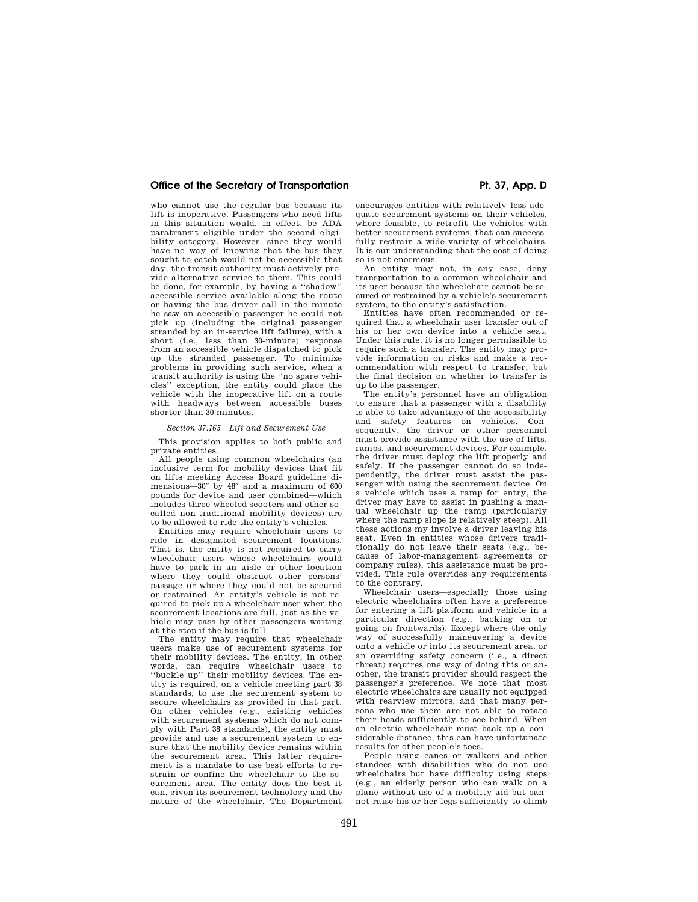who cannot use the regular bus because its lift is inoperative. Passengers who need lifts in this situation would, in effect, be ADA paratransit eligible under the second eligibility category. However, since they would have no way of knowing that the bus they sought to catch would not be accessible that day, the transit authority must actively provide alternative service to them. This could be done, for example, by having a ''shadow'' accessible service available along the route or having the bus driver call in the minute he saw an accessible passenger he could not pick up (including the original passenger stranded by an in-service lift failure), with a short (i.e., less than 30-minute) response from an accessible vehicle dispatched to pick up the stranded passenger. To minimize problems in providing such service, when a transit authority is using the ''no spare vehicles'' exception, the entity could place the vehicle with the inoperative lift on a route with headways between accessible buses shorter than 30 minutes.

*Section 37.165 Lift and Securement Use*

This provision applies to both public and private entities.

All people using common wheelchairs (an inclusive term for mobility devices that fit on lifts meeting Access Board guideline dimensions—30″ by 48″ and a maximum of 600 pounds for device and user combined—which includes three-wheeled scooters and other so-called non-traditional mobility devices) are to be allowed to ride the entity's vehicles.

Entities may require wheelchair users to ride in designated securement locations. That is, the entity is not required to carry wheelchair users whose wheelchairs would have to park in an aisle or other location where they could obstruct other persons' passage or where they could not be secured or restrained. An entity's vehicle is not required to pick up a wheelchair user when the securement locations are full, just as the vehicle may pass by other passengers waiting at the stop if the bus is full.

The entity may require that wheelchair users make use of securement systems for their mobility devices. The entity, in other words, can require wheelchair users to ''buckle up'' their mobility devices. The entity is required, on a vehicle meeting part 38 standards, to use the securement system to secure wheelchairs as provided in that part. On other vehicles (e.g., existing vehicles with securement systems which do not comply with Part 38 standards), the entity must provide and use a securement system to ensure that the mobility device remains within the securement area. This latter requirement is a mandate to use best efforts to restrain or confine the wheelchair to the securement area. The entity does the best it can, given its securement technology and the nature of the wheelchair. The Department encourages entities with relatively less adequate securement systems on their vehicles, where feasible, to retrofit the vehicles with better securement systems, that can successfully restrain a wide variety of wheelchairs. It is our understanding that the cost of doing so is not enormous.

An entity may not, in any case, deny transportation to a common wheelchair and its user because the wheelchair cannot be secured or restrained by a vehicle's securement system, to the entity's satisfaction.

Entities have often recommended or required that a wheelchair user transfer out of his or her own device into a vehicle seat. Under this rule, it is no longer permissible to require such a transfer. The entity may provide information on risks and make a recommendation with respect to transfer, but the final decision on whether to transfer is up to the passenger.

The entity's personnel have an obligation to ensure that a passenger with a disability is able to take advantage of the accessibility and safety features on vehicles. Consequently, the driver or other personnel must provide assistance with the use of lifts, ramps, and securement devices. For example, the driver must deploy the lift properly and safely. If the passenger cannot do so independently, the driver must assist the passenger with using the securement device. On a vehicle which uses a ramp for entry, the driver may have to assist in pushing a manual wheelchair up the ramp (particularly where the ramp slope is relatively steep). All these actions my involve a driver leaving his seat. Even in entities whose drivers traditionally do not leave their seats (e.g., because of labor-management agreements or company rules), this assistance must be provided. This rule overrides any requirements to the contrary.

Wheelchair users—especially those using electric wheelchairs often have a preference for entering a lift platform and vehicle in a particular direction (e.g., backing on or going on frontwards). Except where the only way of successfully maneuvering a device onto a vehicle or into its securement area, or an overriding safety concern (i.e., a direct threat) requires one way of doing this or another, the transit provider should respect the passenger's preference. We note that most electric wheelchairs are usually not equipped with rearview mirrors, and that many persons who use them are not able to rotate their heads sufficiently to see behind. When an electric wheelchair must back up a considerable distance, this can have unfortunate results for other people's toes.

People using canes or walkers and other standees with disabilities who do not use wheelchairs but have difficulty using steps (e.g., an elderly person who can walk on a plane without use of a mobility aid but cannot raise his or her legs sufficiently to climb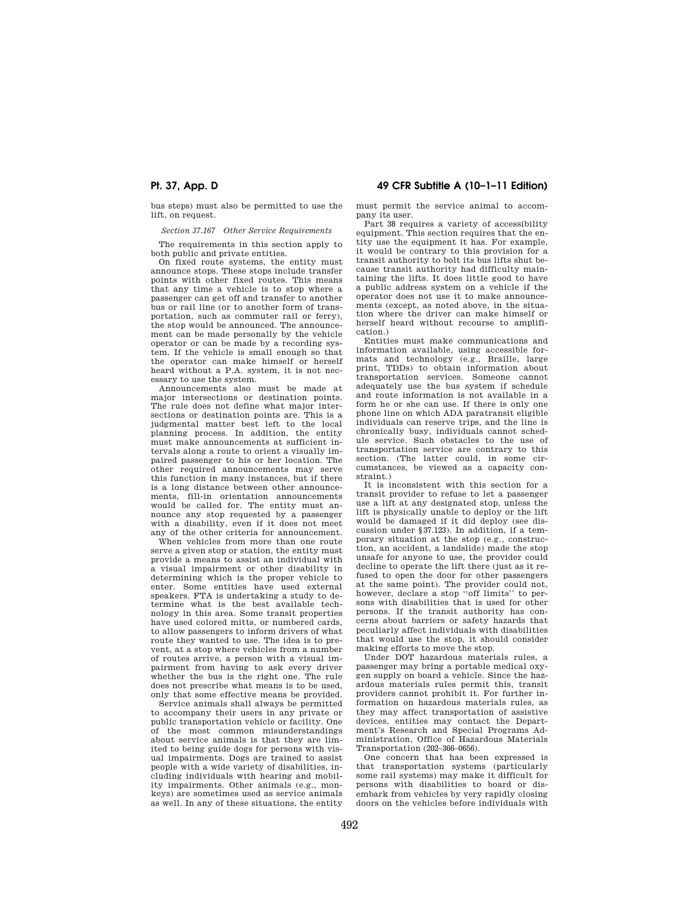bus steps) must also be permitted to use the lift, on request.

*Section 37.167 Other Service Requirements*

The requirements in this section apply to both public and private entities.

On fixed route systems, the entity must announce stops. These stops include transfer points with other fixed routes. This means that any time a vehicle is to stop where a passenger can get off and transfer to another bus or rail line (or to another form of transportation, such as commuter rail or ferry), the stop would be announced. The announcement can be made personally by the vehicle operator or can be made by a recording system. If the vehicle is small enough so that the operator can make himself or herself heard without a P.A. system, it is not necessary to use the system.

Announcements also must be made at major intersections or destination points. The rule does not define what major intersections or destination points are. This is a judgmental matter best left to the local planning process. In addition, the entity must make announcements at sufficient intervals along a route to orient a visually impaired passenger to his or her location. The other required announcements may serve this function in many instances, but if there is a long distance between other announcements, fill-in orientation announcements would be called for. The entity must announce any stop requested by a passenger with a disability, even if it does not meet any of the other criteria for announcement.

When vehicles from more than one route serve a given stop or station, the entity must provide a means to assist an individual with a visual impairment or other disability in determining which is the proper vehicle to enter. Some entities have used external speakers. FTA is undertaking a study to determine what is the best available technology in this area. Some transit properties have used colored mitts, or numbered cards, to allow passengers to inform drivers of what route they wanted to use. The idea is to prevent, at a stop where vehicles from a number of routes arrive, a person with a visual impairment from having to ask every driver whether the bus is the right one. The rule does not prescribe what means is to be used, only that some effective means be provided.

Service animals shall always be permitted to accompany their users in any private or public transportation vehicle or facility. One of the most common misunderstandings about service animals is that they are limited to being guide dogs for persons with visual impairments. Dogs are trained to assist people with a wide variety of disabilities, including individuals with hearing and mobility impairments. Other animals (e.g., monkeys) are sometimes used as service animals as well. In any of these situations, the entity must permit the service animal to accompany its user.

Part 38 requires a variety of accessibility equipment. This section requires that the entity use the equipment it has. For example, it would be contrary to this provision for a transit authority to bolt its bus lifts shut because transit authority had difficulty maintaining the lifts. It does little good to have a public address system on a vehicle if the operator does not use it to make announcements (except, as noted above, in the situation where the driver can make himself or herself heard without recourse to amplification.)

Entities must make communications and information available, using accessible formats and technology (e.g., Braille, large print, TDDs) to obtain information about transportation services. Someone cannot adequately use the bus system if schedule and route information is not available in a form he or she can use. If there is only one phone line on which ADA paratransit eligible individuals can reserve trips, and the line is chronically busy, individuals cannot schedule service. Such obstacles to the use of transportation service are contrary to this section. (The latter could, in some circumstances, be viewed as a capacity constraint.)

It is inconsistent with this section for a transit provider to refuse to let a passenger use a lift at any designated stop, unless the lift is physically unable to deploy or the lift would be damaged if it did deploy (see discussion under §37.123). In addition, if a temporary situation at the stop (e.g., construction, an accident, a landslide) made the stop unsafe for anyone to use, the provider could decline to operate the lift there (just as it refused to open the door for other passengers at the same point). The provider could not, however, declare a stop "off limits" to persons with disabilities that is used for other persons. If the transit authority has concerns about barriers or safety hazards that peculiarly affect individuals with disabilities that would use the stop, it should consider making efforts to move the stop.

Under DOT hazardous materials rules, a passenger may bring a portable medical oxygen supply on board a vehicle. Since the hazardous materials rules permit this, transit providers cannot prohibit it. For further information on hazardous materials rules, as they may affect transportation of assistive devices, entities may contact the Department's Research and Special Programs Administration, Office of Hazardous Materials Transportation (202–366–0656).

One concern that has been expressed is that transportation systems (particularly some rail systems) may make it difficult for persons with disabilities to board or disembark from vehicles by very rapidly closing doors on the vehicles before individuals with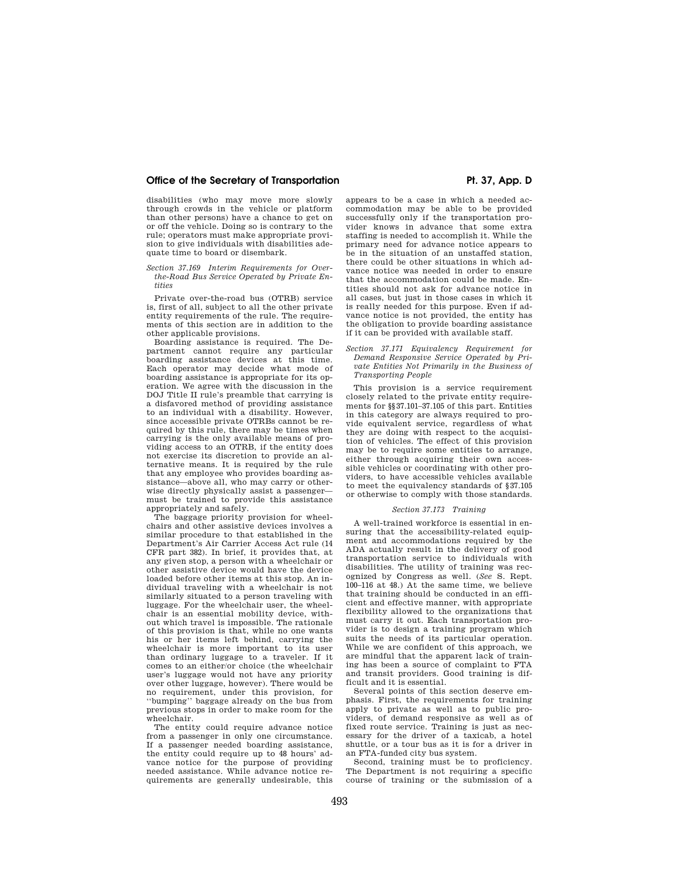disabilities (who may move more slowly through crowds in the vehicle or platform than other persons) have a chance to get on or off the vehicle. Doing so is contrary to the rule; operators must make appropriate provision to give individuals with disabilities adequate time to board or disembark.

*Section 37.169 Interim Requirements for Over-the-Road Bus Service Operated by Private Entities*

Private over-the-road bus (OTRB) service is, first of all, subject to all the other private entity requirements of the rule. The requirements of this section are in addition to the other applicable provisions.

Boarding assistance is required. The Department cannot require any particular boarding assistance devices at this time. Each operator may decide what mode of boarding assistance is appropriate for its operation. We agree with the discussion in the DOJ Title II rule's preamble that carrying is a disfavored method of providing assistance to an individual with a disability. However, since accessible private OTRBs cannot be required by this rule, there may be times when carrying is the only available means of providing access to an OTRB, if the entity does not exercise its discretion to provide an alternative means. It is required by the rule that any employee who provides boarding assistance—above all, who may carry or otherwise directly physically assist a passenger—must be trained to provide this assistance appropriately and safely.

The baggage priority provision for wheelchairs and other assistive devices involves a similar procedure to that established in the Department's Air Carrier Access Act rule (14 CFR part 382). In brief, it provides that, at any given stop, a person with a wheelchair or other assistive device would have the device loaded before other items at this stop. An individual traveling with a wheelchair is not similarly situated to a person traveling with luggage. For the wheelchair user, the wheelchair is an essential mobility device, without which travel is impossible. The rationale of this provision is that, while no one wants his or her items left behind, carrying the wheelchair is more important to its user than ordinary luggage to a traveler. If it comes to an either/or choice (the wheelchair user's luggage would not have any priority over other luggage, however). There would be no requirement, under this provision, for ''bumping'' baggage already on the bus from previous stops in order to make room for the wheelchair.

The entity could require advance notice from a passenger in only one circumstance. If a passenger needed boarding assistance, the entity could require up to 48 hours' advance notice for the purpose of providing needed assistance. While advance notice requirements are generally undesirable, this appears to be a case in which a needed accommodation may be able to be provided successfully only if the transportation provider knows in advance that some extra staffing is needed to accomplish it. While the primary need for advance notice appears to be in the situation of an unstaffed station, there could be other situations in which advance notice was needed in order to ensure that the accommodation could be made. Entities should not ask for advance notice in all cases, but just in those cases in which it is really needed for this purpose. Even if advance notice is not provided, the entity has the obligation to provide boarding assistance if it can be provided with available staff.

*Section 37.171 Equivalency Requirement for Demand Responsive Service Operated by Private Entities Not Primarily in the Business of Transporting People*

This provision is a service requirement closely related to the private entity requirements for §§37.101–37.105 of this part. Entities in this category are always required to provide equivalent service, regardless of what they are doing with respect to the acquisition of vehicles. The effect of this provision may be to require some entities to arrange, either through acquiring their own accessible vehicles or coordinating with other providers, to have accessible vehicles available to meet the equivalency standards of §37.105 or otherwise to comply with those standards.

*Section 37.173 Training*

A well-trained workforce is essential in ensuring that the accessibility-related equipment and accommodations required by the ADA actually result in the delivery of good transportation service to individuals with disabilities. The utility of training was recognized by Congress as well. (*See* S. Rept. 100–116 at 48.) At the same time, we believe that training should be conducted in an efficient and effective manner, with appropriate flexibility allowed to the organizations that must carry it out. Each transportation provider is to design a training program which suits the needs of its particular operation. While we are confident of this approach, we are mindful that the apparent lack of training has been a source of complaint to FTA and transit providers. Good training is difficult and it is essential.

Several points of this section deserve emphasis. First, the requirements for training apply to private as well as to public providers, of demand responsive as well as of fixed route service. Training is just as necessary for the driver of a taxicab, a hotel shuttle, or a tour bus as it is for a driver in an FTA-funded city bus system.

Second, training must be to proficiency. The Department is not requiring a specific course of training or the submission of a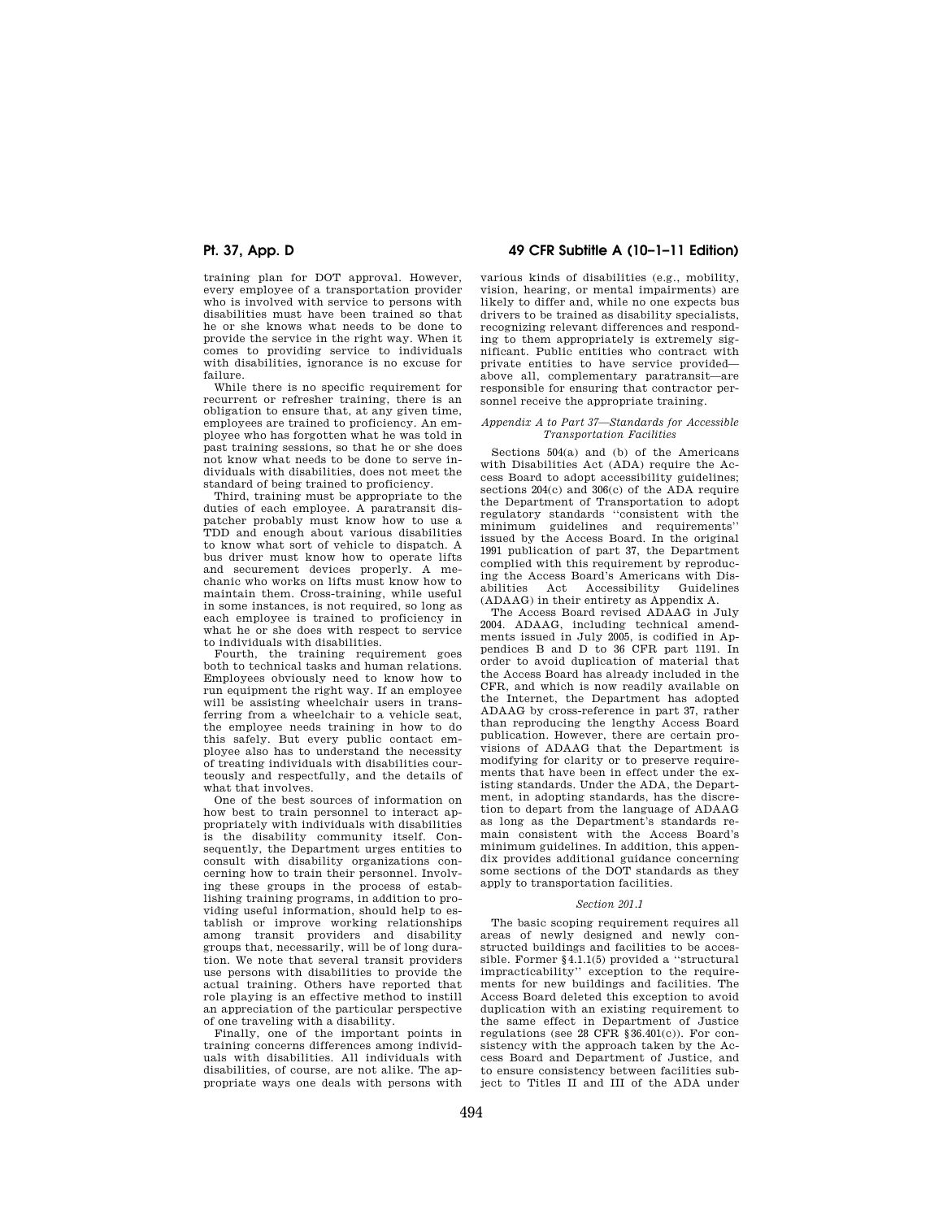training plan for DOT approval. However, every employee of a transportation provider who is involved with service to persons with disabilities must have been trained so that he or she knows what needs to be done to provide the service in the right way. When it comes to providing service to individuals with disabilities, ignorance is no excuse for failure.

While there is no specific requirement for recurrent or refresher training, there is an obligation to ensure that, at any given time, employees are trained to proficiency. An employee who has forgotten what he was told in past training sessions, so that he or she does not know what needs to be done to serve individuals with disabilities, does not meet the standard of being trained to proficiency.

Third, training must be appropriate to the duties of each employee. A paratransit dispatcher probably must know how to use a TDD and enough about various disabilities to know what sort of vehicle to dispatch. A bus driver must know how to operate lifts and securement devices properly. A mechanic who works on lifts must know how to maintain them. Cross-training, while useful in some instances, is not required, so long as each employee is trained to proficiency in what he or she does with respect to service to individuals with disabilities.

Fourth, the training requirement goes both to technical tasks and human relations. Employees obviously need to know how to run equipment the right way. If an employee will be assisting wheelchair users in transferring from a wheelchair to a vehicle seat, the employee needs training in how to do this safely. But every public contact employee also has to understand the necessity of treating individuals with disabilities courteously and respectfully, and the details of what that involves.

One of the best sources of information on how best to train personnel to interact appropriately with individuals with disabilities is the disability community itself. Consequently, the Department urges entities to consult with disability organizations concerning how to train their personnel. Involving these groups in the process of establishing training programs, in addition to providing useful information, should help to establish or improve working relationships among transit providers and disability groups that, necessarily, will be of long duration. We note that several transit providers use persons with disabilities to provide the actual training. Others have reported that role playing is an effective method to instill an appreciation of the particular perspective of one traveling with a disability.

Finally, one of the important points in training concerns differences among individuals with disabilities. All individuals with disabilities, of course, are not alike. The appropriate ways one deals with persons with various kinds of disabilities (e.g., mobility, vision, hearing, or mental impairments) are likely to differ and, while no one expects bus drivers to be trained as disability specialists, recognizing relevant differences and responding to them appropriately is extremely significant. Public entities who contract with private entities to have service provided—above all, complementary paratransit—are responsible for ensuring that contractor personnel receive the appropriate training.

### *Appendix A to Part 37—Standards for Accessible Transportation Facilities*

Sections 504(a) and (b) of the Americans with Disabilities Act (ADA) require the Access Board to adopt accessibility guidelines; sections 204(c) and 306(c) of the ADA require the Department of Transportation to adopt regulatory standards "consistent with the minimum guidelines and requirements" issued by the Access Board. In the original 1991 publication of part 37, the Department complied with this requirement by reproducing the Access Board's Americans with Disabilities Act Accessibility Guidelines (ADAAG) in their entirety as Appendix A.

The Access Board revised ADAAG in July 2004. ADAAG, including technical amendments issued in July 2005, is codified in Appendices B and D to 36 CFR part 1191. In order to avoid duplication of material that the Access Board has already included in the CFR, and which is now readily available on the Internet, the Department has adopted ADAAG by cross-reference in part 37, rather than reproducing the lengthy Access Board publication. However, there are certain provisions of ADAAG that the Department is modifying for clarity or to preserve requirements that have been in effect under the existing standards. Under the ADA, the Department, in adopting standards, has the discretion to depart from the language of ADAAG as long as the Department's standards remain consistent with the Access Board's minimum guidelines. In addition, this appendix provides additional guidance concerning some sections of the DOT standards as they apply to transportation facilities.

#### *Section 201.1*

The basic scoping requirement requires all areas of newly designed and newly constructed buildings and facilities to be accessible. Former §4.1.1(5) provided a "structural impracticability" exception to the requirements for new buildings and facilities. The Access Board deleted this exception to avoid duplication with an existing requirement to the same effect in Department of Justice regulations (see 28 CFR §36.401(c)). For consistency with the approach taken by the Access Board and Department of Justice, and to ensure consistency between facilities subject to Titles II and III of the ADA under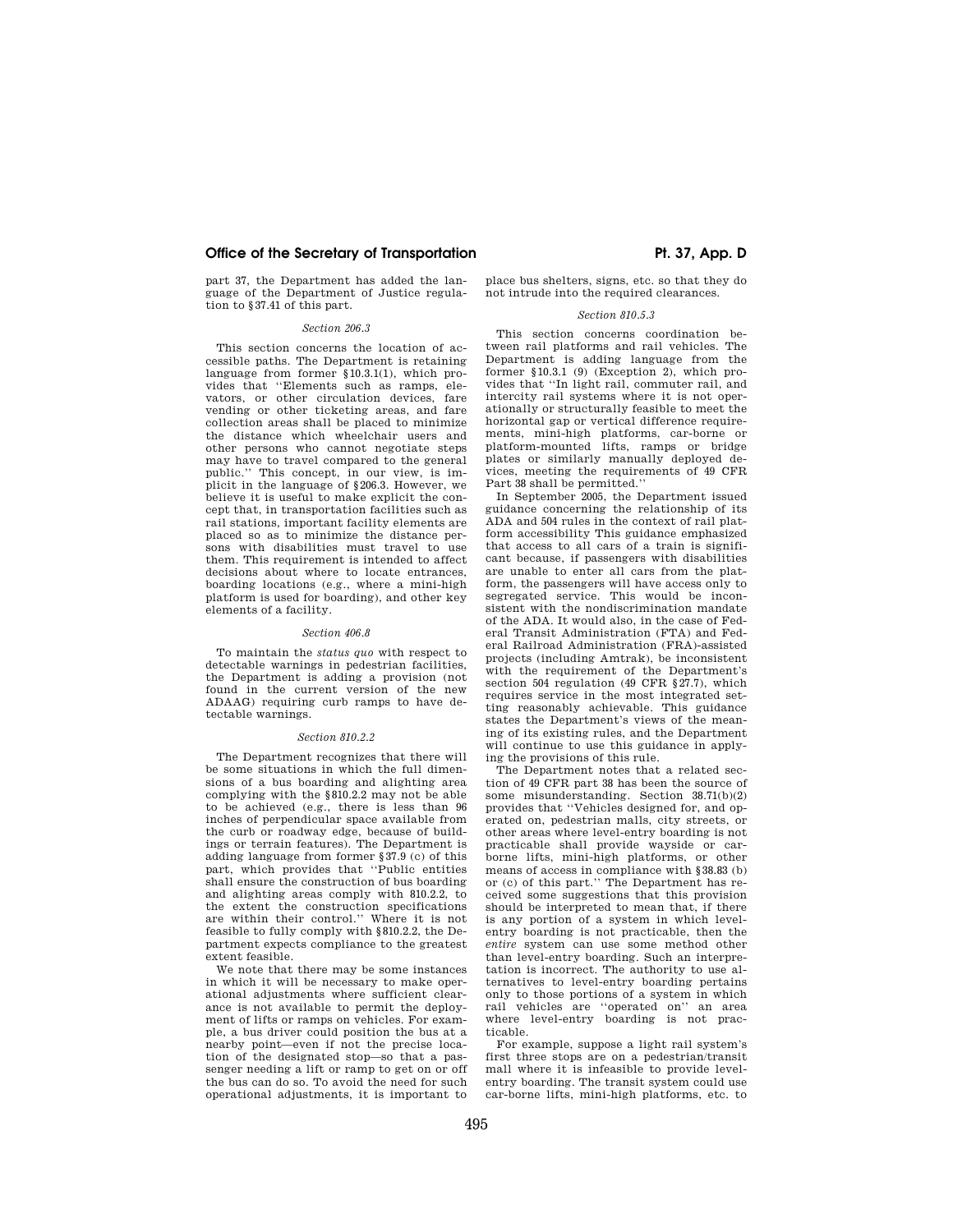part 37, the Department has added the language of the Department of Justice regulation to §37.41 of this part.

### *Section 206.3*

This section concerns the location of accessible paths. The Department is retaining language from former §10.3.1(1), which provides that "Elements such as ramps, elevators, or other circulation devices, fare vending or other ticketing areas, and fare collection areas shall be placed to minimize the distance which wheelchair users and other persons who cannot negotiate steps may have to travel compared to the general public." This concept, in our view, is implicit in the language of §206.3. However, we believe it is useful to make explicit the concept that, in transportation facilities such as rail stations, important facility elements are placed so as to minimize the distance persons with disabilities must travel to use them. This requirement is intended to affect decisions about where to locate entrances, boarding locations (e.g., where a mini-high platform is used for boarding), and other key elements of a facility.

### *Section 406.8*

To maintain the *status quo* with respect to detectable warnings in pedestrian facilities, the Department is adding a provision (not found in the current version of the new ADAAG) requiring curb ramps to have detectable warnings.

### *Section 810.2.2*

The Department recognizes that there will be some situations in which the full dimensions of a bus boarding and alighting area complying with the §810.2.2 may not be able to be achieved (e.g., there is less than 96 inches of perpendicular space available from the curb or roadway edge, because of buildings or terrain features). The Department is adding language from former §37.9 (c) of this part, which provides that "Public entities shall ensure the construction of bus boarding and alighting areas comply with 810.2.2, to the extent the construction specifications are within their control." Where it is not feasible to fully comply with §810.2.2, the Department expects compliance to the greatest extent feasible.

We note that there may be some instances in which it will be necessary to make operational adjustments where sufficient clearance is not available to permit the deployment of lifts or ramps on vehicles. For example, a bus driver could position the bus at a nearby point—even if not the precise location of the designated stop—so that a passenger needing a lift or ramp to get on or off the bus can do so. To avoid the need for such operational adjustments, it is important to place bus shelters, signs, etc. so that they do not intrude into the required clearances.

### *Section 810.5.3*

This section concerns coordination between rail platforms and rail vehicles. The Department is adding language from the former §10.3.1 (9) (Exception 2), which provides that "In light rail, commuter rail, and intercity rail systems where it is not operationally or structurally feasible to meet the horizontal gap or vertical difference requirements, mini-high platforms, car-borne or platform-mounted lifts, ramps or bridge plates or similarly manually deployed devices, meeting the requirements of 49 CFR Part 38 shall be permitted."

In September 2005, the Department issued guidance concerning the relationship of its ADA and 504 rules in the context of rail platform accessibility This guidance emphasized that access to all cars of a train is significant because, if passengers with disabilities are unable to enter all cars from the platform, the passengers will have access only to segregated service. This would be inconsistent with the nondiscrimination mandate of the ADA. It would also, in the case of Federal Transit Administration (FTA) and Federal Railroad Administration (FRA)-assisted projects (including Amtrak), be inconsistent with the requirement of the Department's section 504 regulation (49 CFR §27.7), which requires service in the most integrated setting reasonably achievable. This guidance states the Department's views of the meaning of its existing rules, and the Department will continue to use this guidance in applying the provisions of this rule.

The Department notes that a related section of 49 CFR part 38 has been the source of some misunderstanding. Section 38.71(b)(2) provides that "Vehicles designed for, and operated on, pedestrian malls, city streets, or other areas where level-entry boarding is not practicable shall provide wayside or car-borne lifts, mini-high platforms, or other means of access in compliance with §38.83 (b) or (c) of this part." The Department has received some suggestions that this provision should be interpreted to mean that, if there is any portion of a system in which level-entry boarding is not practicable, then the *entire* system can use some method other than level-entry boarding. Such an interpretation is incorrect. The authority to use alternatives to level-entry boarding pertains only to those portions of a system in which rail vehicles are "operated on" an area where level-entry boarding is not practicable.

For example, suppose a light rail system's first three stops are on a pedestrian/transit mall where it is infeasible to provide level-entry boarding. The transit system could use car-borne lifts, mini-high platforms, etc. to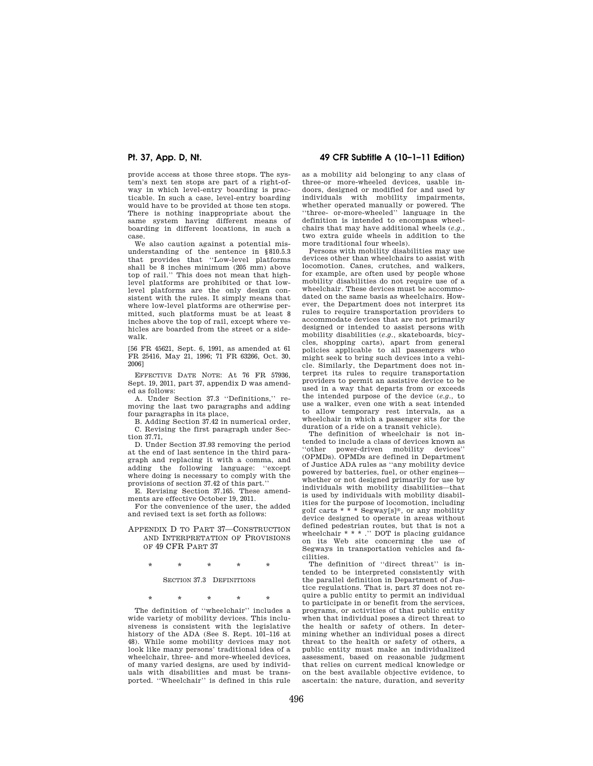provide access at those three stops. The system's next ten stops are part of a right-of-way in which level-entry boarding is practicable. In such a case, level-entry boarding would have to be provided at those ten stops. There is nothing inappropriate about the same system having different means of boarding in different locations, in such a case.

We also caution against a potential misunderstanding of the sentence in §810.5.3 that provides that ''Low-level platforms shall be 8 inches minimum (205 mm) above top of rail.'' This does not mean that high-level platforms are prohibited or that low-level platforms are the only design consistent with the rules. It simply means that where low-level platforms are otherwise permitted, such platforms must be at least 8 inches above the top of rail, except where vehicles are boarded from the street or a sidewalk.

[56 FR 45621, Sept. 6, 1991, as amended at 61 FR 25416, May 21, 1996; 71 FR 63266, Oct. 30, 2006]

EFFECTIVE DATE NOTE: At 76 FR 57936, Sept. 19, 2011, part 37, appendix D was amended as follows:

A. Under Section 37.3 ''Definitions,'' removing the last two paragraphs and adding four paragraphs in its place,

B. Adding Section 37.42 in numerical order,

C. Revising the first paragraph under Section 37.71,

D. Under Section 37.93 removing the period at the end of last sentence in the third paragraph and replacing it with a comma, and adding the following language: ''except where doing is necessary to comply with the provisions of section 37.42 of this part.''

E. Revising Section 37.165. These amendments are effective October 19, 2011.

For the convenience of the user, the added and revised text is set forth as follows:

## APPENDIX D TO PART 37—CONSTRUCTION AND INTERPRETATION OF PROVISIONS OF 49 CFR PART 37

\* \* \* \* \*

### SECTION 37.3 DEFINITIONS

\* \* \* \* \*

The definition of ''wheelchair'' includes a wide variety of mobility devices. This inclusiveness is consistent with the legislative history of the ADA (See S. Rept. 101–116 at 48). While some mobility devices may not look like many persons' traditional idea of a wheelchair, three- and more-wheeled devices, of many varied designs, are used by individuals with disabilities and must be transported. ''Wheelchair'' is defined in this rule as a mobility aid belonging to any class of three-or more-wheeled devices, usable indoors, designed or modified for and used by individuals with mobility impairments, whether operated manually or powered. The ''three- or-more-wheeled'' language in the definition is intended to encompass wheelchairs that may have additional wheels (*e.g.*, two extra guide wheels in addition to the more traditional four wheels).

Persons with mobility disabilities may use devices other than wheelchairs to assist with locomotion. Canes, crutches, and walkers, for example, are often used by people whose mobility disabilities do not require use of a wheelchair. These devices must be accommodated on the same basis as wheelchairs. However, the Department does not interpret its rules to require transportation providers to accommodate devices that are not primarily designed or intended to assist persons with mobility disabilities (*e.g.*, skateboards, bicycles, shopping carts), apart from general policies applicable to all passengers who might seek to bring such devices into a vehicle. Similarly, the Department does not interpret its rules to require transportation providers to permit an assistive device to be used in a way that departs from or exceeds the intended purpose of the device (*e.g.*, to use a walker, even one with a seat intended to allow temporary rest intervals, as a wheelchair in which a passenger sits for the duration of a ride on a transit vehicle).

The definition of wheelchair is not intended to include a class of devices known as ''other power-driven mobility devices'' (OPMDs). OPMDs are defined in Department of Justice ADA rules as ''any mobility device powered by batteries, fuel, or other engines—whether or not designed primarily for use by individuals with mobility disabilities—that is used by individuals with mobility disabilities for the purpose of locomotion, including golf carts \* \* \* Segway[s]®, or any mobility device designed to operate in areas without defined pedestrian routes, but that is not a wheelchair \* \* \* .'' DOT is placing guidance on its Web site concerning the use of Segways in transportation vehicles and facilities.

The definition of ''direct threat'' is intended to be interpreted consistently with the parallel definition in Department of Justice regulations. That is, part 37 does not require a public entity to permit an individual to participate in or benefit from the services, programs, or activities of that public entity when that individual poses a direct threat to the health or safety of others. In determining whether an individual poses a direct threat to the health or safety of others, a public entity must make an individualized assessment, based on reasonable judgment that relies on current medical knowledge or on the best available objective evidence, to ascertain: the nature, duration, and severity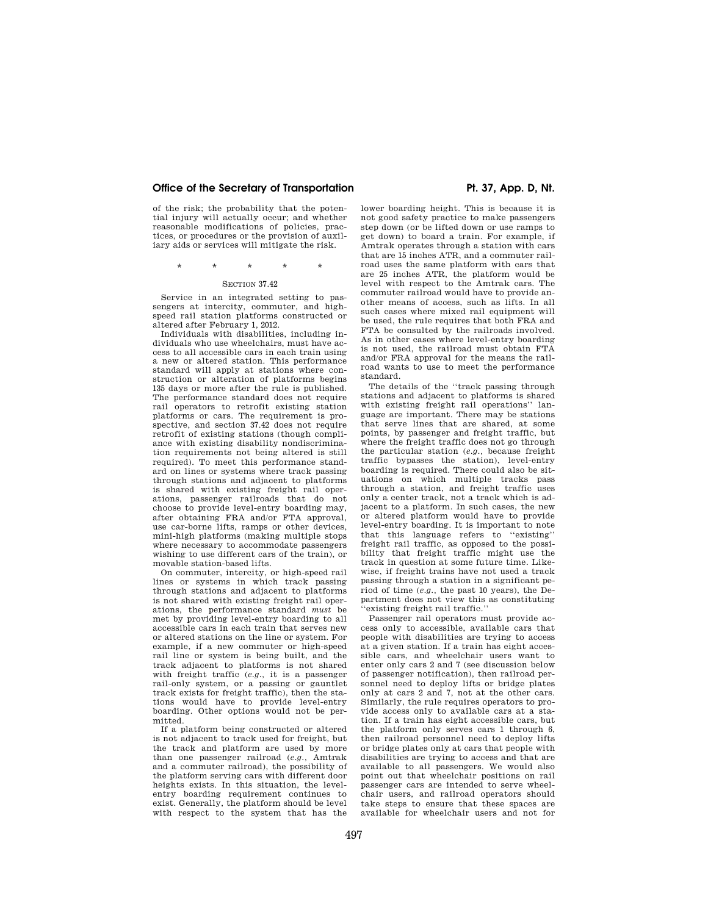of the risk; the probability that the potential injury will actually occur; and whether reasonable modifications of policies, practices, or procedures or the provision of auxiliary aids or services will mitigate the risk.

\* \* \* \* \*

SECTION 37.42

Service in an integrated setting to passengers at intercity, commuter, and high-speed rail station platforms constructed or altered after February 1, 2012.

Individuals with disabilities, including individuals who use wheelchairs, must have access to all accessible cars in each train using a new or altered station. This performance standard will apply at stations where construction or alteration of platforms begins 135 days or more after the rule is published. The performance standard does not require rail operators to retrofit existing station platforms or cars. The requirement is prospective, and section 37.42 does not require retrofit of existing stations (though compliance with existing disability nondiscrimination requirements not being altered is still required). To meet this performance standard on lines or systems where track passing through stations and adjacent to platforms is shared with existing freight rail operations, passenger railroads that do not choose to provide level-entry boarding may, after obtaining FRA and/or FTA approval, use car-borne lifts, ramps or other devices, mini-high platforms (making multiple stops where necessary to accommodate passengers wishing to use different cars of the train), or movable station-based lifts.

On commuter, intercity, or high-speed rail lines or systems in which track passing through stations and adjacent to platforms is not shared with existing freight rail operations, the performance standard *must* be met by providing level-entry boarding to all accessible cars in each train that serves new or altered stations on the line or system. For example, if a new commuter or high-speed rail line or system is being built, and the track adjacent to platforms is not shared with freight traffic (*e.g.*, it is a passenger rail-only system, or a passing or gauntlet track exists for freight traffic), then the stations would have to provide level-entry boarding. Other options would not be permitted.

If a platform being constructed or altered is not adjacent to track used for freight, but the track and platform are used by more than one passenger railroad (*e.g.*, Amtrak and a commuter railroad), the possibility of the platform serving cars with different door heights exists. In this situation, the level-entry boarding requirement continues to exist. Generally, the platform should be level with respect to the system that has the lower boarding height. This is because it is not good safety practice to make passengers step down (or be lifted down or use ramps to get down) to board a train. For example, if Amtrak operates through a station with cars that are 15 inches ATR, and a commuter railroad uses the same platform with cars that are 25 inches ATR, the platform would be level with respect to the Amtrak cars. The commuter railroad would have to provide another means of access, such as lifts. In all such cases where mixed rail equipment will be used, the rule requires that both FRA and FTA be consulted by the railroads involved. As in other cases where level-entry boarding is not used, the railroad must obtain FTA and/or FRA approval for the means the railroad wants to use to meet the performance standard.

The details of the ''track passing through stations and adjacent to platforms is shared with existing freight rail operations'' language are important. There may be stations that serve lines that are shared, at some points, by passenger and freight traffic, but where the freight traffic does not go through the particular station (*e.g.*, because freight traffic bypasses the station), level-entry boarding is required. There could also be situations on which multiple tracks pass through a station, and freight traffic uses only a center track, not a track which is adjacent to a platform. In such cases, the new or altered platform would have to provide level-entry boarding. It is important to note that this language refers to ''existing'' freight rail traffic, as opposed to the possibility that freight traffic might use the track in question at some future time. Likewise, if freight trains have not used a track passing through a station in a significant period of time (*e.g.*, the past 10 years), the Department does not view this as constituting ''existing freight rail traffic.''

Passenger rail operators must provide access only to accessible, available cars that people with disabilities are trying to access at a given station. If a train has eight accessible cars, and wheelchair users want to enter only cars 2 and 7 (see discussion below of passenger notification), then railroad personnel need to deploy lifts or bridge plates only at cars 2 and 7, not at the other cars. Similarly, the rule requires operators to provide access only to available cars at a station. If a train has eight accessible cars, but the platform only serves cars 1 through 6, then railroad personnel need to deploy lifts or bridge plates only at cars that people with disabilities are trying to access and that are available to all passengers. We would also point out that wheelchair positions on rail passenger cars are intended to serve wheelchair users, and railroad operators should take steps to ensure that these spaces are available for wheelchair users and not for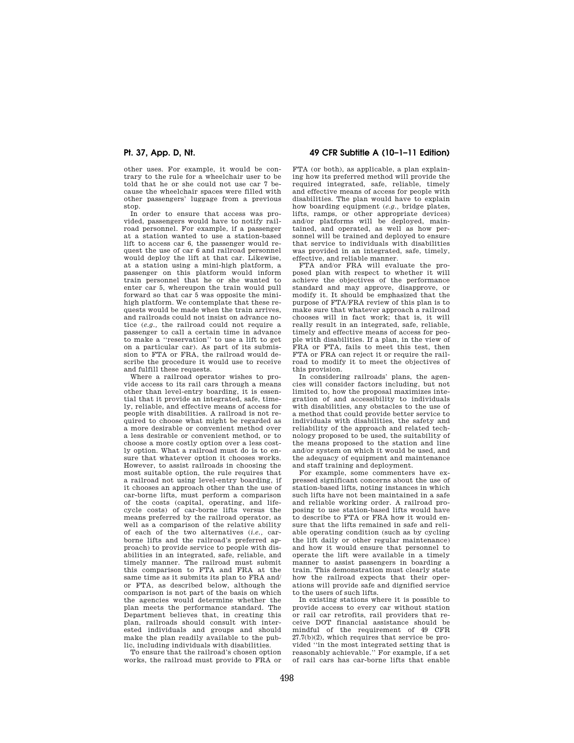other uses. For example, it would be contrary to the rule for a wheelchair user to be told that he or she could not use car 7 because the wheelchair spaces were filled with other passengers' luggage from a previous stop.

In order to ensure that access was provided, passengers would have to notify railroad personnel. For example, if a passenger at a station wanted to use a station-based lift to access car 6, the passenger would request the use of car 6 and railroad personnel would deploy the lift at that car. Likewise, at a station using a mini-high platform, a passenger on this platform would inform train personnel that he or she wanted to enter car 5, whereupon the train would pull forward so that car 5 was opposite the mini-high platform. We contemplate that these requests would be made when the train arrives, and railroads could not insist on advance notice (*e.g.*, the railroad could not require a passenger to call a certain time in advance to make a ''reservation'' to use a lift to get on a particular car). As part of its submission to FTA or FRA, the railroad would describe the procedure it would use to receive and fulfill these requests.

Where a railroad operator wishes to provide access to its rail cars through a means other than level-entry boarding, it is essential that it provide an integrated, safe, timely, reliable, and effective means of access for people with disabilities. A railroad is not required to choose what might be regarded as a more desirable or convenient method over a less desirable or convenient method, or to choose a more costly option over a less costly option. What a railroad must do is to ensure that whatever option it chooses works. However, to assist railroads in choosing the most suitable option, the rule requires that a railroad not using level-entry boarding, if it chooses an approach other than the use of car-borne lifts, must perform a comparison of the costs (capital, operating, and life-cycle costs) of car-borne lifts versus the means preferred by the railroad operator, as well as a comparison of the relative ability of each of the two alternatives (*i.e.*, car-borne lifts and the railroad's preferred approach) to provide service to people with disabilities in an integrated, safe, reliable, and timely manner. The railroad must submit this comparison to FTA and FRA at the same time as it submits its plan to FRA and/or FTA, as described below, although the comparison is not part of the basis on which the agencies would determine whether the plan meets the performance standard. The Department believes that, in creating this plan, railroads should consult with interested individuals and groups and should make the plan readily available to the public, including individuals with disabilities.

To ensure that the railroad's chosen option works, the railroad must provide to FRA or FTA (or both), as applicable, a plan explaining how its preferred method will provide the required integrated, safe, reliable, timely and effective means of access for people with disabilities. The plan would have to explain how boarding equipment (*e.g.*, bridge plates, lifts, ramps, or other appropriate devices) and/or platforms will be deployed, maintained, and operated, as well as how personnel will be trained and deployed to ensure that service to individuals with disabilities was provided in an integrated, safe, timely, effective, and reliable manner.

FTA and/or FRA will evaluate the proposed plan with respect to whether it will achieve the objectives of the performance standard and may approve, disapprove, or modify it. It should be emphasized that the purpose of FTA/FRA review of this plan is to make sure that whatever approach a railroad chooses will in fact work; that is, it will really result in an integrated, safe, reliable, timely and effective means of access for people with disabilities. If a plan, in the view of FRA or FTA, fails to meet this test, then FTA or FRA can reject it or require the railroad to modify it to meet the objectives of this provision.

In considering railroads' plans, the agencies will consider factors including, but not limited to, how the proposal maximizes integration of and accessibility to individuals with disabilities, any obstacles to the use of a method that could provide better service to individuals with disabilities, the safety and reliability of the approach and related technology proposed to be used, the suitability of the means proposed to the station and line and/or system on which it would be used, and the adequacy of equipment and maintenance and staff training and deployment.

For example, some commenters have expressed significant concerns about the use of station-based lifts, noting instances in which such lifts have not been maintained in a safe and reliable working order. A railroad proposing to use station-based lifts would have to describe to FTA or FRA how it would ensure that the lifts remained in safe and reliable operating condition (such as by cycling the lift daily or other regular maintenance) and how it would ensure that personnel to operate the lift were available in a timely manner to assist passengers in boarding a train. This demonstration must clearly state how the railroad expects that their operations will provide safe and dignified service to the users of such lifts.

In existing stations where it is possible to provide access to every car without station or rail car retrofits, rail providers that receive DOT financial assistance should be mindful of the requirement of 49 CFR 27.7(b)(2), which requires that service be provided ''in the most integrated setting that is reasonably achievable.'' For example, if a set of rail cars has car-borne lifts that enable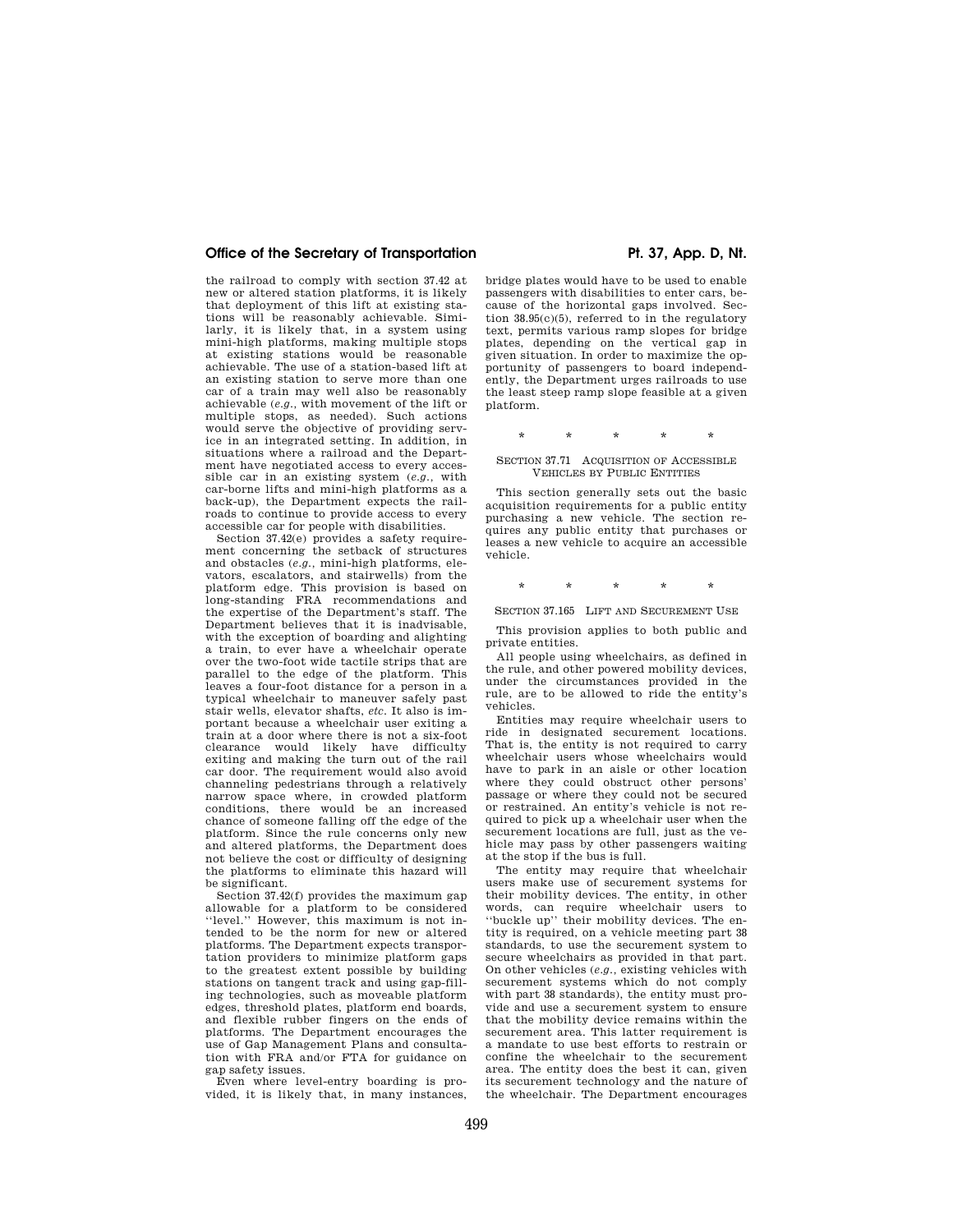the railroad to comply with section 37.42 at new or altered station platforms, it is likely that deployment of this lift at existing stations will be reasonably achievable. Similarly, it is likely that, in a system using mini-high platforms, making multiple stops at existing stations would be reasonable achievable. The use of a station-based lift at an existing station to serve more than one car of a train may well also be reasonably achievable (*e.g.*, with movement of the lift or multiple stops, as needed). Such actions would serve the objective of providing service in an integrated setting. In addition, in situations where a railroad and the Department have negotiated access to every accessible car in an existing system (*e.g.*, with car-borne lifts and mini-high platforms as a back-up), the Department expects the railroads to continue to provide access to every accessible car for people with disabilities.

Section 37.42(e) provides a safety requirement concerning the setback of structures and obstacles (*e.g.*, mini-high platforms, elevators, escalators, and stairwells) from the platform edge. This provision is based on long-standing FRA recommendations and the expertise of the Department's staff. The Department believes that it is inadvisable, with the exception of boarding and alighting a train, to ever have a wheelchair operate over the two-foot wide tactile strips that are parallel to the edge of the platform. This leaves a four-foot distance for a person in a typical wheelchair to maneuver safely past stair wells, elevator shafts, *etc.* It also is important because a wheelchair user exiting a train at a door where there is not a six-foot clearance would likely have difficulty exiting and making the turn out of the rail car door. The requirement would also avoid channeling pedestrians through a relatively narrow space where, in crowded platform conditions, there would be an increased chance of someone falling off the edge of the platform. Since the rule concerns only new and altered platforms, the Department does not believe the cost or difficulty of designing the platforms to eliminate this hazard will be significant.

Section 37.42(f) provides the maximum gap allowable for a platform to be considered ''level.'' However, this maximum is not intended to be the norm for new or altered platforms. The Department expects transportation providers to minimize platform gaps to the greatest extent possible by building stations on tangent track and using gap-filling technologies, such as moveable platform edges, threshold plates, platform end boards, and flexible rubber fingers on the ends of platforms. The Department encourages the use of Gap Management Plans and consultation with FRA and/or FTA for guidance on gap safety issues.

Even where level-entry boarding is provided, it is likely that, in many instances, bridge plates would have to be used to enable passengers with disabilities to enter cars, because of the horizontal gaps involved. Section 38.95(c)(5), referred to in the regulatory text, permits various ramp slopes for bridge plates, depending on the vertical gap in given situation. In order to maximize the opportunity of passengers to board independently, the Department urges railroads to use the least steep ramp slope feasible at a given platform.

\* \* \* \* \*

SECTION 37.71 ACQUISITION OF ACCESSIBLE VEHICLES BY PUBLIC ENTITIES

This section generally sets out the basic acquisition requirements for a public entity purchasing a new vehicle. The section requires any public entity that purchases or leases a new vehicle to acquire an accessible vehicle.

\* \* \* \* \*

SECTION 37.165 LIFT AND SECUREMENT USE

This provision applies to both public and private entities.

All people using wheelchairs, as defined in the rule, and other powered mobility devices, under the circumstances provided in the rule, are to be allowed to ride the entity's vehicles.

Entities may require wheelchair users to ride in designated securement locations. That is, the entity is not required to carry wheelchair users whose wheelchairs would have to park in an aisle or other location where they could obstruct other persons' passage or where they could not be secured or restrained. An entity's vehicle is not required to pick up a wheelchair user when the securement locations are full, just as the vehicle may pass by other passengers waiting at the stop if the bus is full.

The entity may require that wheelchair users make use of securement systems for their mobility devices. The entity, in other words, can require wheelchair users to ''buckle up'' their mobility devices. The entity is required, on a vehicle meeting part 38 standards, to use the securement system to secure wheelchairs as provided in that part. On other vehicles (*e.g.*, existing vehicles with securement systems which do not comply with part 38 standards), the entity must provide and use a securement system to ensure that the mobility device remains within the securement area. This latter requirement is a mandate to use best efforts to restrain or confine the wheelchair to the securement area. The entity does the best it can, given its securement technology and the nature of the wheelchair. The Department encourages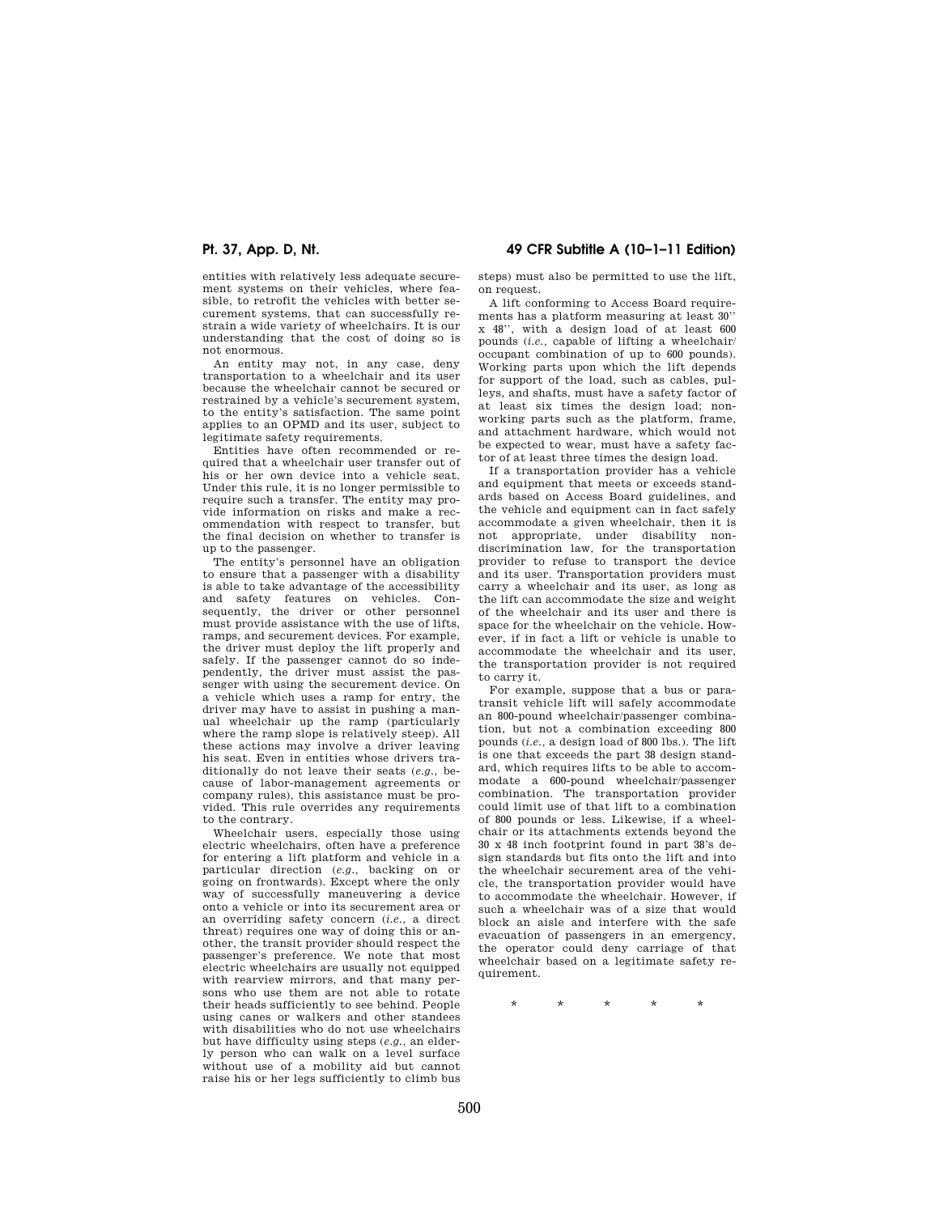entities with relatively less adequate securement systems on their vehicles, where feasible, to retrofit the vehicles with better securement systems, that can successfully restrain a wide variety of wheelchairs. It is our understanding that the cost of doing so is not enormous.

An entity may not, in any case, deny transportation to a wheelchair and its user because the wheelchair cannot be secured or restrained by a vehicle's securement system, to the entity's satisfaction. The same point applies to an OPMD and its user, subject to legitimate safety requirements.

Entities have often recommended or required that a wheelchair user transfer out of his or her own device into a vehicle seat. Under this rule, it is no longer permissible to require such a transfer. The entity may provide information on risks and make a recommendation with respect to transfer, but the final decision on whether to transfer is up to the passenger.

The entity's personnel have an obligation to ensure that a passenger with a disability is able to take advantage of the accessibility and safety features on vehicles. Consequently, the driver or other personnel must provide assistance with the use of lifts, ramps, and securement devices. For example, the driver must deploy the lift properly and safely. If the passenger cannot do so independently, the driver must assist the passenger with using the securement device. On a vehicle which uses a ramp for entry, the driver may have to assist in pushing a manual wheelchair up the ramp (particularly where the ramp slope is relatively steep). All these actions may involve a driver leaving his seat. Even in entities whose drivers traditionally do not leave their seats (*e.g.*, because of labor-management agreements or company rules), this assistance must be provided. This rule overrides any requirements to the contrary.

Wheelchair users, especially those using electric wheelchairs, often have a preference for entering a lift platform and vehicle in a particular direction (*e.g.*, backing on or going on frontwards). Except where the only way of successfully maneuvering a device onto a vehicle or into its securement area or an overriding safety concern (*i.e.*, a direct threat) requires one way of doing this or another, the transit provider should respect the passenger's preference. We note that most electric wheelchairs are usually not equipped with rearview mirrors, and that many persons who use them are not able to rotate their heads sufficiently to see behind. People using canes or walkers and other standees with disabilities who do not use wheelchairs but have difficulty using steps (*e.g.*, an elderly person who can walk on a level surface without use of a mobility aid but cannot raise his or her legs sufficiently to climb bus steps) must also be permitted to use the lift, on request.

A lift conforming to Access Board requirements has a platform measuring at least 30'' x 48'', with a design load of at least 600 pounds (*i.e.*, capable of lifting a wheelchair/occupant combination of up to 600 pounds). Working parts upon which the lift depends for support of the load, such as cables, pulleys, and shafts, must have a safety factor of at least six times the design load; non-working parts such as the platform, frame, and attachment hardware, which would not be expected to wear, must have a safety factor of at least three times the design load.

If a transportation provider has a vehicle and equipment that meets or exceeds standards based on Access Board guidelines, and the vehicle and equipment can in fact safely accommodate a given wheelchair, then it is not appropriate, under disability nondiscrimination law, for the transportation provider to refuse to transport the device and its user. Transportation providers must carry a wheelchair and its user, as long as the lift can accommodate the size and weight of the wheelchair and its user and there is space for the wheelchair on the vehicle. However, if in fact a lift or vehicle is unable to accommodate the wheelchair and its user, the transportation provider is not required to carry it.

For example, suppose that a bus or paratransit vehicle lift will safely accommodate an 800-pound wheelchair/passenger combination, but not a combination exceeding 800 pounds (*i.e.*, a design load of 800 lbs.). The lift is one that exceeds the part 38 design standard, which requires lifts to be able to accommodate a 600-pound wheelchair/passenger combination. The transportation provider could limit use of that lift to a combination of 800 pounds or less. Likewise, if a wheelchair or its attachments extends beyond the 30 x 48 inch footprint found in part 38's design standards but fits onto the lift and into the wheelchair securement area of the vehicle, the transportation provider would have to accommodate the wheelchair. However, if such a wheelchair was of a size that would block an aisle and interfere with the safe evacuation of passengers in an emergency, the operator could deny carriage of that wheelchair based on a legitimate safety requirement.

\* \* \* \* \*